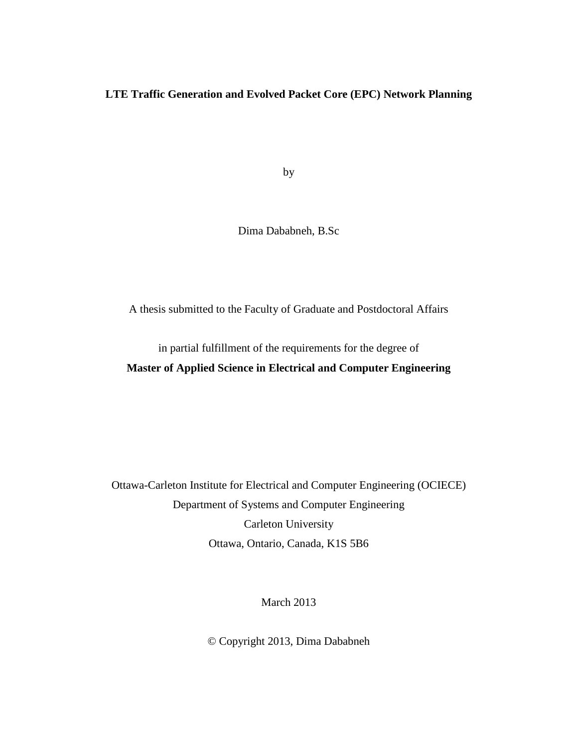# LTE Traffic Generation and Evolved Packet Core (EPC) Network Planning

by

Dima Dababneh, B.Sc

A thesis submitted to the Faculty of Graduate and Postdoctoral Affairs

in partial fulfillment of the requirements for the degree of

**Master of Applied Science in Electrical and Computer Engineering**

Ottawa-Carleton Institute for Electrical and Computer Engineering (OCIECE)
Department of Systems and Computer Engineering
Carleton University
Ottawa, Ontario, Canada, K1S 5B6

March 2013

© Copyright 2013, Dima Dababneh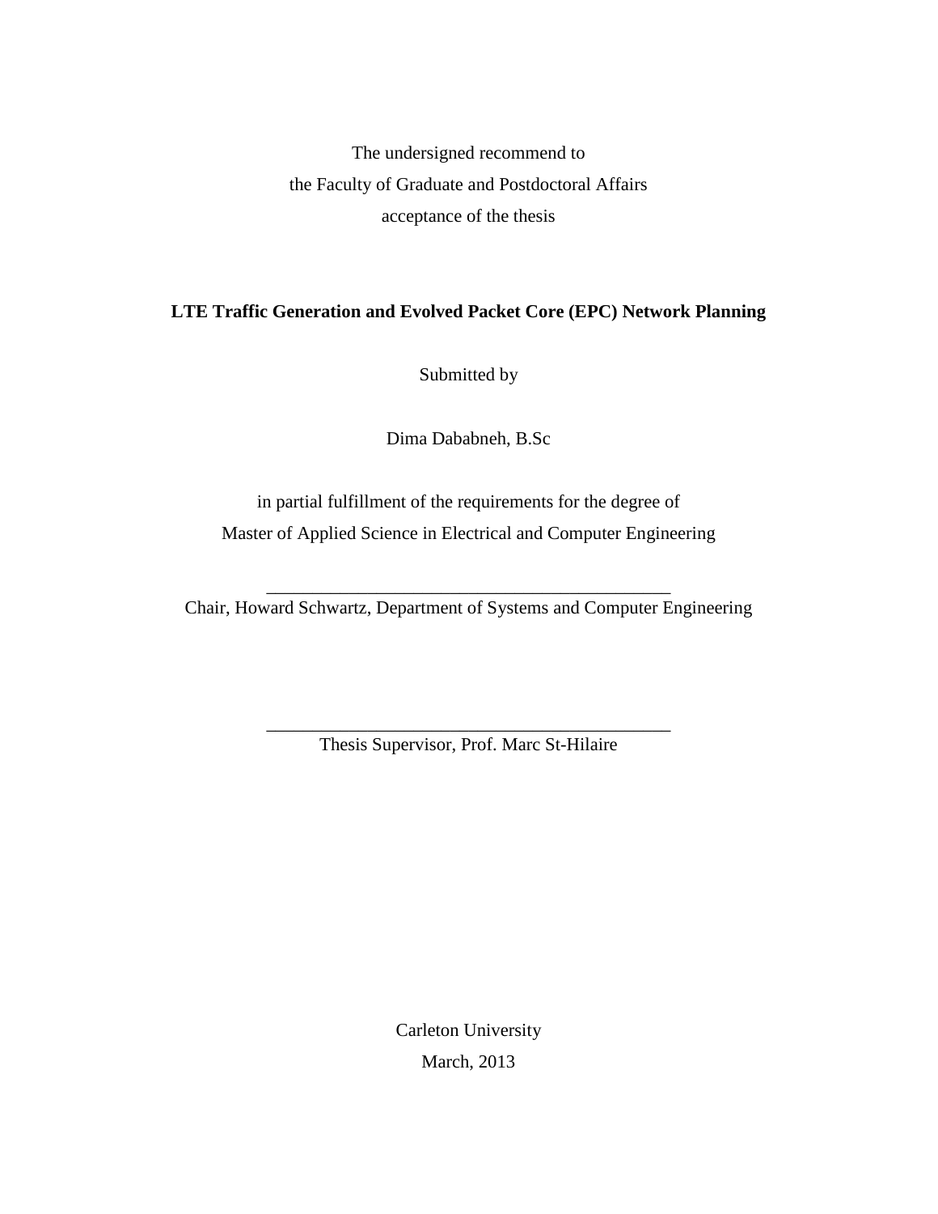The undersigned recommend to

the Faculty of Graduate and Postdoctoral Affairs

acceptance of the thesis

**LTE Traffic Generation and Evolved Packet Core (EPC) Network Planning**

Submitted by

Dima Dababneh, B.Sc

in partial fulfillment of the requirements for the degree of

Master of Applied Science in Electrical and Computer Engineering

_____________________________________________

Chair, Howard Schwartz, Department of Systems and Computer Engineering

_____________________________________________

Thesis Supervisor, Prof. Marc St-Hilaire

Carleton University

March, 2013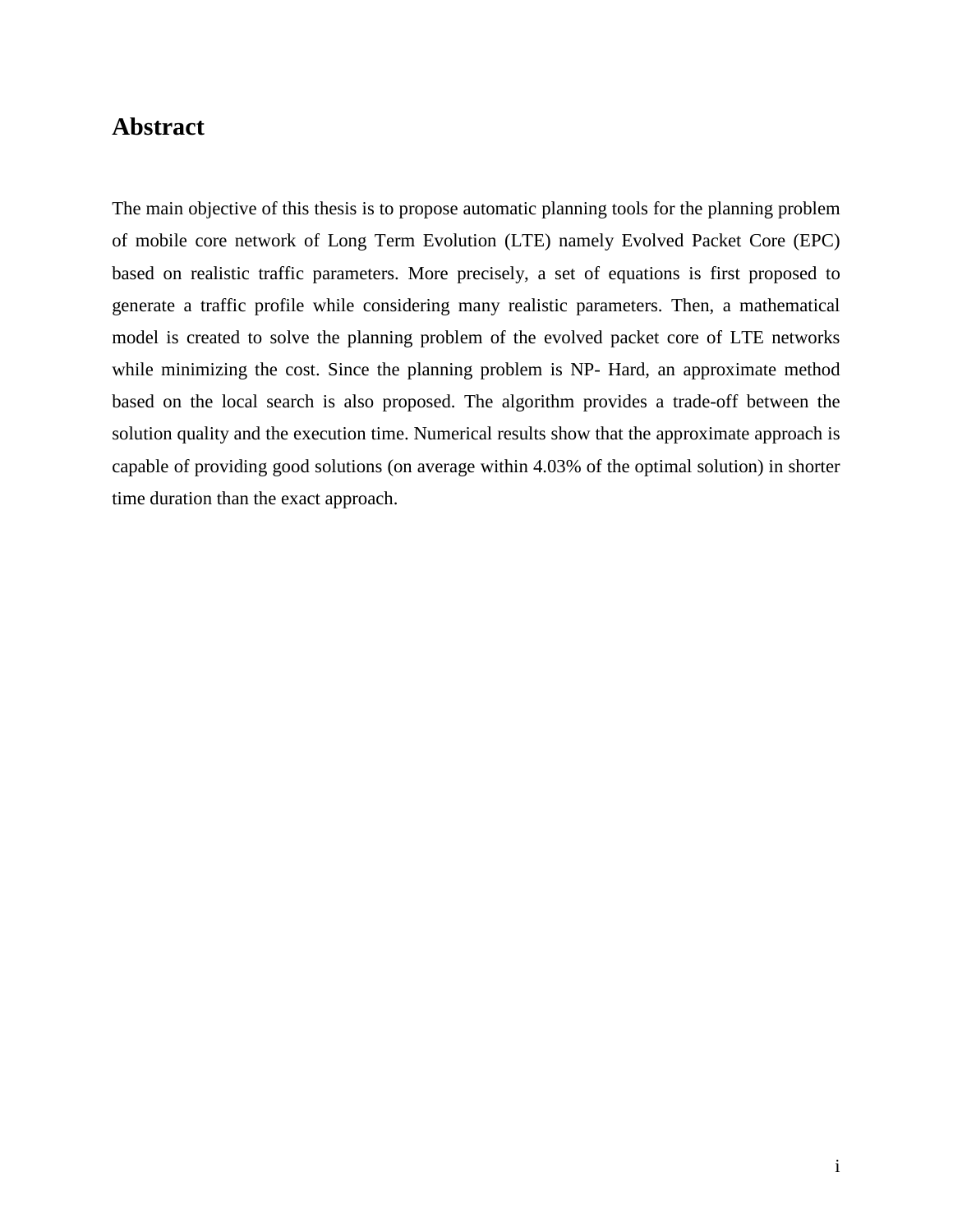# Abstract

The main objective of this thesis is to propose automatic planning tools for the planning problem of mobile core network of Long Term Evolution (LTE) namely Evolved Packet Core (EPC) based on realistic traffic parameters. More precisely, a set of equations is first proposed to generate a traffic profile while considering many realistic parameters. Then, a mathematical model is created to solve the planning problem of the evolved packet core of LTE networks while minimizing the cost. Since the planning problem is NP- Hard, an approximate method based on the local search is also proposed. The algorithm provides a trade-off between the solution quality and the execution time. Numerical results show that the approximate approach is capable of providing good solutions (on average within 4.03% of the optimal solution) in shorter time duration than the exact approach.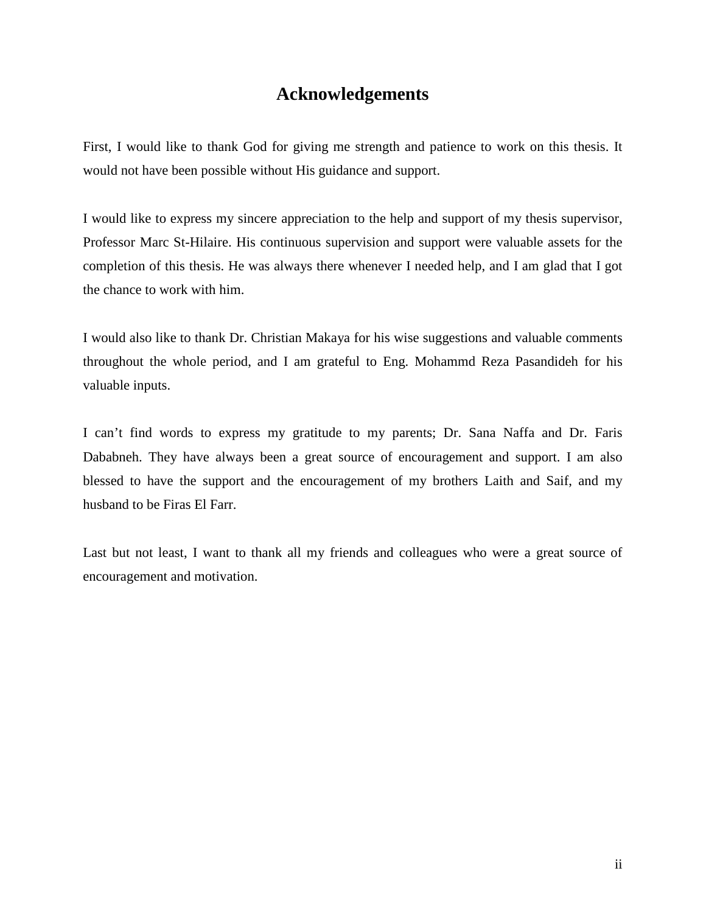# Acknowledgements

First, I would like to thank God for giving me strength and patience to work on this thesis. It would not have been possible without His guidance and support.

I would like to express my sincere appreciation to the help and support of my thesis supervisor, Professor Marc St-Hilaire. His continuous supervision and support were valuable assets for the completion of this thesis. He was always there whenever I needed help, and I am glad that I got the chance to work with him.

I would also like to thank Dr. Christian Makaya for his wise suggestions and valuable comments throughout the whole period, and I am grateful to Eng. Mohammd Reza Pasandideh for his valuable inputs.

I can't find words to express my gratitude to my parents; Dr. Sana Naffa and Dr. Faris Dababneh. They have always been a great source of encouragement and support. I am also blessed to have the support and the encouragement of my brothers Laith and Saif, and my husband to be Firas El Farr.

Last but not least, I want to thank all my friends and colleagues who were a great source of encouragement and motivation.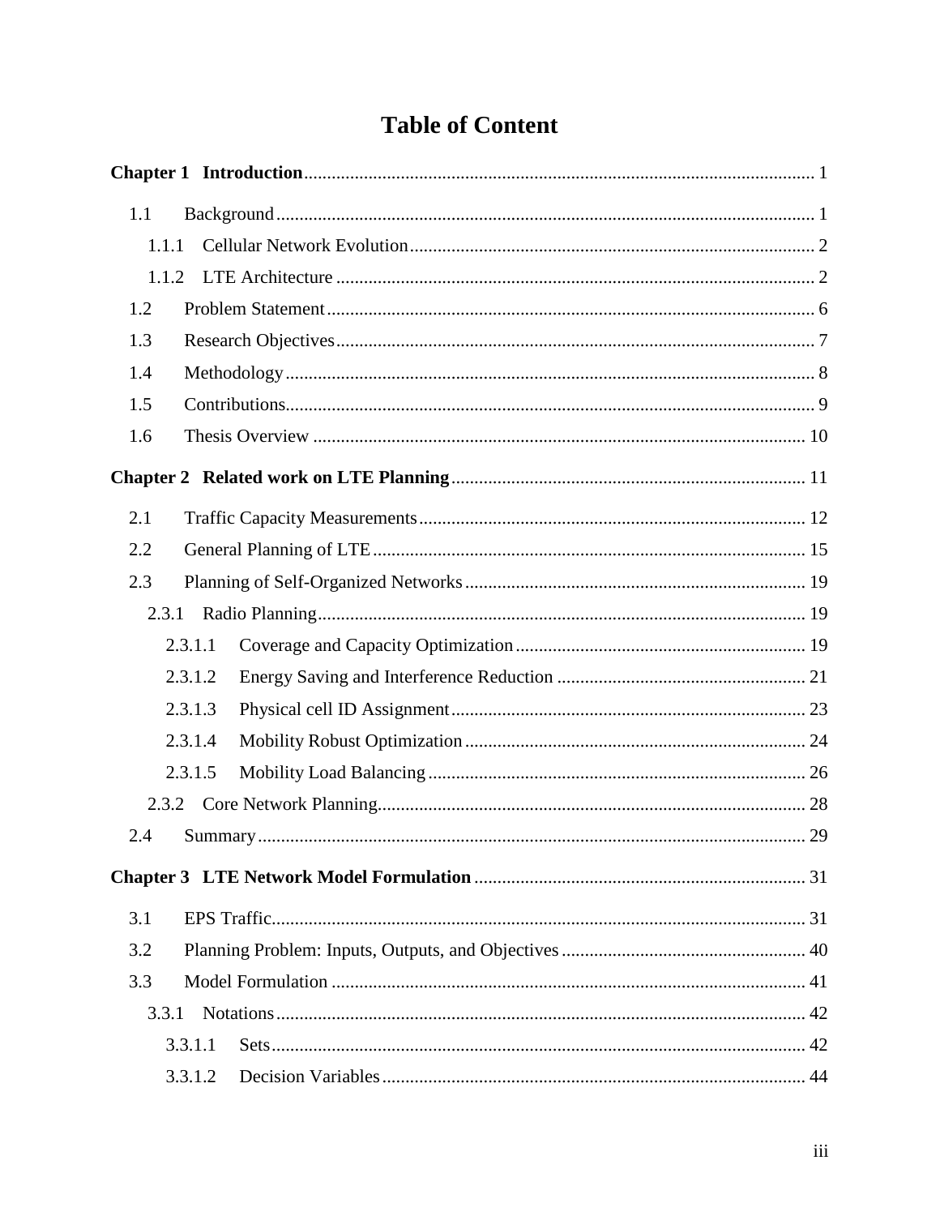# Table of Content

**Chapter 1 Introduction** .... 1

- 1.1 Background .... 1
  - 1.1.1 Cellular Network Evolution .... 2
  - 1.1.2 LTE Architecture .... 2
- 1.2 Problem Statement .... 6
- 1.3 Research Objectives .... 7
- 1.4 Methodology .... 8
- 1.5 Contributions .... 9
- 1.6 Thesis Overview .... 10

**Chapter 2 Related work on LTE Planning** .... 11

- 2.1 Traffic Capacity Measurements .... 12
- 2.2 General Planning of LTE .... 15
- 2.3 Planning of Self-Organized Networks .... 19
  - 2.3.1 Radio Planning .... 19
    - 2.3.1.1 Coverage and Capacity Optimization .... 19
    - 2.3.1.2 Energy Saving and Interference Reduction .... 21
    - 2.3.1.3 Physical cell ID Assignment .... 23
    - 2.3.1.4 Mobility Robust Optimization .... 24
    - 2.3.1.5 Mobility Load Balancing .... 26
  - 2.3.2 Core Network Planning .... 28
- 2.4 Summary .... 29

**Chapter 3 LTE Network Model Formulation** .... 31

- 3.1 EPS Traffic .... 31
- 3.2 Planning Problem: Inputs, Outputs, and Objectives .... 40
- 3.3 Model Formulation .... 41
  - 3.3.1 Notations .... 42
    - 3.3.1.1 Sets .... 42
    - 3.3.1.2 Decision Variables .... 44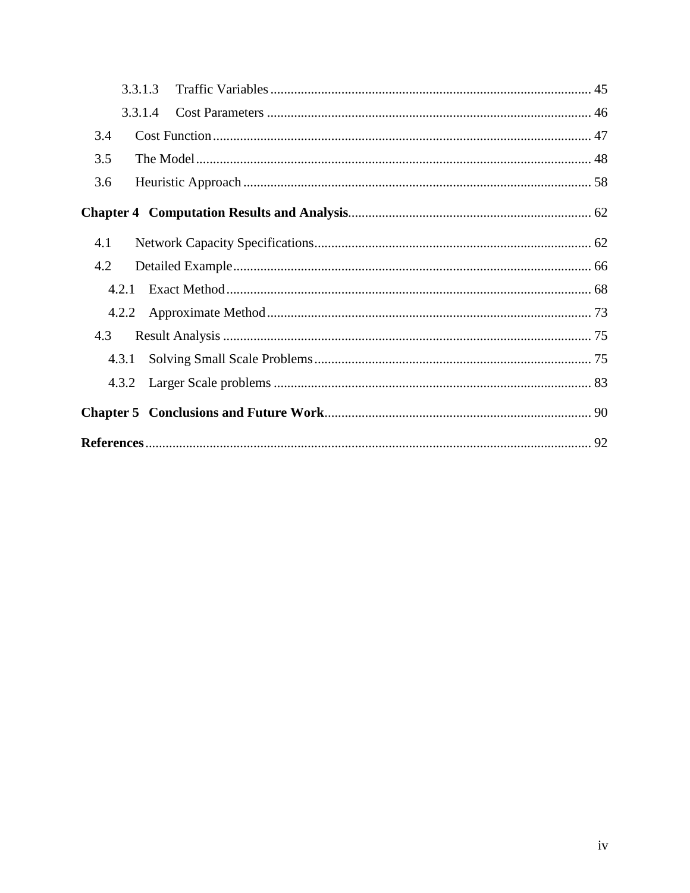3.3.1.3 Traffic Variables ........................................................................................ 45

3.3.1.4 Cost Parameters ......................................................................................... 46

3.4 Cost Function ......................................................................................................... 47

3.5 The Model .............................................................................................................. 48

3.6 Heuristic Approach ................................................................................................ 58

**Chapter 4 Computation Results and Analysis** ...................................................................... 62

4.1 Network Capacity Specifications ........................................................................... 62

4.2 Detailed Example ................................................................................................... 66

4.2.1 Exact Method .................................................................................................... 68

4.2.2 Approximate Method ......................................................................................... 73

4.3 Result Analysis ...................................................................................................... 75

4.3.1 Solving Small Scale Problems ........................................................................... 75

4.3.2 Larger Scale problems ....................................................................................... 83

**Chapter 5 Conclusions and Future Work** ............................................................................. 90

**References** ............................................................................................................................ 92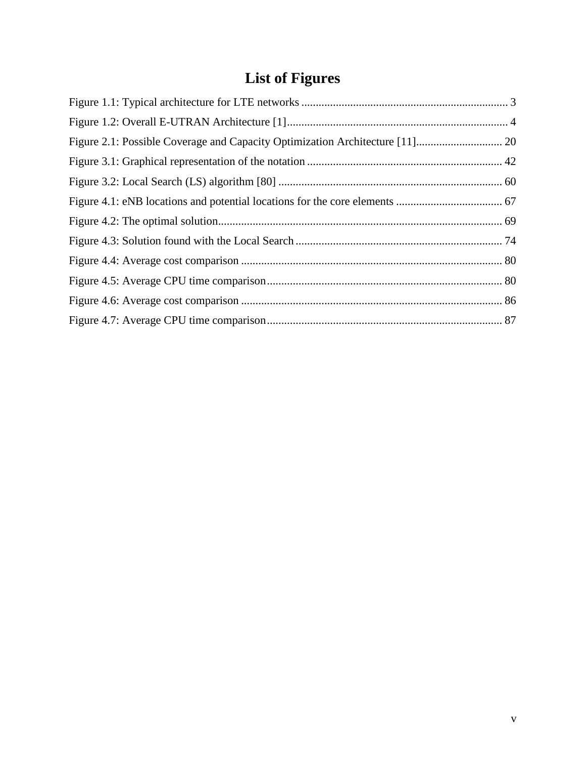# List of Figures

Figure 1.1: Typical architecture for LTE networks ........................................................................ 3

Figure 1.2: Overall E-UTRAN Architecture [1]............................................................................. 4

Figure 2.1: Possible Coverage and Capacity Optimization Architecture [11].............................. 20

Figure 3.1: Graphical representation of the notation .................................................................... 42

Figure 3.2: Local Search (LS) algorithm [80] .............................................................................. 60

Figure 4.1: eNB locations and potential locations for the core elements ..................................... 67

Figure 4.2: The optimal solution................................................................................................... 69

Figure 4.3: Solution found with the Local Search ........................................................................ 74

Figure 4.4: Average cost comparison ........................................................................................... 80

Figure 4.5: Average CPU time comparison.................................................................................. 80

Figure 4.6: Average cost comparison ........................................................................................... 86

Figure 4.7: Average CPU time comparison.................................................................................. 87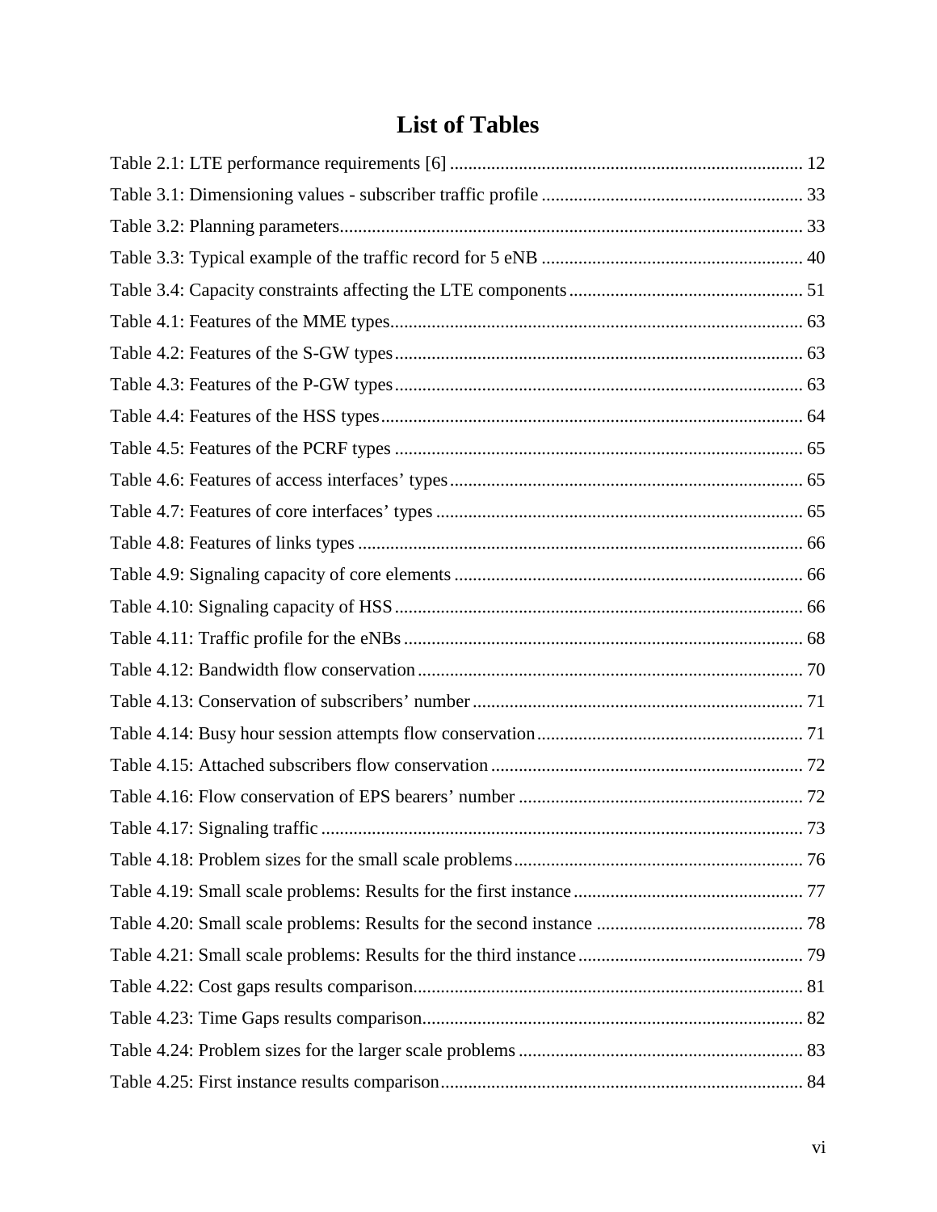# List of Tables

Table 2.1: LTE performance requirements [6] ............................................................................ 12

Table 3.1: Dimensioning values - subscriber traffic profile ......................................................... 33

Table 3.2: Planning parameters.................................................................................................... 33

Table 3.3: Typical example of the traffic record for 5 eNB ........................................................ 40

Table 3.4: Capacity constraints affecting the LTE components.................................................. 51

Table 4.1: Features of the MME types......................................................................................... 63

Table 4.2: Features of the S-GW types........................................................................................ 63

Table 4.3: Features of the P-GW types........................................................................................ 63

Table 4.4: Features of the HSS types........................................................................................... 64

Table 4.5: Features of the PCRF types ........................................................................................ 65

Table 4.6: Features of access interfaces' types............................................................................ 65

Table 4.7: Features of core interfaces' types ............................................................................... 65

Table 4.8: Features of links types ................................................................................................ 66

Table 4.9: Signaling capacity of core elements ........................................................................... 66

Table 4.10: Signaling capacity of HSS........................................................................................ 66

Table 4.11: Traffic profile for the eNBs...................................................................................... 68

Table 4.12: Bandwidth flow conservation................................................................................... 70

Table 4.13: Conservation of subscribers' number ....................................................................... 71

Table 4.14: Busy hour session attempts flow conservation......................................................... 71

Table 4.15: Attached subscribers flow conservation................................................................... 72

Table 4.16: Flow conservation of EPS bearers' number ............................................................. 72

Table 4.17: Signaling traffic ........................................................................................................ 73

Table 4.18: Problem sizes for the small scale problems.............................................................. 76

Table 4.19: Small scale problems: Results for the first instance................................................. 77

Table 4.20: Small scale problems: Results for the second instance ............................................ 78

Table 4.21: Small scale problems: Results for the third instance................................................ 79

Table 4.22: Cost gaps results comparison.................................................................................... 81

Table 4.23: Time Gaps results comparison.................................................................................. 82

Table 4.24: Problem sizes for the larger scale problems ............................................................. 83

Table 4.25: First instance results comparison.............................................................................. 84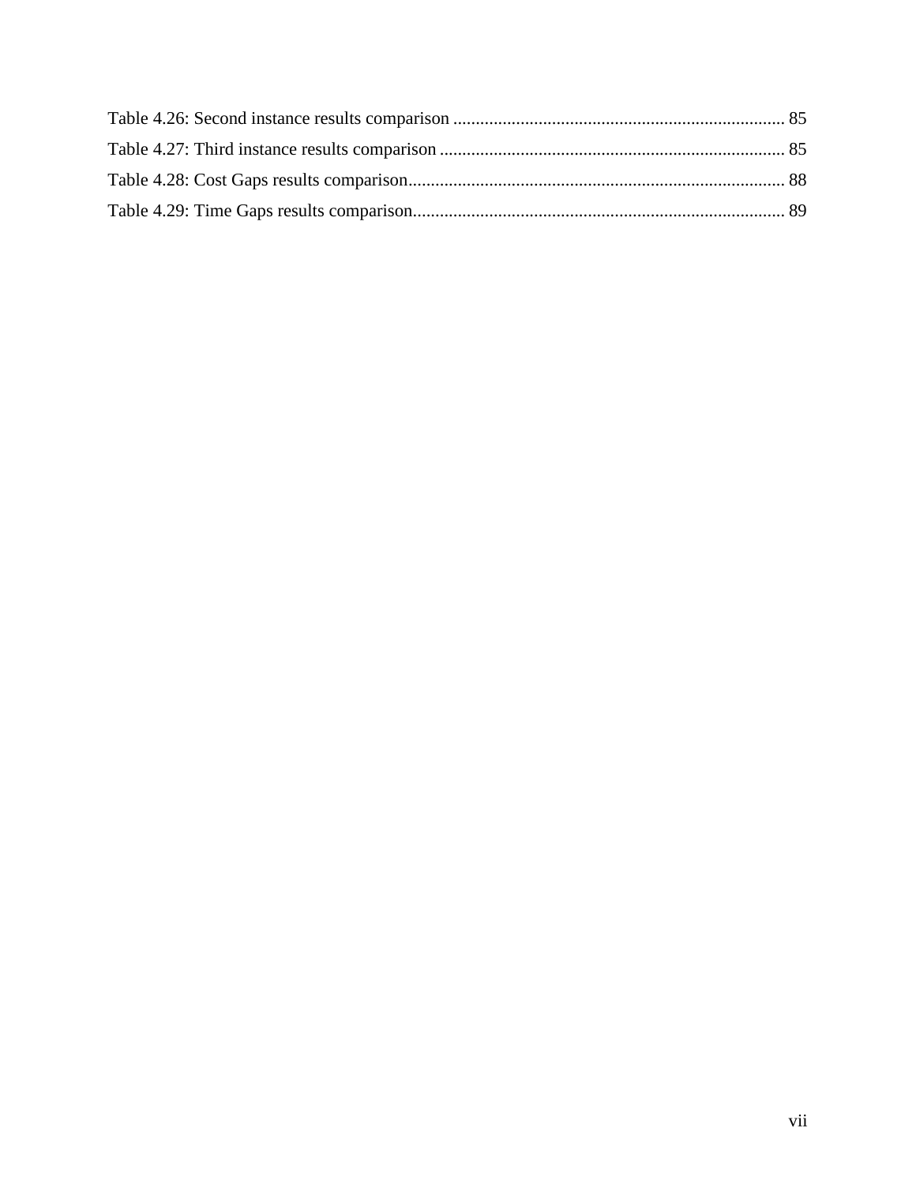Table 4.26: Second instance results comparison ........................................................................ 85

Table 4.27: Third instance results comparison ........................................................................... 85

Table 4.28: Cost Gaps results comparison.................................................................................. 88

Table 4.29: Time Gaps results comparison.................................................................................. 89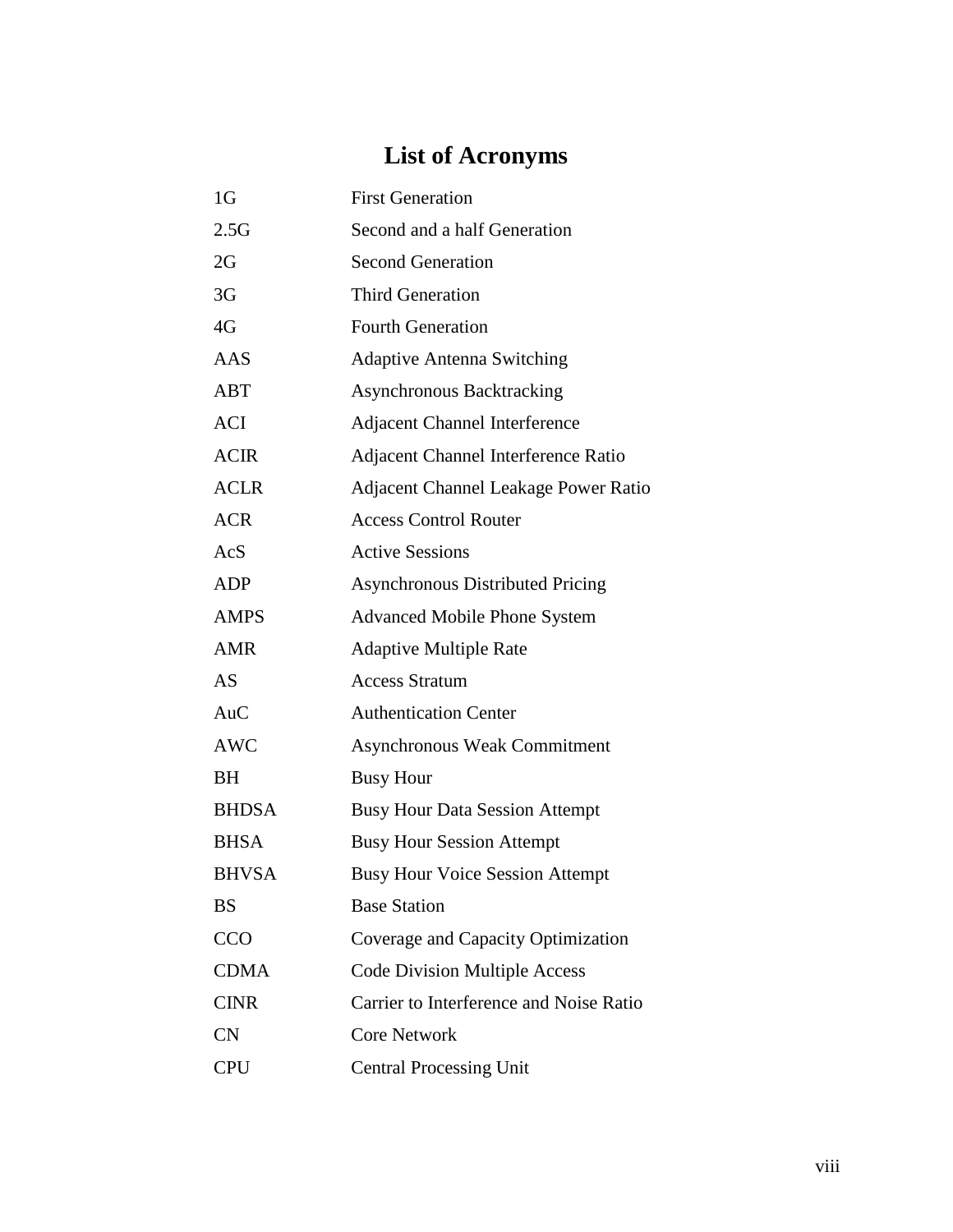# List of Acronyms

| | |
|---|---|
| 1G | First Generation |
| 2.5G | Second and a half Generation |
| 2G | Second Generation |
| 3G | Third Generation |
| 4G | Fourth Generation |
| AAS | Adaptive Antenna Switching |
| ABT | Asynchronous Backtracking |
| ACI | Adjacent Channel Interference |
| ACIR | Adjacent Channel Interference Ratio |
| ACLR | Adjacent Channel Leakage Power Ratio |
| ACR | Access Control Router |
| AcS | Active Sessions |
| ADP | Asynchronous Distributed Pricing |
| AMPS | Advanced Mobile Phone System |
| AMR | Adaptive Multiple Rate |
| AS | Access Stratum |
| AuC | Authentication Center |
| AWC | Asynchronous Weak Commitment |
| BH | Busy Hour |
| BHDSA | Busy Hour Data Session Attempt |
| BHSA | Busy Hour Session Attempt |
| BHVSA | Busy Hour Voice Session Attempt |
| BS | Base Station |
| CCO | Coverage and Capacity Optimization |
| CDMA | Code Division Multiple Access |
| CINR | Carrier to Interference and Noise Ratio |
| CN | Core Network |
| CPU | Central Processing Unit |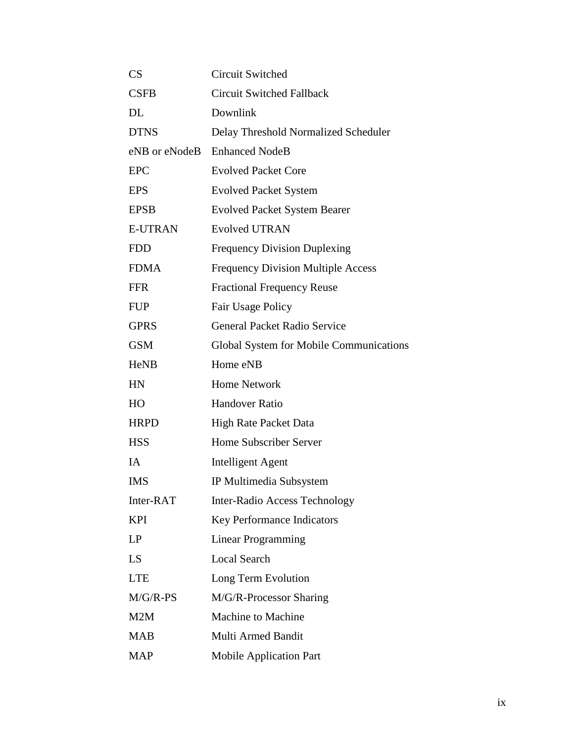| | |
|---|---|
| CS | Circuit Switched |
| CSFB | Circuit Switched Fallback |
| DL | Downlink |
| DTNS | Delay Threshold Normalized Scheduler |
| eNB or eNodeB | Enhanced NodeB |
| EPC | Evolved Packet Core |
| EPS | Evolved Packet System |
| EPSB | Evolved Packet System Bearer |
| E-UTRAN | Evolved UTRAN |
| FDD | Frequency Division Duplexing |
| FDMA | Frequency Division Multiple Access |
| FFR | Fractional Frequency Reuse |
| FUP | Fair Usage Policy |
| GPRS | General Packet Radio Service |
| GSM | Global System for Mobile Communications |
| HeNB | Home eNB |
| HN | Home Network |
| HO | Handover Ratio |
| HRPD | High Rate Packet Data |
| HSS | Home Subscriber Server |
| IA | Intelligent Agent |
| IMS | IP Multimedia Subsystem |
| Inter-RAT | Inter-Radio Access Technology |
| KPI | Key Performance Indicators |
| LP | Linear Programming |
| LS | Local Search |
| LTE | Long Term Evolution |
| M/G/R-PS | M/G/R-Processor Sharing |
| M2M | Machine to Machine |
| MAB | Multi Armed Bandit |
| MAP | Mobile Application Part |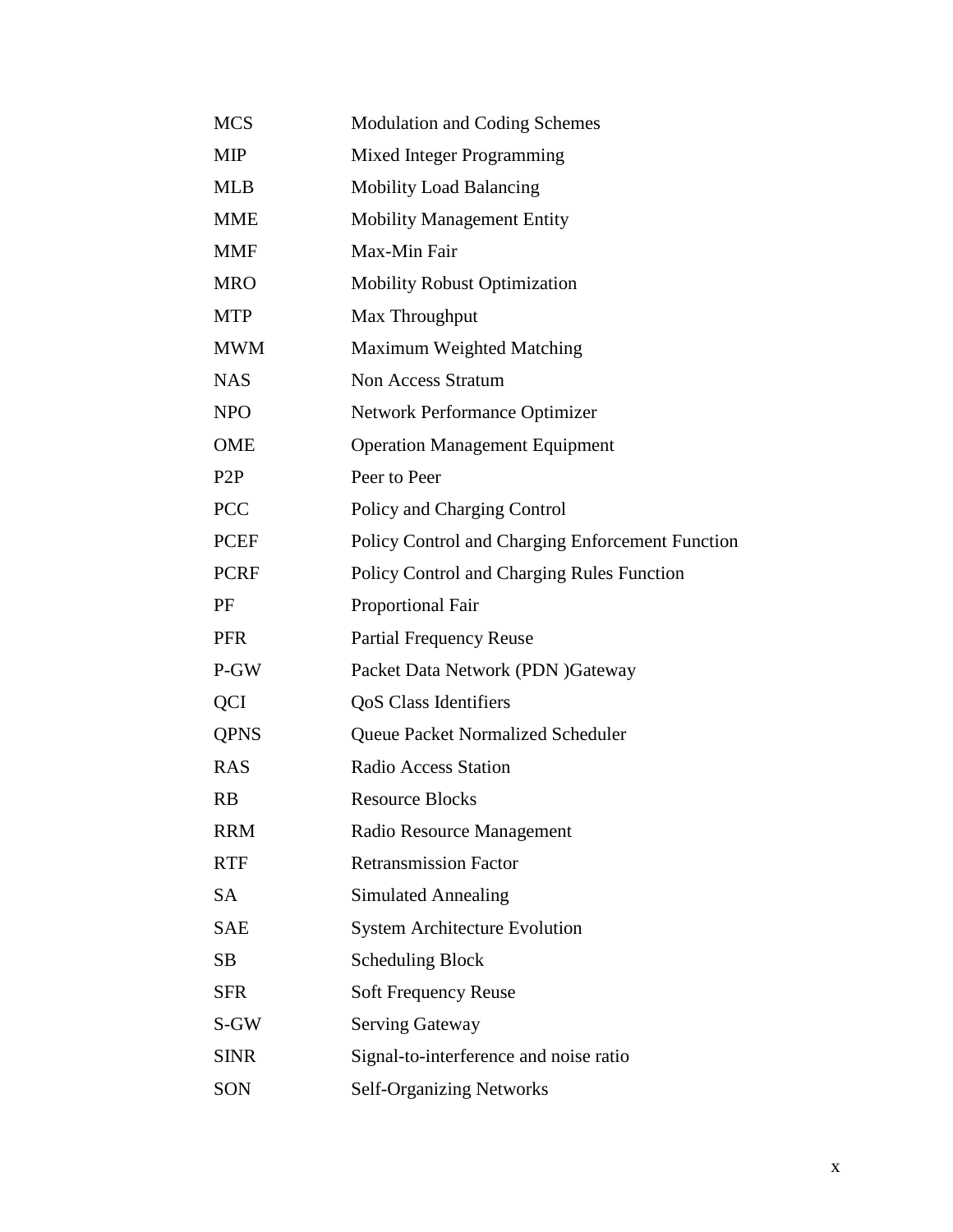| | |
|---|---|
| MCS | Modulation and Coding Schemes |
| MIP | Mixed Integer Programming |
| MLB | Mobility Load Balancing |
| MME | Mobility Management Entity |
| MMF | Max-Min Fair |
| MRO | Mobility Robust Optimization |
| MTP | Max Throughput |
| MWM | Maximum Weighted Matching |
| NAS | Non Access Stratum |
| NPO | Network Performance Optimizer |
| OME | Operation Management Equipment |
| P2P | Peer to Peer |
| PCC | Policy and Charging Control |
| PCEF | Policy Control and Charging Enforcement Function |
| PCRF | Policy Control and Charging Rules Function |
| PF | Proportional Fair |
| PFR | Partial Frequency Reuse |
| P-GW | Packet Data Network (PDN )Gateway |
| QCI | QoS Class Identifiers |
| QPNS | Queue Packet Normalized Scheduler |
| RAS | Radio Access Station |
| RB | Resource Blocks |
| RRM | Radio Resource Management |
| RTF | Retransmission Factor |
| SA | Simulated Annealing |
| SAE | System Architecture Evolution |
| SB | Scheduling Block |
| SFR | Soft Frequency Reuse |
| S-GW | Serving Gateway |
| SINR | Signal-to-interference and noise ratio |
| SON | Self-Organizing Networks |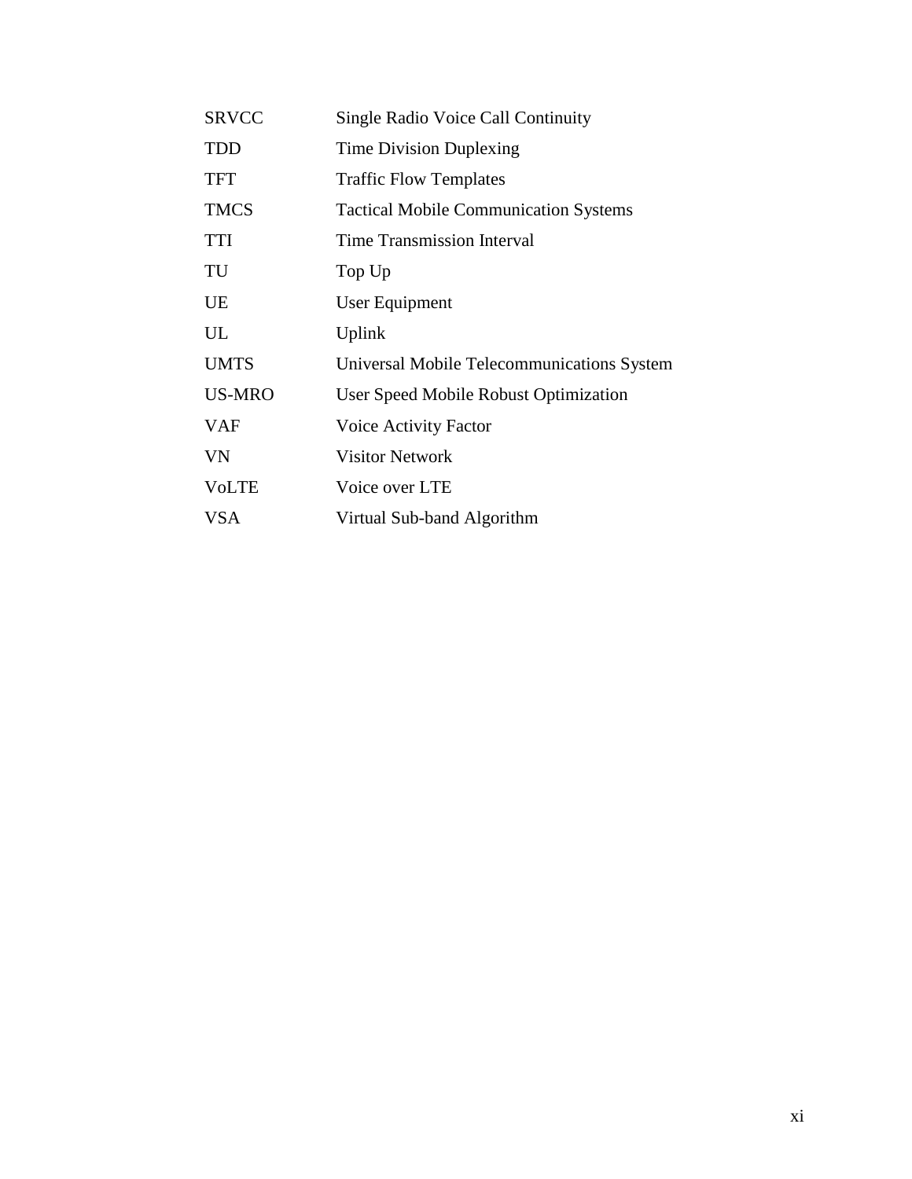| | |
|---|---|
| SRVCC | Single Radio Voice Call Continuity |
| TDD | Time Division Duplexing |
| TFT | Traffic Flow Templates |
| TMCS | Tactical Mobile Communication Systems |
| TTI | Time Transmission Interval |
| TU | Top Up |
| UE | User Equipment |
| UL | Uplink |
| UMTS | Universal Mobile Telecommunications System |
| US-MRO | User Speed Mobile Robust Optimization |
| VAF | Voice Activity Factor |
| VN | Visitor Network |
| VoLTE | Voice over LTE |
| VSA | Virtual Sub-band Algorithm |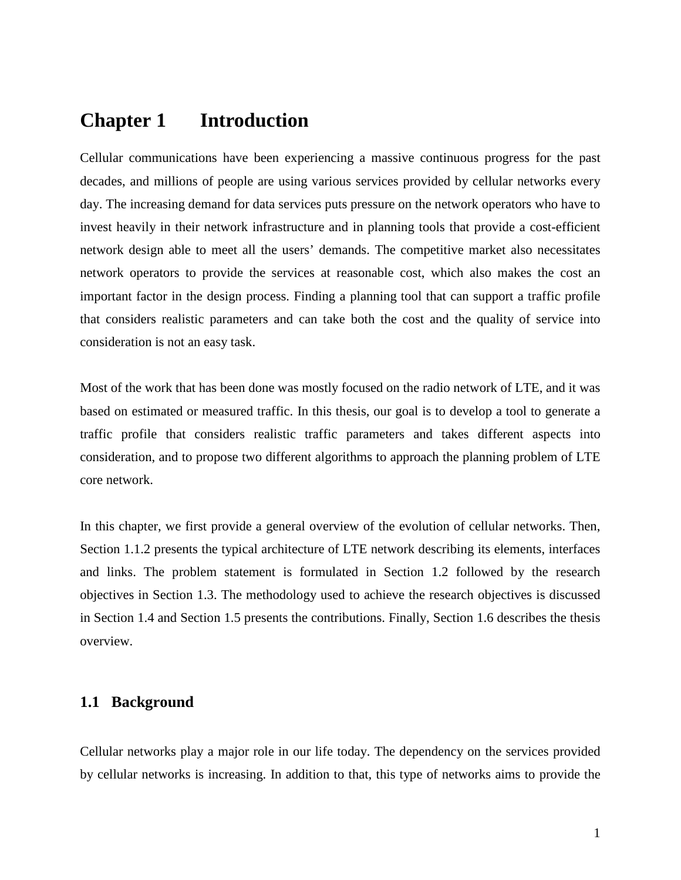# Chapter 1 Introduction

Cellular communications have been experiencing a massive continuous progress for the past decades, and millions of people are using various services provided by cellular networks every day. The increasing demand for data services puts pressure on the network operators who have to invest heavily in their network infrastructure and in planning tools that provide a cost-efficient network design able to meet all the users' demands. The competitive market also necessitates network operators to provide the services at reasonable cost, which also makes the cost an important factor in the design process. Finding a planning tool that can support a traffic profile that considers realistic parameters and can take both the cost and the quality of service into consideration is not an easy task.

Most of the work that has been done was mostly focused on the radio network of LTE, and it was based on estimated or measured traffic. In this thesis, our goal is to develop a tool to generate a traffic profile that considers realistic traffic parameters and takes different aspects into consideration, and to propose two different algorithms to approach the planning problem of LTE core network.

In this chapter, we first provide a general overview of the evolution of cellular networks. Then, Section 1.1.2 presents the typical architecture of LTE network describing its elements, interfaces and links. The problem statement is formulated in Section 1.2 followed by the research objectives in Section 1.3. The methodology used to achieve the research objectives is discussed in Section 1.4 and Section 1.5 presents the contributions. Finally, Section 1.6 describes the thesis overview.

## 1.1 Background

Cellular networks play a major role in our life today. The dependency on the services provided by cellular networks is increasing. In addition to that, this type of networks aims to provide the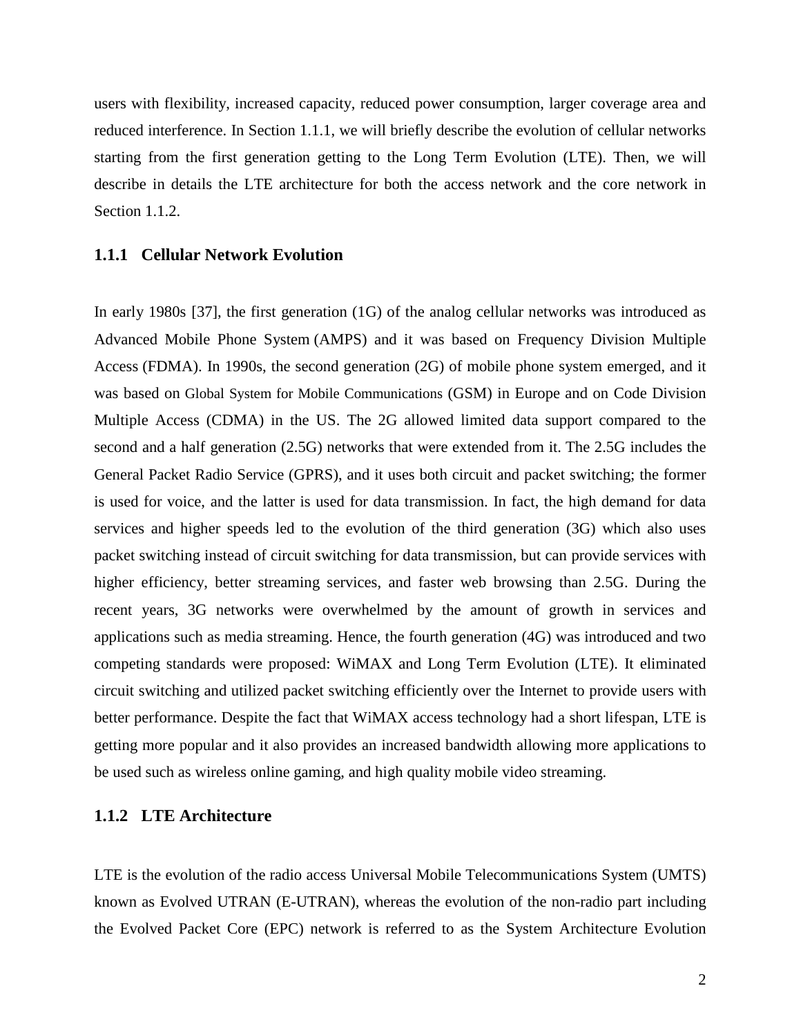users with flexibility, increased capacity, reduced power consumption, larger coverage area and reduced interference. In Section 1.1.1, we will briefly describe the evolution of cellular networks starting from the first generation getting to the Long Term Evolution (LTE). Then, we will describe in details the LTE architecture for both the access network and the core network in Section 1.1.2.

### 1.1.1 Cellular Network Evolution

In early 1980s [37], the first generation (1G) of the analog cellular networks was introduced as Advanced Mobile Phone System (AMPS) and it was based on Frequency Division Multiple Access (FDMA). In 1990s, the second generation (2G) of mobile phone system emerged, and it was based on Global System for Mobile Communications (GSM) in Europe and on Code Division Multiple Access (CDMA) in the US. The 2G allowed limited data support compared to the second and a half generation (2.5G) networks that were extended from it. The 2.5G includes the General Packet Radio Service (GPRS), and it uses both circuit and packet switching; the former is used for voice, and the latter is used for data transmission. In fact, the high demand for data services and higher speeds led to the evolution of the third generation (3G) which also uses packet switching instead of circuit switching for data transmission, but can provide services with higher efficiency, better streaming services, and faster web browsing than 2.5G. During the recent years, 3G networks were overwhelmed by the amount of growth in services and applications such as media streaming. Hence, the fourth generation (4G) was introduced and two competing standards were proposed: WiMAX and Long Term Evolution (LTE). It eliminated circuit switching and utilized packet switching efficiently over the Internet to provide users with better performance. Despite the fact that WiMAX access technology had a short lifespan, LTE is getting more popular and it also provides an increased bandwidth allowing more applications to be used such as wireless online gaming, and high quality mobile video streaming.

### 1.1.2 LTE Architecture

LTE is the evolution of the radio access Universal Mobile Telecommunications System (UMTS) known as Evolved UTRAN (E-UTRAN), whereas the evolution of the non-radio part including the Evolved Packet Core (EPC) network is referred to as the System Architecture Evolution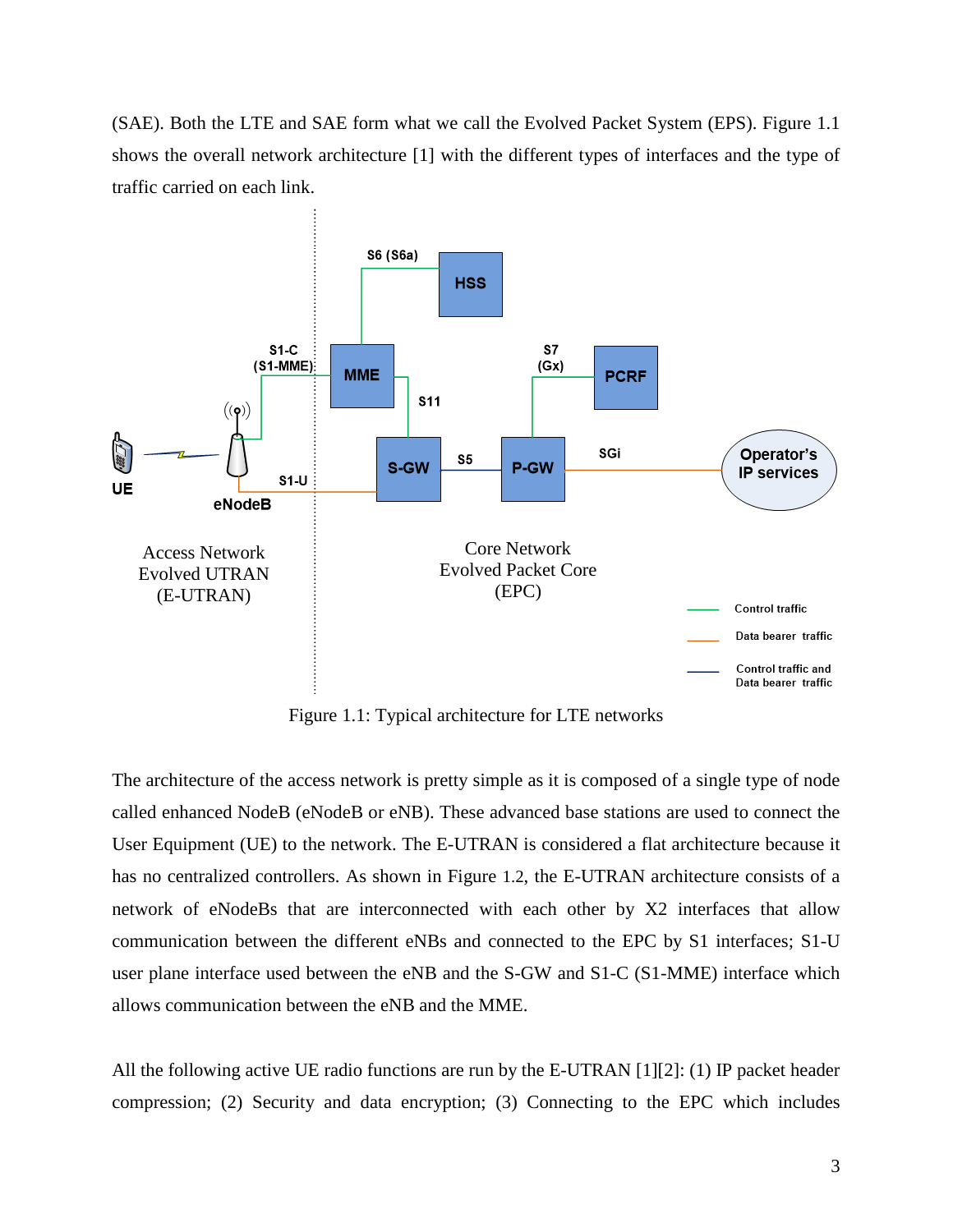(SAE). Both the LTE and SAE form what we call the Evolved Packet System (EPS). Figure 1.1 shows the overall network architecture [1] with the different types of interfaces and the type of traffic carried on each link.

Figure 1.1: Typical architecture for LTE networks

The architecture of the access network is pretty simple as it is composed of a single type of node called enhanced NodeB (eNodeB or eNB). These advanced base stations are used to connect the User Equipment (UE) to the network. The E-UTRAN is considered a flat architecture because it has no centralized controllers. As shown in Figure 1.2, the E-UTRAN architecture consists of a network of eNodeBs that are interconnected with each other by X2 interfaces that allow communication between the different eNBs and connected to the EPC by S1 interfaces; S1-U user plane interface used between the eNB and the S-GW and S1-C (S1-MME) interface which allows communication between the eNB and the MME.

All the following active UE radio functions are run by the E-UTRAN [1][2]: (1) IP packet header compression; (2) Security and data encryption; (3) Connecting to the EPC which includes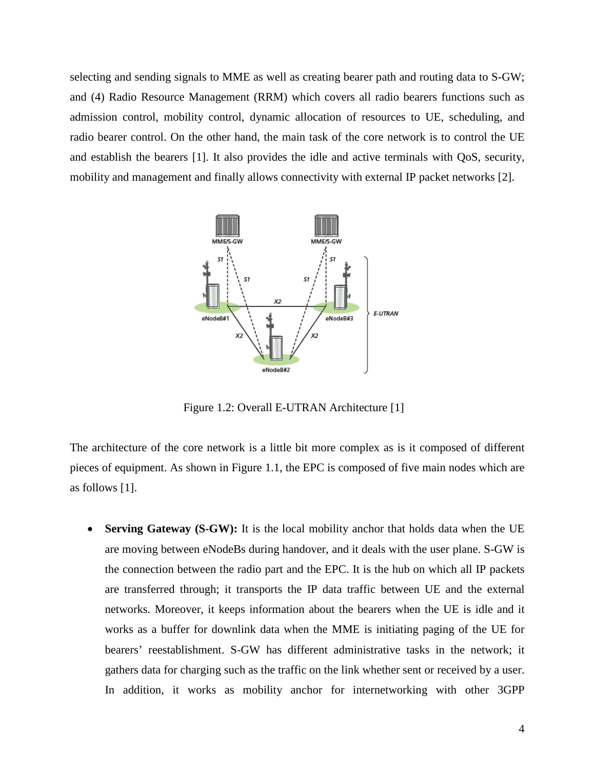selecting and sending signals to MME as well as creating bearer path and routing data to S-GW; and (4) Radio Resource Management (RRM) which covers all radio bearers functions such as admission control, mobility control, dynamic allocation of resources to UE, scheduling, and radio bearer control. On the other hand, the main task of the core network is to control the UE and establish the bearers [1]. It also provides the idle and active terminals with QoS, security, mobility and management and finally allows connectivity with external IP packet networks [2].

Figure 1.2: Overall E-UTRAN Architecture [1]

The architecture of the core network is a little bit more complex as is it composed of different pieces of equipment. As shown in Figure 1.1, the EPC is composed of five main nodes which are as follows [1].

- **Serving Gateway (S-GW):** It is the local mobility anchor that holds data when the UE are moving between eNodeBs during handover, and it deals with the user plane. S-GW is the connection between the radio part and the EPC. It is the hub on which all IP packets are transferred through; it transports the IP data traffic between UE and the external networks. Moreover, it keeps information about the bearers when the UE is idle and it works as a buffer for downlink data when the MME is initiating paging of the UE for bearers' reestablishment. S-GW has different administrative tasks in the network; it gathers data for charging such as the traffic on the link whether sent or received by a user. In addition, it works as mobility anchor for internetworking with other 3GPP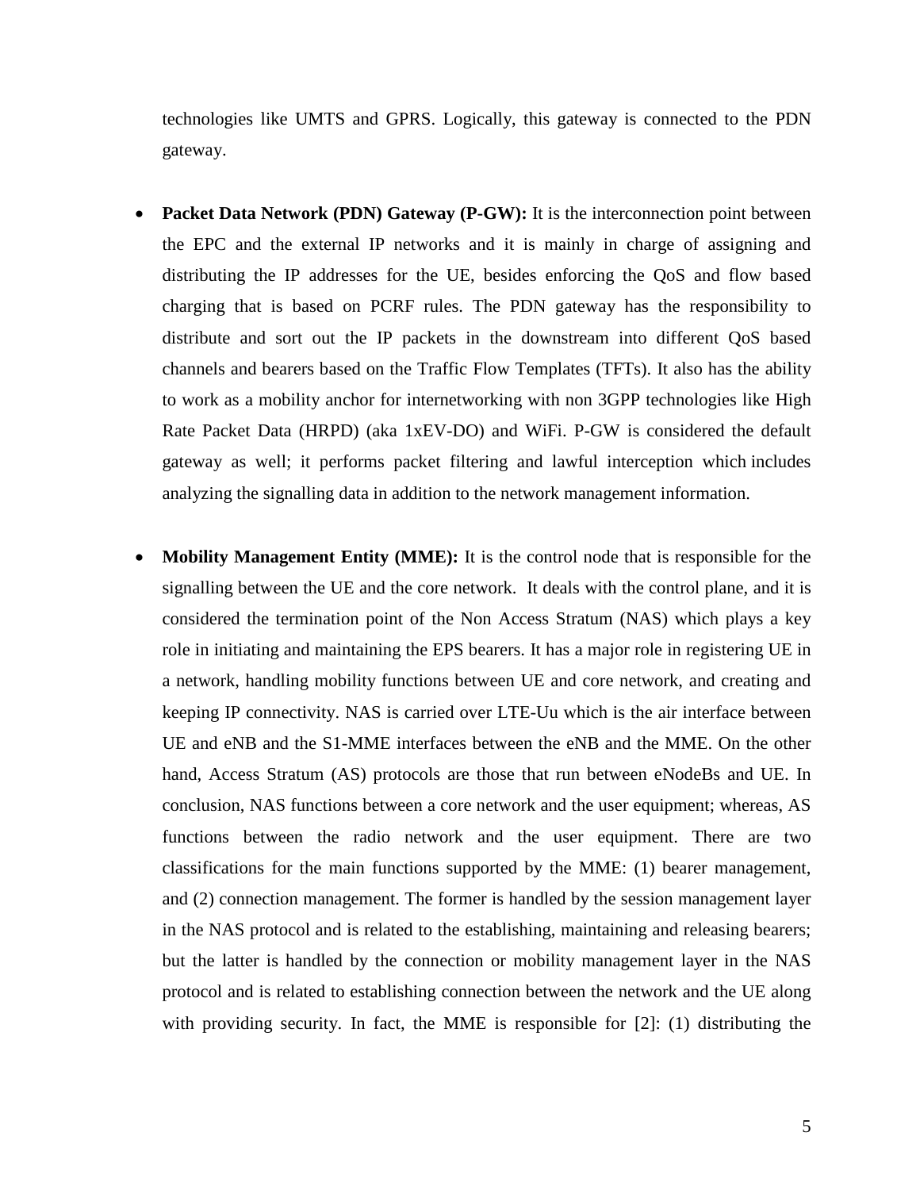technologies like UMTS and GPRS. Logically, this gateway is connected to the PDN gateway.

- **Packet Data Network (PDN) Gateway (P-GW):** It is the interconnection point between the EPC and the external IP networks and it is mainly in charge of assigning and distributing the IP addresses for the UE, besides enforcing the QoS and flow based charging that is based on PCRF rules. The PDN gateway has the responsibility to distribute and sort out the IP packets in the downstream into different QoS based channels and bearers based on the Traffic Flow Templates (TFTs). It also has the ability to work as a mobility anchor for internetworking with non 3GPP technologies like High Rate Packet Data (HRPD) (aka 1xEV-DO) and WiFi. P-GW is considered the default gateway as well; it performs packet filtering and lawful interception which includes analyzing the signalling data in addition to the network management information.

- **Mobility Management Entity (MME):** It is the control node that is responsible for the signalling between the UE and the core network. It deals with the control plane, and it is considered the termination point of the Non Access Stratum (NAS) which plays a key role in initiating and maintaining the EPS bearers. It has a major role in registering UE in a network, handling mobility functions between UE and core network, and creating and keeping IP connectivity. NAS is carried over LTE-Uu which is the air interface between UE and eNB and the S1-MME interfaces between the eNB and the MME. On the other hand, Access Stratum (AS) protocols are those that run between eNodeBs and UE. In conclusion, NAS functions between a core network and the user equipment; whereas, AS functions between the radio network and the user equipment. There are two classifications for the main functions supported by the MME: (1) bearer management, and (2) connection management. The former is handled by the session management layer in the NAS protocol and is related to the establishing, maintaining and releasing bearers; but the latter is handled by the connection or mobility management layer in the NAS protocol and is related to establishing connection between the network and the UE along with providing security. In fact, the MME is responsible for [2]: (1) distributing the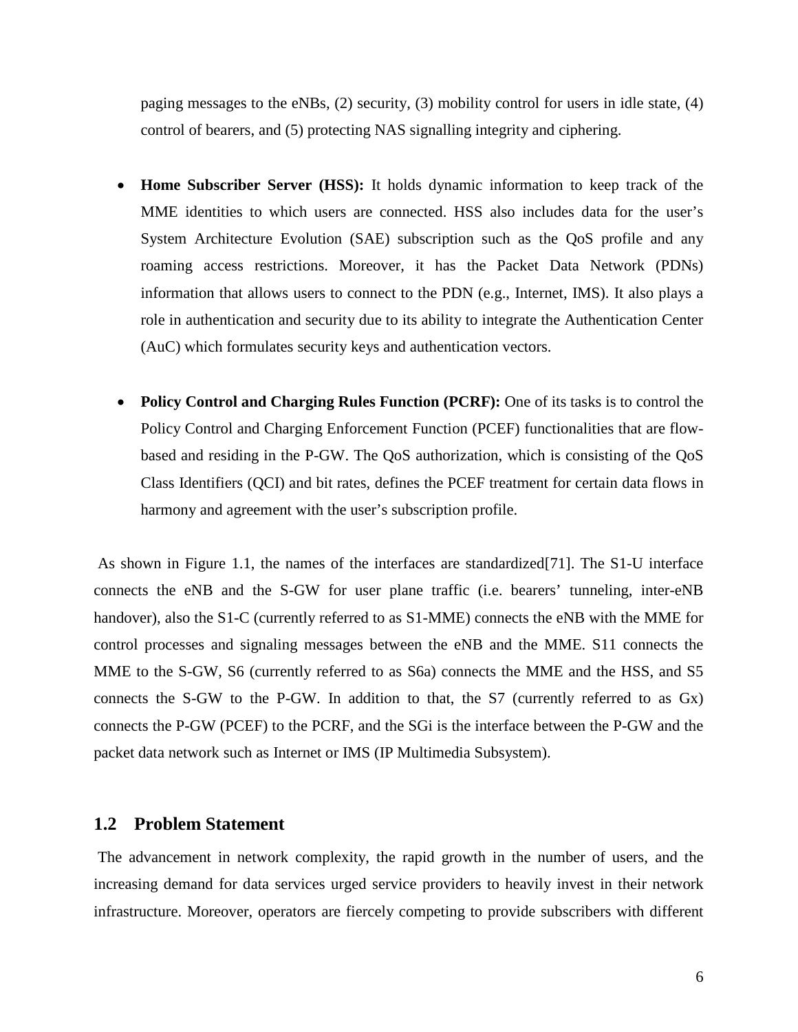paging messages to the eNBs, (2) security, (3) mobility control for users in idle state, (4) control of bearers, and (5) protecting NAS signalling integrity and ciphering.

- **Home Subscriber Server (HSS):** It holds dynamic information to keep track of the MME identities to which users are connected. HSS also includes data for the user's System Architecture Evolution (SAE) subscription such as the QoS profile and any roaming access restrictions. Moreover, it has the Packet Data Network (PDNs) information that allows users to connect to the PDN (e.g., Internet, IMS). It also plays a role in authentication and security due to its ability to integrate the Authentication Center (AuC) which formulates security keys and authentication vectors.

- **Policy Control and Charging Rules Function (PCRF):** One of its tasks is to control the Policy Control and Charging Enforcement Function (PCEF) functionalities that are flow-based and residing in the P-GW. The QoS authorization, which is consisting of the QoS Class Identifiers (QCI) and bit rates, defines the PCEF treatment for certain data flows in harmony and agreement with the user's subscription profile.

As shown in Figure 1.1, the names of the interfaces are standardized[71]. The S1-U interface connects the eNB and the S-GW for user plane traffic (i.e. bearers' tunneling, inter-eNB handover), also the S1-C (currently referred to as S1-MME) connects the eNB with the MME for control processes and signaling messages between the eNB and the MME. S11 connects the MME to the S-GW, S6 (currently referred to as S6a) connects the MME and the HSS, and S5 connects the S-GW to the P-GW. In addition to that, the S7 (currently referred to as Gx) connects the P-GW (PCEF) to the PCRF, and the SGi is the interface between the P-GW and the packet data network such as Internet or IMS (IP Multimedia Subsystem).

## 1.2 Problem Statement

The advancement in network complexity, the rapid growth in the number of users, and the increasing demand for data services urged service providers to heavily invest in their network infrastructure. Moreover, operators are fiercely competing to provide subscribers with different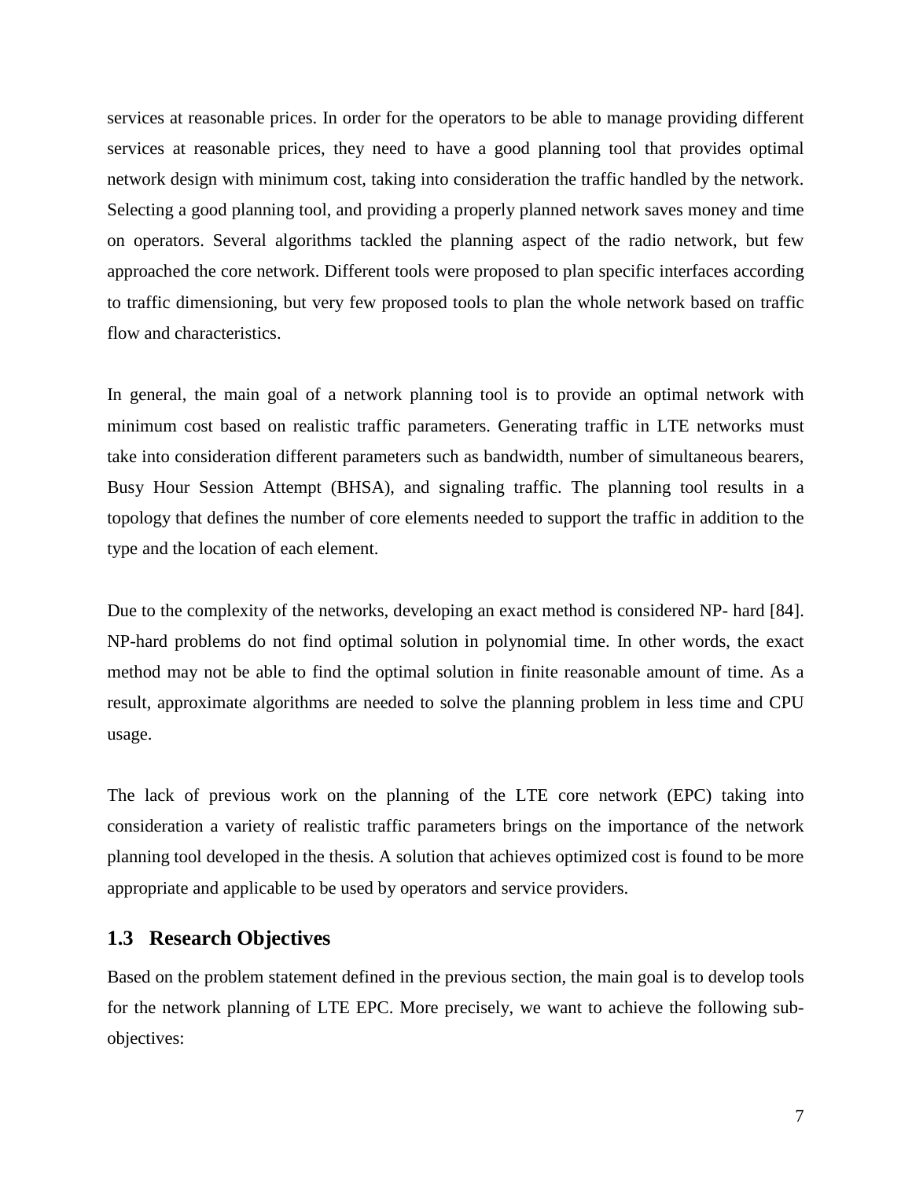services at reasonable prices. In order for the operators to be able to manage providing different services at reasonable prices, they need to have a good planning tool that provides optimal network design with minimum cost, taking into consideration the traffic handled by the network. Selecting a good planning tool, and providing a properly planned network saves money and time on operators. Several algorithms tackled the planning aspect of the radio network, but few approached the core network. Different tools were proposed to plan specific interfaces according to traffic dimensioning, but very few proposed tools to plan the whole network based on traffic flow and characteristics.

In general, the main goal of a network planning tool is to provide an optimal network with minimum cost based on realistic traffic parameters. Generating traffic in LTE networks must take into consideration different parameters such as bandwidth, number of simultaneous bearers, Busy Hour Session Attempt (BHSA), and signaling traffic. The planning tool results in a topology that defines the number of core elements needed to support the traffic in addition to the type and the location of each element.

Due to the complexity of the networks, developing an exact method is considered NP- hard [84]. NP-hard problems do not find optimal solution in polynomial time. In other words, the exact method may not be able to find the optimal solution in finite reasonable amount of time. As a result, approximate algorithms are needed to solve the planning problem in less time and CPU usage.

The lack of previous work on the planning of the LTE core network (EPC) taking into consideration a variety of realistic traffic parameters brings on the importance of the network planning tool developed in the thesis. A solution that achieves optimized cost is found to be more appropriate and applicable to be used by operators and service providers.

## 1.3 Research Objectives

Based on the problem statement defined in the previous section, the main goal is to develop tools for the network planning of LTE EPC. More precisely, we want to achieve the following sub-objectives: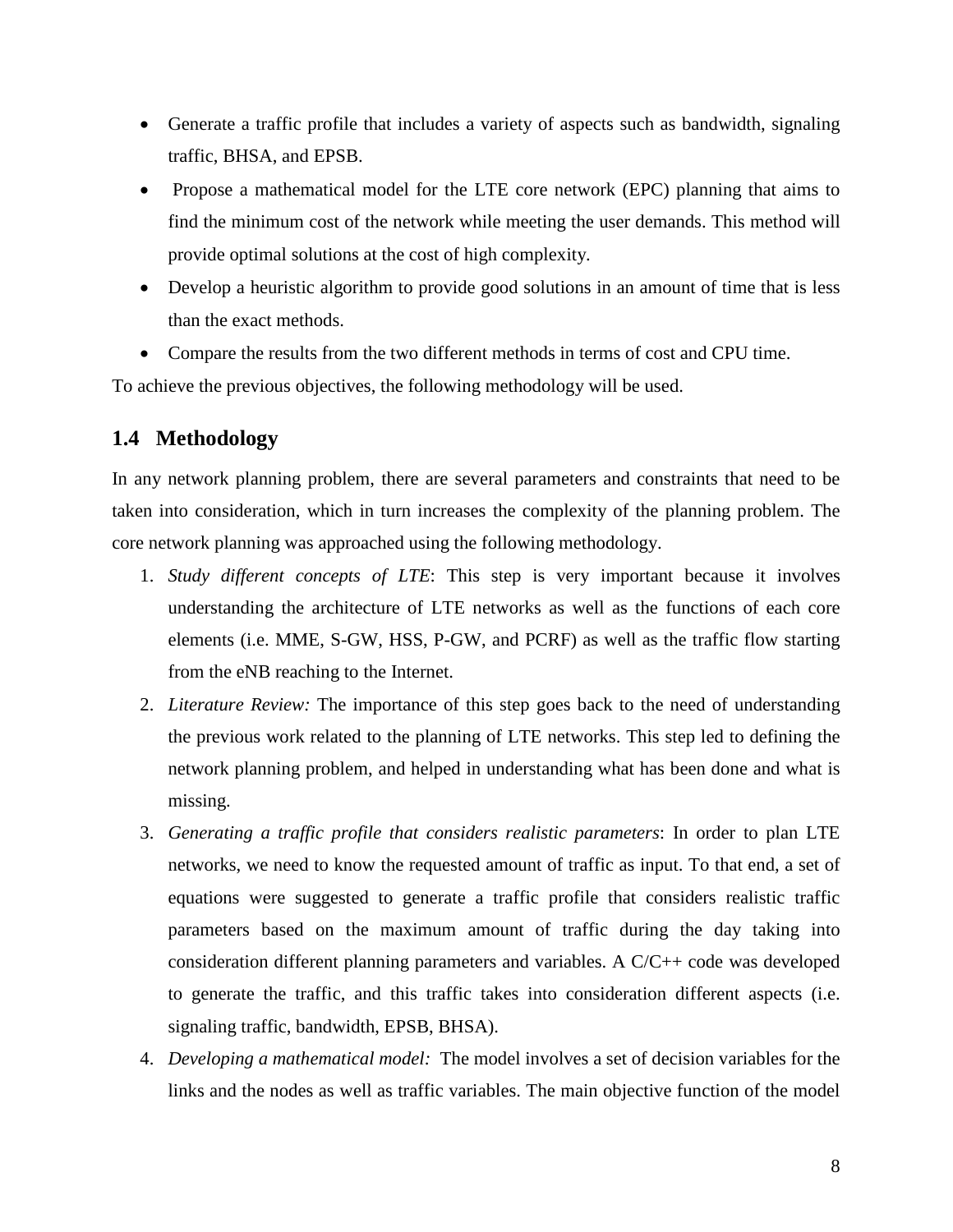- Generate a traffic profile that includes a variety of aspects such as bandwidth, signaling traffic, BHSA, and EPSB.
- Propose a mathematical model for the LTE core network (EPC) planning that aims to find the minimum cost of the network while meeting the user demands. This method will provide optimal solutions at the cost of high complexity.
- Develop a heuristic algorithm to provide good solutions in an amount of time that is less than the exact methods.
- Compare the results from the two different methods in terms of cost and CPU time.

To achieve the previous objectives, the following methodology will be used.

## 1.4 Methodology

In any network planning problem, there are several parameters and constraints that need to be taken into consideration, which in turn increases the complexity of the planning problem. The core network planning was approached using the following methodology.

1. *Study different concepts of LTE*: This step is very important because it involves understanding the architecture of LTE networks as well as the functions of each core elements (i.e. MME, S-GW, HSS, P-GW, and PCRF) as well as the traffic flow starting from the eNB reaching to the Internet.
2. *Literature Review:* The importance of this step goes back to the need of understanding the previous work related to the planning of LTE networks. This step led to defining the network planning problem, and helped in understanding what has been done and what is missing.
3. *Generating a traffic profile that considers realistic parameters*: In order to plan LTE networks, we need to know the requested amount of traffic as input. To that end, a set of equations were suggested to generate a traffic profile that considers realistic traffic parameters based on the maximum amount of traffic during the day taking into consideration different planning parameters and variables. A C/C++ code was developed to generate the traffic, and this traffic takes into consideration different aspects (i.e. signaling traffic, bandwidth, EPSB, BHSA).
4. *Developing a mathematical model:* The model involves a set of decision variables for the links and the nodes as well as traffic variables. The main objective function of the model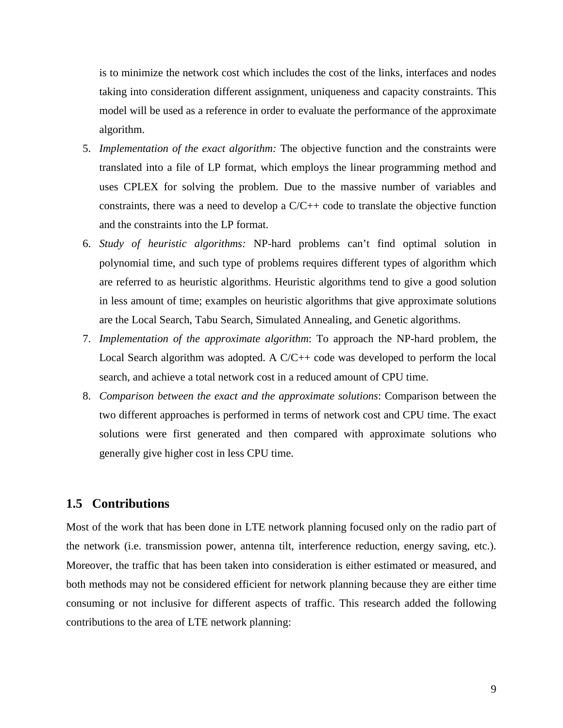is to minimize the network cost which includes the cost of the links, interfaces and nodes taking into consideration different assignment, uniqueness and capacity constraints. This model will be used as a reference in order to evaluate the performance of the approximate algorithm.

5. *Implementation of the exact algorithm:* The objective function and the constraints were translated into a file of LP format, which employs the linear programming method and uses CPLEX for solving the problem. Due to the massive number of variables and constraints, there was a need to develop a C/C++ code to translate the objective function and the constraints into the LP format.
6. *Study of heuristic algorithms:* NP-hard problems can't find optimal solution in polynomial time, and such type of problems requires different types of algorithm which are referred to as heuristic algorithms. Heuristic algorithms tend to give a good solution in less amount of time; examples on heuristic algorithms that give approximate solutions are the Local Search, Tabu Search, Simulated Annealing, and Genetic algorithms.
7. *Implementation of the approximate algorithm*: To approach the NP-hard problem, the Local Search algorithm was adopted. A C/C++ code was developed to perform the local search, and achieve a total network cost in a reduced amount of CPU time.
8. *Comparison between the exact and the approximate solutions*: Comparison between the two different approaches is performed in terms of network cost and CPU time. The exact solutions were first generated and then compared with approximate solutions who generally give higher cost in less CPU time.

## 1.5 Contributions

Most of the work that has been done in LTE network planning focused only on the radio part of the network (i.e. transmission power, antenna tilt, interference reduction, energy saving, etc.). Moreover, the traffic that has been taken into consideration is either estimated or measured, and both methods may not be considered efficient for network planning because they are either time consuming or not inclusive for different aspects of traffic. This research added the following contributions to the area of LTE network planning: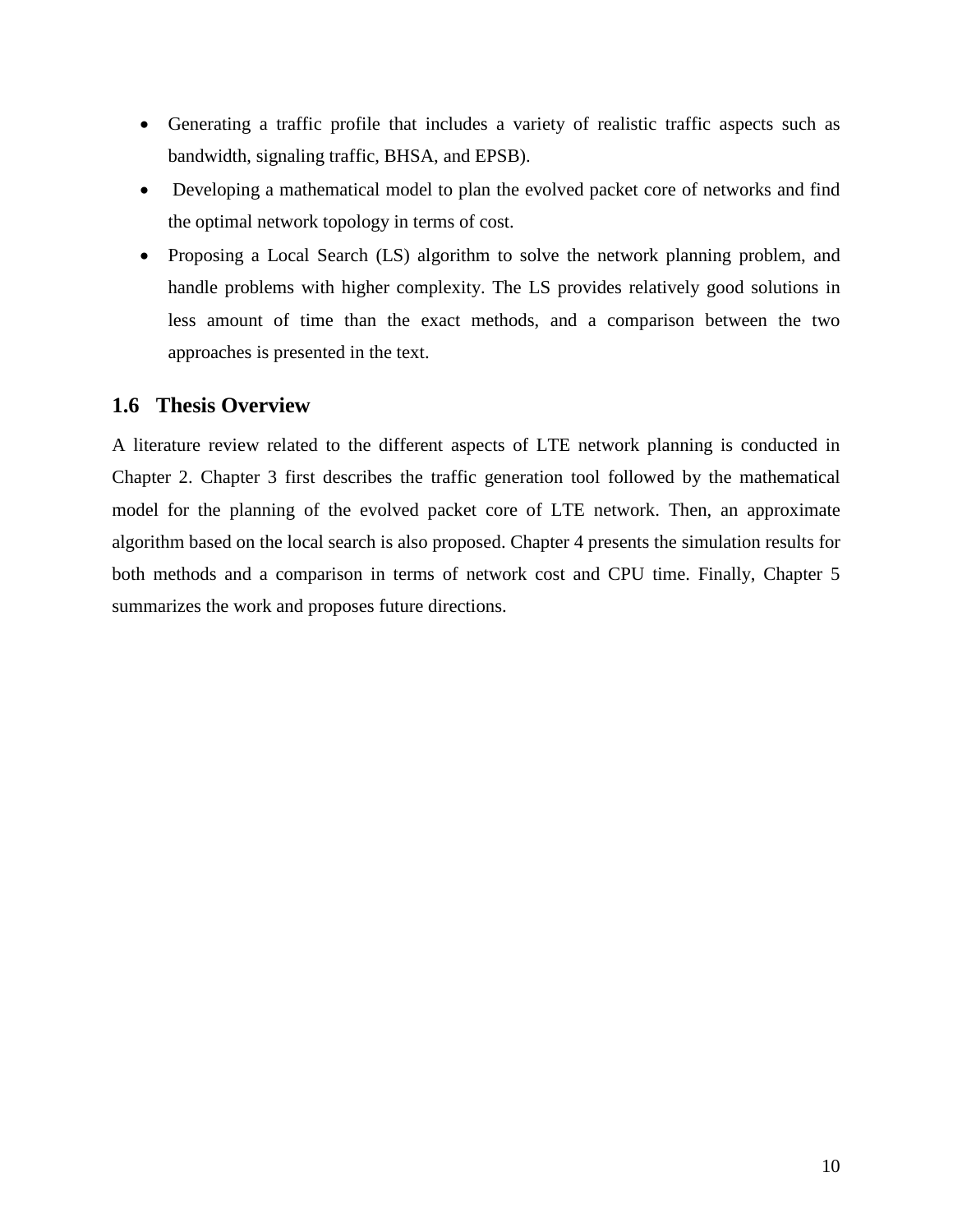- Generating a traffic profile that includes a variety of realistic traffic aspects such as bandwidth, signaling traffic, BHSA, and EPSB).
- Developing a mathematical model to plan the evolved packet core of networks and find the optimal network topology in terms of cost.
- Proposing a Local Search (LS) algorithm to solve the network planning problem, and handle problems with higher complexity. The LS provides relatively good solutions in less amount of time than the exact methods, and a comparison between the two approaches is presented in the text.

## 1.6 Thesis Overview

A literature review related to the different aspects of LTE network planning is conducted in Chapter 2. Chapter 3 first describes the traffic generation tool followed by the mathematical model for the planning of the evolved packet core of LTE network. Then, an approximate algorithm based on the local search is also proposed. Chapter 4 presents the simulation results for both methods and a comparison in terms of network cost and CPU time. Finally, Chapter 5 summarizes the work and proposes future directions.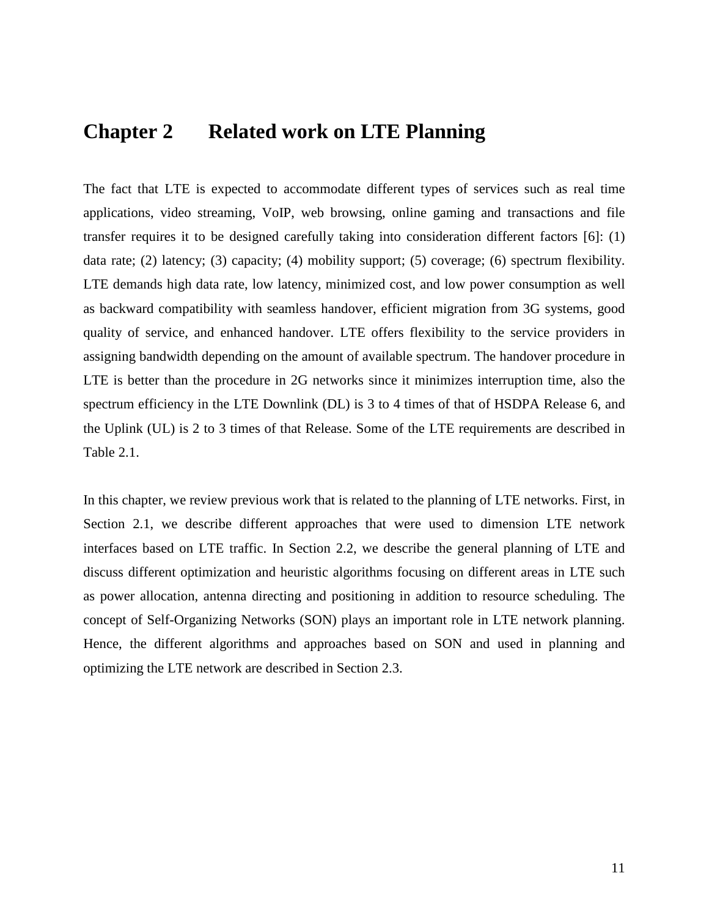# Chapter 2 Related work on LTE Planning

The fact that LTE is expected to accommodate different types of services such as real time applications, video streaming, VoIP, web browsing, online gaming and transactions and file transfer requires it to be designed carefully taking into consideration different factors [6]: (1) data rate; (2) latency; (3) capacity; (4) mobility support; (5) coverage; (6) spectrum flexibility. LTE demands high data rate, low latency, minimized cost, and low power consumption as well as backward compatibility with seamless handover, efficient migration from 3G systems, good quality of service, and enhanced handover. LTE offers flexibility to the service providers in assigning bandwidth depending on the amount of available spectrum. The handover procedure in LTE is better than the procedure in 2G networks since it minimizes interruption time, also the spectrum efficiency in the LTE Downlink (DL) is 3 to 4 times of that of HSDPA Release 6, and the Uplink (UL) is 2 to 3 times of that Release. Some of the LTE requirements are described in Table 2.1.

In this chapter, we review previous work that is related to the planning of LTE networks. First, in Section 2.1, we describe different approaches that were used to dimension LTE network interfaces based on LTE traffic. In Section 2.2, we describe the general planning of LTE and discuss different optimization and heuristic algorithms focusing on different areas in LTE such as power allocation, antenna directing and positioning in addition to resource scheduling. The concept of Self-Organizing Networks (SON) plays an important role in LTE network planning. Hence, the different algorithms and approaches based on SON and used in planning and optimizing the LTE network are described in Section 2.3.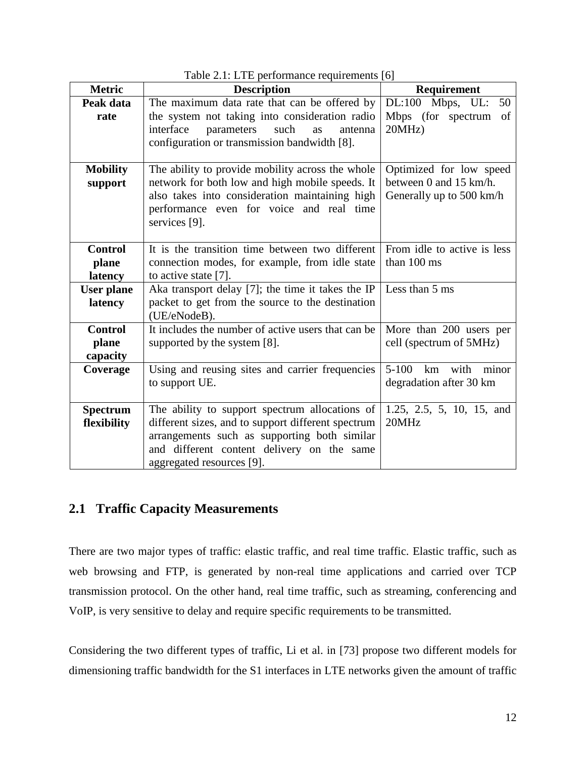Table 2.1: LTE performance requirements [6]

| Metric | Description | Requirement |
|---|---|---|
| **Peak data rate** | The maximum data rate that can be offered by the system not taking into consideration radio interface parameters such as antenna configuration or transmission bandwidth [8]. | DL:100 Mbps, UL: 50 Mbps (for spectrum of 20MHz) |
| **Mobility support** | The ability to provide mobility across the whole network for both low and high mobile speeds. It also takes into consideration maintaining high performance even for voice and real time services [9]. | Optimized for low speed between 0 and 15 km/h. Generally up to 500 km/h |
| **Control plane latency** | It is the transition time between two different connection modes, for example, from idle state to active state [7]. | From idle to active is less than 100 ms |
| **User plane latency** | Aka transport delay [7]; the time it takes the IP packet to get from the source to the destination (UE/eNodeB). | Less than 5 ms |
| **Control plane capacity** | It includes the number of active users that can be supported by the system [8]. | More than 200 users per cell (spectrum of 5MHz) |
| **Coverage** | Using and reusing sites and carrier frequencies to support UE. | 5-100 km with minor degradation after 30 km |
| **Spectrum flexibility** | The ability to support spectrum allocations of different sizes, and to support different spectrum arrangements such as supporting both similar and different content delivery on the same aggregated resources [9]. | 1.25, 2.5, 5, 10, 15, and 20MHz |

## 2.1 Traffic Capacity Measurements

There are two major types of traffic: elastic traffic, and real time traffic. Elastic traffic, such as web browsing and FTP, is generated by non-real time applications and carried over TCP transmission protocol. On the other hand, real time traffic, such as streaming, conferencing and VoIP, is very sensitive to delay and require specific requirements to be transmitted.

Considering the two different types of traffic, Li et al. in [73] propose two different models for dimensioning traffic bandwidth for the S1 interfaces in LTE networks given the amount of traffic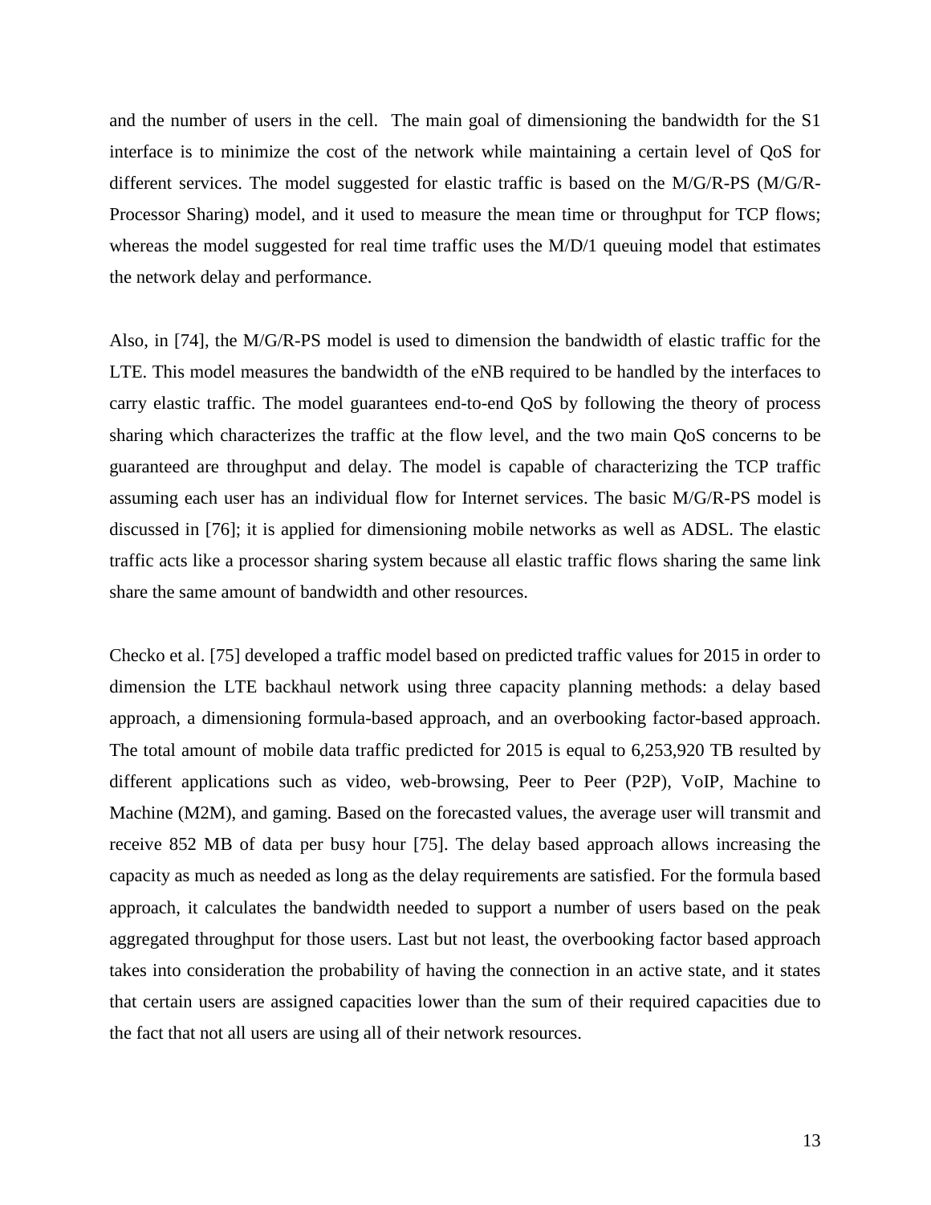and the number of users in the cell. The main goal of dimensioning the bandwidth for the S1 interface is to minimize the cost of the network while maintaining a certain level of QoS for different services. The model suggested for elastic traffic is based on the M/G/R-PS (M/G/R-Processor Sharing) model, and it used to measure the mean time or throughput for TCP flows; whereas the model suggested for real time traffic uses the M/D/1 queuing model that estimates the network delay and performance.

Also, in [74], the M/G/R-PS model is used to dimension the bandwidth of elastic traffic for the LTE. This model measures the bandwidth of the eNB required to be handled by the interfaces to carry elastic traffic. The model guarantees end-to-end QoS by following the theory of process sharing which characterizes the traffic at the flow level, and the two main QoS concerns to be guaranteed are throughput and delay. The model is capable of characterizing the TCP traffic assuming each user has an individual flow for Internet services. The basic M/G/R-PS model is discussed in [76]; it is applied for dimensioning mobile networks as well as ADSL. The elastic traffic acts like a processor sharing system because all elastic traffic flows sharing the same link share the same amount of bandwidth and other resources.

Checko et al. [75] developed a traffic model based on predicted traffic values for 2015 in order to dimension the LTE backhaul network using three capacity planning methods: a delay based approach, a dimensioning formula-based approach, and an overbooking factor-based approach. The total amount of mobile data traffic predicted for 2015 is equal to 6,253,920 TB resulted by different applications such as video, web-browsing, Peer to Peer (P2P), VoIP, Machine to Machine (M2M), and gaming. Based on the forecasted values, the average user will transmit and receive 852 MB of data per busy hour [75]. The delay based approach allows increasing the capacity as much as needed as long as the delay requirements are satisfied. For the formula based approach, it calculates the bandwidth needed to support a number of users based on the peak aggregated throughput for those users. Last but not least, the overbooking factor based approach takes into consideration the probability of having the connection in an active state, and it states that certain users are assigned capacities lower than the sum of their required capacities due to the fact that not all users are using all of their network resources.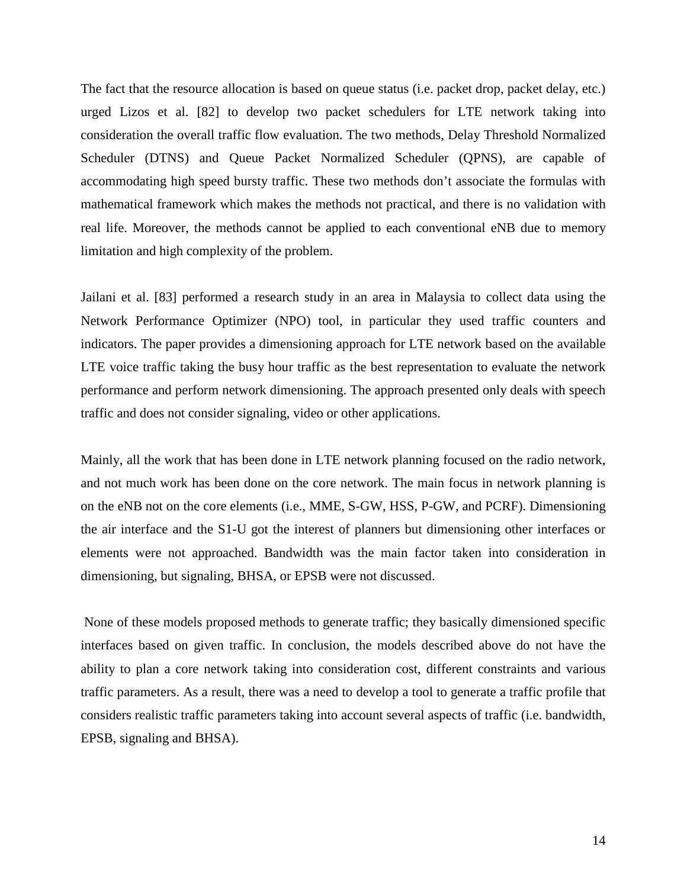The fact that the resource allocation is based on queue status (i.e. packet drop, packet delay, etc.) urged Lizos et al. [82] to develop two packet schedulers for LTE network taking into consideration the overall traffic flow evaluation. The two methods, Delay Threshold Normalized Scheduler (DTNS) and Queue Packet Normalized Scheduler (QPNS), are capable of accommodating high speed bursty traffic. These two methods don't associate the formulas with mathematical framework which makes the methods not practical, and there is no validation with real life. Moreover, the methods cannot be applied to each conventional eNB due to memory limitation and high complexity of the problem.

Jailani et al. [83] performed a research study in an area in Malaysia to collect data using the Network Performance Optimizer (NPO) tool, in particular they used traffic counters and indicators. The paper provides a dimensioning approach for LTE network based on the available LTE voice traffic taking the busy hour traffic as the best representation to evaluate the network performance and perform network dimensioning. The approach presented only deals with speech traffic and does not consider signaling, video or other applications.

Mainly, all the work that has been done in LTE network planning focused on the radio network, and not much work has been done on the core network. The main focus in network planning is on the eNB not on the core elements (i.e., MME, S-GW, HSS, P-GW, and PCRF). Dimensioning the air interface and the S1-U got the interest of planners but dimensioning other interfaces or elements were not approached. Bandwidth was the main factor taken into consideration in dimensioning, but signaling, BHSA, or EPSB were not discussed.

None of these models proposed methods to generate traffic; they basically dimensioned specific interfaces based on given traffic. In conclusion, the models described above do not have the ability to plan a core network taking into consideration cost, different constraints and various traffic parameters. As a result, there was a need to develop a tool to generate a traffic profile that considers realistic traffic parameters taking into account several aspects of traffic (i.e. bandwidth, EPSB, signaling and BHSA).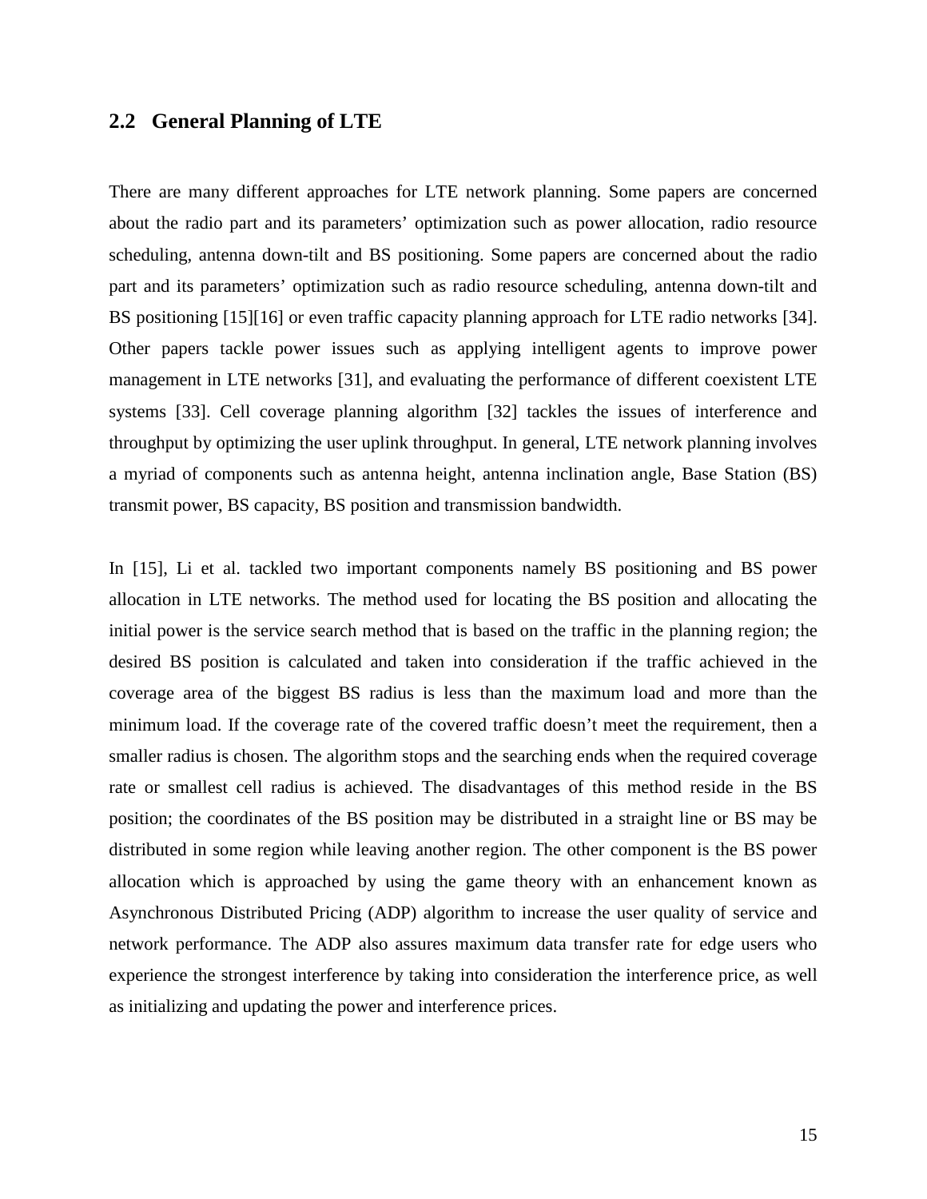## 2.2 General Planning of LTE

There are many different approaches for LTE network planning. Some papers are concerned about the radio part and its parameters' optimization such as power allocation, radio resource scheduling, antenna down-tilt and BS positioning. Some papers are concerned about the radio part and its parameters' optimization such as radio resource scheduling, antenna down-tilt and BS positioning [15][16] or even traffic capacity planning approach for LTE radio networks [34]. Other papers tackle power issues such as applying intelligent agents to improve power management in LTE networks [31], and evaluating the performance of different coexistent LTE systems [33]. Cell coverage planning algorithm [32] tackles the issues of interference and throughput by optimizing the user uplink throughput. In general, LTE network planning involves a myriad of components such as antenna height, antenna inclination angle, Base Station (BS) transmit power, BS capacity, BS position and transmission bandwidth.

In [15], Li et al. tackled two important components namely BS positioning and BS power allocation in LTE networks. The method used for locating the BS position and allocating the initial power is the service search method that is based on the traffic in the planning region; the desired BS position is calculated and taken into consideration if the traffic achieved in the coverage area of the biggest BS radius is less than the maximum load and more than the minimum load. If the coverage rate of the covered traffic doesn't meet the requirement, then a smaller radius is chosen. The algorithm stops and the searching ends when the required coverage rate or smallest cell radius is achieved. The disadvantages of this method reside in the BS position; the coordinates of the BS position may be distributed in a straight line or BS may be distributed in some region while leaving another region. The other component is the BS power allocation which is approached by using the game theory with an enhancement known as Asynchronous Distributed Pricing (ADP) algorithm to increase the user quality of service and network performance. The ADP also assures maximum data transfer rate for edge users who experience the strongest interference by taking into consideration the interference price, as well as initializing and updating the power and interference prices.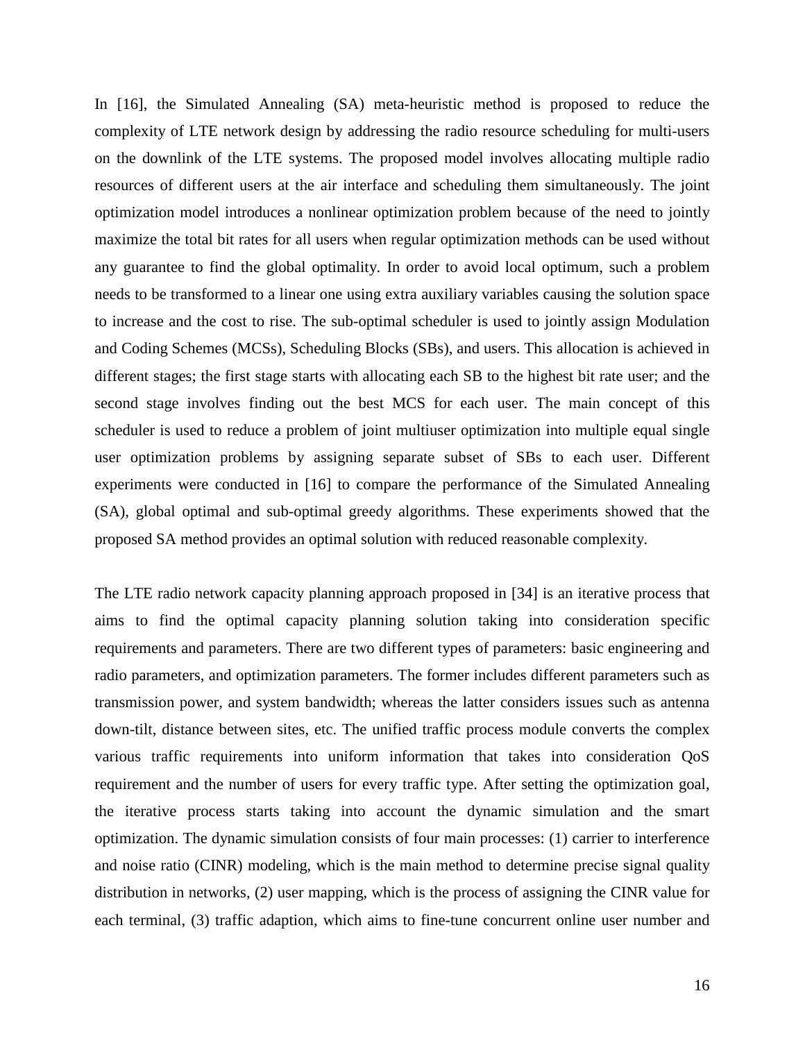In [16], the Simulated Annealing (SA) meta-heuristic method is proposed to reduce the complexity of LTE network design by addressing the radio resource scheduling for multi-users on the downlink of the LTE systems. The proposed model involves allocating multiple radio resources of different users at the air interface and scheduling them simultaneously. The joint optimization model introduces a nonlinear optimization problem because of the need to jointly maximize the total bit rates for all users when regular optimization methods can be used without any guarantee to find the global optimality. In order to avoid local optimum, such a problem needs to be transformed to a linear one using extra auxiliary variables causing the solution space to increase and the cost to rise. The sub-optimal scheduler is used to jointly assign Modulation and Coding Schemes (MCSs), Scheduling Blocks (SBs), and users. This allocation is achieved in different stages; the first stage starts with allocating each SB to the highest bit rate user; and the second stage involves finding out the best MCS for each user. The main concept of this scheduler is used to reduce a problem of joint multiuser optimization into multiple equal single user optimization problems by assigning separate subset of SBs to each user. Different experiments were conducted in [16] to compare the performance of the Simulated Annealing (SA), global optimal and sub-optimal greedy algorithms. These experiments showed that the proposed SA method provides an optimal solution with reduced reasonable complexity.

The LTE radio network capacity planning approach proposed in [34] is an iterative process that aims to find the optimal capacity planning solution taking into consideration specific requirements and parameters. There are two different types of parameters: basic engineering and radio parameters, and optimization parameters. The former includes different parameters such as transmission power, and system bandwidth; whereas the latter considers issues such as antenna down-tilt, distance between sites, etc. The unified traffic process module converts the complex various traffic requirements into uniform information that takes into consideration QoS requirement and the number of users for every traffic type. After setting the optimization goal, the iterative process starts taking into account the dynamic simulation and the smart optimization. The dynamic simulation consists of four main processes: (1) carrier to interference and noise ratio (CINR) modeling, which is the main method to determine precise signal quality distribution in networks, (2) user mapping, which is the process of assigning the CINR value for each terminal, (3) traffic adaption, which aims to fine-tune concurrent online user number and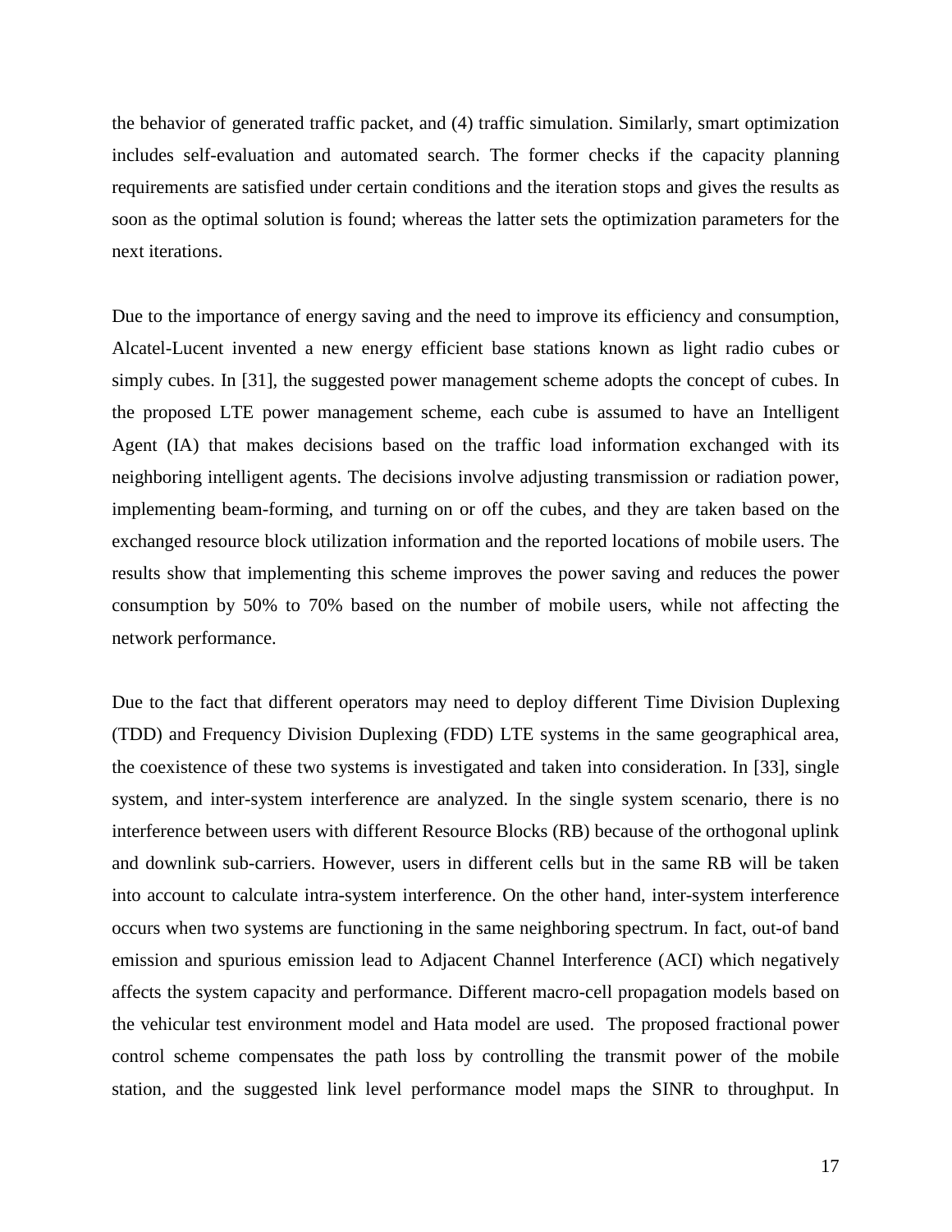the behavior of generated traffic packet, and (4) traffic simulation. Similarly, smart optimization includes self-evaluation and automated search. The former checks if the capacity planning requirements are satisfied under certain conditions and the iteration stops and gives the results as soon as the optimal solution is found; whereas the latter sets the optimization parameters for the next iterations.

Due to the importance of energy saving and the need to improve its efficiency and consumption, Alcatel-Lucent invented a new energy efficient base stations known as light radio cubes or simply cubes. In [31], the suggested power management scheme adopts the concept of cubes. In the proposed LTE power management scheme, each cube is assumed to have an Intelligent Agent (IA) that makes decisions based on the traffic load information exchanged with its neighboring intelligent agents. The decisions involve adjusting transmission or radiation power, implementing beam-forming, and turning on or off the cubes, and they are taken based on the exchanged resource block utilization information and the reported locations of mobile users. The results show that implementing this scheme improves the power saving and reduces the power consumption by 50% to 70% based on the number of mobile users, while not affecting the network performance.

Due to the fact that different operators may need to deploy different Time Division Duplexing (TDD) and Frequency Division Duplexing (FDD) LTE systems in the same geographical area, the coexistence of these two systems is investigated and taken into consideration. In [33], single system, and inter-system interference are analyzed. In the single system scenario, there is no interference between users with different Resource Blocks (RB) because of the orthogonal uplink and downlink sub-carriers. However, users in different cells but in the same RB will be taken into account to calculate intra-system interference. On the other hand, inter-system interference occurs when two systems are functioning in the same neighboring spectrum. In fact, out-of band emission and spurious emission lead to Adjacent Channel Interference (ACI) which negatively affects the system capacity and performance. Different macro-cell propagation models based on the vehicular test environment model and Hata model are used. The proposed fractional power control scheme compensates the path loss by controlling the transmit power of the mobile station, and the suggested link level performance model maps the SINR to throughput. In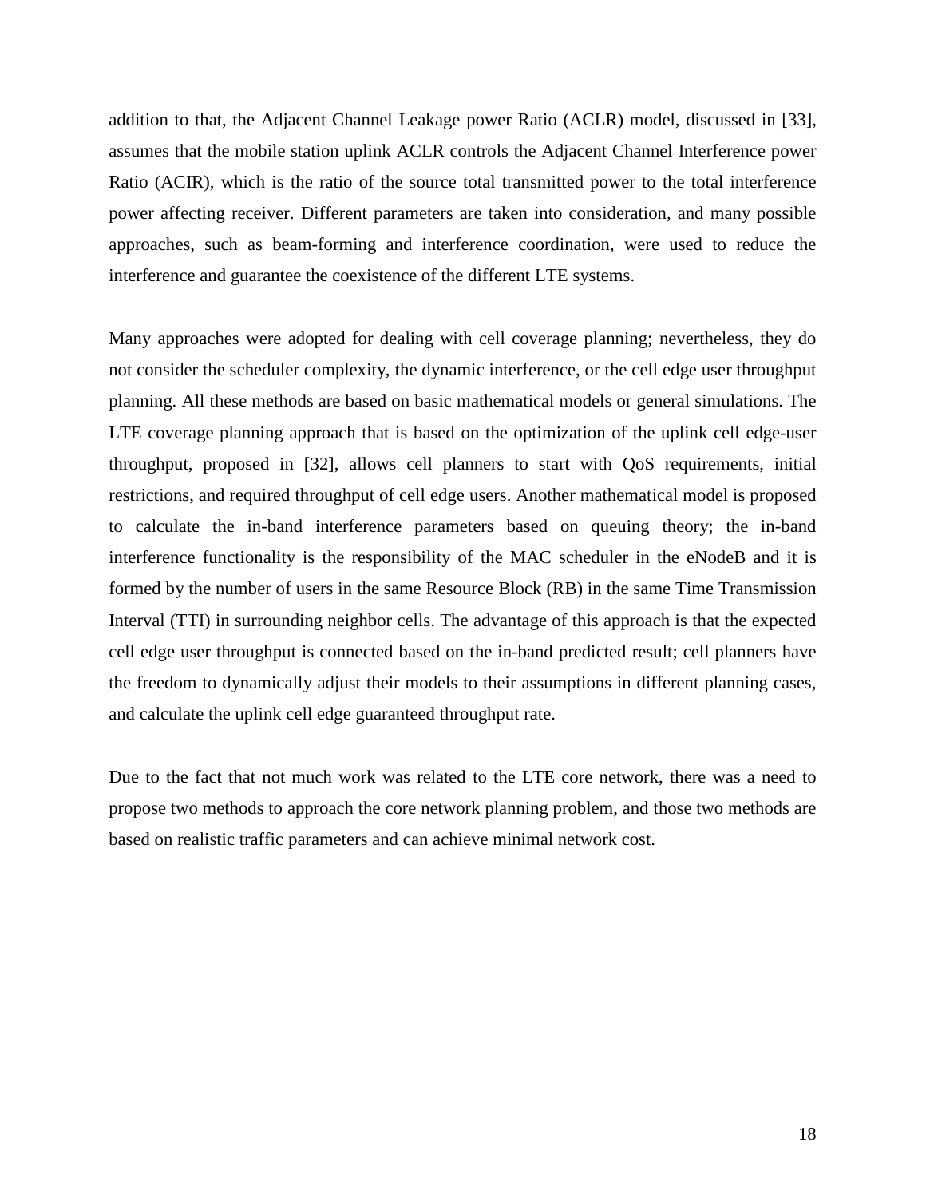addition to that, the Adjacent Channel Leakage power Ratio (ACLR) model, discussed in [33], assumes that the mobile station uplink ACLR controls the Adjacent Channel Interference power Ratio (ACIR), which is the ratio of the source total transmitted power to the total interference power affecting receiver. Different parameters are taken into consideration, and many possible approaches, such as beam-forming and interference coordination, were used to reduce the interference and guarantee the coexistence of the different LTE systems.

Many approaches were adopted for dealing with cell coverage planning; nevertheless, they do not consider the scheduler complexity, the dynamic interference, or the cell edge user throughput planning. All these methods are based on basic mathematical models or general simulations. The LTE coverage planning approach that is based on the optimization of the uplink cell edge-user throughput, proposed in [32], allows cell planners to start with QoS requirements, initial restrictions, and required throughput of cell edge users. Another mathematical model is proposed to calculate the in-band interference parameters based on queuing theory; the in-band interference functionality is the responsibility of the MAC scheduler in the eNodeB and it is formed by the number of users in the same Resource Block (RB) in the same Time Transmission Interval (TTI) in surrounding neighbor cells. The advantage of this approach is that the expected cell edge user throughput is connected based on the in-band predicted result; cell planners have the freedom to dynamically adjust their models to their assumptions in different planning cases, and calculate the uplink cell edge guaranteed throughput rate.

Due to the fact that not much work was related to the LTE core network, there was a need to propose two methods to approach the core network planning problem, and those two methods are based on realistic traffic parameters and can achieve minimal network cost.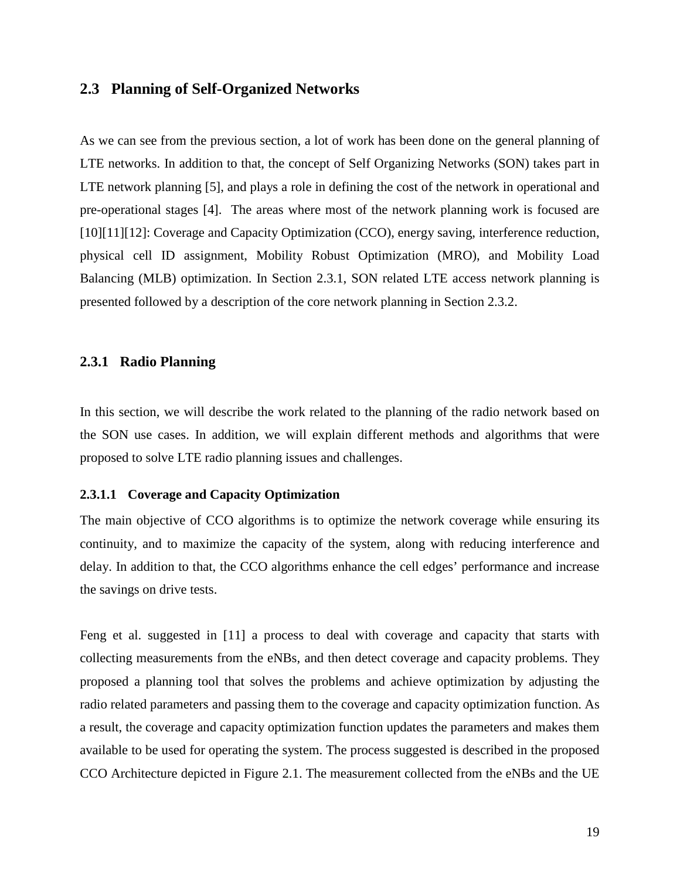## 2.3 Planning of Self-Organized Networks

As we can see from the previous section, a lot of work has been done on the general planning of LTE networks. In addition to that, the concept of Self Organizing Networks (SON) takes part in LTE network planning [5], and plays a role in defining the cost of the network in operational and pre-operational stages [4]. The areas where most of the network planning work is focused are [10][11][12]: Coverage and Capacity Optimization (CCO), energy saving, interference reduction, physical cell ID assignment, Mobility Robust Optimization (MRO), and Mobility Load Balancing (MLB) optimization. In Section 2.3.1, SON related LTE access network planning is presented followed by a description of the core network planning in Section 2.3.2.

### 2.3.1 Radio Planning

In this section, we will describe the work related to the planning of the radio network based on the SON use cases. In addition, we will explain different methods and algorithms that were proposed to solve LTE radio planning issues and challenges.

#### 2.3.1.1 Coverage and Capacity Optimization

The main objective of CCO algorithms is to optimize the network coverage while ensuring its continuity, and to maximize the capacity of the system, along with reducing interference and delay. In addition to that, the CCO algorithms enhance the cell edges' performance and increase the savings on drive tests.

Feng et al. suggested in [11] a process to deal with coverage and capacity that starts with collecting measurements from the eNBs, and then detect coverage and capacity problems. They proposed a planning tool that solves the problems and achieve optimization by adjusting the radio related parameters and passing them to the coverage and capacity optimization function. As a result, the coverage and capacity optimization function updates the parameters and makes them available to be used for operating the system. The process suggested is described in the proposed CCO Architecture depicted in Figure 2.1. The measurement collected from the eNBs and the UE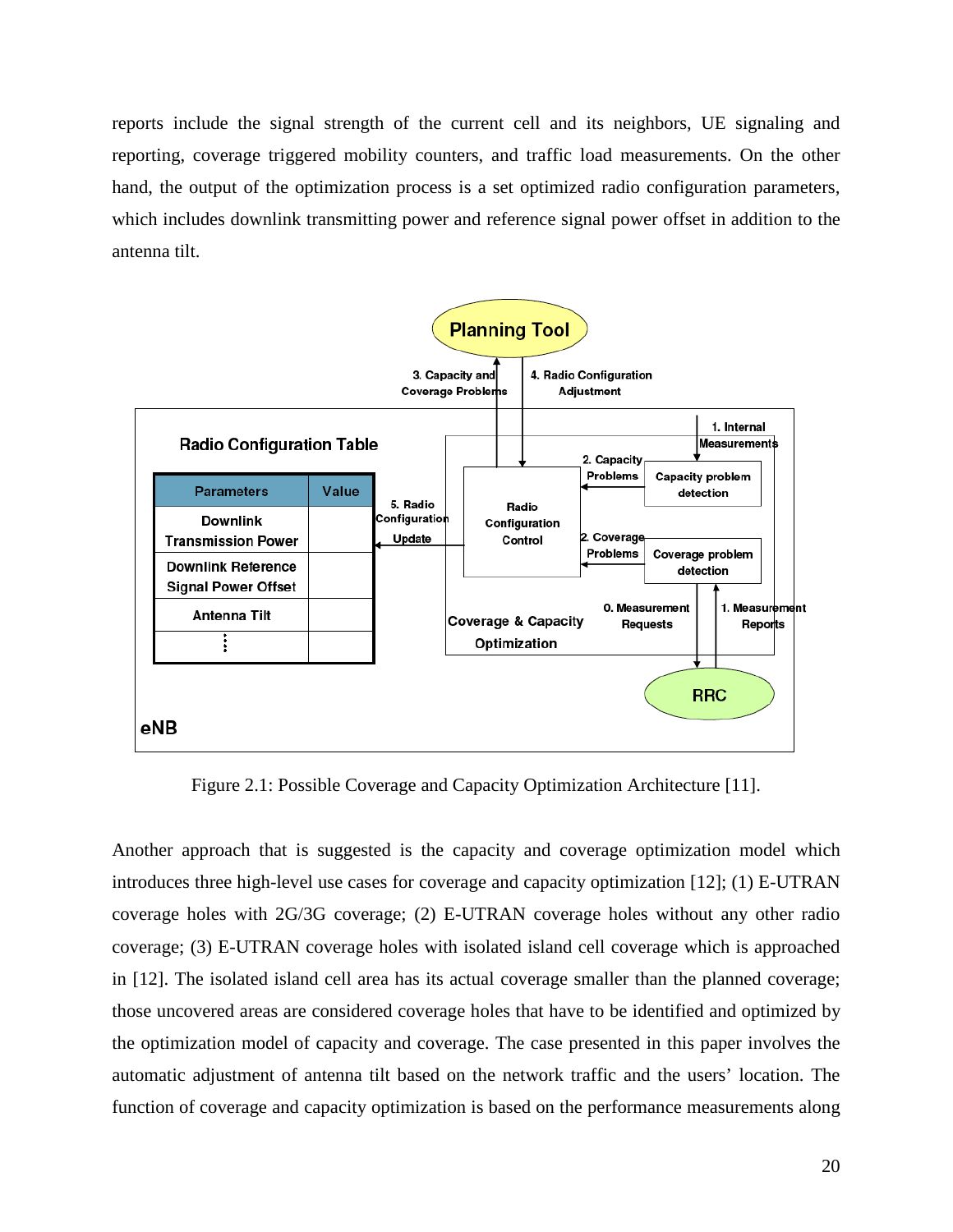reports include the signal strength of the current cell and its neighbors, UE signaling and reporting, coverage triggered mobility counters, and traffic load measurements. On the other hand, the output of the optimization process is a set optimized radio configuration parameters, which includes downlink transmitting power and reference signal power offset in addition to the antenna tilt.

Figure 2.1: Possible Coverage and Capacity Optimization Architecture [11].

Another approach that is suggested is the capacity and coverage optimization model which introduces three high-level use cases for coverage and capacity optimization [12]; (1) E-UTRAN coverage holes with 2G/3G coverage; (2) E-UTRAN coverage holes without any other radio coverage; (3) E-UTRAN coverage holes with isolated island cell coverage which is approached in [12]. The isolated island cell area has its actual coverage smaller than the planned coverage; those uncovered areas are considered coverage holes that have to be identified and optimized by the optimization model of capacity and coverage. The case presented in this paper involves the automatic adjustment of antenna tilt based on the network traffic and the users' location. The function of coverage and capacity optimization is based on the performance measurements along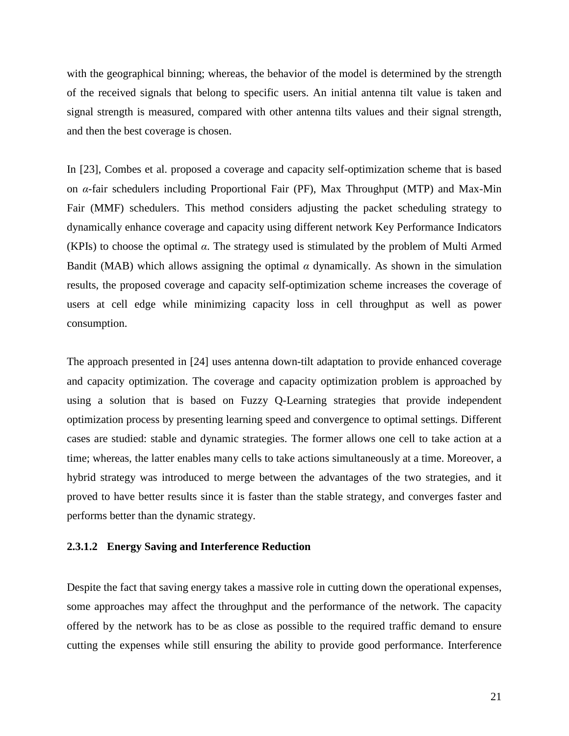with the geographical binning; whereas, the behavior of the model is determined by the strength of the received signals that belong to specific users. An initial antenna tilt value is taken and signal strength is measured, compared with other antenna tilts values and their signal strength, and then the best coverage is chosen.

In [23], Combes et al. proposed a coverage and capacity self-optimization scheme that is based on $\alpha$-fair schedulers including Proportional Fair (PF), Max Throughput (MTP) and Max-Min Fair (MMF) schedulers. This method considers adjusting the packet scheduling strategy to dynamically enhance coverage and capacity using different network Key Performance Indicators (KPIs) to choose the optimal $\alpha$. The strategy used is stimulated by the problem of Multi Armed Bandit (MAB) which allows assigning the optimal $\alpha$ dynamically. As shown in the simulation results, the proposed coverage and capacity self-optimization scheme increases the coverage of users at cell edge while minimizing capacity loss in cell throughput as well as power consumption.

The approach presented in [24] uses antenna down-tilt adaptation to provide enhanced coverage and capacity optimization. The coverage and capacity optimization problem is approached by using a solution that is based on Fuzzy Q-Learning strategies that provide independent optimization process by presenting learning speed and convergence to optimal settings. Different cases are studied: stable and dynamic strategies. The former allows one cell to take action at a time; whereas, the latter enables many cells to take actions simultaneously at a time. Moreover, a hybrid strategy was introduced to merge between the advantages of the two strategies, and it proved to have better results since it is faster than the stable strategy, and converges faster and performs better than the dynamic strategy.

#### 2.3.1.2 Energy Saving and Interference Reduction

Despite the fact that saving energy takes a massive role in cutting down the operational expenses, some approaches may affect the throughput and the performance of the network. The capacity offered by the network has to be as close as possible to the required traffic demand to ensure cutting the expenses while still ensuring the ability to provide good performance. Interference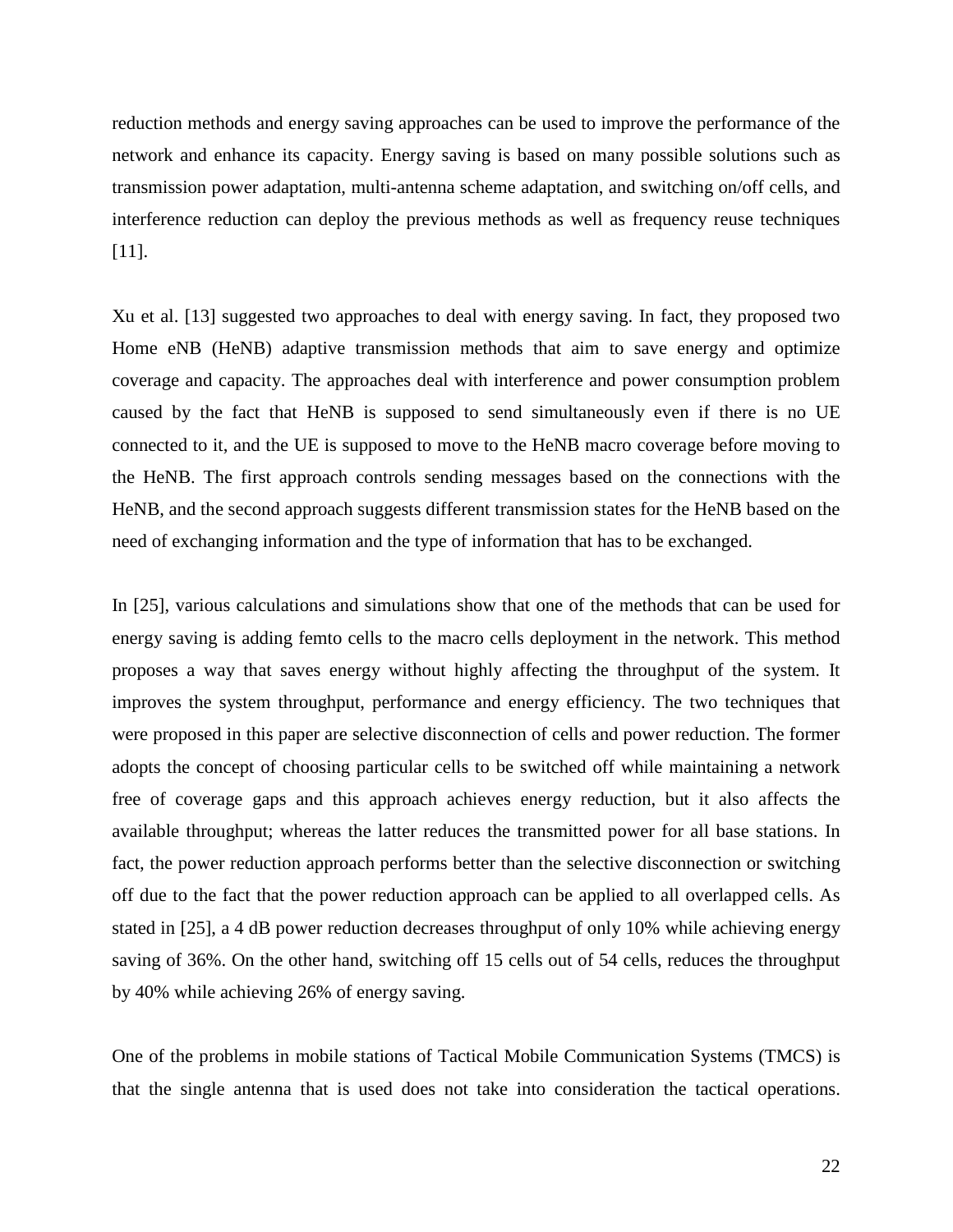reduction methods and energy saving approaches can be used to improve the performance of the network and enhance its capacity. Energy saving is based on many possible solutions such as transmission power adaptation, multi-antenna scheme adaptation, and switching on/off cells, and interference reduction can deploy the previous methods as well as frequency reuse techniques [11].

Xu et al. [13] suggested two approaches to deal with energy saving. In fact, they proposed two Home eNB (HeNB) adaptive transmission methods that aim to save energy and optimize coverage and capacity. The approaches deal with interference and power consumption problem caused by the fact that HeNB is supposed to send simultaneously even if there is no UE connected to it, and the UE is supposed to move to the HeNB macro coverage before moving to the HeNB. The first approach controls sending messages based on the connections with the HeNB, and the second approach suggests different transmission states for the HeNB based on the need of exchanging information and the type of information that has to be exchanged.

In [25], various calculations and simulations show that one of the methods that can be used for energy saving is adding femto cells to the macro cells deployment in the network. This method proposes a way that saves energy without highly affecting the throughput of the system. It improves the system throughput, performance and energy efficiency. The two techniques that were proposed in this paper are selective disconnection of cells and power reduction. The former adopts the concept of choosing particular cells to be switched off while maintaining a network free of coverage gaps and this approach achieves energy reduction, but it also affects the available throughput; whereas the latter reduces the transmitted power for all base stations. In fact, the power reduction approach performs better than the selective disconnection or switching off due to the fact that the power reduction approach can be applied to all overlapped cells. As stated in [25], a 4 dB power reduction decreases throughput of only 10% while achieving energy saving of 36%. On the other hand, switching off 15 cells out of 54 cells, reduces the throughput by 40% while achieving 26% of energy saving.

One of the problems in mobile stations of Tactical Mobile Communication Systems (TMCS) is that the single antenna that is used does not take into consideration the tactical operations.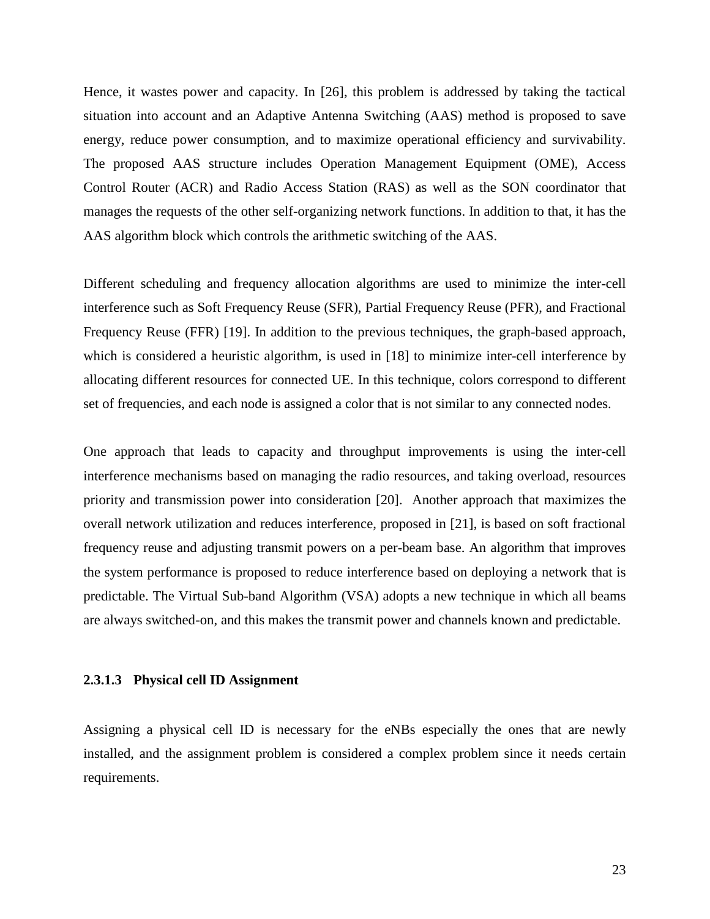Hence, it wastes power and capacity. In [26], this problem is addressed by taking the tactical situation into account and an Adaptive Antenna Switching (AAS) method is proposed to save energy, reduce power consumption, and to maximize operational efficiency and survivability. The proposed AAS structure includes Operation Management Equipment (OME), Access Control Router (ACR) and Radio Access Station (RAS) as well as the SON coordinator that manages the requests of the other self-organizing network functions. In addition to that, it has the AAS algorithm block which controls the arithmetic switching of the AAS.

Different scheduling and frequency allocation algorithms are used to minimize the inter-cell interference such as Soft Frequency Reuse (SFR), Partial Frequency Reuse (PFR), and Fractional Frequency Reuse (FFR) [19]. In addition to the previous techniques, the graph-based approach, which is considered a heuristic algorithm, is used in [18] to minimize inter-cell interference by allocating different resources for connected UE. In this technique, colors correspond to different set of frequencies, and each node is assigned a color that is not similar to any connected nodes.

One approach that leads to capacity and throughput improvements is using the inter-cell interference mechanisms based on managing the radio resources, and taking overload, resources priority and transmission power into consideration [20]. Another approach that maximizes the overall network utilization and reduces interference, proposed in [21], is based on soft fractional frequency reuse and adjusting transmit powers on a per-beam base. An algorithm that improves the system performance is proposed to reduce interference based on deploying a network that is predictable. The Virtual Sub-band Algorithm (VSA) adopts a new technique in which all beams are always switched-on, and this makes the transmit power and channels known and predictable.

#### 2.3.1.3 Physical cell ID Assignment

Assigning a physical cell ID is necessary for the eNBs especially the ones that are newly installed, and the assignment problem is considered a complex problem since it needs certain requirements.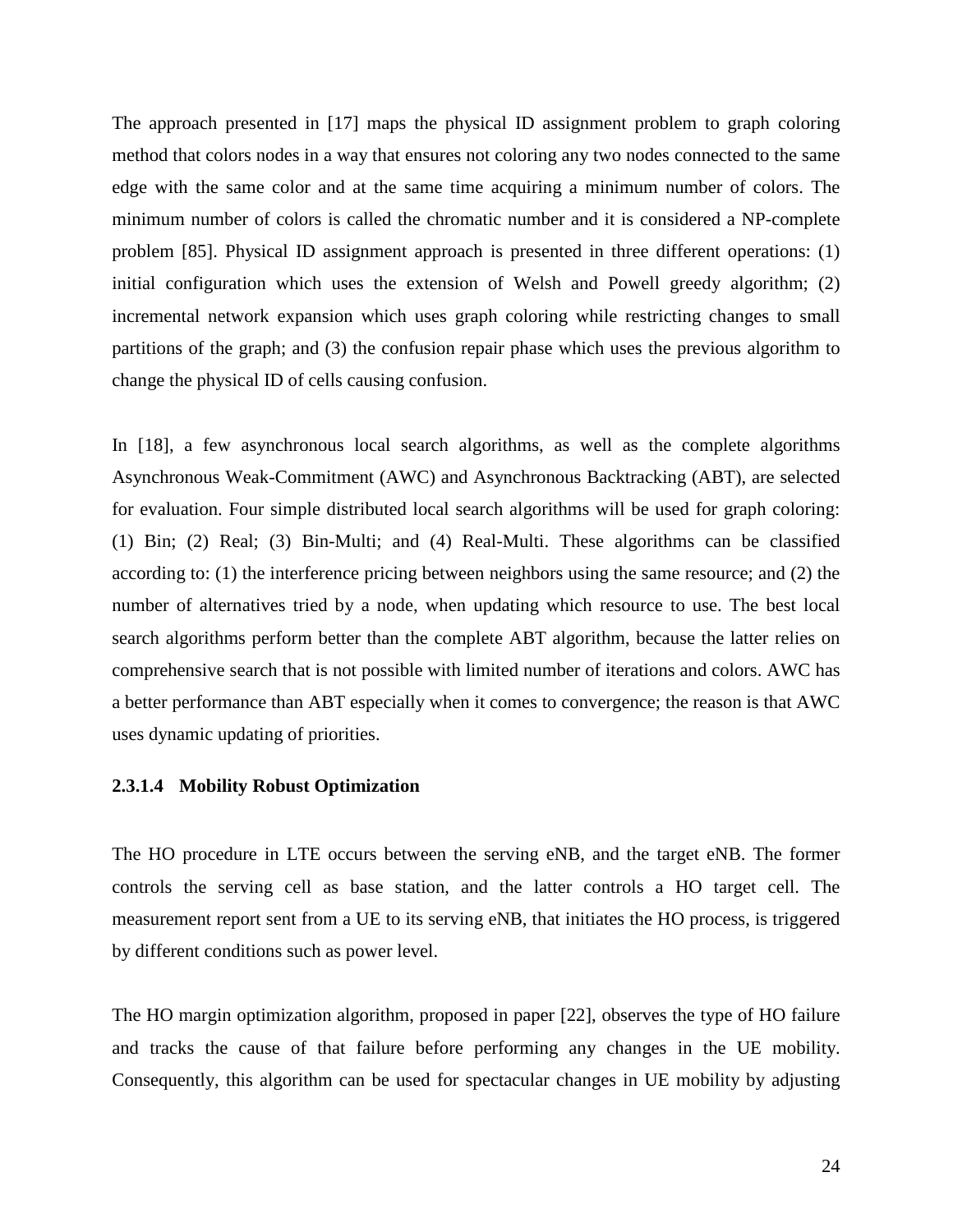The approach presented in [17] maps the physical ID assignment problem to graph coloring method that colors nodes in a way that ensures not coloring any two nodes connected to the same edge with the same color and at the same time acquiring a minimum number of colors. The minimum number of colors is called the chromatic number and it is considered a NP-complete problem [85]. Physical ID assignment approach is presented in three different operations: (1) initial configuration which uses the extension of Welsh and Powell greedy algorithm; (2) incremental network expansion which uses graph coloring while restricting changes to small partitions of the graph; and (3) the confusion repair phase which uses the previous algorithm to change the physical ID of cells causing confusion.

In [18], a few asynchronous local search algorithms, as well as the complete algorithms Asynchronous Weak-Commitment (AWC) and Asynchronous Backtracking (ABT), are selected for evaluation. Four simple distributed local search algorithms will be used for graph coloring: (1) Bin; (2) Real; (3) Bin-Multi; and (4) Real-Multi. These algorithms can be classified according to: (1) the interference pricing between neighbors using the same resource; and (2) the number of alternatives tried by a node, when updating which resource to use. The best local search algorithms perform better than the complete ABT algorithm, because the latter relies on comprehensive search that is not possible with limited number of iterations and colors. AWC has a better performance than ABT especially when it comes to convergence; the reason is that AWC uses dynamic updating of priorities.

#### 2.3.1.4 Mobility Robust Optimization

The HO procedure in LTE occurs between the serving eNB, and the target eNB. The former controls the serving cell as base station, and the latter controls a HO target cell. The measurement report sent from a UE to its serving eNB, that initiates the HO process, is triggered by different conditions such as power level.

The HO margin optimization algorithm, proposed in paper [22], observes the type of HO failure and tracks the cause of that failure before performing any changes in the UE mobility. Consequently, this algorithm can be used for spectacular changes in UE mobility by adjusting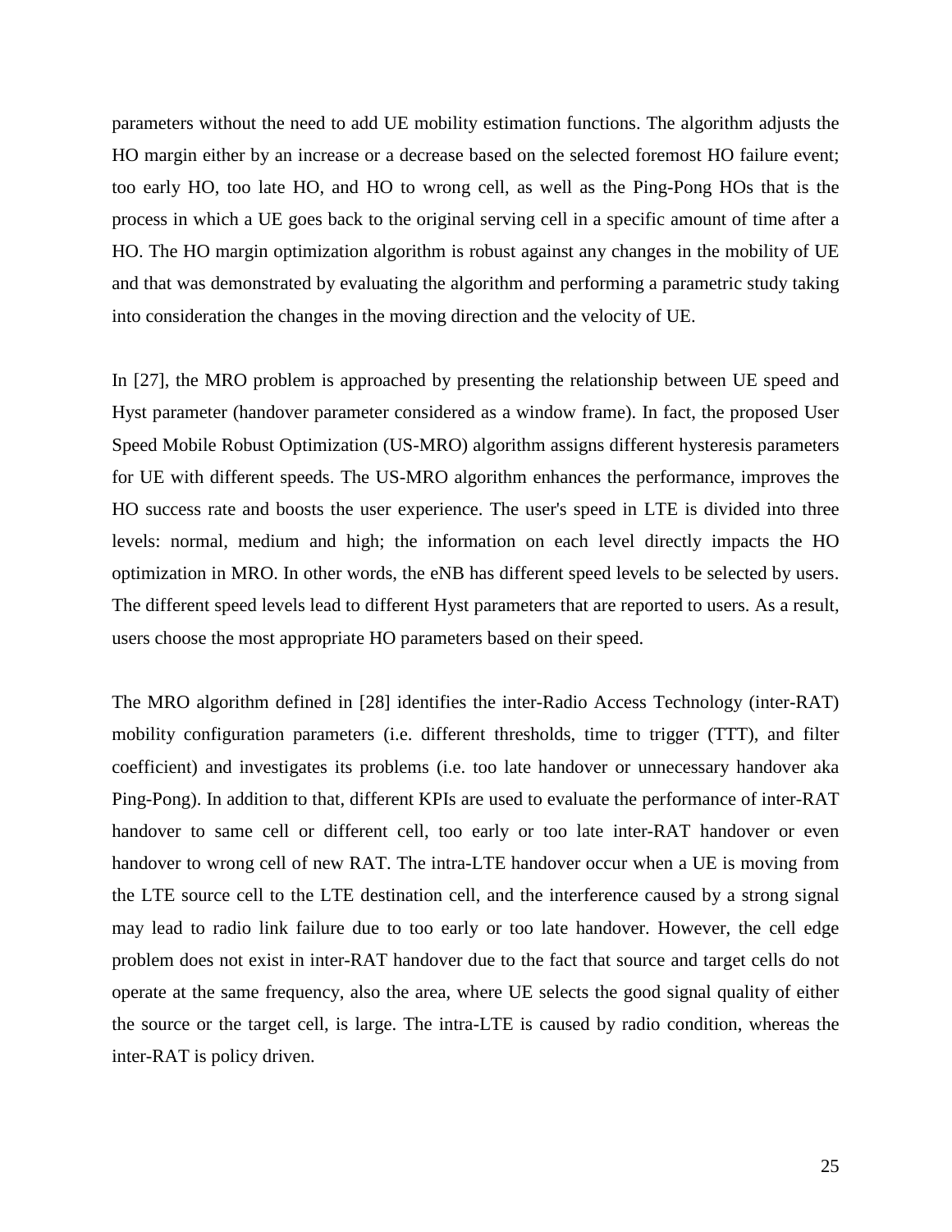parameters without the need to add UE mobility estimation functions. The algorithm adjusts the HO margin either by an increase or a decrease based on the selected foremost HO failure event; too early HO, too late HO, and HO to wrong cell, as well as the Ping-Pong HOs that is the process in which a UE goes back to the original serving cell in a specific amount of time after a HO. The HO margin optimization algorithm is robust against any changes in the mobility of UE and that was demonstrated by evaluating the algorithm and performing a parametric study taking into consideration the changes in the moving direction and the velocity of UE.

In [27], the MRO problem is approached by presenting the relationship between UE speed and Hyst parameter (handover parameter considered as a window frame). In fact, the proposed User Speed Mobile Robust Optimization (US-MRO) algorithm assigns different hysteresis parameters for UE with different speeds. The US-MRO algorithm enhances the performance, improves the HO success rate and boosts the user experience. The user's speed in LTE is divided into three levels: normal, medium and high; the information on each level directly impacts the HO optimization in MRO. In other words, the eNB has different speed levels to be selected by users. The different speed levels lead to different Hyst parameters that are reported to users. As a result, users choose the most appropriate HO parameters based on their speed.

The MRO algorithm defined in [28] identifies the inter-Radio Access Technology (inter-RAT) mobility configuration parameters (i.e. different thresholds, time to trigger (TTT), and filter coefficient) and investigates its problems (i.e. too late handover or unnecessary handover aka Ping-Pong). In addition to that, different KPIs are used to evaluate the performance of inter-RAT handover to same cell or different cell, too early or too late inter-RAT handover or even handover to wrong cell of new RAT. The intra-LTE handover occur when a UE is moving from the LTE source cell to the LTE destination cell, and the interference caused by a strong signal may lead to radio link failure due to too early or too late handover. However, the cell edge problem does not exist in inter-RAT handover due to the fact that source and target cells do not operate at the same frequency, also the area, where UE selects the good signal quality of either the source or the target cell, is large. The intra-LTE is caused by radio condition, whereas the inter-RAT is policy driven.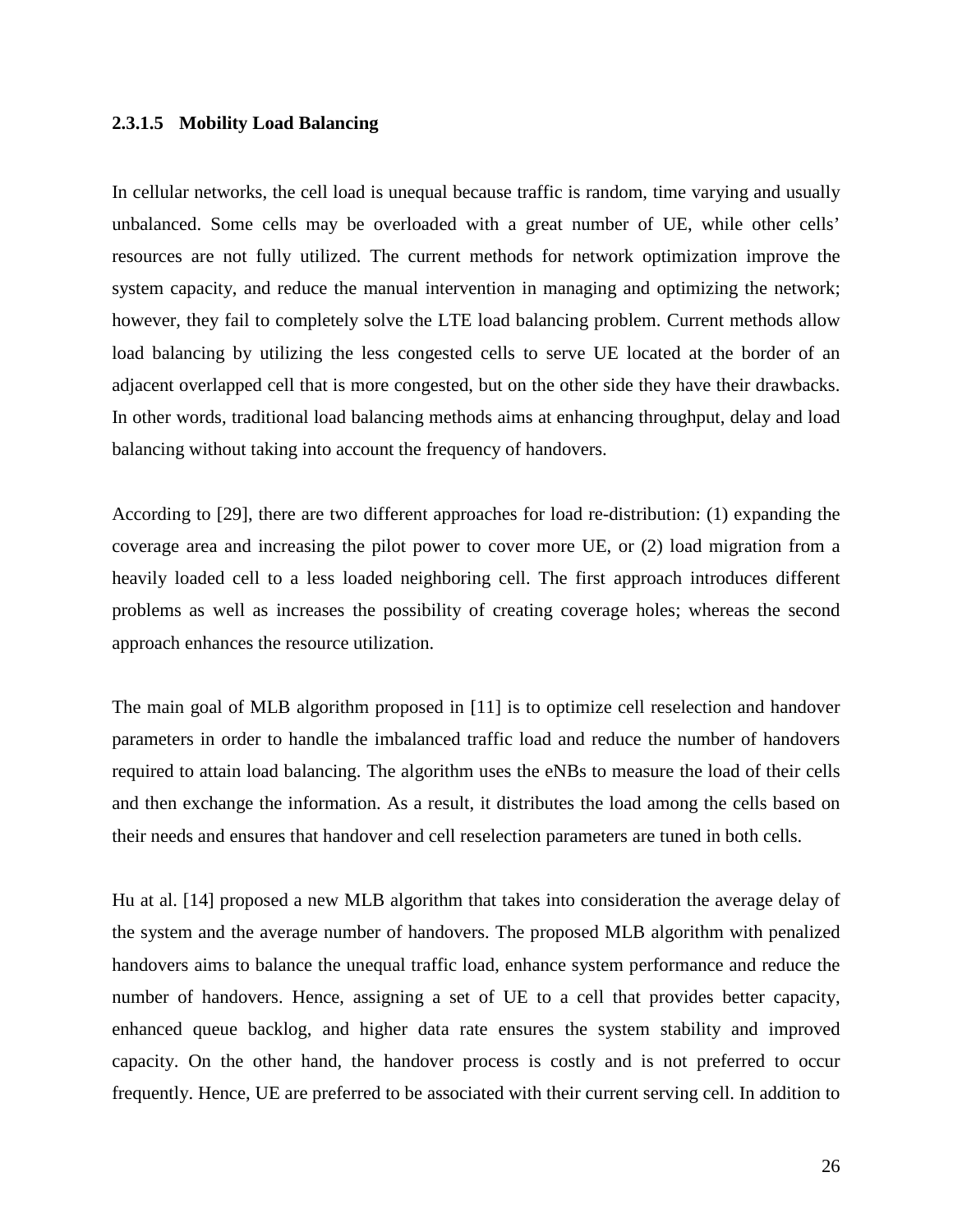#### 2.3.1.5 Mobility Load Balancing

In cellular networks, the cell load is unequal because traffic is random, time varying and usually unbalanced. Some cells may be overloaded with a great number of UE, while other cells' resources are not fully utilized. The current methods for network optimization improve the system capacity, and reduce the manual intervention in managing and optimizing the network; however, they fail to completely solve the LTE load balancing problem. Current methods allow load balancing by utilizing the less congested cells to serve UE located at the border of an adjacent overlapped cell that is more congested, but on the other side they have their drawbacks. In other words, traditional load balancing methods aims at enhancing throughput, delay and load balancing without taking into account the frequency of handovers.

According to [29], there are two different approaches for load re-distribution: (1) expanding the coverage area and increasing the pilot power to cover more UE, or (2) load migration from a heavily loaded cell to a less loaded neighboring cell. The first approach introduces different problems as well as increases the possibility of creating coverage holes; whereas the second approach enhances the resource utilization.

The main goal of MLB algorithm proposed in [11] is to optimize cell reselection and handover parameters in order to handle the imbalanced traffic load and reduce the number of handovers required to attain load balancing. The algorithm uses the eNBs to measure the load of their cells and then exchange the information. As a result, it distributes the load among the cells based on their needs and ensures that handover and cell reselection parameters are tuned in both cells.

Hu at al. [14] proposed a new MLB algorithm that takes into consideration the average delay of the system and the average number of handovers. The proposed MLB algorithm with penalized handovers aims to balance the unequal traffic load, enhance system performance and reduce the number of handovers. Hence, assigning a set of UE to a cell that provides better capacity, enhanced queue backlog, and higher data rate ensures the system stability and improved capacity. On the other hand, the handover process is costly and is not preferred to occur frequently. Hence, UE are preferred to be associated with their current serving cell. In addition to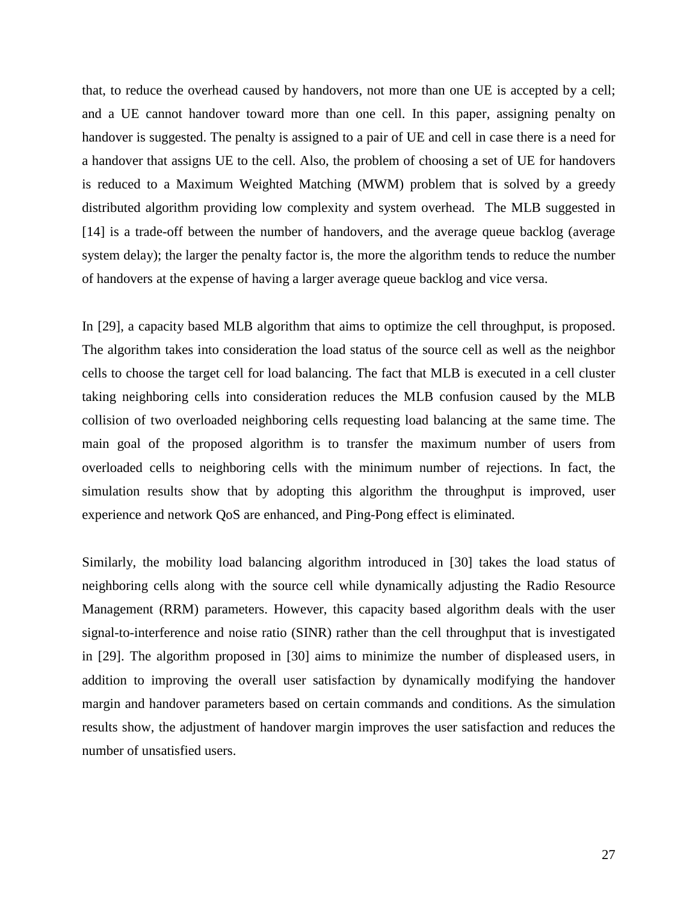that, to reduce the overhead caused by handovers, not more than one UE is accepted by a cell; and a UE cannot handover toward more than one cell. In this paper, assigning penalty on handover is suggested. The penalty is assigned to a pair of UE and cell in case there is a need for a handover that assigns UE to the cell. Also, the problem of choosing a set of UE for handovers is reduced to a Maximum Weighted Matching (MWM) problem that is solved by a greedy distributed algorithm providing low complexity and system overhead. The MLB suggested in [14] is a trade-off between the number of handovers, and the average queue backlog (average system delay); the larger the penalty factor is, the more the algorithm tends to reduce the number of handovers at the expense of having a larger average queue backlog and vice versa.

In [29], a capacity based MLB algorithm that aims to optimize the cell throughput, is proposed. The algorithm takes into consideration the load status of the source cell as well as the neighbor cells to choose the target cell for load balancing. The fact that MLB is executed in a cell cluster taking neighboring cells into consideration reduces the MLB confusion caused by the MLB collision of two overloaded neighboring cells requesting load balancing at the same time. The main goal of the proposed algorithm is to transfer the maximum number of users from overloaded cells to neighboring cells with the minimum number of rejections. In fact, the simulation results show that by adopting this algorithm the throughput is improved, user experience and network QoS are enhanced, and Ping-Pong effect is eliminated.

Similarly, the mobility load balancing algorithm introduced in [30] takes the load status of neighboring cells along with the source cell while dynamically adjusting the Radio Resource Management (RRM) parameters. However, this capacity based algorithm deals with the user signal-to-interference and noise ratio (SINR) rather than the cell throughput that is investigated in [29]. The algorithm proposed in [30] aims to minimize the number of displeased users, in addition to improving the overall user satisfaction by dynamically modifying the handover margin and handover parameters based on certain commands and conditions. As the simulation results show, the adjustment of handover margin improves the user satisfaction and reduces the number of unsatisfied users.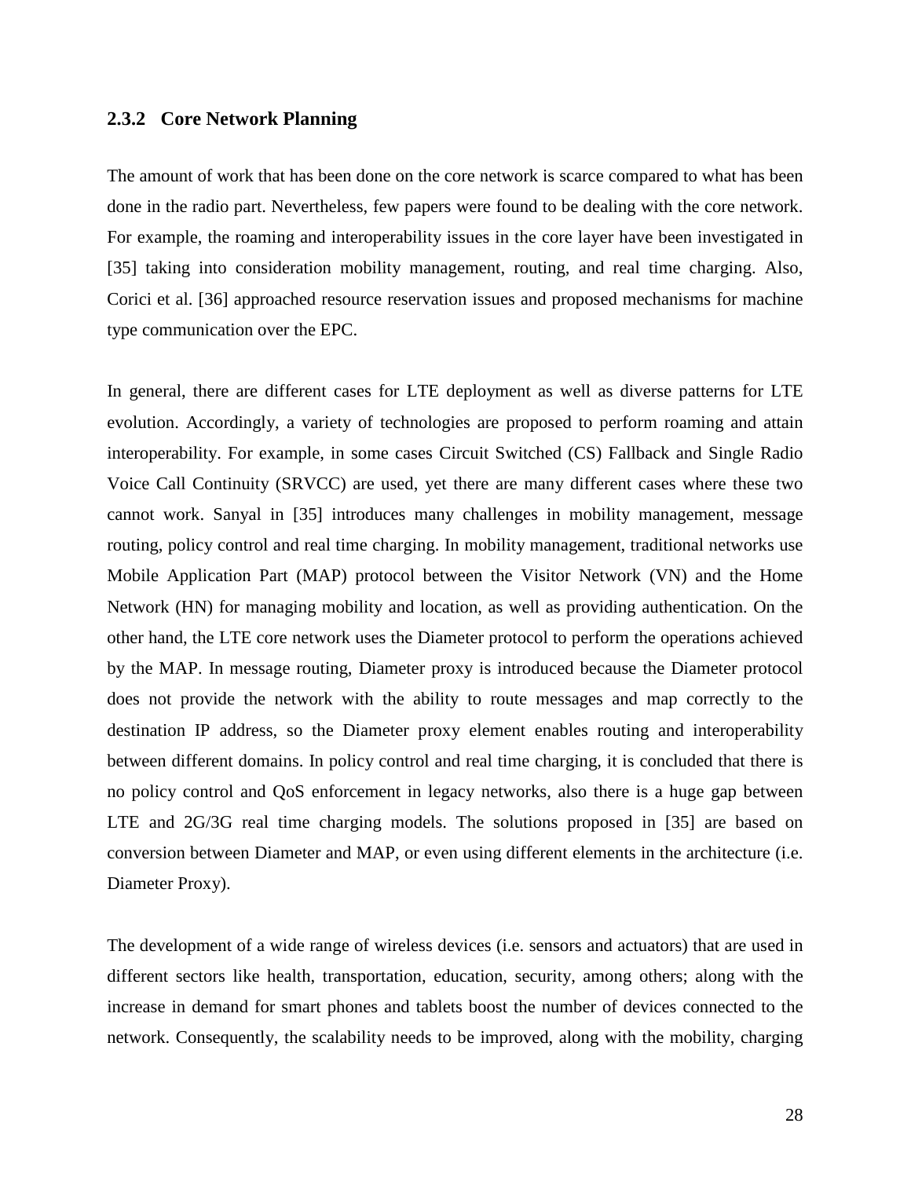### 2.3.2 Core Network Planning

The amount of work that has been done on the core network is scarce compared to what has been done in the radio part. Nevertheless, few papers were found to be dealing with the core network. For example, the roaming and interoperability issues in the core layer have been investigated in [35] taking into consideration mobility management, routing, and real time charging. Also, Corici et al. [36] approached resource reservation issues and proposed mechanisms for machine type communication over the EPC.

In general, there are different cases for LTE deployment as well as diverse patterns for LTE evolution. Accordingly, a variety of technologies are proposed to perform roaming and attain interoperability. For example, in some cases Circuit Switched (CS) Fallback and Single Radio Voice Call Continuity (SRVCC) are used, yet there are many different cases where these two cannot work. Sanyal in [35] introduces many challenges in mobility management, message routing, policy control and real time charging. In mobility management, traditional networks use Mobile Application Part (MAP) protocol between the Visitor Network (VN) and the Home Network (HN) for managing mobility and location, as well as providing authentication. On the other hand, the LTE core network uses the Diameter protocol to perform the operations achieved by the MAP. In message routing, Diameter proxy is introduced because the Diameter protocol does not provide the network with the ability to route messages and map correctly to the destination IP address, so the Diameter proxy element enables routing and interoperability between different domains. In policy control and real time charging, it is concluded that there is no policy control and QoS enforcement in legacy networks, also there is a huge gap between LTE and 2G/3G real time charging models. The solutions proposed in [35] are based on conversion between Diameter and MAP, or even using different elements in the architecture (i.e. Diameter Proxy).

The development of a wide range of wireless devices (i.e. sensors and actuators) that are used in different sectors like health, transportation, education, security, among others; along with the increase in demand for smart phones and tablets boost the number of devices connected to the network. Consequently, the scalability needs to be improved, along with the mobility, charging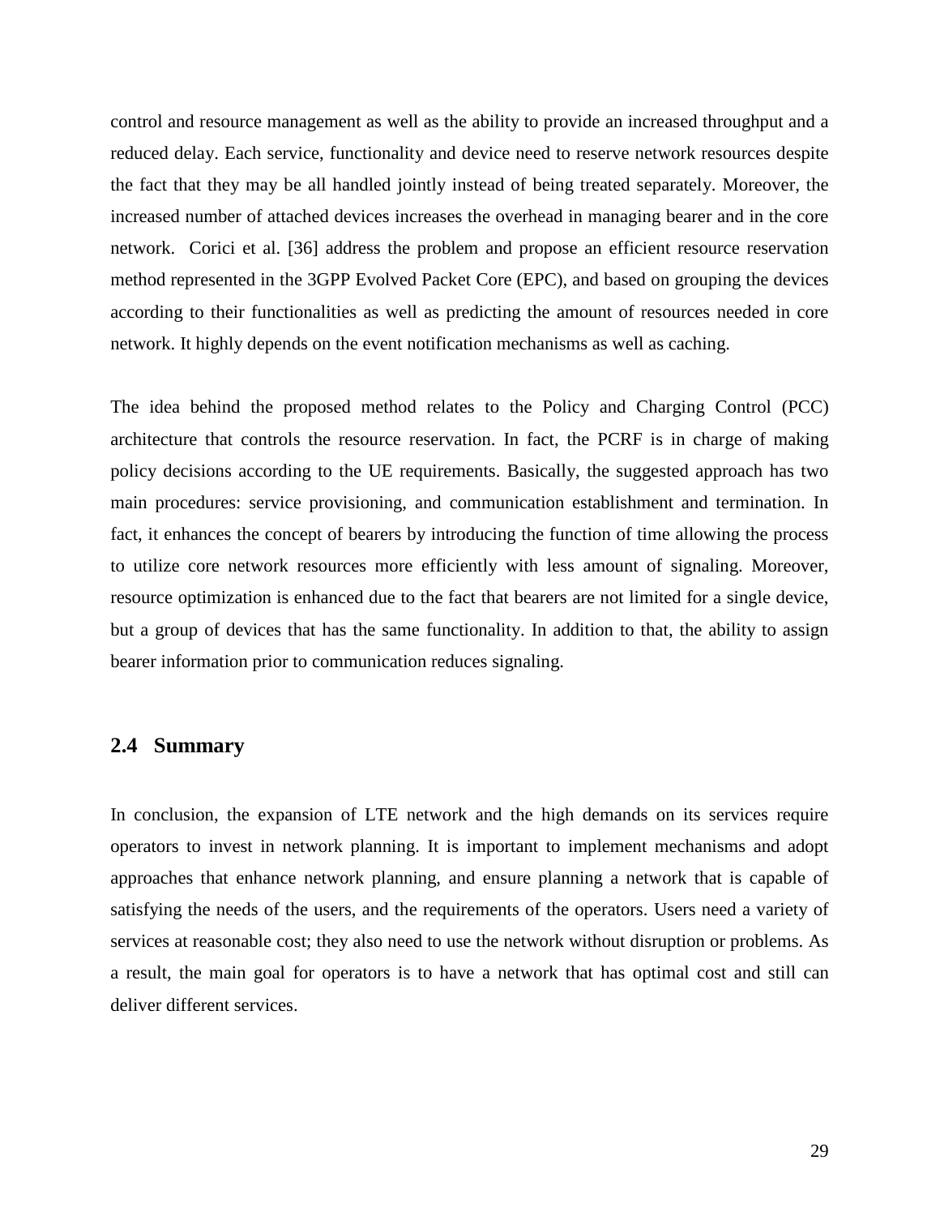control and resource management as well as the ability to provide an increased throughput and a reduced delay. Each service, functionality and device need to reserve network resources despite the fact that they may be all handled jointly instead of being treated separately. Moreover, the increased number of attached devices increases the overhead in managing bearer and in the core network. Corici et al. [36] address the problem and propose an efficient resource reservation method represented in the 3GPP Evolved Packet Core (EPC), and based on grouping the devices according to their functionalities as well as predicting the amount of resources needed in core network. It highly depends on the event notification mechanisms as well as caching.

The idea behind the proposed method relates to the Policy and Charging Control (PCC) architecture that controls the resource reservation. In fact, the PCRF is in charge of making policy decisions according to the UE requirements. Basically, the suggested approach has two main procedures: service provisioning, and communication establishment and termination. In fact, it enhances the concept of bearers by introducing the function of time allowing the process to utilize core network resources more efficiently with less amount of signaling. Moreover, resource optimization is enhanced due to the fact that bearers are not limited for a single device, but a group of devices that has the same functionality. In addition to that, the ability to assign bearer information prior to communication reduces signaling.

## 2.4 Summary

In conclusion, the expansion of LTE network and the high demands on its services require operators to invest in network planning. It is important to implement mechanisms and adopt approaches that enhance network planning, and ensure planning a network that is capable of satisfying the needs of the users, and the requirements of the operators. Users need a variety of services at reasonable cost; they also need to use the network without disruption or problems. As a result, the main goal for operators is to have a network that has optimal cost and still can deliver different services.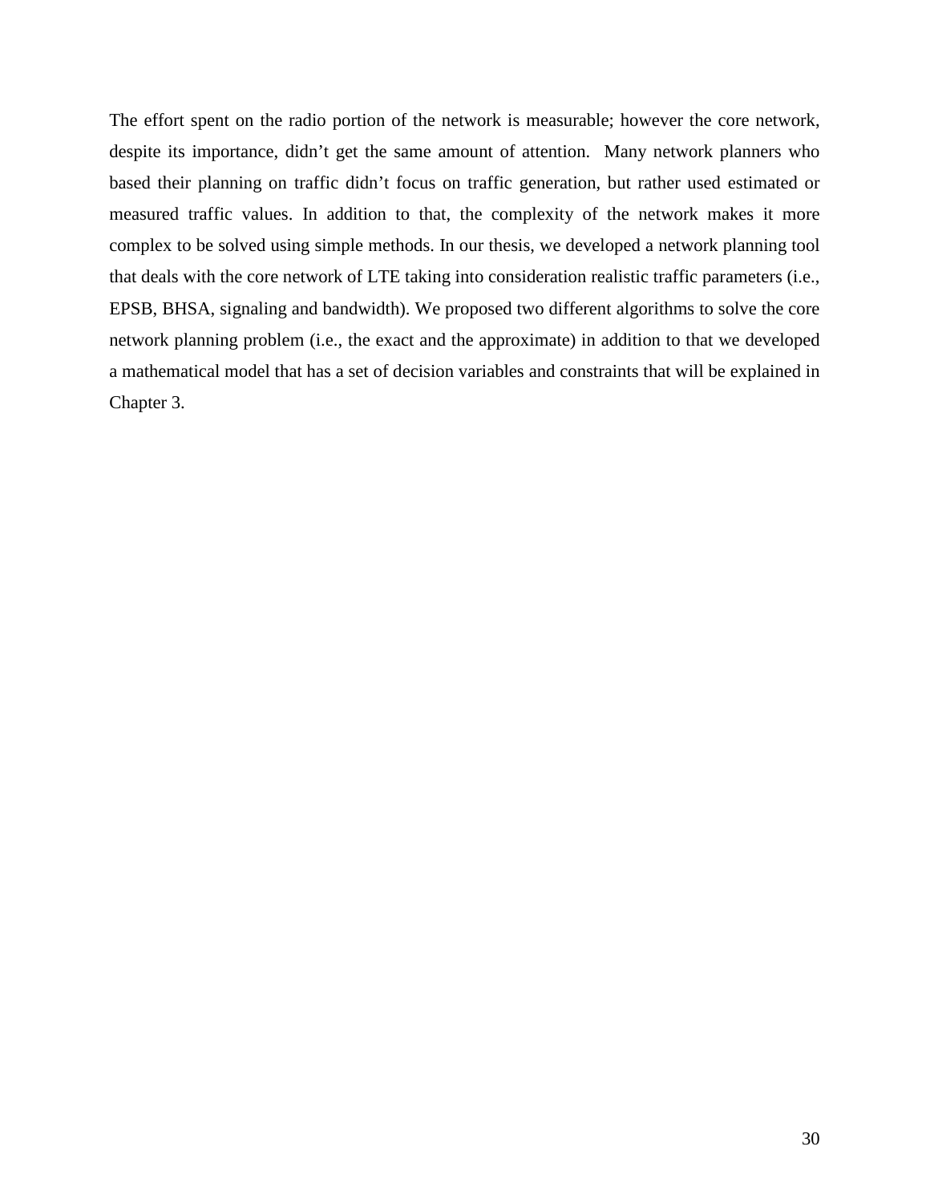The effort spent on the radio portion of the network is measurable; however the core network, despite its importance, didn't get the same amount of attention. Many network planners who based their planning on traffic didn't focus on traffic generation, but rather used estimated or measured traffic values. In addition to that, the complexity of the network makes it more complex to be solved using simple methods. In our thesis, we developed a network planning tool that deals with the core network of LTE taking into consideration realistic traffic parameters (i.e., EPSB, BHSA, signaling and bandwidth). We proposed two different algorithms to solve the core network planning problem (i.e., the exact and the approximate) in addition to that we developed a mathematical model that has a set of decision variables and constraints that will be explained in Chapter 3.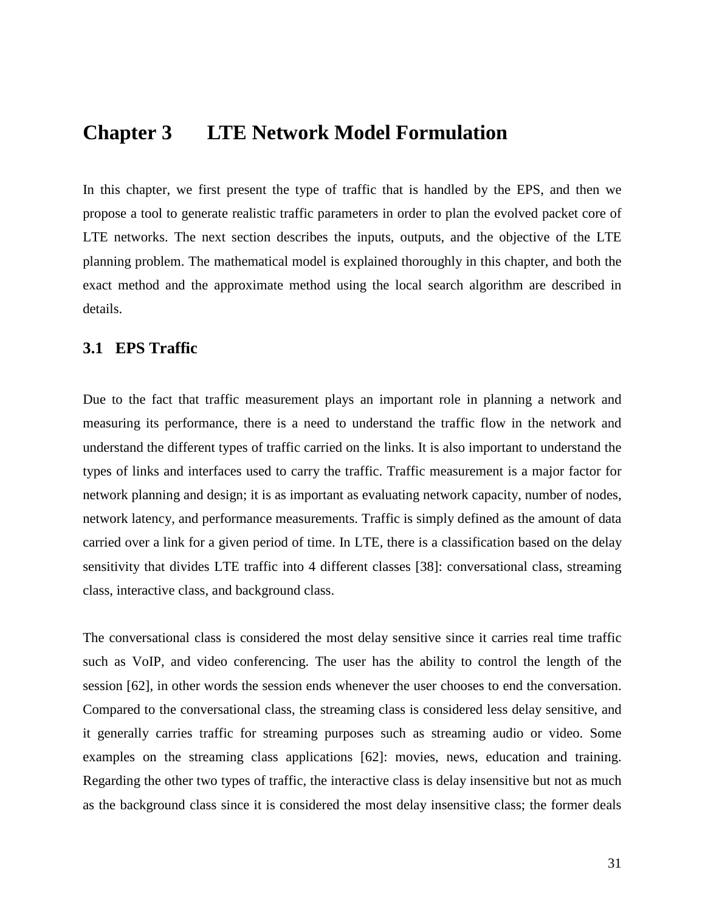# Chapter 3 LTE Network Model Formulation

In this chapter, we first present the type of traffic that is handled by the EPS, and then we propose a tool to generate realistic traffic parameters in order to plan the evolved packet core of LTE networks. The next section describes the inputs, outputs, and the objective of the LTE planning problem. The mathematical model is explained thoroughly in this chapter, and both the exact method and the approximate method using the local search algorithm are described in details.

## 3.1 EPS Traffic

Due to the fact that traffic measurement plays an important role in planning a network and measuring its performance, there is a need to understand the traffic flow in the network and understand the different types of traffic carried on the links. It is also important to understand the types of links and interfaces used to carry the traffic. Traffic measurement is a major factor for network planning and design; it is as important as evaluating network capacity, number of nodes, network latency, and performance measurements. Traffic is simply defined as the amount of data carried over a link for a given period of time. In LTE, there is a classification based on the delay sensitivity that divides LTE traffic into 4 different classes [38]: conversational class, streaming class, interactive class, and background class.

The conversational class is considered the most delay sensitive since it carries real time traffic such as VoIP, and video conferencing. The user has the ability to control the length of the session [62], in other words the session ends whenever the user chooses to end the conversation. Compared to the conversational class, the streaming class is considered less delay sensitive, and it generally carries traffic for streaming purposes such as streaming audio or video. Some examples on the streaming class applications [62]: movies, news, education and training. Regarding the other two types of traffic, the interactive class is delay insensitive but not as much as the background class since it is considered the most delay insensitive class; the former deals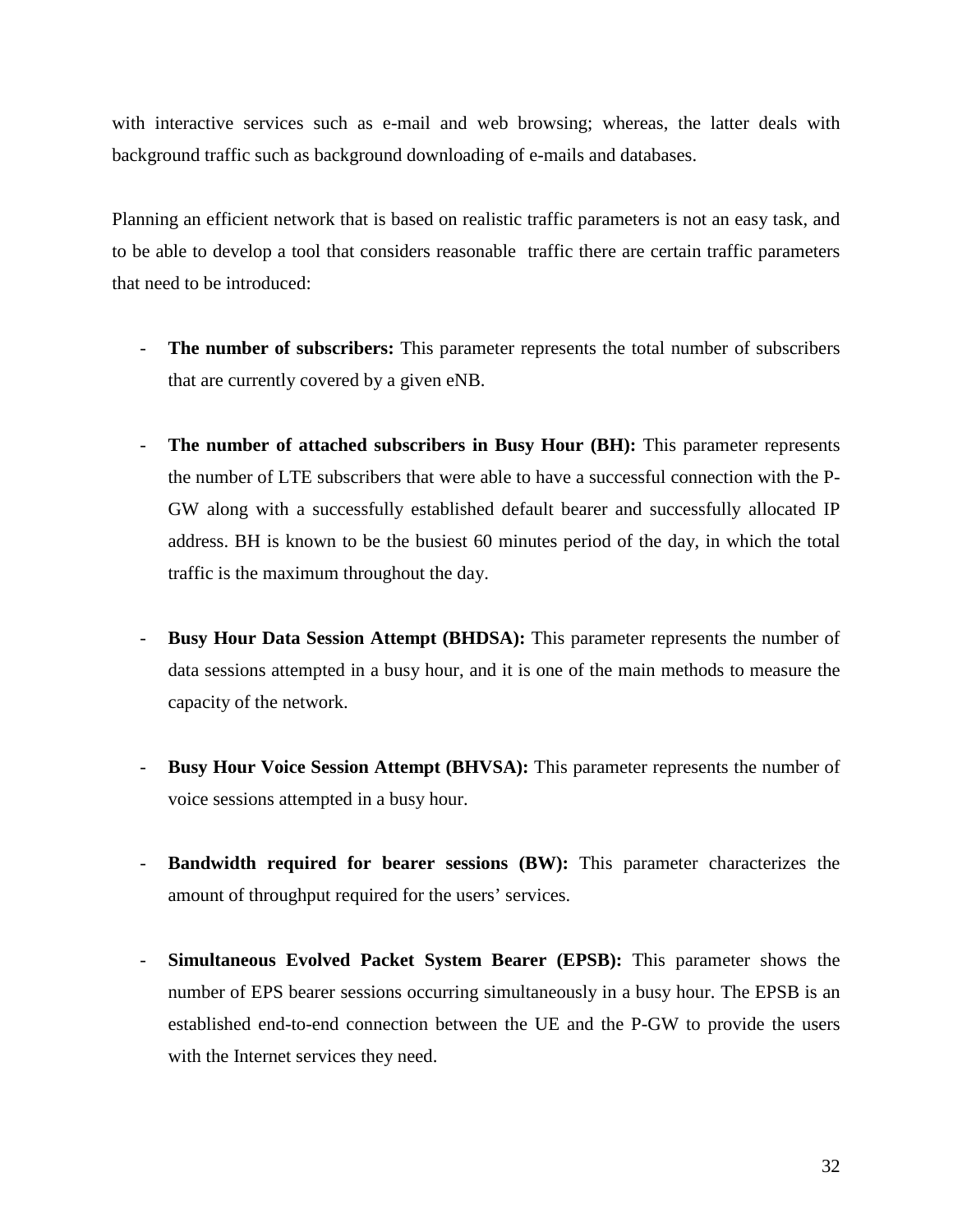with interactive services such as e-mail and web browsing; whereas, the latter deals with background traffic such as background downloading of e-mails and databases.

Planning an efficient network that is based on realistic traffic parameters is not an easy task, and to be able to develop a tool that considers reasonable traffic there are certain traffic parameters that need to be introduced:

- **The number of subscribers:** This parameter represents the total number of subscribers that are currently covered by a given eNB.

- **The number of attached subscribers in Busy Hour (BH):** This parameter represents the number of LTE subscribers that were able to have a successful connection with the P-GW along with a successfully established default bearer and successfully allocated IP address. BH is known to be the busiest 60 minutes period of the day, in which the total traffic is the maximum throughout the day.

- **Busy Hour Data Session Attempt (BHDSA):** This parameter represents the number of data sessions attempted in a busy hour, and it is one of the main methods to measure the capacity of the network.

- **Busy Hour Voice Session Attempt (BHVSA):** This parameter represents the number of voice sessions attempted in a busy hour.

- **Bandwidth required for bearer sessions (BW):** This parameter characterizes the amount of throughput required for the users' services.

- **Simultaneous Evolved Packet System Bearer (EPSB):** This parameter shows the number of EPS bearer sessions occurring simultaneously in a busy hour. The EPSB is an established end-to-end connection between the UE and the P-GW to provide the users with the Internet services they need.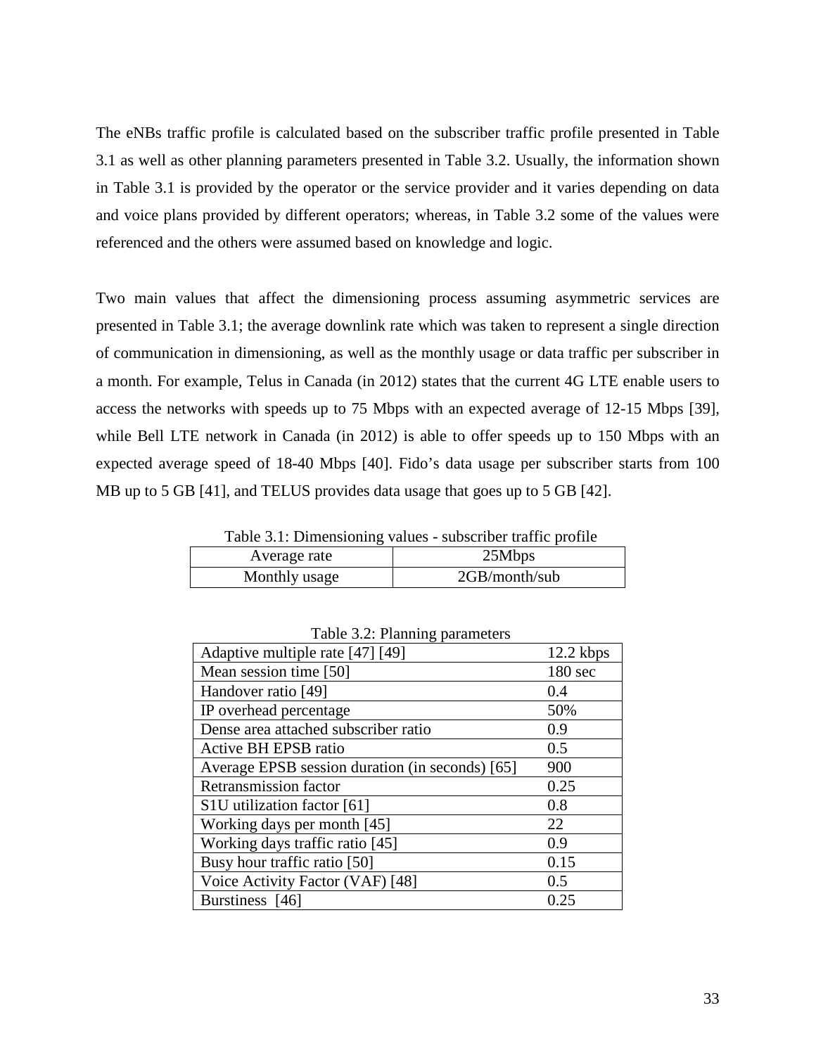The eNBs traffic profile is calculated based on the subscriber traffic profile presented in Table 3.1 as well as other planning parameters presented in Table 3.2. Usually, the information shown in Table 3.1 is provided by the operator or the service provider and it varies depending on data and voice plans provided by different operators; whereas, in Table 3.2 some of the values were referenced and the others were assumed based on knowledge and logic.

Two main values that affect the dimensioning process assuming asymmetric services are presented in Table 3.1; the average downlink rate which was taken to represent a single direction of communication in dimensioning, as well as the monthly usage or data traffic per subscriber in a month. For example, Telus in Canada (in 2012) states that the current 4G LTE enable users to access the networks with speeds up to 75 Mbps with an expected average of 12-15 Mbps [39], while Bell LTE network in Canada (in 2012) is able to offer speeds up to 150 Mbps with an expected average speed of 18-40 Mbps [40]. Fido's data usage per subscriber starts from 100 MB up to 5 GB [41], and TELUS provides data usage that goes up to 5 GB [42].

Table 3.1: Dimensioning values - subscriber traffic profile

| Average rate | 25Mbps |
|---|---|
| Monthly usage | 2GB/month/sub |

Table 3.2: Planning parameters

| Adaptive multiple rate [47] [49] | 12.2 kbps |
|---|---|
| Mean session time [50] | 180 sec |
| Handover ratio [49] | 0.4 |
| IP overhead percentage | 50% |
| Dense area attached subscriber ratio | 0.9 |
| Active BH EPSB ratio | 0.5 |
| Average EPSB session duration (in seconds) [65] | 900 |
| Retransmission factor | 0.25 |
| S1U utilization factor [61] | 0.8 |
| Working days per month [45] | 22 |
| Working days traffic ratio [45] | 0.9 |
| Busy hour traffic ratio [50] | 0.15 |
| Voice Activity Factor (VAF) [48] | 0.5 |
| Burstiness [46] | 0.25 |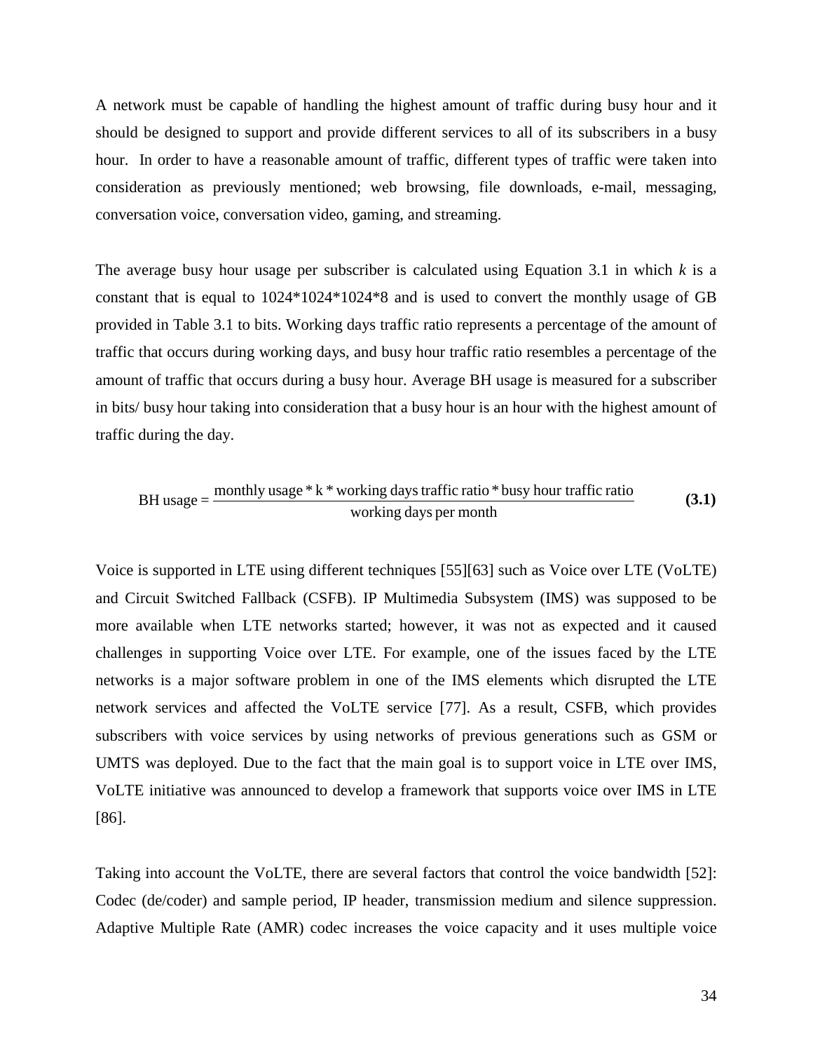A network must be capable of handling the highest amount of traffic during busy hour and it should be designed to support and provide different services to all of its subscribers in a busy hour. In order to have a reasonable amount of traffic, different types of traffic were taken into consideration as previously mentioned; web browsing, file downloads, e-mail, messaging, conversation voice, conversation video, gaming, and streaming.

The average busy hour usage per subscriber is calculated using Equation 3.1 in which $k$ is a constant that is equal to 1024*1024*1024*8 and is used to convert the monthly usage of GB provided in Table 3.1 to bits. Working days traffic ratio represents a percentage of the amount of traffic that occurs during working days, and busy hour traffic ratio resembles a percentage of the amount of traffic that occurs during a busy hour. Average BH usage is measured for a subscriber in bits/ busy hour taking into consideration that a busy hour is an hour with the highest amount of traffic during the day.

$$\text{BH usage} = \frac{\text{monthly usage} * \text{k} * \text{working days traffic ratio} * \text{busy hour traffic ratio}}{\text{working days per month}} \qquad \textbf{(3.1)}$$

Voice is supported in LTE using different techniques [55][63] such as Voice over LTE (VoLTE) and Circuit Switched Fallback (CSFB). IP Multimedia Subsystem (IMS) was supposed to be more available when LTE networks started; however, it was not as expected and it caused challenges in supporting Voice over LTE. For example, one of the issues faced by the LTE networks is a major software problem in one of the IMS elements which disrupted the LTE network services and affected the VoLTE service [77]. As a result, CSFB, which provides subscribers with voice services by using networks of previous generations such as GSM or UMTS was deployed. Due to the fact that the main goal is to support voice in LTE over IMS, VoLTE initiative was announced to develop a framework that supports voice over IMS in LTE [86].

Taking into account the VoLTE, there are several factors that control the voice bandwidth [52]: Codec (de/coder) and sample period, IP header, transmission medium and silence suppression. Adaptive Multiple Rate (AMR) codec increases the voice capacity and it uses multiple voice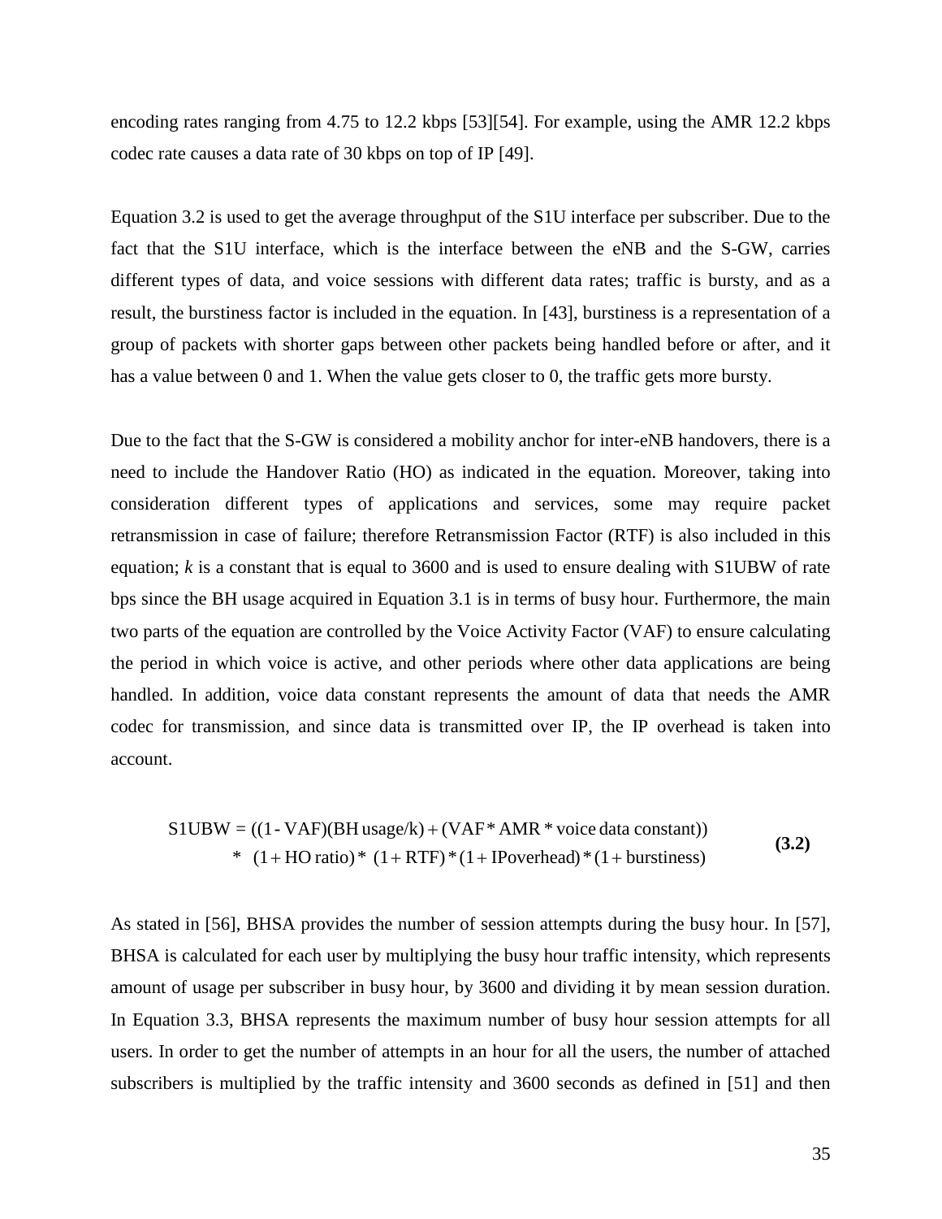encoding rates ranging from 4.75 to 12.2 kbps [53][54]. For example, using the AMR 12.2 kbps codec rate causes a data rate of 30 kbps on top of IP [49].

Equation 3.2 is used to get the average throughput of the S1U interface per subscriber. Due to the fact that the S1U interface, which is the interface between the eNB and the S-GW, carries different types of data, and voice sessions with different data rates; traffic is bursty, and as a result, the burstiness factor is included in the equation. In [43], burstiness is a representation of a group of packets with shorter gaps between other packets being handled before or after, and it has a value between 0 and 1. When the value gets closer to 0, the traffic gets more bursty.

Due to the fact that the S-GW is considered a mobility anchor for inter-eNB handovers, there is a need to include the Handover Ratio (HO) as indicated in the equation. Moreover, taking into consideration different types of applications and services, some may require packet retransmission in case of failure; therefore Retransmission Factor (RTF) is also included in this equation; *k* is a constant that is equal to 3600 and is used to ensure dealing with S1UBW of rate bps since the BH usage acquired in Equation 3.1 is in terms of busy hour. Furthermore, the main two parts of the equation are controlled by the Voice Activity Factor (VAF) to ensure calculating the period in which voice is active, and other periods where other data applications are being handled. In addition, voice data constant represents the amount of data that needs the AMR codec for transmission, and since data is transmitted over IP, the IP overhead is taken into account.

$$\begin{aligned} \text{S1UBW} = &\ ((1 - \text{VAF})(\text{BH usage}/k) + (\text{VAF} * \text{AMR} * \text{voice data constant})) \\ & * \ (1 + \text{HO ratio}) * \ (1 + \text{RTF}) * (1 + \text{IPoverhead}) * (1 + \text{burstiness}) \end{aligned} \quad \textbf{(3.2)}$$

As stated in [56], BHSA provides the number of session attempts during the busy hour. In [57], BHSA is calculated for each user by multiplying the busy hour traffic intensity, which represents amount of usage per subscriber in busy hour, by 3600 and dividing it by mean session duration. In Equation 3.3, BHSA represents the maximum number of busy hour session attempts for all users. In order to get the number of attempts in an hour for all the users, the number of attached subscribers is multiplied by the traffic intensity and 3600 seconds as defined in [51] and then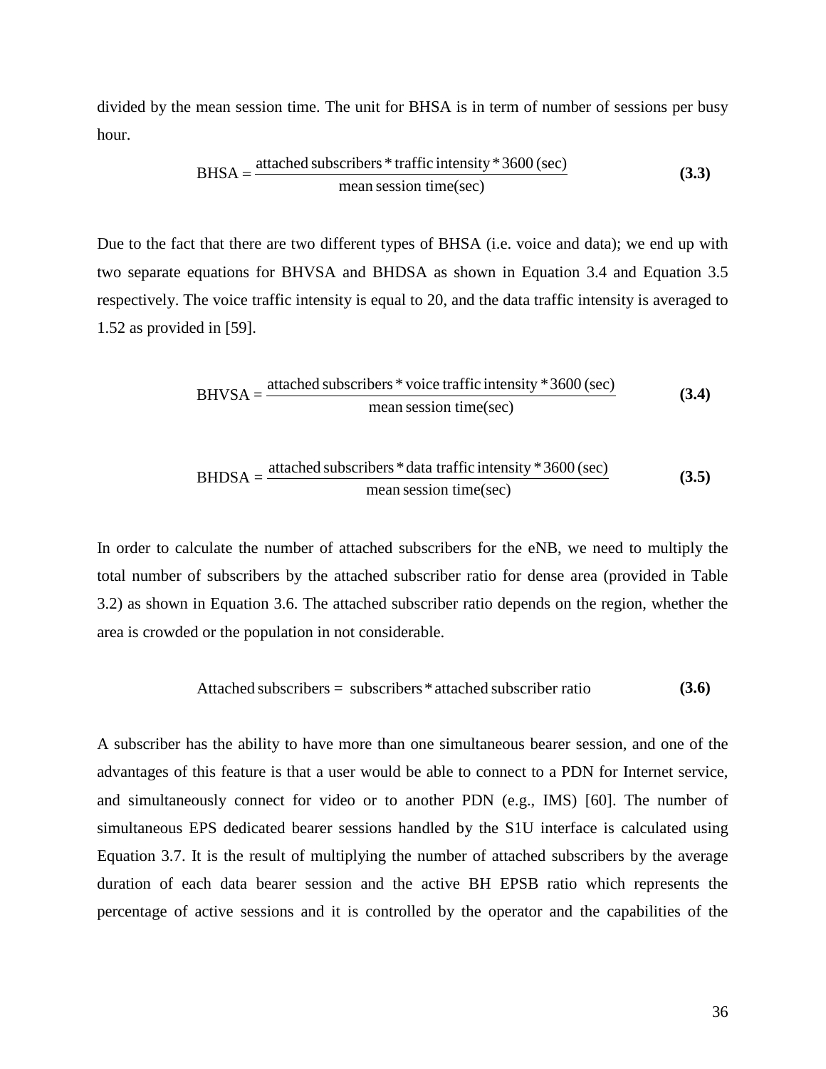divided by the mean session time. The unit for BHSA is in term of number of sessions per busy hour.

$$\text{BHSA} = \frac{\text{attached subscribers} * \text{traffic intensity} * 3600\,(\text{sec})}{\text{mean session time(sec)}} \tag{3.3}$$

Due to the fact that there are two different types of BHSA (i.e. voice and data); we end up with two separate equations for BHVSA and BHDSA as shown in Equation 3.4 and Equation 3.5 respectively. The voice traffic intensity is equal to 20, and the data traffic intensity is averaged to 1.52 as provided in [59].

$$\text{BHVSA} = \frac{\text{attached subscribers} * \text{voice traffic intensity} * 3600\,(\text{sec})}{\text{mean session time(sec)}} \tag{3.4}$$

$$\text{BHDSA} = \frac{\text{attached subscribers} * \text{data traffic intensity} * 3600\,(\text{sec})}{\text{mean session time(sec)}} \tag{3.5}$$

In order to calculate the number of attached subscribers for the eNB, we need to multiply the total number of subscribers by the attached subscriber ratio for dense area (provided in Table 3.2) as shown in Equation 3.6. The attached subscriber ratio depends on the region, whether the area is crowded or the population in not considerable.

$$\text{Attached subscribers} = \text{subscribers} * \text{attached subscriber ratio} \tag{3.6}$$

A subscriber has the ability to have more than one simultaneous bearer session, and one of the advantages of this feature is that a user would be able to connect to a PDN for Internet service, and simultaneously connect for video or to another PDN (e.g., IMS) [60]. The number of simultaneous EPS dedicated bearer sessions handled by the S1U interface is calculated using Equation 3.7. It is the result of multiplying the number of attached subscribers by the average duration of each data bearer session and the active BH EPSB ratio which represents the percentage of active sessions and it is controlled by the operator and the capabilities of the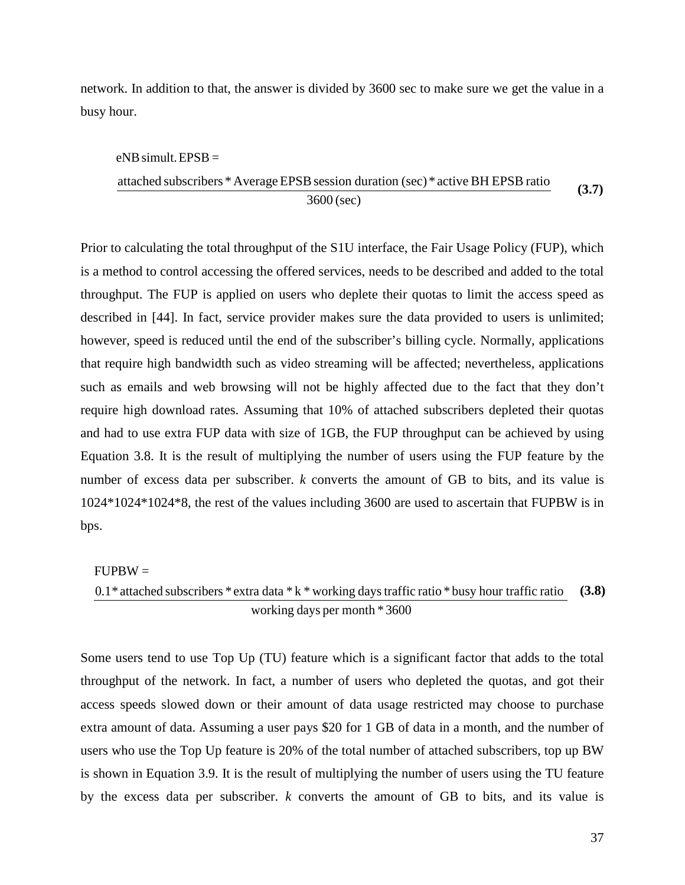network. In addition to that, the answer is divided by 3600 sec to make sure we get the value in a busy hour.

$$\text{eNB simult. EPSB} = \frac{\text{attached subscribers} * \text{Average EPSB session duration (sec)} * \text{active BH EPSB ratio}}{3600\,\text{(sec)}} \quad \textbf{(3.7)}$$

Prior to calculating the total throughput of the S1U interface, the Fair Usage Policy (FUP), which is a method to control accessing the offered services, needs to be described and added to the total throughput. The FUP is applied on users who deplete their quotas to limit the access speed as described in [44]. In fact, service provider makes sure the data provided to users is unlimited; however, speed is reduced until the end of the subscriber's billing cycle. Normally, applications that require high bandwidth such as video streaming will be affected; nevertheless, applications such as emails and web browsing will not be highly affected due to the fact that they don't require high download rates. Assuming that 10% of attached subscribers depleted their quotas and had to use extra FUP data with size of 1GB, the FUP throughput can be achieved by using Equation 3.8. It is the result of multiplying the number of users using the FUP feature by the number of excess data per subscriber. *k* converts the amount of GB to bits, and its value is 1024*1024*1024*8, the rest of the values including 3600 are used to ascertain that FUPBW is in bps.

$$\text{FUPBW} = \frac{0.1 * \text{attached subscribers} * \text{extra data} * \text{k} * \text{working days traffic ratio} * \text{busy hour traffic ratio}}{\text{working days per month} * 3600} \quad \textbf{(3.8)}$$

Some users tend to use Top Up (TU) feature which is a significant factor that adds to the total throughput of the network. In fact, a number of users who depleted the quotas, and got their access speeds slowed down or their amount of data usage restricted may choose to purchase extra amount of data. Assuming a user pays $20 for 1 GB of data in a month, and the number of users who use the Top Up feature is 20% of the total number of attached subscribers, top up BW is shown in Equation 3.9. It is the result of multiplying the number of users using the TU feature by the excess data per subscriber. *k* converts the amount of GB to bits, and its value is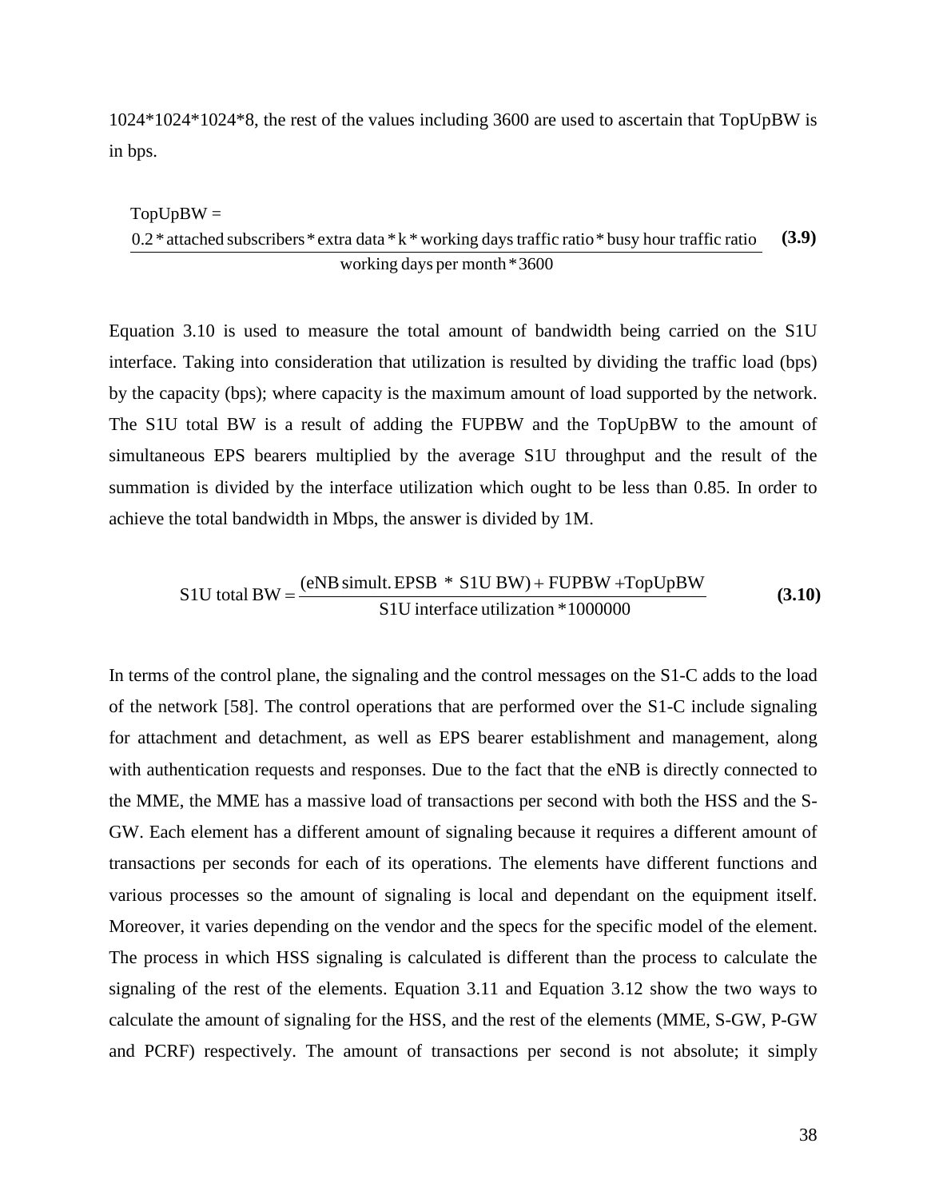1024*1024*1024*8, the rest of the values including 3600 are used to ascertain that TopUpBW is in bps.

$$\text{TopUpBW} = \frac{0.2 * \text{attached subscribers} * \text{extra data} * \text{k} * \text{working days traffic ratio} * \text{busy hour traffic ratio}}{\text{working days per month} * 3600} \quad \textbf{(3.9)}$$

Equation 3.10 is used to measure the total amount of bandwidth being carried on the S1U interface. Taking into consideration that utilization is resulted by dividing the traffic load (bps) by the capacity (bps); where capacity is the maximum amount of load supported by the network. The S1U total BW is a result of adding the FUPBW and the TopUpBW to the amount of simultaneous EPS bearers multiplied by the average S1U throughput and the result of the summation is divided by the interface utilization which ought to be less than 0.85. In order to achieve the total bandwidth in Mbps, the answer is divided by 1M.

$$\text{S1U total BW} = \frac{(\text{eNB simult. EPSB} \ * \ \text{S1U BW}) + \text{FUPBW} + \text{TopUpBW}}{\text{S1U interface utilization} * 1000000} \quad \textbf{(3.10)}$$

In terms of the control plane, the signaling and the control messages on the S1-C adds to the load of the network [58]. The control operations that are performed over the S1-C include signaling for attachment and detachment, as well as EPS bearer establishment and management, along with authentication requests and responses. Due to the fact that the eNB is directly connected to the MME, the MME has a massive load of transactions per second with both the HSS and the S-GW. Each element has a different amount of signaling because it requires a different amount of transactions per seconds for each of its operations. The elements have different functions and various processes so the amount of signaling is local and dependant on the equipment itself. Moreover, it varies depending on the vendor and the specs for the specific model of the element. The process in which HSS signaling is calculated is different than the process to calculate the signaling of the rest of the elements. Equation 3.11 and Equation 3.12 show the two ways to calculate the amount of signaling for the HSS, and the rest of the elements (MME, S-GW, P-GW and PCRF) respectively. The amount of transactions per second is not absolute; it simply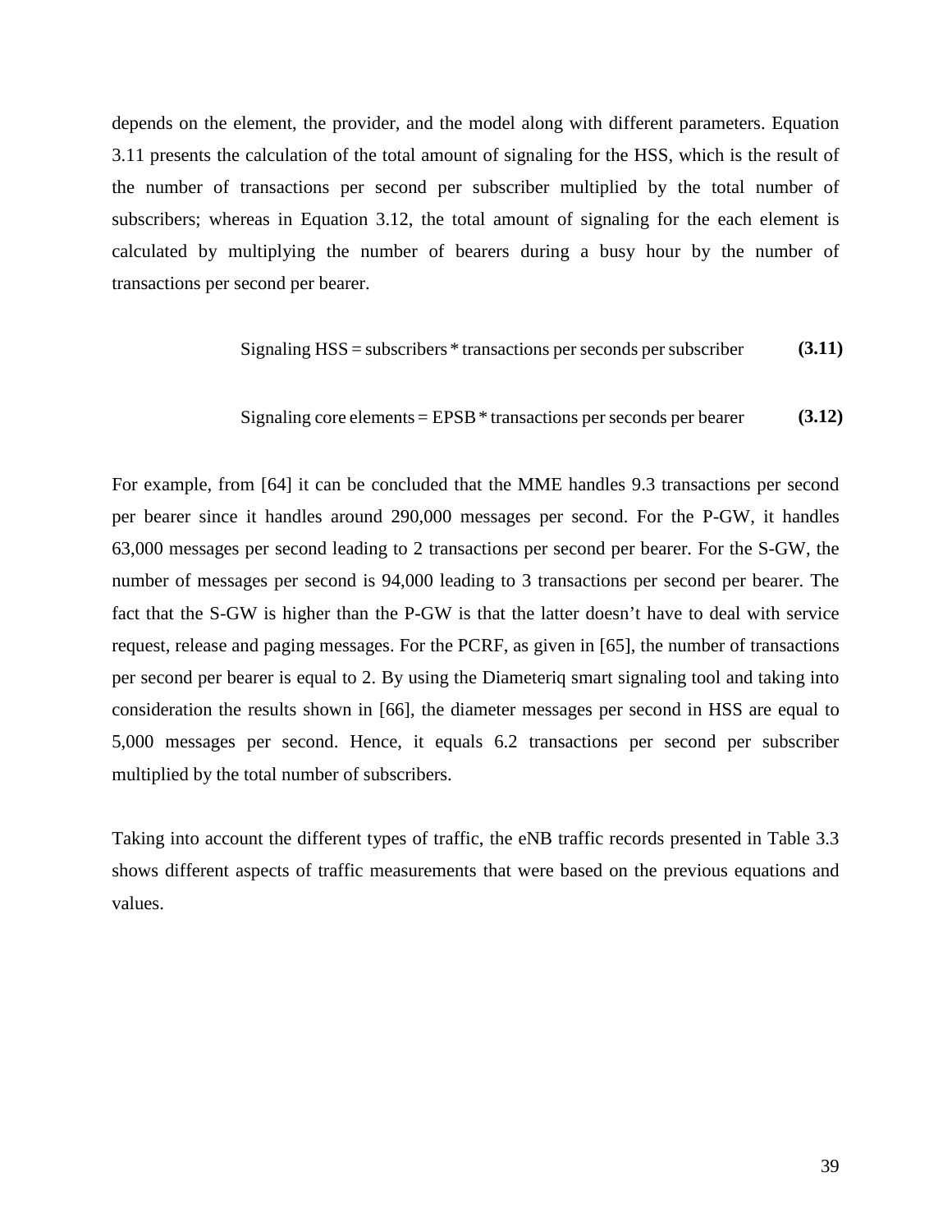depends on the element, the provider, and the model along with different parameters. Equation 3.11 presents the calculation of the total amount of signaling for the HSS, which is the result of the number of transactions per second per subscriber multiplied by the total number of subscribers; whereas in Equation 3.12, the total amount of signaling for the each element is calculated by multiplying the number of bearers during a busy hour by the number of transactions per second per bearer.

$$\text{Signaling HSS} = \text{subscribers} * \text{transactions per seconds per subscriber} \tag{3.11}$$

$$\text{Signaling core elements} = \text{EPSB} * \text{transactions per seconds per bearer} \tag{3.12}$$

For example, from [64] it can be concluded that the MME handles 9.3 transactions per second per bearer since it handles around 290,000 messages per second. For the P-GW, it handles 63,000 messages per second leading to 2 transactions per second per bearer. For the S-GW, the number of messages per second is 94,000 leading to 3 transactions per second per bearer. The fact that the S-GW is higher than the P-GW is that the latter doesn't have to deal with service request, release and paging messages. For the PCRF, as given in [65], the number of transactions per second per bearer is equal to 2. By using the Diameteriq smart signaling tool and taking into consideration the results shown in [66], the diameter messages per second in HSS are equal to 5,000 messages per second. Hence, it equals 6.2 transactions per second per subscriber multiplied by the total number of subscribers.

Taking into account the different types of traffic, the eNB traffic records presented in Table 3.3 shows different aspects of traffic measurements that were based on the previous equations and values.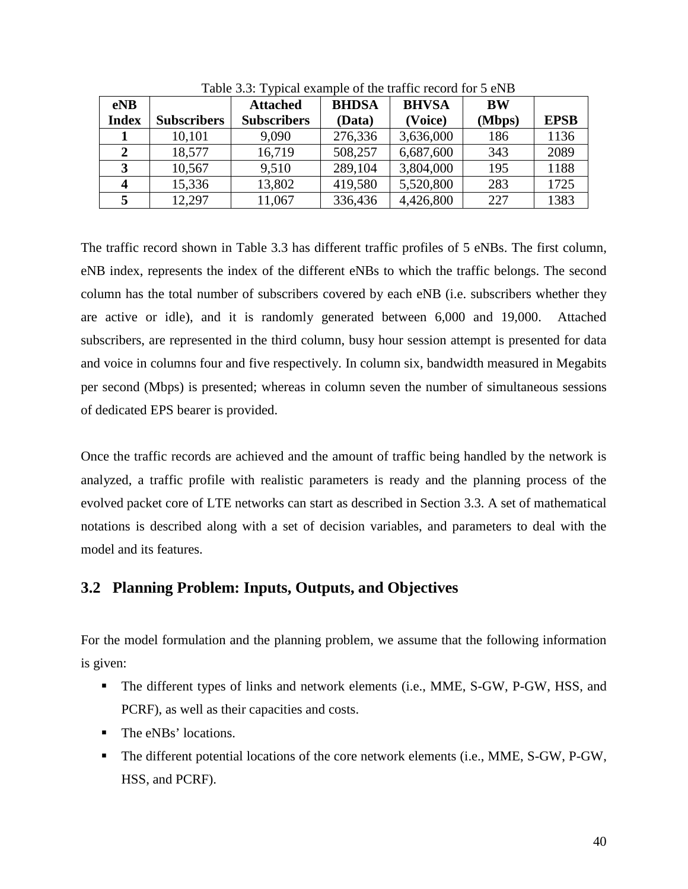Table 3.3: Typical example of the traffic record for 5 eNB

| eNB Index | Subscribers | Attached Subscribers | BHDSA (Data) | BHVSA (Voice) | BW (Mbps) | EPSB |
|---|---|---|---|---|---|---|
| **1** | 10,101 | 9,090 | 276,336 | 3,636,000 | 186 | 1136 |
| **2** | 18,577 | 16,719 | 508,257 | 6,687,600 | 343 | 2089 |
| **3** | 10,567 | 9,510 | 289,104 | 3,804,000 | 195 | 1188 |
| **4** | 15,336 | 13,802 | 419,580 | 5,520,800 | 283 | 1725 |
| **5** | 12,297 | 11,067 | 336,436 | 4,426,800 | 227 | 1383 |

The traffic record shown in Table 3.3 has different traffic profiles of 5 eNBs. The first column, eNB index, represents the index of the different eNBs to which the traffic belongs. The second column has the total number of subscribers covered by each eNB (i.e. subscribers whether they are active or idle), and it is randomly generated between 6,000 and 19,000. Attached subscribers, are represented in the third column, busy hour session attempt is presented for data and voice in columns four and five respectively. In column six, bandwidth measured in Megabits per second (Mbps) is presented; whereas in column seven the number of simultaneous sessions of dedicated EPS bearer is provided.

Once the traffic records are achieved and the amount of traffic being handled by the network is analyzed, a traffic profile with realistic parameters is ready and the planning process of the evolved packet core of LTE networks can start as described in Section 3.3. A set of mathematical notations is described along with a set of decision variables, and parameters to deal with the model and its features.

## 3.2 Planning Problem: Inputs, Outputs, and Objectives

For the model formulation and the planning problem, we assume that the following information is given:

- The different types of links and network elements (i.e., MME, S-GW, P-GW, HSS, and PCRF), as well as their capacities and costs.
- The eNBs' locations.
- The different potential locations of the core network elements (i.e., MME, S-GW, P-GW, HSS, and PCRF).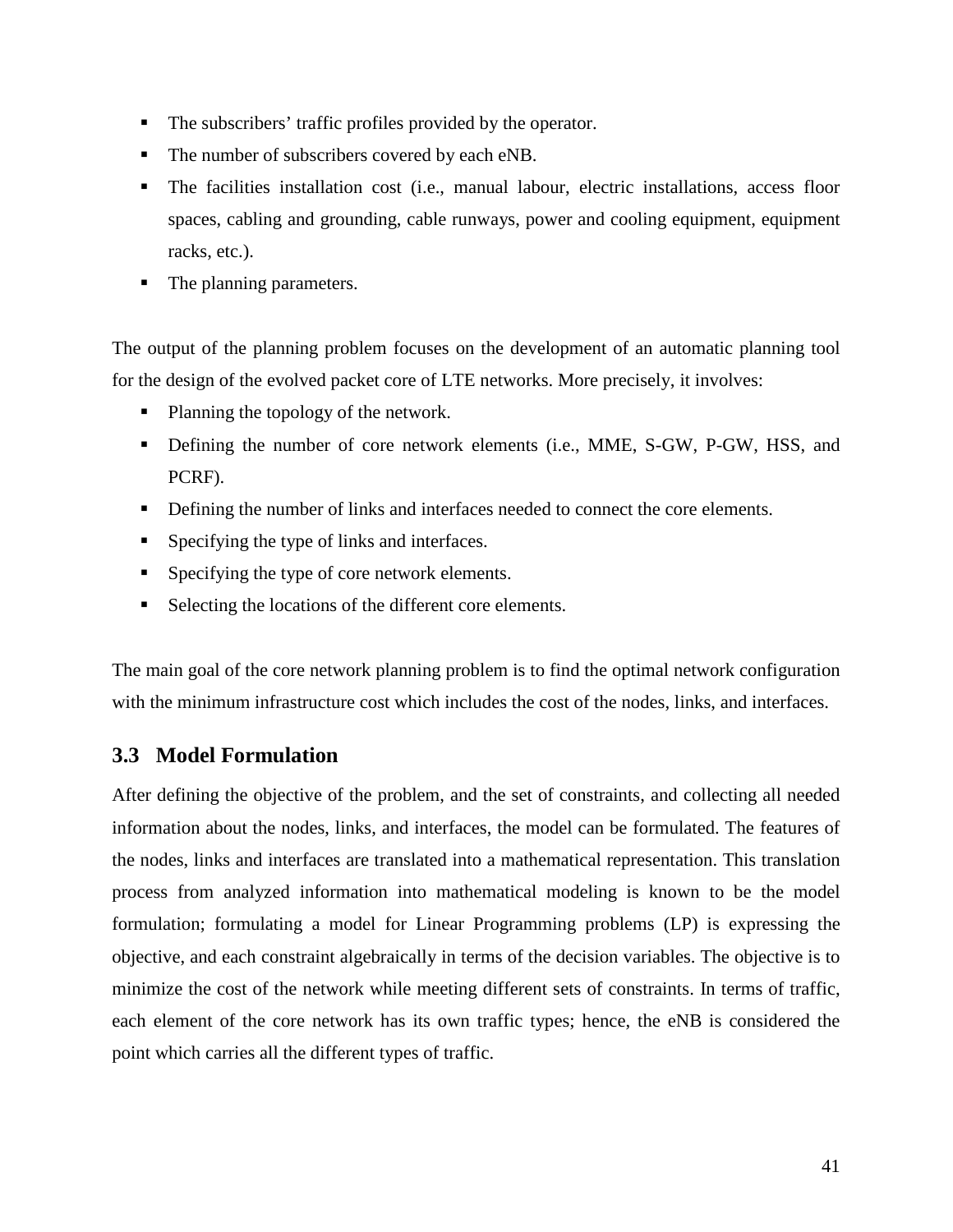- The subscribers' traffic profiles provided by the operator.
- The number of subscribers covered by each eNB.
- The facilities installation cost (i.e., manual labour, electric installations, access floor spaces, cabling and grounding, cable runways, power and cooling equipment, equipment racks, etc.).
- The planning parameters.

The output of the planning problem focuses on the development of an automatic planning tool for the design of the evolved packet core of LTE networks. More precisely, it involves:

- Planning the topology of the network.
- Defining the number of core network elements (i.e., MME, S-GW, P-GW, HSS, and PCRF).
- Defining the number of links and interfaces needed to connect the core elements.
- Specifying the type of links and interfaces.
- Specifying the type of core network elements.
- Selecting the locations of the different core elements.

The main goal of the core network planning problem is to find the optimal network configuration with the minimum infrastructure cost which includes the cost of the nodes, links, and interfaces.

## 3.3 Model Formulation

After defining the objective of the problem, and the set of constraints, and collecting all needed information about the nodes, links, and interfaces, the model can be formulated. The features of the nodes, links and interfaces are translated into a mathematical representation. This translation process from analyzed information into mathematical modeling is known to be the model formulation; formulating a model for Linear Programming problems (LP) is expressing the objective, and each constraint algebraically in terms of the decision variables. The objective is to minimize the cost of the network while meeting different sets of constraints. In terms of traffic, each element of the core network has its own traffic types; hence, the eNB is considered the point which carries all the different types of traffic.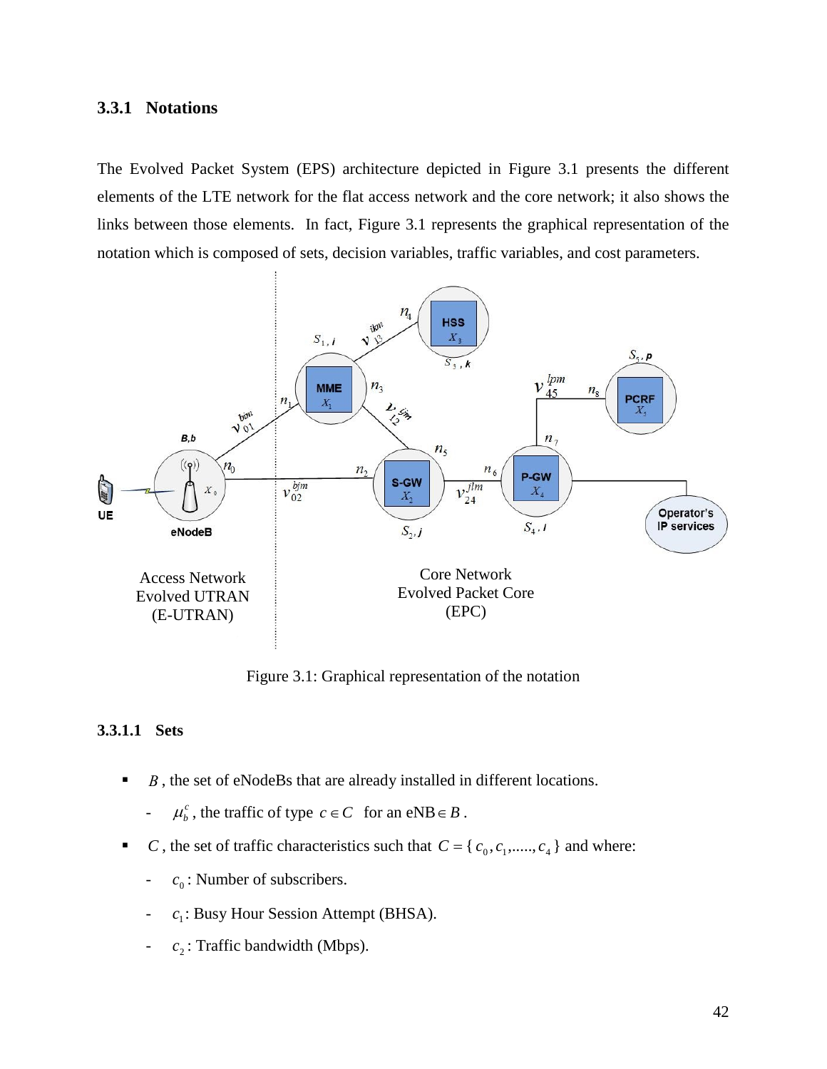### 3.3.1 Notations

The Evolved Packet System (EPS) architecture depicted in Figure 3.1 presents the different elements of the LTE network for the flat access network and the core network; it also shows the links between those elements. In fact, Figure 3.1 represents the graphical representation of the notation which is composed of sets, decision variables, traffic variables, and cost parameters.

Figure 3.1: Graphical representation of the notation

#### 3.3.1.1 Sets

- $B$ , the set of eNodeBs that are already installed in different locations.
  - $\mu_b^c$ , the traffic of type $c \in C$ for an eNB $\in B$ .
- $C$ , the set of traffic characteristics such that $C = \{ c_0, c_1, ....., c_4 \}$ and where:
  - $c_0$ : Number of subscribers.
  - $c_1$ : Busy Hour Session Attempt (BHSA).
  - $c_2$ : Traffic bandwidth (Mbps).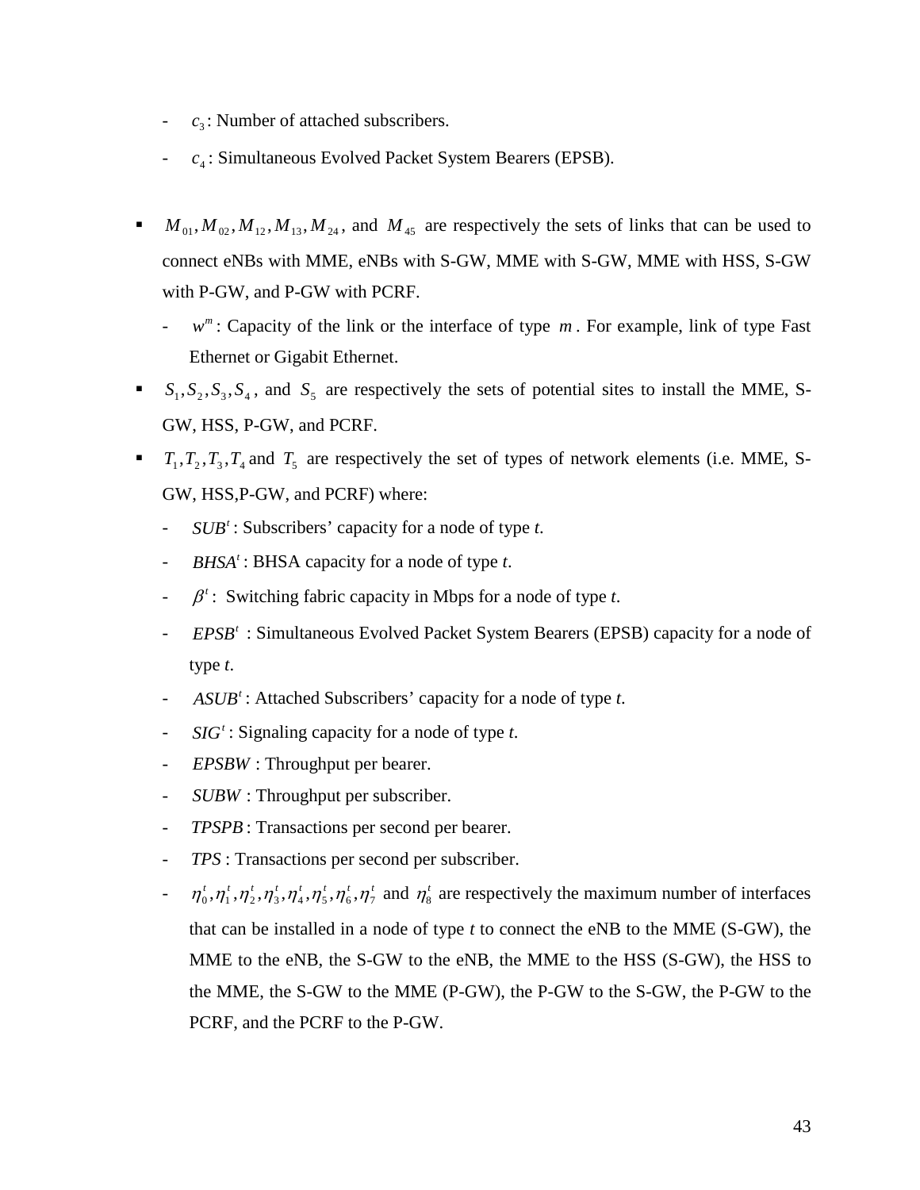- $c_3$: Number of attached subscribers.
- $c_4$: Simultaneous Evolved Packet System Bearers (EPSB).

- $M_{01}, M_{02}, M_{12}, M_{13}, M_{24}$, and $M_{45}$ are respectively the sets of links that can be used to connect eNBs with MME, eNBs with S-GW, MME with S-GW, MME with HSS, S-GW with P-GW, and P-GW with PCRF.
  - $w^m$: Capacity of the link or the interface of type $m$. For example, link of type Fast Ethernet or Gigabit Ethernet.
- $S_1, S_2, S_3, S_4$, and $S_5$ are respectively the sets of potential sites to install the MME, S-GW, HSS, P-GW, and PCRF.
- $T_1, T_2, T_3, T_4$ and $T_5$ are respectively the set of types of network elements (i.e. MME, S-GW, HSS,P-GW, and PCRF) where:
  - $SUB^t$: Subscribers' capacity for a node of type *t*.
  - $BHSA^t$: BHSA capacity for a node of type *t*.
  - $\beta^t$: Switching fabric capacity in Mbps for a node of type *t*.
  - $EPSB^t$ : Simultaneous Evolved Packet System Bearers (EPSB) capacity for a node of type *t*.
  - $ASUB^t$: Attached Subscribers' capacity for a node of type *t*.
  - $SIG^t$: Signaling capacity for a node of type *t*.
  - $EPSBW$ : Throughput per bearer.
  - $SUBW$ : Throughput per subscriber.
  - $TPSPB$: Transactions per second per bearer.
  - $TPS$ : Transactions per second per subscriber.
  - $\eta_0^t, \eta_1^t, \eta_2^t, \eta_3^t, \eta_4^t, \eta_5^t, \eta_6^t, \eta_7^t$ and $\eta_8^t$ are respectively the maximum number of interfaces that can be installed in a node of type *t* to connect the eNB to the MME (S-GW), the MME to the eNB, the S-GW to the eNB, the MME to the HSS (S-GW), the HSS to the MME, the S-GW to the MME (P-GW), the P-GW to the S-GW, the P-GW to the PCRF, and the PCRF to the P-GW.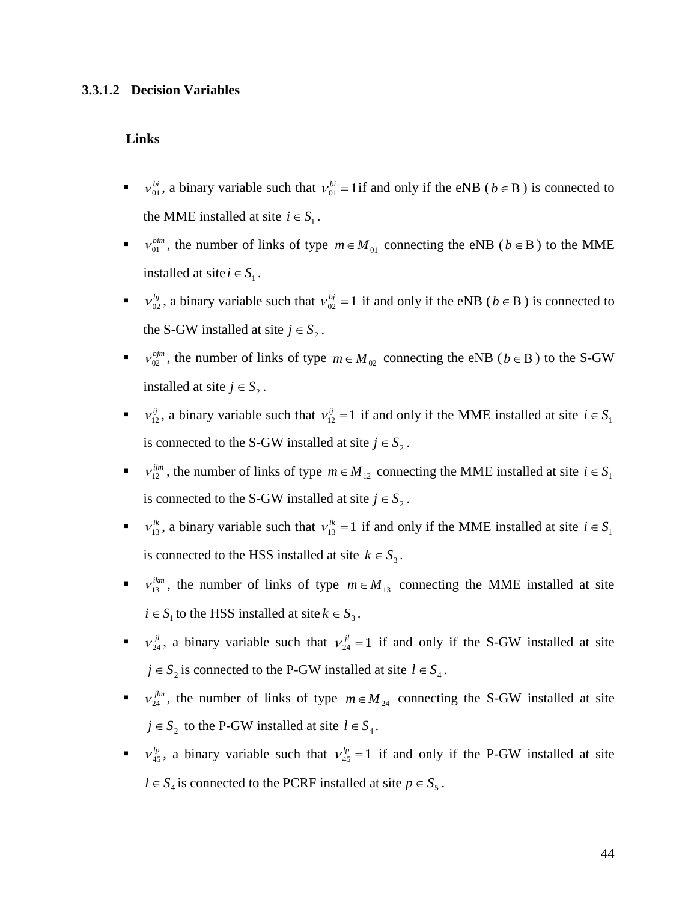#### 3.3.1.2 Decision Variables

**Links**

- $\nu_{01}^{bi}$, a binary variable such that $\nu_{01}^{bi} = 1$ if and only if the eNB ($b \in \mathrm{B}$) is connected to the MME installed at site $i \in S_1$.
- $\nu_{01}^{bim}$, the number of links of type $m \in M_{01}$ connecting the eNB ($b \in \mathrm{B}$) to the MME installed at site $i \in S_1$.
- $\nu_{02}^{bj}$, a binary variable such that $\nu_{02}^{bj} = 1$ if and only if the eNB ($b \in \mathrm{B}$) is connected to the S-GW installed at site $j \in S_2$.
- $\nu_{02}^{bjm}$, the number of links of type $m \in M_{02}$ connecting the eNB ($b \in \mathrm{B}$) to the S-GW installed at site $j \in S_2$.
- $\nu_{12}^{ij}$, a binary variable such that $\nu_{12}^{ij} = 1$ if and only if the MME installed at site $i \in S_1$ is connected to the S-GW installed at site $j \in S_2$.
- $\nu_{12}^{ijm}$, the number of links of type $m \in M_{12}$ connecting the MME installed at site $i \in S_1$ is connected to the S-GW installed at site $j \in S_2$.
- $\nu_{13}^{ik}$, a binary variable such that $\nu_{13}^{ik} = 1$ if and only if the MME installed at site $i \in S_1$ is connected to the HSS installed at site $k \in S_3$.
- $\nu_{13}^{ikm}$, the number of links of type $m \in M_{13}$ connecting the MME installed at site $i \in S_1$ to the HSS installed at site $k \in S_3$.
- $\nu_{24}^{jl}$, a binary variable such that $\nu_{24}^{jl} = 1$ if and only if the S-GW installed at site $j \in S_2$ is connected to the P-GW installed at site $l \in S_4$.
- $\nu_{24}^{jlm}$, the number of links of type $m \in M_{24}$ connecting the S-GW installed at site $j \in S_2$ to the P-GW installed at site $l \in S_4$.
- $\nu_{45}^{lp}$, a binary variable such that $\nu_{45}^{lp} = 1$ if and only if the P-GW installed at site $l \in S_4$ is connected to the PCRF installed at site $p \in S_5$.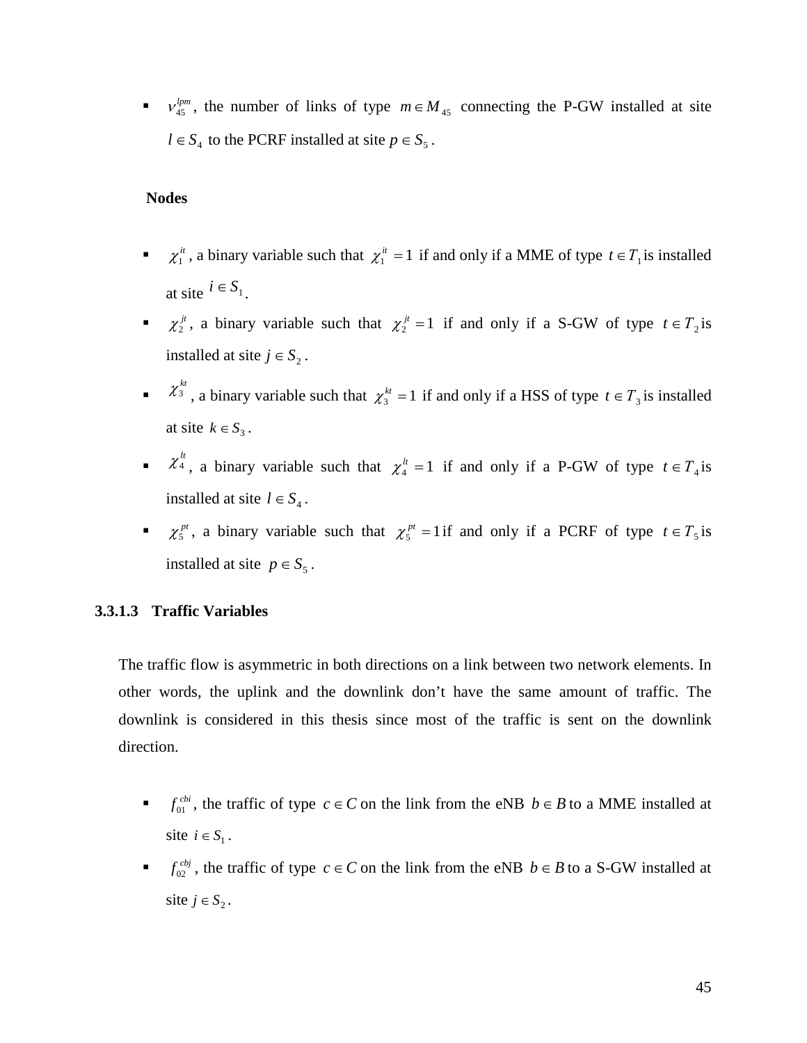- $v_{45}^{lpm}$, the number of links of type $m \in M_{45}$ connecting the P-GW installed at site $l \in S_4$ to the PCRF installed at site $p \in S_5$.

**Nodes**

- $\chi_1^{it}$, a binary variable such that $\chi_1^{it} = 1$ if and only if a MME of type $t \in T_1$ is installed at site $i \in S_1$.
- $\chi_2^{jt}$, a binary variable such that $\chi_2^{jt} = 1$ if and only if a S-GW of type $t \in T_2$ is installed at site $j \in S_2$.
- $\chi_3^{kt}$, a binary variable such that $\chi_3^{kt} = 1$ if and only if a HSS of type $t \in T_3$ is installed at site $k \in S_3$.
- $\chi_4^{lt}$, a binary variable such that $\chi_4^{lt} = 1$ if and only if a P-GW of type $t \in T_4$ is installed at site $l \in S_4$.
- $\chi_5^{pt}$, a binary variable such that $\chi_5^{pt} = 1$ if and only if a PCRF of type $t \in T_5$ is installed at site $p \in S_5$.

### 3.3.1.3 Traffic Variables

The traffic flow is asymmetric in both directions on a link between two network elements. In other words, the uplink and the downlink don't have the same amount of traffic. The downlink is considered in this thesis since most of the traffic is sent on the downlink direction.

- $f_{01}^{cbi}$, the traffic of type $c \in C$ on the link from the eNB $b \in B$ to a MME installed at site $i \in S_1$.
- $f_{02}^{cbj}$, the traffic of type $c \in C$ on the link from the eNB $b \in B$ to a S-GW installed at site $j \in S_2$.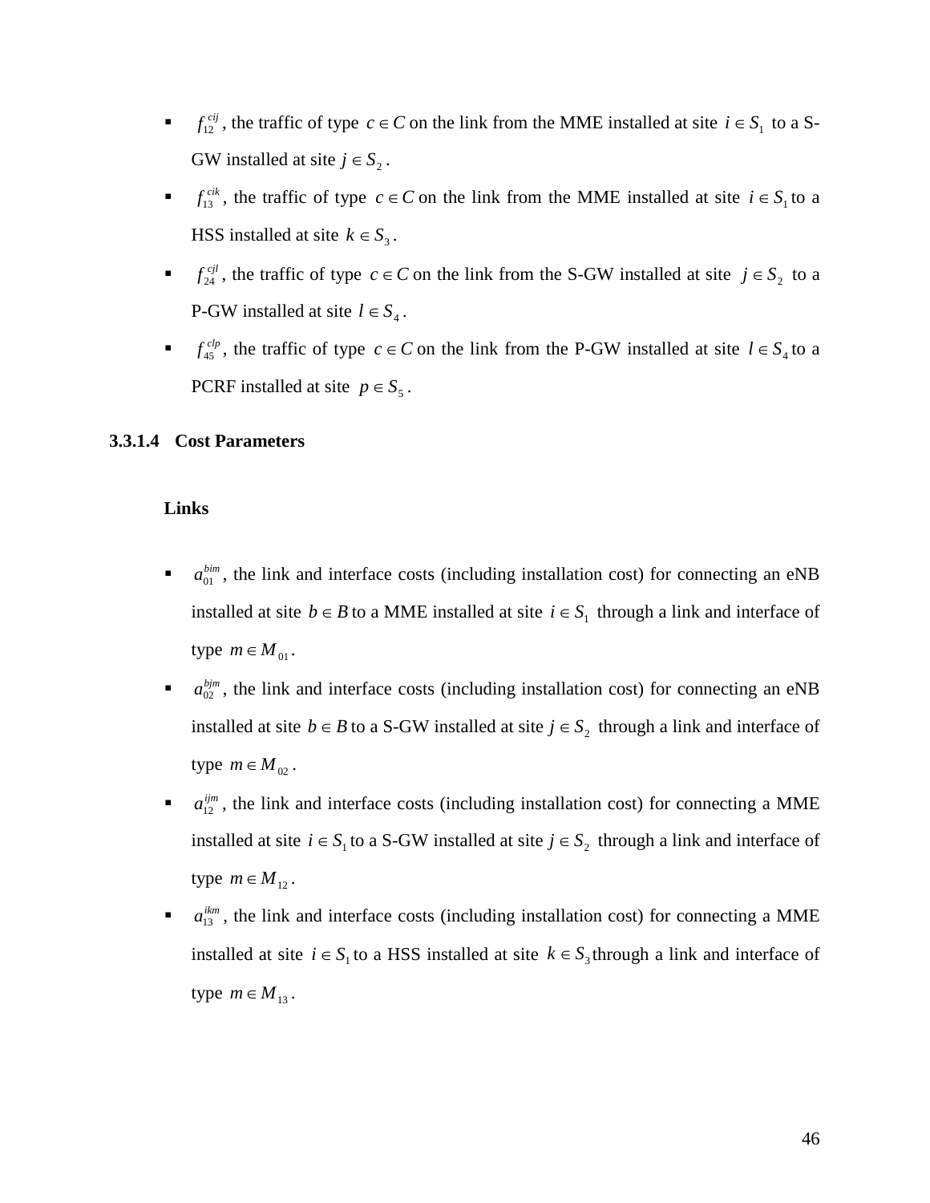- $f_{12}^{cij}$, the traffic of type $c \in C$ on the link from the MME installed at site $i \in S_1$ to a S-GW installed at site $j \in S_2$.
- $f_{13}^{cik}$, the traffic of type $c \in C$ on the link from the MME installed at site $i \in S_1$ to a HSS installed at site $k \in S_3$.
- $f_{24}^{cjl}$, the traffic of type $c \in C$ on the link from the S-GW installed at site $j \in S_2$ to a P-GW installed at site $l \in S_4$.
- $f_{45}^{clp}$, the traffic of type $c \in C$ on the link from the P-GW installed at site $l \in S_4$ to a PCRF installed at site $p \in S_5$.

#### 3.3.1.4 Cost Parameters

**Links**

- $a_{01}^{bim}$, the link and interface costs (including installation cost) for connecting an eNB installed at site $b \in B$ to a MME installed at site $i \in S_1$ through a link and interface of type $m \in M_{01}$.
- $a_{02}^{bjm}$, the link and interface costs (including installation cost) for connecting an eNB installed at site $b \in B$ to a S-GW installed at site $j \in S_2$ through a link and interface of type $m \in M_{02}$.
- $a_{12}^{ijm}$, the link and interface costs (including installation cost) for connecting a MME installed at site $i \in S_1$ to a S-GW installed at site $j \in S_2$ through a link and interface of type $m \in M_{12}$.
- $a_{13}^{ikm}$, the link and interface costs (including installation cost) for connecting a MME installed at site $i \in S_1$ to a HSS installed at site $k \in S_3$ through a link and interface of type $m \in M_{13}$.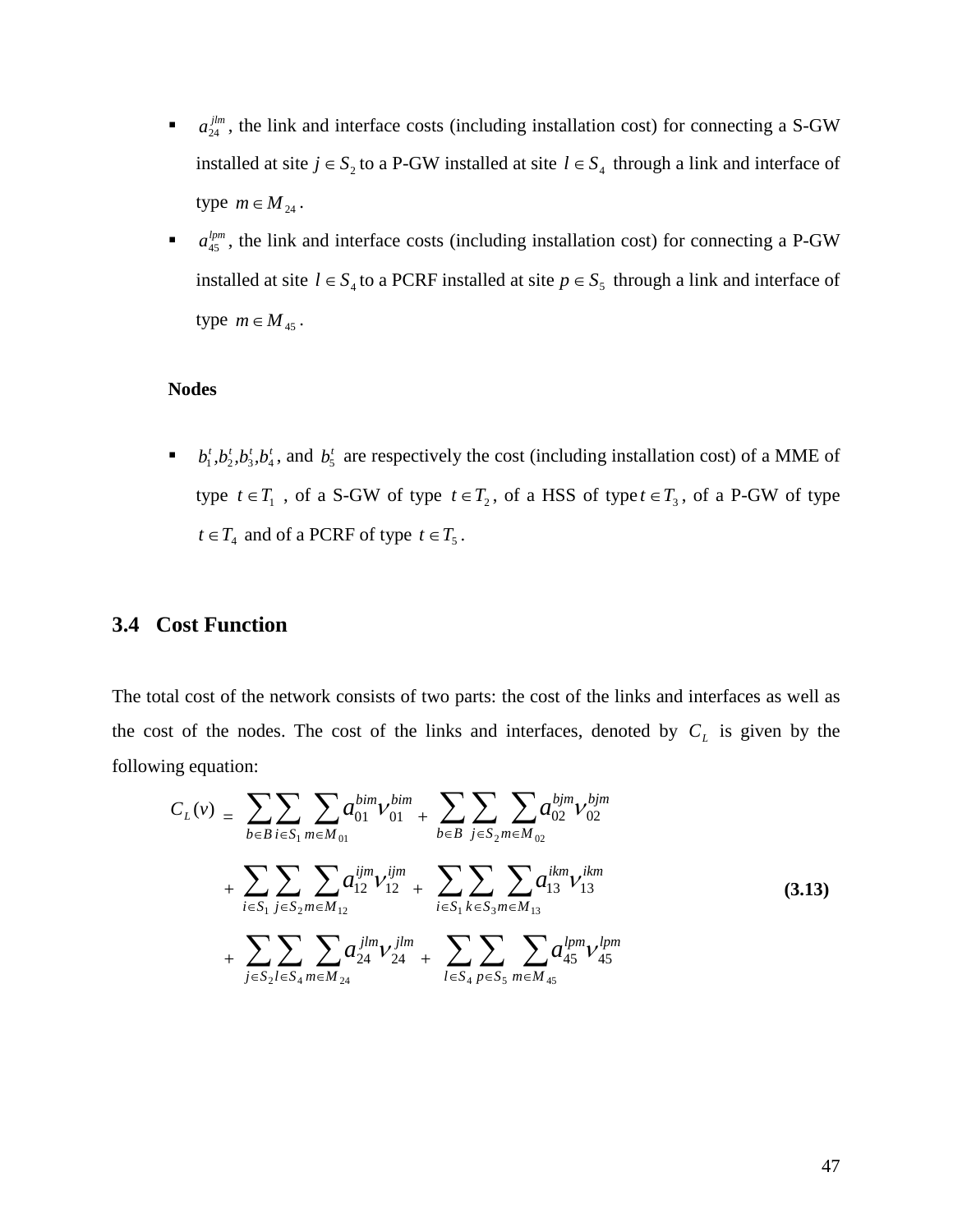- $a_{24}^{jlm}$, the link and interface costs (including installation cost) for connecting a S-GW installed at site $j \in S_2$ to a P-GW installed at site $l \in S_4$ through a link and interface of type $m \in M_{24}$.
- $a_{45}^{lpm}$, the link and interface costs (including installation cost) for connecting a P-GW installed at site $l \in S_4$ to a PCRF installed at site $p \in S_5$ through a link and interface of type $m \in M_{45}$.

**Nodes**

- $b_1^t, b_2^t, b_3^t, b_4^t$, and $b_5^t$ are respectively the cost (including installation cost) of a MME of type $t \in T_1$, of a S-GW of type $t \in T_2$, of a HSS of type $t \in T_3$, of a P-GW of type $t \in T_4$ and of a PCRF of type $t \in T_5$.

## 3.4 Cost Function

The total cost of the network consists of two parts: the cost of the links and interfaces as well as the cost of the nodes. The cost of the links and interfaces, denoted by $C_L$ is given by the following equation:

$$
\begin{aligned}
C_L(v) = & \sum_{b \in B} \sum_{i \in S_1} \sum_{m \in M_{01}} a_{01}^{bim} v_{01}^{bim} + \sum_{b \in B} \sum_{j \in S_2} \sum_{m \in M_{02}} a_{02}^{bjm} v_{02}^{bjm} \\
& + \sum_{i \in S_1} \sum_{j \in S_2} \sum_{m \in M_{12}} a_{12}^{ijm} v_{12}^{ijm} + \sum_{i \in S_1} \sum_{k \in S_3} \sum_{m \in M_{13}} a_{13}^{ikm} v_{13}^{ikm} \\
& + \sum_{j \in S_2} \sum_{l \in S_4} \sum_{m \in M_{24}} a_{24}^{jlm} v_{24}^{jlm} + \sum_{l \in S_4} \sum_{p \in S_5} \sum_{m \in M_{45}} a_{45}^{lpm} v_{45}^{lpm}
\end{aligned}
\tag{3.13}
$$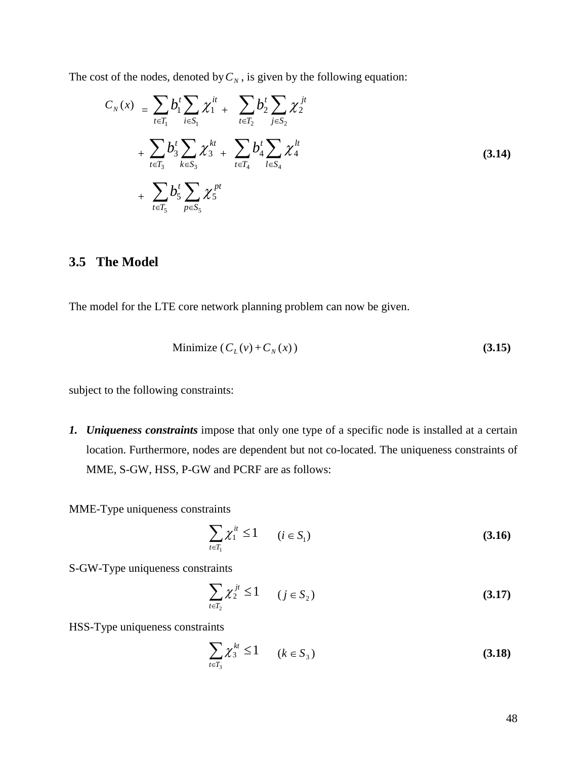The cost of the nodes, denoted by $C_N$, is given by the following equation:

$$
\begin{aligned}
C_N(x) &= \sum_{t \in T_1} b_1^t \sum_{i \in S_1} \chi_1^{it} + \sum_{t \in T_2} b_2^t \sum_{j \in S_2} \chi_2^{jt} \\
&+ \sum_{t \in T_3} b_3^t \sum_{k \in S_3} \chi_3^{kt} + \sum_{t \in T_4} b_4^t \sum_{l \in S_4} \chi_4^{lt} \\
&+ \sum_{t \in T_5} b_5^t \sum_{p \in S_5} \chi_5^{pt}
\end{aligned}
\tag{3.14}
$$

## 3.5 The Model

The model for the LTE core network planning problem can now be given.

$$
\text{Minimize } (C_L(v) + C_N(x)) \tag{3.15}
$$

subject to the following constraints:

1. ***Uniqueness constraints*** impose that only one type of a specific node is installed at a certain location. Furthermore, nodes are dependent but not co-located. The uniqueness constraints of MME, S-GW, HSS, P-GW and PCRF are as follows:

MME-Type uniqueness constraints

$$
\sum_{t \in T_1} \chi_1^{it} \leq 1 \qquad (i \in S_1) \tag{3.16}
$$

S-GW-Type uniqueness constraints

$$
\sum_{t \in T_2} \chi_2^{jt} \leq 1 \qquad (j \in S_2) \tag{3.17}
$$

HSS-Type uniqueness constraints

$$
\sum_{t \in T_3} \chi_3^{kt} \leq 1 \qquad (k \in S_3) \tag{3.18}
$$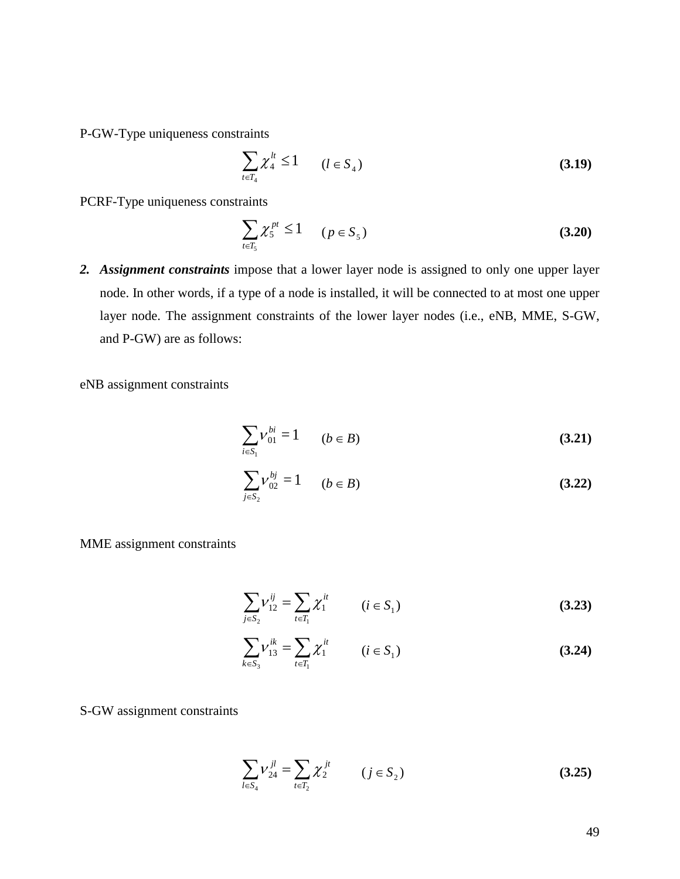P-GW-Type uniqueness constraints

$$\sum_{t \in T_4} \chi_4^{lt} \leq 1 \qquad (l \in S_4) \tag{3.19}$$

PCRF-Type uniqueness constraints

$$\sum_{t \in T_5} \chi_5^{pt} \leq 1 \qquad (p \in S_5) \tag{3.20}$$

2. ***Assignment constraints*** impose that a lower layer node is assigned to only one upper layer node. In other words, if a type of a node is installed, it will be connected to at most one upper layer node. The assignment constraints of the lower layer nodes (i.e., eNB, MME, S-GW, and P-GW) are as follows:

eNB assignment constraints

$$\sum_{i \in S_1} \nu_{01}^{bi} = 1 \qquad (b \in B) \tag{3.21}$$

$$\sum_{j \in S_2} \nu_{02}^{bj} = 1 \qquad (b \in B) \tag{3.22}$$

MME assignment constraints

$$\sum_{j \in S_2} \nu_{12}^{ij} = \sum_{t \in T_1} \chi_1^{it} \qquad (i \in S_1) \tag{3.23}$$

$$\sum_{k \in S_3} \nu_{13}^{ik} = \sum_{t \in T_1} \chi_1^{it} \qquad (i \in S_1) \tag{3.24}$$

S-GW assignment constraints

$$\sum_{l \in S_4} \nu_{24}^{jl} = \sum_{t \in T_2} \chi_2^{jt} \qquad (j \in S_2) \tag{3.25}$$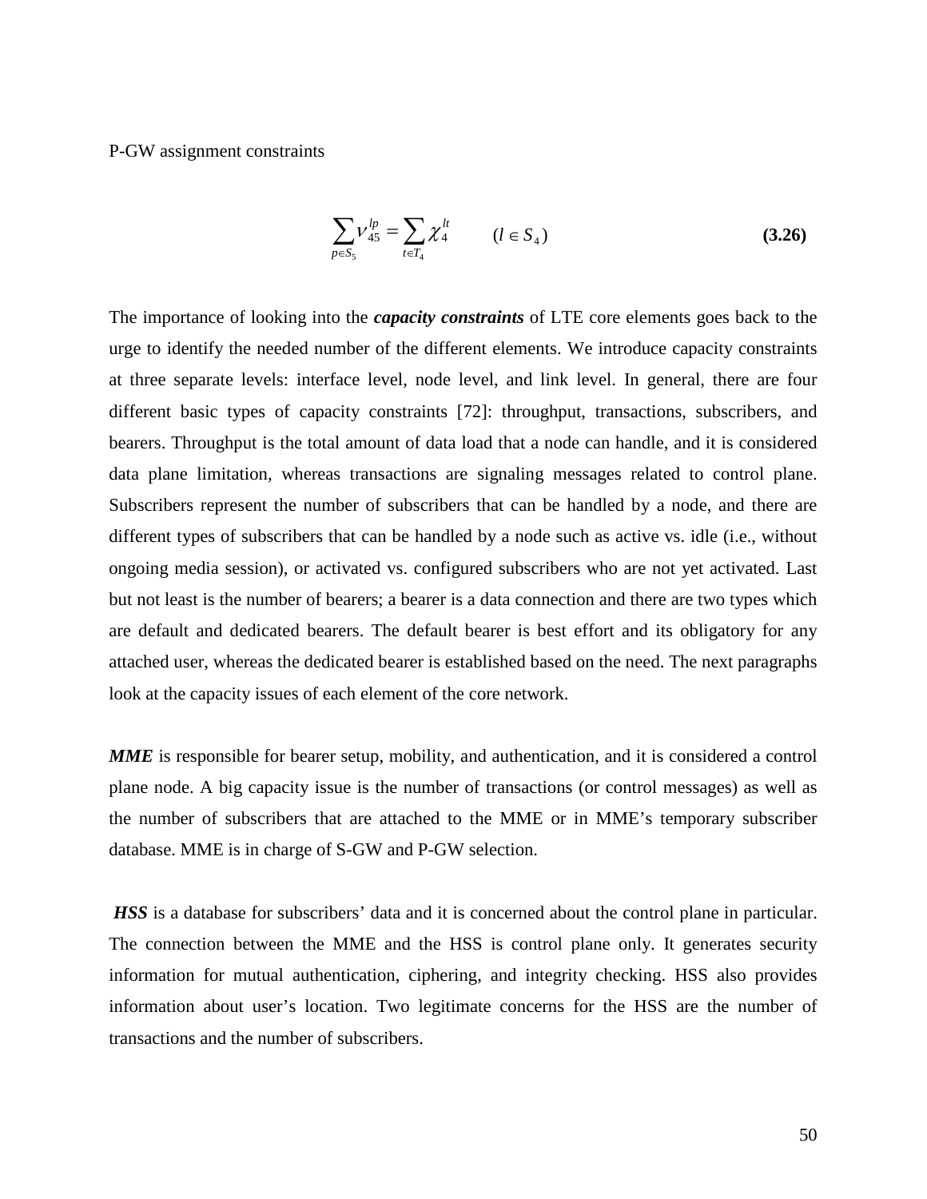P-GW assignment constraints

$$\sum_{p \in S_5} \nu_{45}^{lp} = \sum_{t \in T_4} \chi_4^{lt} \qquad (l \in S_4) \tag{3.26}$$

The importance of looking into the ***capacity constraints*** of LTE core elements goes back to the urge to identify the needed number of the different elements. We introduce capacity constraints at three separate levels: interface level, node level, and link level. In general, there are four different basic types of capacity constraints [72]: throughput, transactions, subscribers, and bearers. Throughput is the total amount of data load that a node can handle, and it is considered data plane limitation, whereas transactions are signaling messages related to control plane. Subscribers represent the number of subscribers that can be handled by a node, and there are different types of subscribers that can be handled by a node such as active vs. idle (i.e., without ongoing media session), or activated vs. configured subscribers who are not yet activated. Last but not least is the number of bearers; a bearer is a data connection and there are two types which are default and dedicated bearers. The default bearer is best effort and its obligatory for any attached user, whereas the dedicated bearer is established based on the need. The next paragraphs look at the capacity issues of each element of the core network.

***MME*** is responsible for bearer setup, mobility, and authentication, and it is considered a control plane node. A big capacity issue is the number of transactions (or control messages) as well as the number of subscribers that are attached to the MME or in MME's temporary subscriber database. MME is in charge of S-GW and P-GW selection.

***HSS*** is a database for subscribers' data and it is concerned about the control plane in particular. The connection between the MME and the HSS is control plane only. It generates security information for mutual authentication, ciphering, and integrity checking. HSS also provides information about user's location. Two legitimate concerns for the HSS are the number of transactions and the number of subscribers.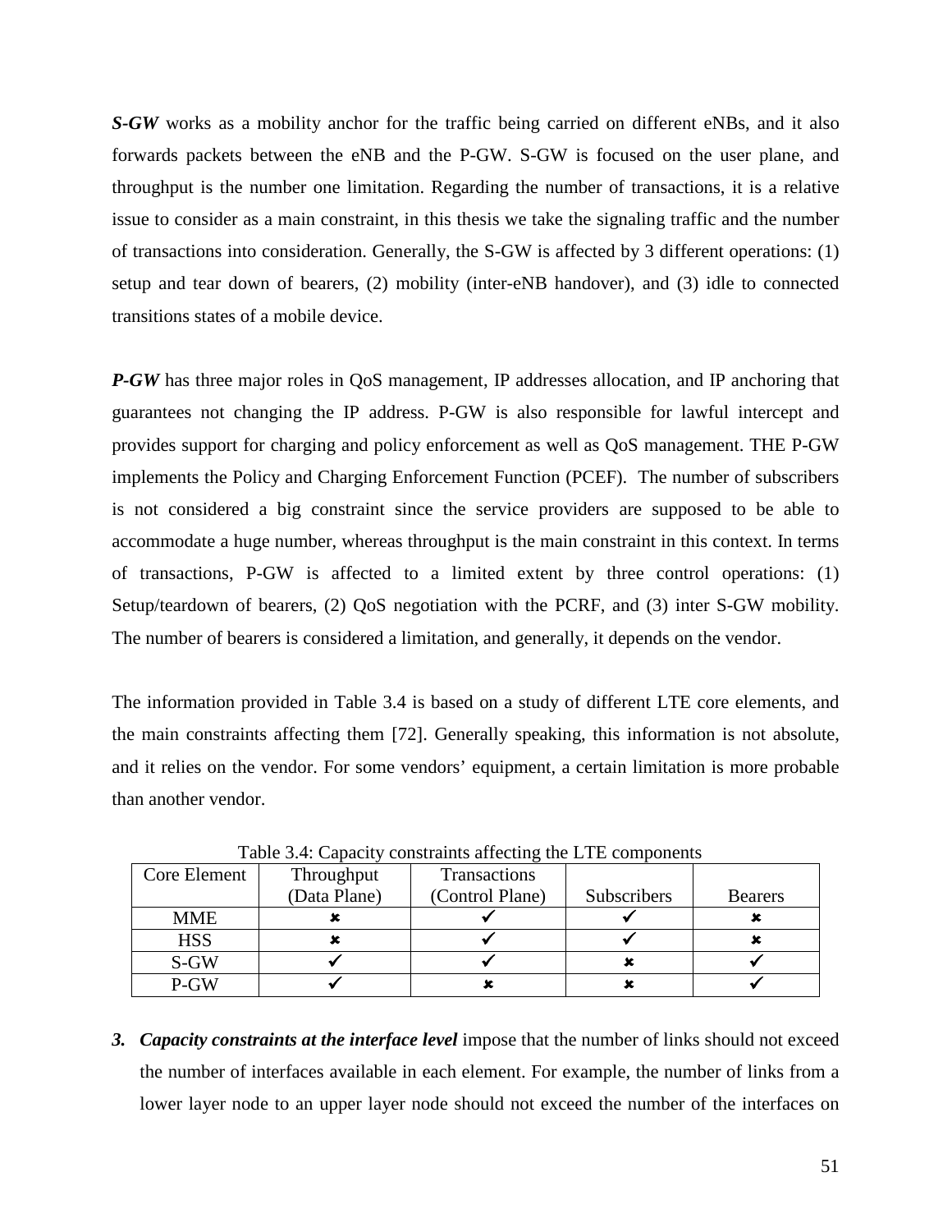***S-GW*** works as a mobility anchor for the traffic being carried on different eNBs, and it also forwards packets between the eNB and the P-GW. S-GW is focused on the user plane, and throughput is the number one limitation. Regarding the number of transactions, it is a relative issue to consider as a main constraint, in this thesis we take the signaling traffic and the number of transactions into consideration. Generally, the S-GW is affected by 3 different operations: (1) setup and tear down of bearers, (2) mobility (inter-eNB handover), and (3) idle to connected transitions states of a mobile device.

***P-GW*** has three major roles in QoS management, IP addresses allocation, and IP anchoring that guarantees not changing the IP address. P-GW is also responsible for lawful intercept and provides support for charging and policy enforcement as well as QoS management. THE P-GW implements the Policy and Charging Enforcement Function (PCEF). The number of subscribers is not considered a big constraint since the service providers are supposed to be able to accommodate a huge number, whereas throughput is the main constraint in this context. In terms of transactions, P-GW is affected to a limited extent by three control operations: (1) Setup/teardown of bearers, (2) QoS negotiation with the PCRF, and (3) inter S-GW mobility. The number of bearers is considered a limitation, and generally, it depends on the vendor.

The information provided in Table 3.4 is based on a study of different LTE core elements, and the main constraints affecting them [72]. Generally speaking, this information is not absolute, and it relies on the vendor. For some vendors' equipment, a certain limitation is more probable than another vendor.

Table 3.4: Capacity constraints affecting the LTE components

| Core Element | Throughput (Data Plane) | Transactions (Control Plane) | Subscribers | Bearers |
|---|---|---|---|---|
| MME | ✗ | ✓ | ✓ | ✗ |
| HSS | ✗ | ✓ | ✓ | ✗ |
| S-GW | ✓ | ✓ | ✗ | ✓ |
| P-GW | ✓ | ✗ | ✗ | ✓ |

3. ***Capacity constraints at the interface level*** impose that the number of links should not exceed the number of interfaces available in each element. For example, the number of links from a lower layer node to an upper layer node should not exceed the number of the interfaces on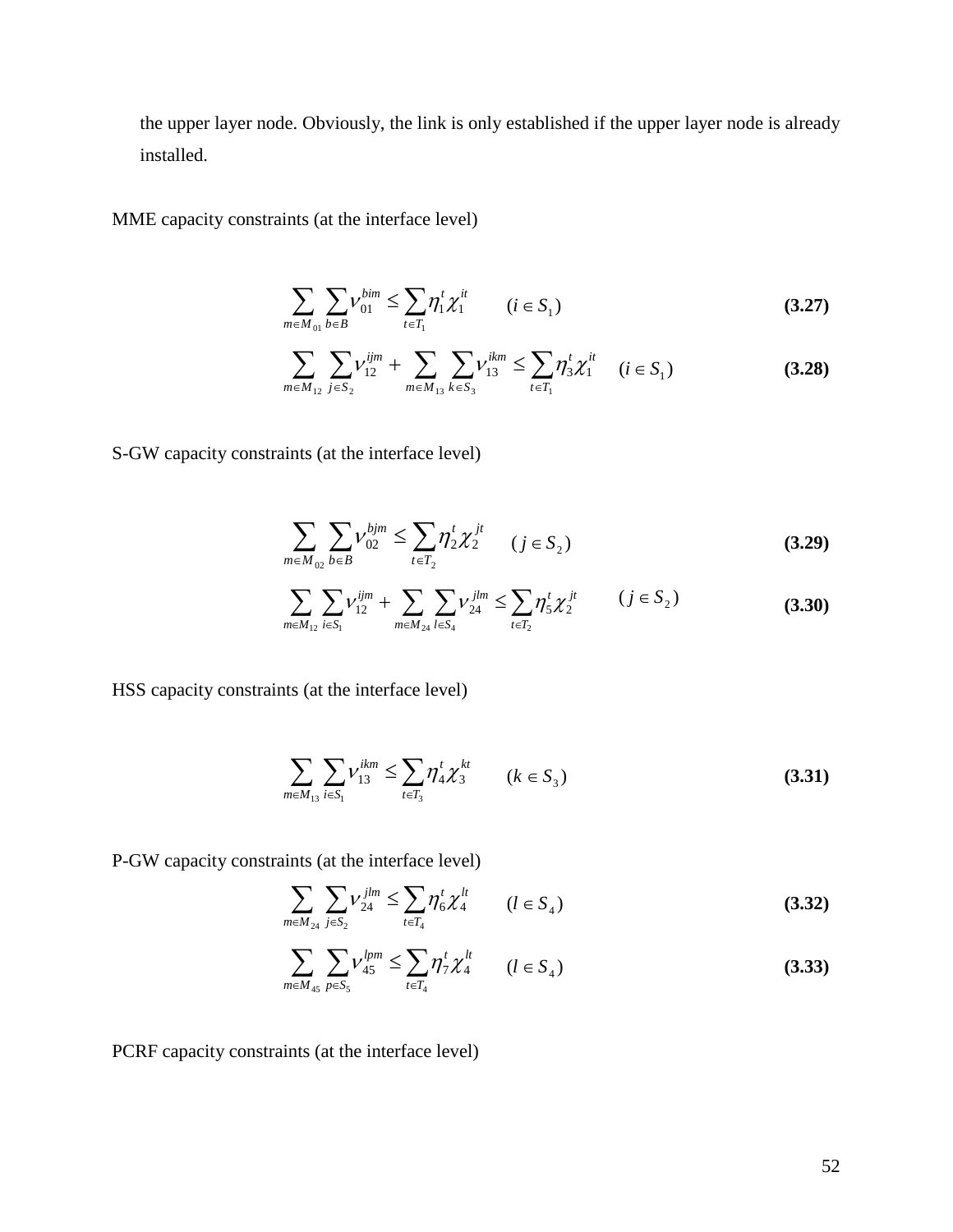the upper layer node. Obviously, the link is only established if the upper layer node is already installed.

MME capacity constraints (at the interface level)

$$\sum_{m \in M_{01}} \sum_{b \in B} \nu_{01}^{bim} \leq \sum_{t \in T_1} \eta_1^t \chi_1^{it} \qquad (i \in S_1) \tag{3.27}$$

$$\sum_{m \in M_{12}} \sum_{j \in S_2} \nu_{12}^{ijm} + \sum_{m \in M_{13}} \sum_{k \in S_3} \nu_{13}^{ikm} \leq \sum_{t \in T_1} \eta_3^t \chi_1^{it} \quad (i \in S_1) \tag{3.28}$$

S-GW capacity constraints (at the interface level)

$$\sum_{m \in M_{02}} \sum_{b \in B} \nu_{02}^{bjm} \leq \sum_{t \in T_2} \eta_2^t \chi_2^{jt} \qquad (j \in S_2) \tag{3.29}$$

$$\sum_{m \in M_{12}} \sum_{i \in S_1} \nu_{12}^{ijm} + \sum_{m \in M_{24}} \sum_{l \in S_4} \nu_{24}^{jlm} \leq \sum_{t \in T_2} \eta_5^t \chi_2^{jt} \qquad (j \in S_2) \tag{3.30}$$

HSS capacity constraints (at the interface level)

$$\sum_{m \in M_{13}} \sum_{i \in S_1} \nu_{13}^{ikm} \leq \sum_{t \in T_3} \eta_4^t \chi_3^{kt} \qquad (k \in S_3) \tag{3.31}$$

P-GW capacity constraints (at the interface level)

$$\sum_{m \in M_{24}} \sum_{j \in S_2} \nu_{24}^{jlm} \leq \sum_{t \in T_4} \eta_6^t \chi_4^{lt} \qquad (l \in S_4) \tag{3.32}$$

$$\sum_{m \in M_{45}} \sum_{p \in S_5} \nu_{45}^{lpm} \leq \sum_{t \in T_4} \eta_7^t \chi_4^{lt} \qquad (l \in S_4) \tag{3.33}$$

PCRF capacity constraints (at the interface level)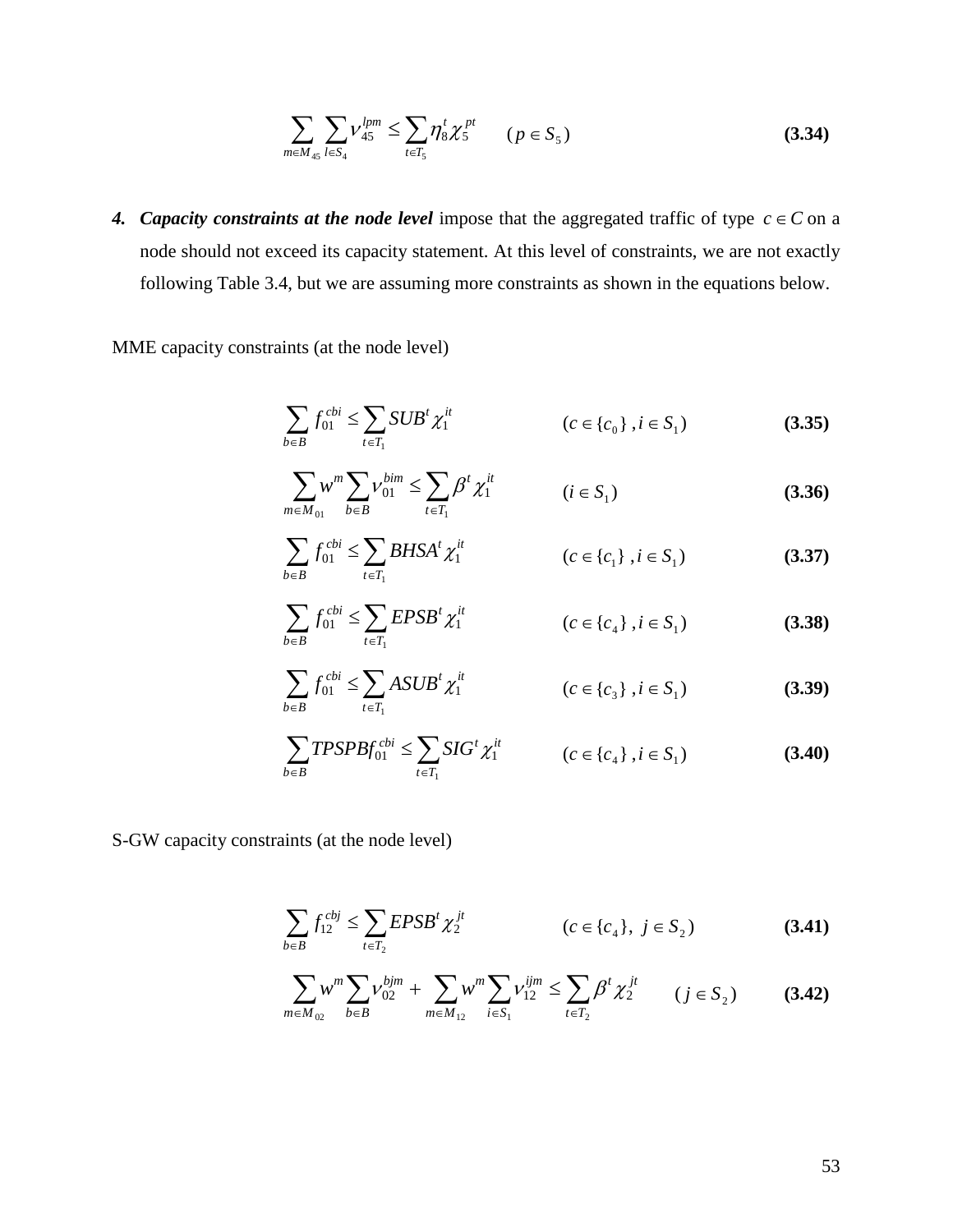$$\sum_{m \in M_{45}} \sum_{l \in S_4} v_{45}^{lpm} \leq \sum_{t \in T_5} \eta_8^t \chi_5^{pt} \qquad (p \in S_5) \tag{3.34}$$

4. ***Capacity constraints at the node level*** impose that the aggregated traffic of type $c \in C$ on a node should not exceed its capacity statement. At this level of constraints, we are not exactly following Table 3.4, but we are assuming more constraints as shown in the equations below.

MME capacity constraints (at the node level)

$$\sum_{b \in B} f_{01}^{cbi} \leq \sum_{t \in T_1} SUB^t \chi_1^{it} \qquad (c \in \{c_0\}, i \in S_1) \tag{3.35}$$

$$\sum_{m \in M_{01}} w^m \sum_{b \in B} v_{01}^{bim} \leq \sum_{t \in T_1} \beta^t \chi_1^{it} \qquad (i \in S_1) \tag{3.36}$$

$$\sum_{b \in B} f_{01}^{cbi} \leq \sum_{t \in T_1} BHSA^t \chi_1^{it} \qquad (c \in \{c_1\}, i \in S_1) \tag{3.37}$$

$$\sum_{b \in B} f_{01}^{cbi} \leq \sum_{t \in T_1} EPSB^t \chi_1^{it} \qquad (c \in \{c_4\}, i \in S_1) \tag{3.38}$$

$$\sum_{b \in B} f_{01}^{cbi} \leq \sum_{t \in T_1} ASUB^t \chi_1^{it} \qquad (c \in \{c_3\}, i \in S_1) \tag{3.39}$$

$$\sum_{b \in B} TPSPB f_{01}^{cbi} \leq \sum_{t \in T_1} SIG^t \chi_1^{it} \qquad (c \in \{c_4\}, i \in S_1) \tag{3.40}$$

S-GW capacity constraints (at the node level)

$$\sum_{b \in B} f_{12}^{cbj} \leq \sum_{t \in T_2} EPSB^t \chi_2^{jt} \qquad (c \in \{c_4\}, j \in S_2) \tag{3.41}$$

$$\sum_{m \in M_{02}} w^m \sum_{b \in B} v_{02}^{bjm} + \sum_{m \in M_{12}} w^m \sum_{i \in S_1} v_{12}^{ijm} \leq \sum_{t \in T_2} \beta^t \chi_2^{jt} \qquad (j \in S_2) \tag{3.42}$$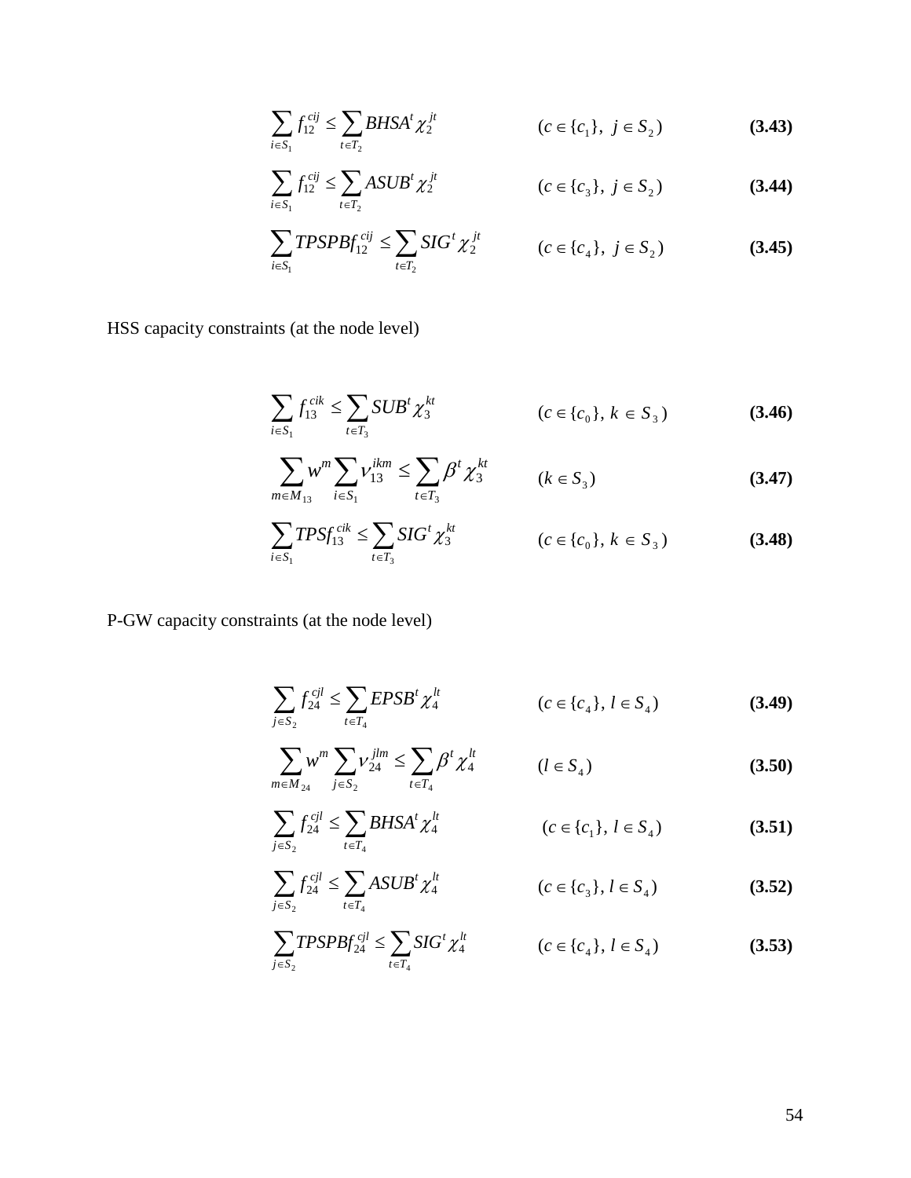$$\sum_{i \in S_1} f_{12}^{cij} \leq \sum_{t \in T_2} BHSA^t \chi_2^{jt} \qquad (c \in \{c_1\},\ j \in S_2) \qquad \textbf{(3.43)}$$

$$\sum_{i \in S_1} f_{12}^{cij} \leq \sum_{t \in T_2} ASUB^t \chi_2^{jt} \qquad (c \in \{c_3\},\ j \in S_2) \qquad \textbf{(3.44)}$$

$$\sum_{i \in S_1} TPSPB f_{12}^{cij} \leq \sum_{t \in T_2} SIG^t \chi_2^{jt} \qquad (c \in \{c_4\},\ j \in S_2) \qquad \textbf{(3.45)}$$

HSS capacity constraints (at the node level)

$$\sum_{i \in S_1} f_{13}^{cik} \leq \sum_{t \in T_3} SUB^t \chi_3^{kt} \qquad (c \in \{c_0\},\ k \in S_3) \qquad \textbf{(3.46)}$$

$$\sum_{m \in M_{13}} w^m \sum_{i \in S_1} \nu_{13}^{ikm} \leq \sum_{t \in T_3} \beta^t \chi_3^{kt} \qquad (k \in S_3) \qquad \textbf{(3.47)}$$

$$\sum_{i \in S_1} TPS f_{13}^{cik} \leq \sum_{t \in T_3} SIG^t \chi_3^{kt} \qquad (c \in \{c_0\},\ k \in S_3) \qquad \textbf{(3.48)}$$

P-GW capacity constraints (at the node level)

$$\sum_{j \in S_2} f_{24}^{cjl} \leq \sum_{t \in T_4} EPSB^t \chi_4^{lt} \qquad (c \in \{c_4\},\ l \in S_4) \qquad \textbf{(3.49)}$$

$$\sum_{m \in M_{24}} w^m \sum_{j \in S_2} \nu_{24}^{jlm} \leq \sum_{t \in T_4} \beta^t \chi_4^{lt} \qquad (l \in S_4) \qquad \textbf{(3.50)}$$

$$\sum_{j \in S_2} f_{24}^{cjl} \leq \sum_{t \in T_4} BHSA^t \chi_4^{lt} \qquad (c \in \{c_1\},\ l \in S_4) \qquad \textbf{(3.51)}$$

$$\sum_{j \in S_2} f_{24}^{cjl} \leq \sum_{t \in T_4} ASUB^t \chi_4^{lt} \qquad (c \in \{c_3\},\ l \in S_4) \qquad \textbf{(3.52)}$$

$$\sum_{j \in S_2} TPSPB f_{24}^{cjl} \leq \sum_{t \in T_4} SIG^t \chi_4^{lt} \qquad (c \in \{c_4\},\ l \in S_4) \qquad \textbf{(3.53)}$$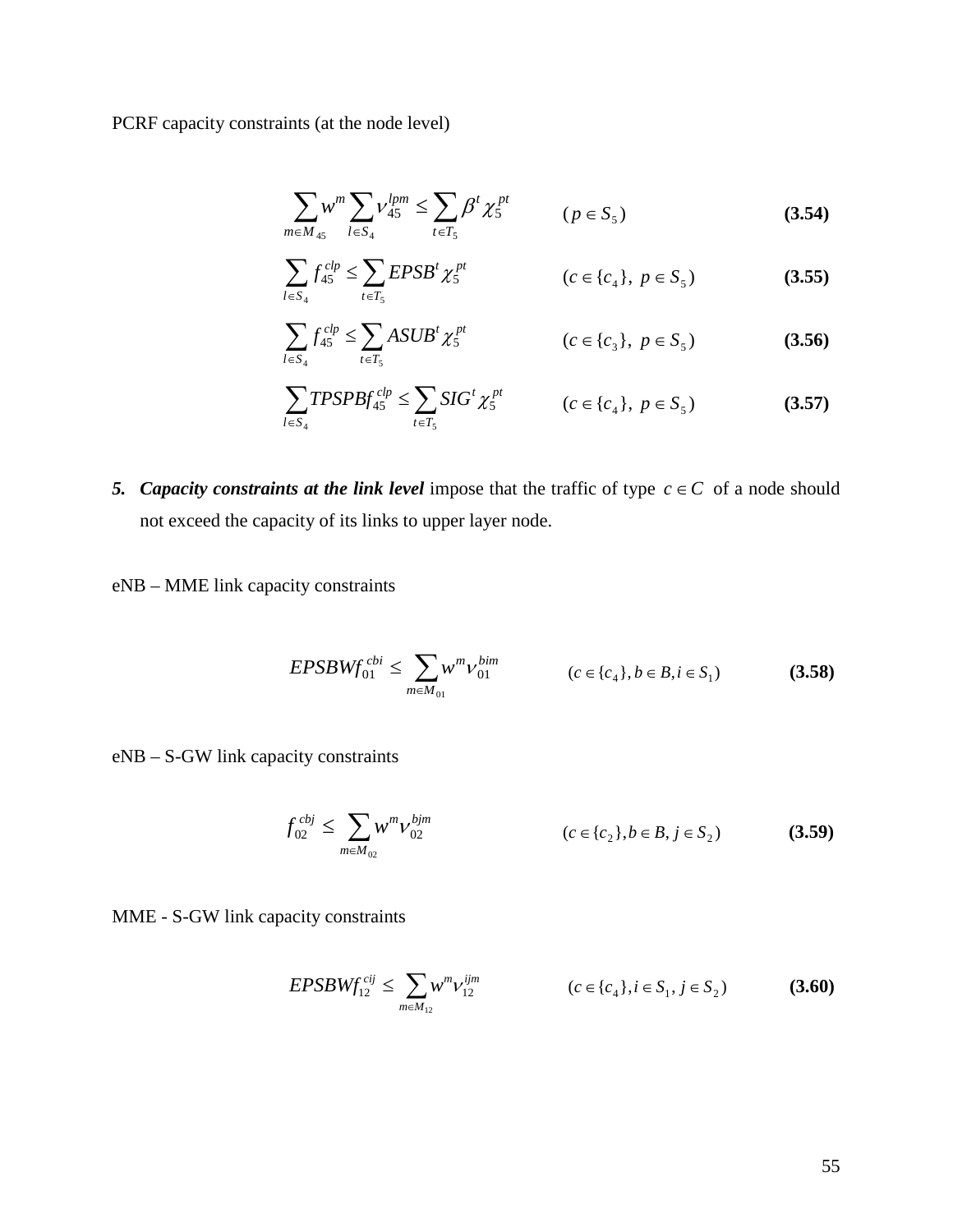PCRF capacity constraints (at the node level)

$$\sum_{m \in M_{45}} w^m \sum_{l \in S_4} \nu_{45}^{lpm} \leq \sum_{t \in T_5} \beta^t \chi_5^{pt} \qquad (p \in S_5) \qquad \textbf{(3.54)}$$

$$\sum_{l \in S_4} f_{45}^{clp} \leq \sum_{t \in T_5} EPSB^t \chi_5^{pt} \qquad (c \in \{c_4\},\ p \in S_5) \qquad \textbf{(3.55)}$$

$$\sum_{l \in S_4} f_{45}^{clp} \leq \sum_{t \in T_5} ASUB^t \chi_5^{pt} \qquad (c \in \{c_3\},\ p \in S_5) \qquad \textbf{(3.56)}$$

$$\sum_{l \in S_4} TPSPBf_{45}^{clp} \leq \sum_{t \in T_5} SIG^t \chi_5^{pt} \qquad (c \in \{c_4\},\ p \in S_5) \qquad \textbf{(3.57)}$$

5. ***Capacity constraints at the link level*** impose that the traffic of type $c \in C$ of a node should not exceed the capacity of its links to upper layer node.

eNB – MME link capacity constraints

$$EPSBWf_{01}^{cbi} \leq \sum_{m \in M_{01}} w^m \nu_{01}^{bim} \qquad (c \in \{c_4\}, b \in B, i \in S_1) \qquad \textbf{(3.58)}$$

eNB – S-GW link capacity constraints

$$f_{02}^{cbj} \leq \sum_{m \in M_{02}} w^m \nu_{02}^{bjm} \qquad (c \in \{c_2\}, b \in B, j \in S_2) \qquad \textbf{(3.59)}$$

MME - S-GW link capacity constraints

$$EPSBWf_{12}^{cij} \leq \sum_{m \in M_{12}} w^m \nu_{12}^{ijm} \qquad (c \in \{c_4\}, i \in S_1, j \in S_2) \qquad \textbf{(3.60)}$$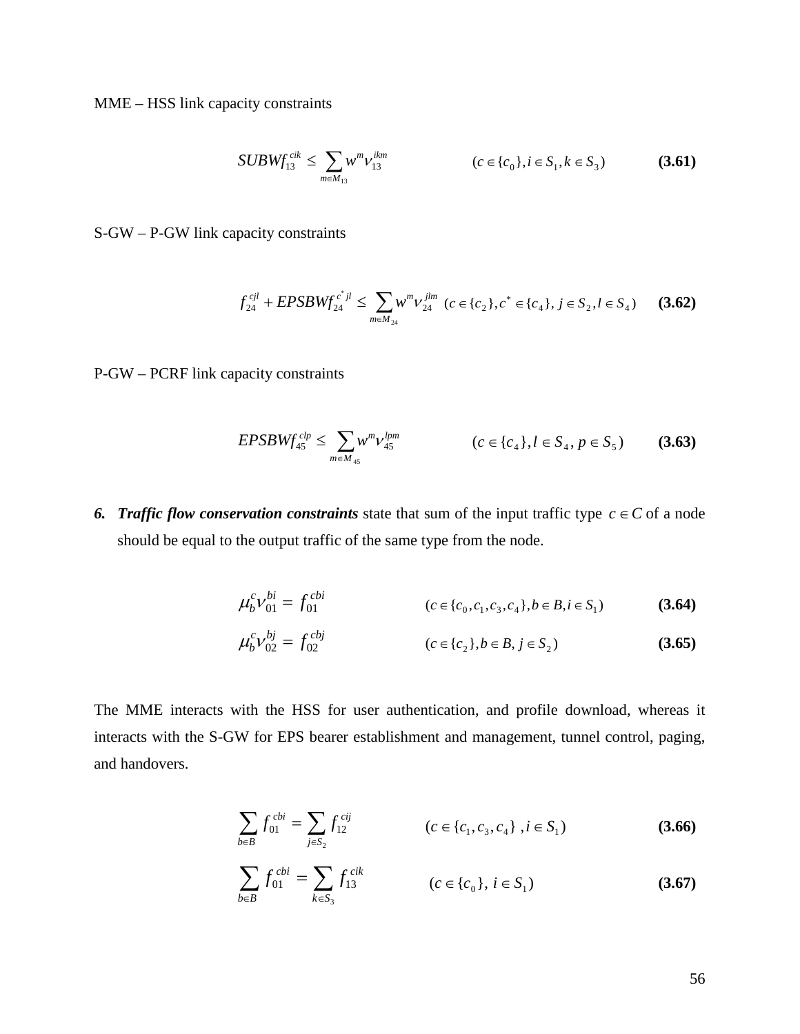MME – HSS link capacity constraints

$$SUBWf_{13}^{cik} \leq \sum_{m \in M_{13}} w^m v_{13}^{ikm} \qquad (c \in \{c_0\}, i \in S_1, k \in S_3) \qquad \textbf{(3.61)}$$

S-GW – P-GW link capacity constraints

$$f_{24}^{cjl} + EPSBWf_{24}^{c^* jl} \leq \sum_{m \in M_{24}} w^m v_{24}^{jlm} \quad (c \in \{c_2\}, c^* \in \{c_4\}, j \in S_2, l \in S_4) \qquad \textbf{(3.62)}$$

P-GW – PCRF link capacity constraints

$$EPSBWf_{45}^{clp} \leq \sum_{m \in M_{45}} w^m v_{45}^{lpm} \qquad (c \in \{c_4\}, l \in S_4, p \in S_5) \qquad \textbf{(3.63)}$$

6. ***Traffic flow conservation constraints*** state that sum of the input traffic type $c \in C$ of a node should be equal to the output traffic of the same type from the node.

$$\mu_b^c v_{01}^{bi} = f_{01}^{cbi} \qquad (c \in \{c_0, c_1, c_3, c_4\}, b \in B, i \in S_1) \qquad \textbf{(3.64)}$$

$$\mu_b^c v_{02}^{bj} = f_{02}^{cbj} \qquad (c \in \{c_2\}, b \in B, j \in S_2) \qquad \textbf{(3.65)}$$

The MME interacts with the HSS for user authentication, and profile download, whereas it interacts with the S-GW for EPS bearer establishment and management, tunnel control, paging, and handovers.

$$\sum_{b \in B} f_{01}^{cbi} = \sum_{j \in S_2} f_{12}^{cij} \qquad (c \in \{c_1, c_3, c_4\}, i \in S_1) \qquad \textbf{(3.66)}$$

$$\sum_{b \in B} f_{01}^{cbi} = \sum_{k \in S_3} f_{13}^{cik} \qquad (c \in \{c_0\}, i \in S_1) \qquad \textbf{(3.67)}$$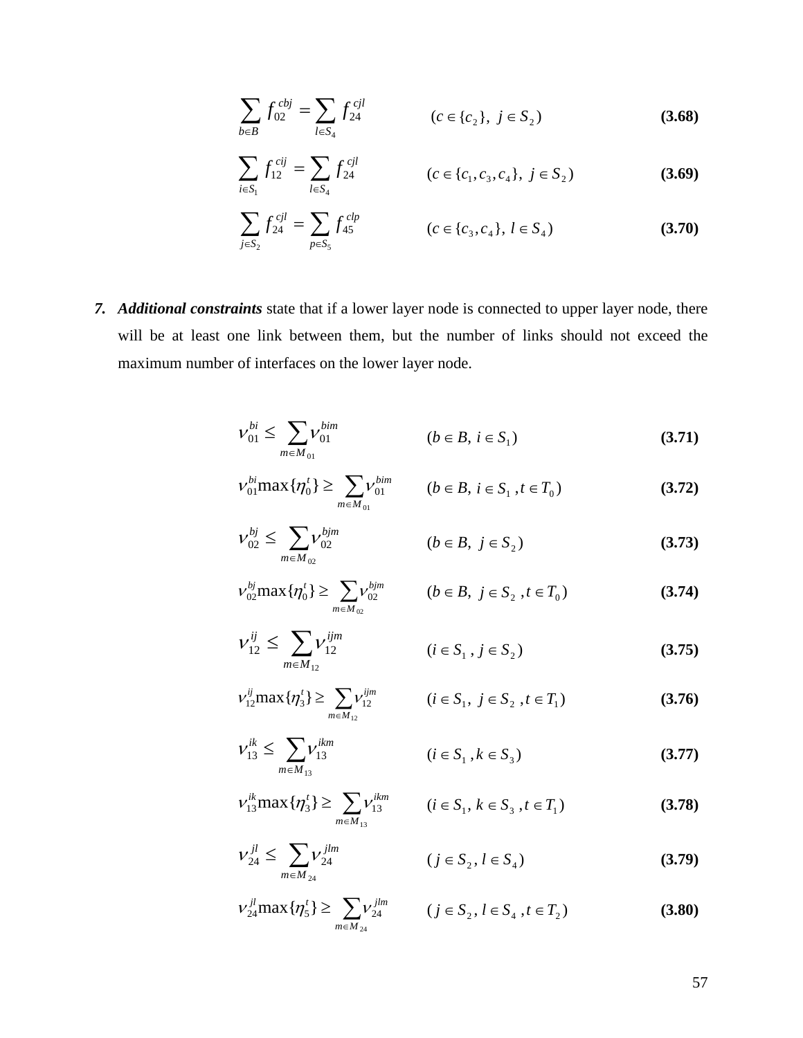$$\sum_{b \in B} f_{02}^{cbj} = \sum_{l \in S_4} f_{24}^{cjl} \qquad (c \in \{c_2\},\ j \in S_2) \tag{3.68}$$

$$\sum_{i \in S_1} f_{12}^{cij} = \sum_{l \in S_4} f_{24}^{cjl} \qquad (c \in \{c_1, c_3, c_4\},\ j \in S_2) \tag{3.69}$$

$$\sum_{j \in S_2} f_{24}^{cjl} = \sum_{p \in S_5} f_{45}^{clp} \qquad (c \in \{c_3, c_4\},\ l \in S_4) \tag{3.70}$$

7. ***Additional constraints*** state that if a lower layer node is connected to upper layer node, there will be at least one link between them, but the number of links should not exceed the maximum number of interfaces on the lower layer node.

$$v_{01}^{bi} \leq \sum_{m \in M_{01}} v_{01}^{bim} \qquad (b \in B,\ i \in S_1) \tag{3.71}$$

$$v_{01}^{bi} \max\{\eta_0^t\} \geq \sum_{m \in M_{01}} v_{01}^{bim} \qquad (b \in B,\ i \in S_1,\ t \in T_0) \tag{3.72}$$

$$v_{02}^{bj} \leq \sum_{m \in M_{02}} v_{02}^{bjm} \qquad (b \in B,\ j \in S_2) \tag{3.73}$$

$$v_{02}^{bj} \max\{\eta_0^t\} \geq \sum_{m \in M_{02}} v_{02}^{bjm} \qquad (b \in B,\ j \in S_2,\ t \in T_0) \tag{3.74}$$

$$v_{12}^{ij} \leq \sum_{m \in M_{12}} v_{12}^{ijm} \qquad (i \in S_1,\ j \in S_2) \tag{3.75}$$

$$v_{12}^{ij} \max\{\eta_3^t\} \geq \sum_{m \in M_{12}} v_{12}^{ijm} \qquad (i \in S_1,\ j \in S_2,\ t \in T_1) \tag{3.76}$$

$$v_{13}^{ik} \leq \sum_{m \in M_{13}} v_{13}^{ikm} \qquad (i \in S_1,\ k \in S_3) \tag{3.77}$$

$$v_{13}^{ik} \max\{\eta_3^t\} \geq \sum_{m \in M_{13}} v_{13}^{ikm} \qquad (i \in S_1,\ k \in S_3,\ t \in T_1) \tag{3.78}$$

$$v_{24}^{jl} \leq \sum_{m \in M_{24}} v_{24}^{jlm} \qquad (j \in S_2,\ l \in S_4) \tag{3.79}$$

$$v_{24}^{jl} \max\{\eta_5^t\} \geq \sum_{m \in M_{24}} v_{24}^{jlm} \qquad (j \in S_2,\ l \in S_4,\ t \in T_2) \tag{3.80}$$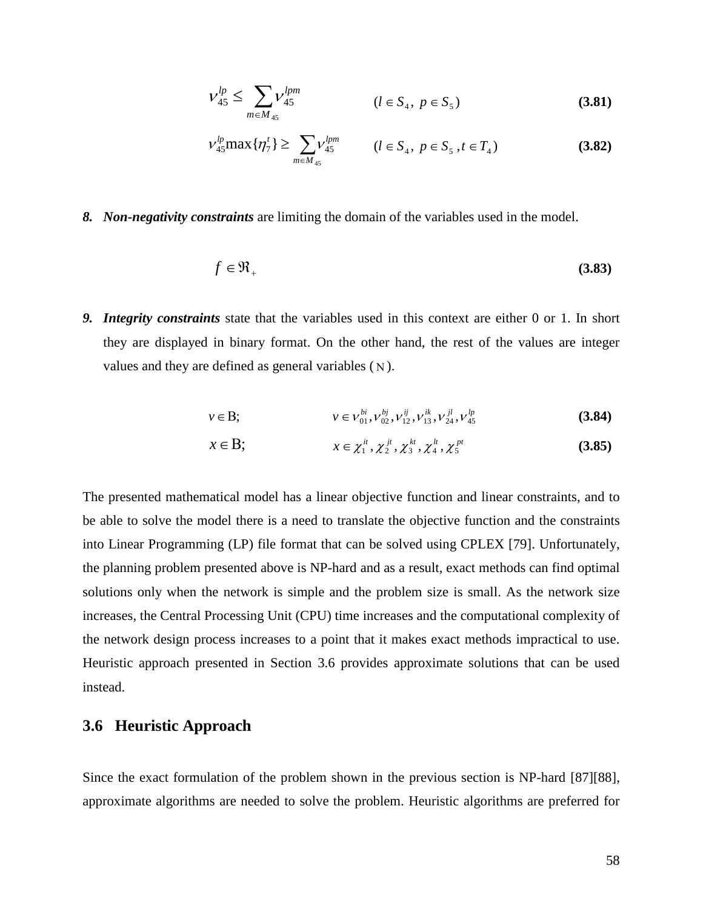$$\nu_{45}^{lp} \leq \sum_{m \in M_{45}} \nu_{45}^{lpm} \qquad (l \in S_4,\ p \in S_5) \tag{3.81}$$

$$\nu_{45}^{lp} \max\{\eta_7^t\} \geq \sum_{m \in M_{45}} \nu_{45}^{lpm} \qquad (l \in S_4,\ p \in S_5,\ t \in T_4) \tag{3.82}$$

8. ***Non-negativity constraints*** are limiting the domain of the variables used in the model.

$$f \in \Re_+ \tag{3.83}$$

9. ***Integrity constraints*** state that the variables used in this context are either 0 or 1. In short they are displayed in binary format. On the other hand, the rest of the values are integer values and they are defined as general variables ( $\mathrm{N}$ ).

$$v \in \mathrm{B}; \qquad v \in \nu_{01}^{bi}, \nu_{02}^{bj}, \nu_{12}^{ij}, \nu_{13}^{ik}, \nu_{24}^{jl}, \nu_{45}^{lp} \tag{3.84}$$

$$x \in \mathrm{B}; \qquad x \in \chi_1^{it}, \chi_2^{jt}, \chi_3^{kt}, \chi_4^{lt}, \chi_5^{pt} \tag{3.85}$$

The presented mathematical model has a linear objective function and linear constraints, and to be able to solve the model there is a need to translate the objective function and the constraints into Linear Programming (LP) file format that can be solved using CPLEX [79]. Unfortunately, the planning problem presented above is NP-hard and as a result, exact methods can find optimal solutions only when the network is simple and the problem size is small. As the network size increases, the Central Processing Unit (CPU) time increases and the computational complexity of the network design process increases to a point that it makes exact methods impractical to use. Heuristic approach presented in Section 3.6 provides approximate solutions that can be used instead.

## 3.6 Heuristic Approach

Since the exact formulation of the problem shown in the previous section is NP-hard [87][88], approximate algorithms are needed to solve the problem. Heuristic algorithms are preferred for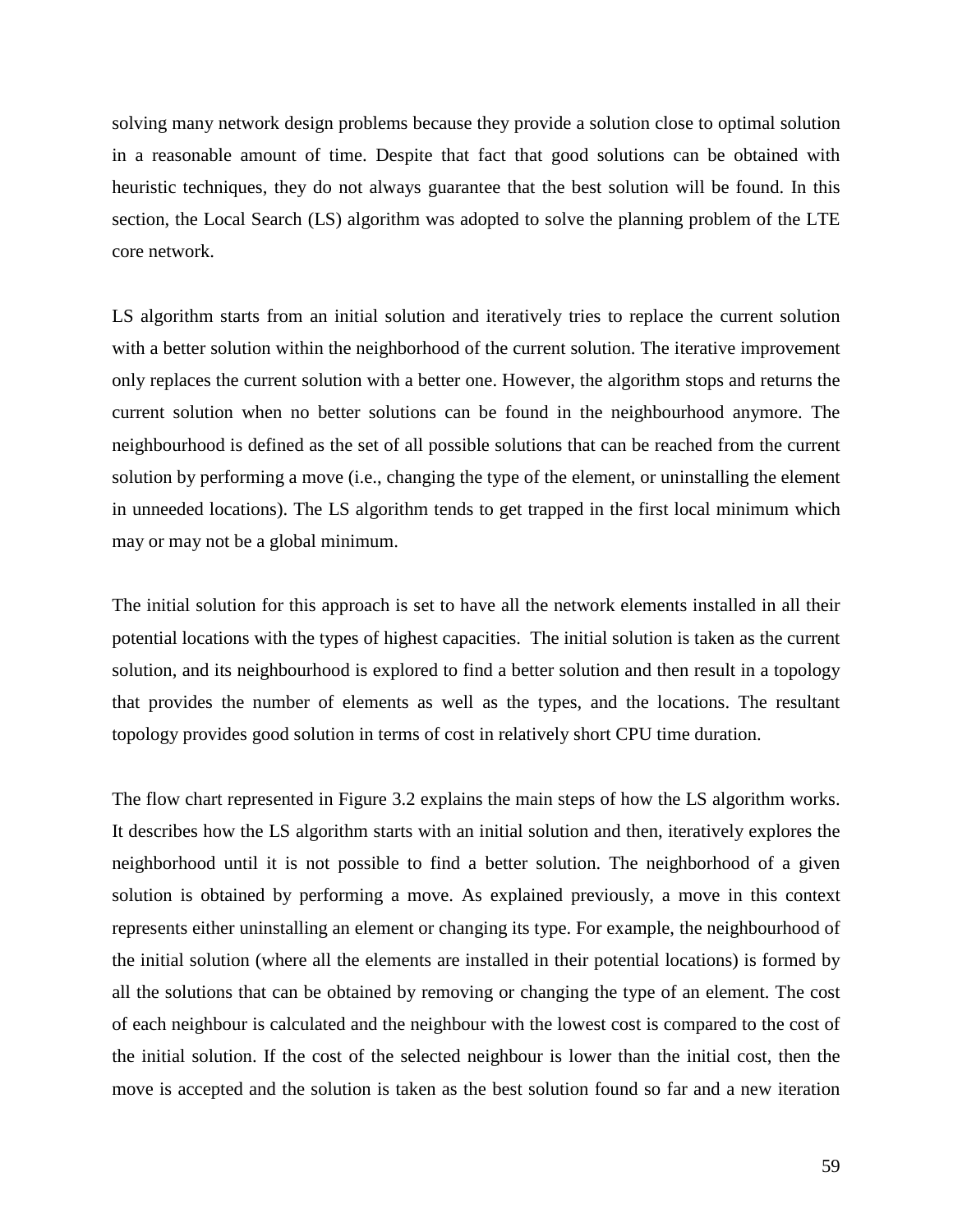solving many network design problems because they provide a solution close to optimal solution in a reasonable amount of time. Despite that fact that good solutions can be obtained with heuristic techniques, they do not always guarantee that the best solution will be found. In this section, the Local Search (LS) algorithm was adopted to solve the planning problem of the LTE core network.

LS algorithm starts from an initial solution and iteratively tries to replace the current solution with a better solution within the neighborhood of the current solution. The iterative improvement only replaces the current solution with a better one. However, the algorithm stops and returns the current solution when no better solutions can be found in the neighbourhood anymore. The neighbourhood is defined as the set of all possible solutions that can be reached from the current solution by performing a move (i.e., changing the type of the element, or uninstalling the element in unneeded locations). The LS algorithm tends to get trapped in the first local minimum which may or may not be a global minimum.

The initial solution for this approach is set to have all the network elements installed in all their potential locations with the types of highest capacities. The initial solution is taken as the current solution, and its neighbourhood is explored to find a better solution and then result in a topology that provides the number of elements as well as the types, and the locations. The resultant topology provides good solution in terms of cost in relatively short CPU time duration.

The flow chart represented in Figure 3.2 explains the main steps of how the LS algorithm works. It describes how the LS algorithm starts with an initial solution and then, iteratively explores the neighborhood until it is not possible to find a better solution. The neighborhood of a given solution is obtained by performing a move. As explained previously, a move in this context represents either uninstalling an element or changing its type. For example, the neighbourhood of the initial solution (where all the elements are installed in their potential locations) is formed by all the solutions that can be obtained by removing or changing the type of an element. The cost of each neighbour is calculated and the neighbour with the lowest cost is compared to the cost of the initial solution. If the cost of the selected neighbour is lower than the initial cost, then the move is accepted and the solution is taken as the best solution found so far and a new iteration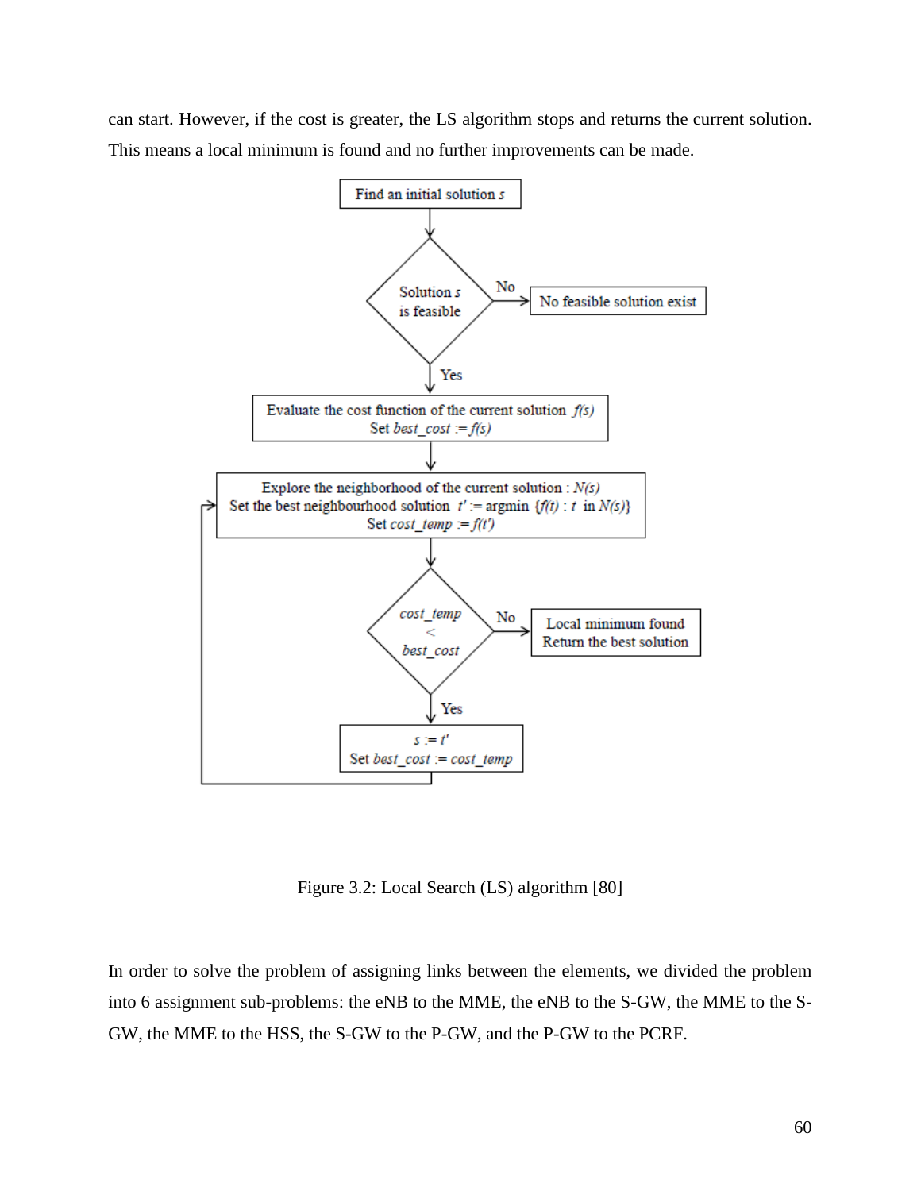can start. However, if the cost is greater, the LS algorithm stops and returns the current solution. This means a local minimum is found and no further improvements can be made.

Figure 3.2: Local Search (LS) algorithm [80]

In order to solve the problem of assigning links between the elements, we divided the problem into 6 assignment sub-problems: the eNB to the MME, the eNB to the S-GW, the MME to the S-GW, the MME to the HSS, the S-GW to the P-GW, and the P-GW to the PCRF.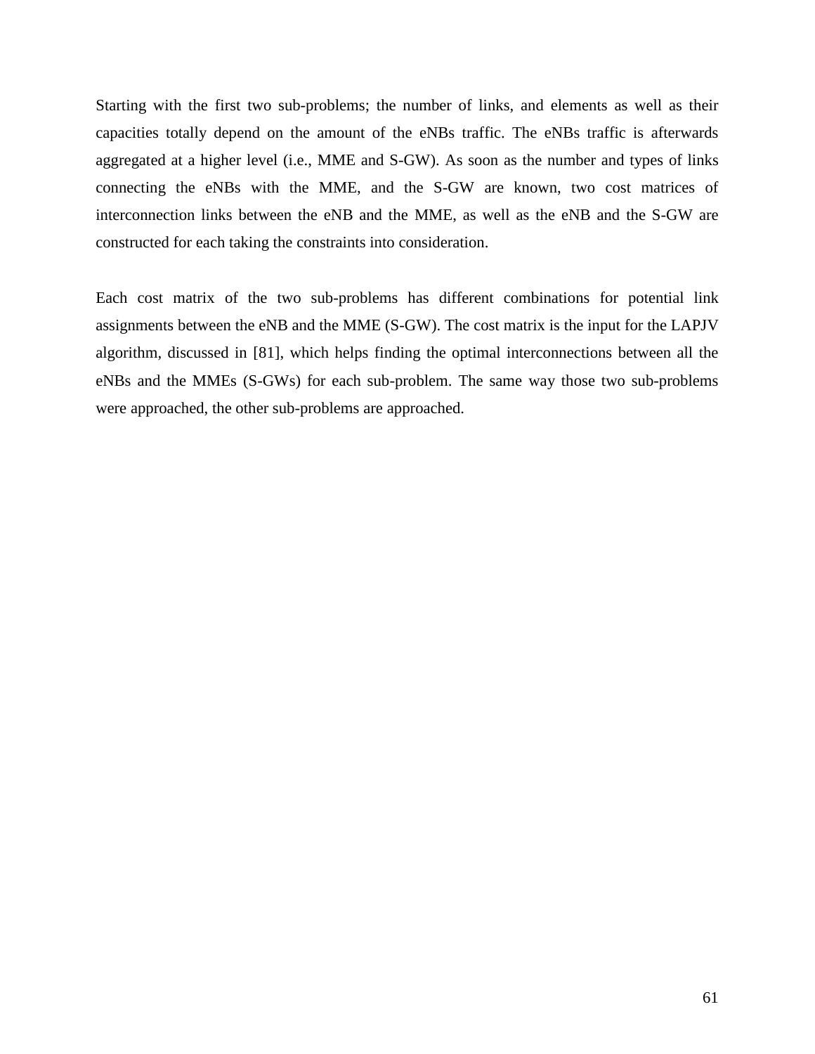Starting with the first two sub-problems; the number of links, and elements as well as their capacities totally depend on the amount of the eNBs traffic. The eNBs traffic is afterwards aggregated at a higher level (i.e., MME and S-GW). As soon as the number and types of links connecting the eNBs with the MME, and the S-GW are known, two cost matrices of interconnection links between the eNB and the MME, as well as the eNB and the S-GW are constructed for each taking the constraints into consideration.

Each cost matrix of the two sub-problems has different combinations for potential link assignments between the eNB and the MME (S-GW). The cost matrix is the input for the LAPJV algorithm, discussed in [81], which helps finding the optimal interconnections between all the eNBs and the MMEs (S-GWs) for each sub-problem. The same way those two sub-problems were approached, the other sub-problems are approached.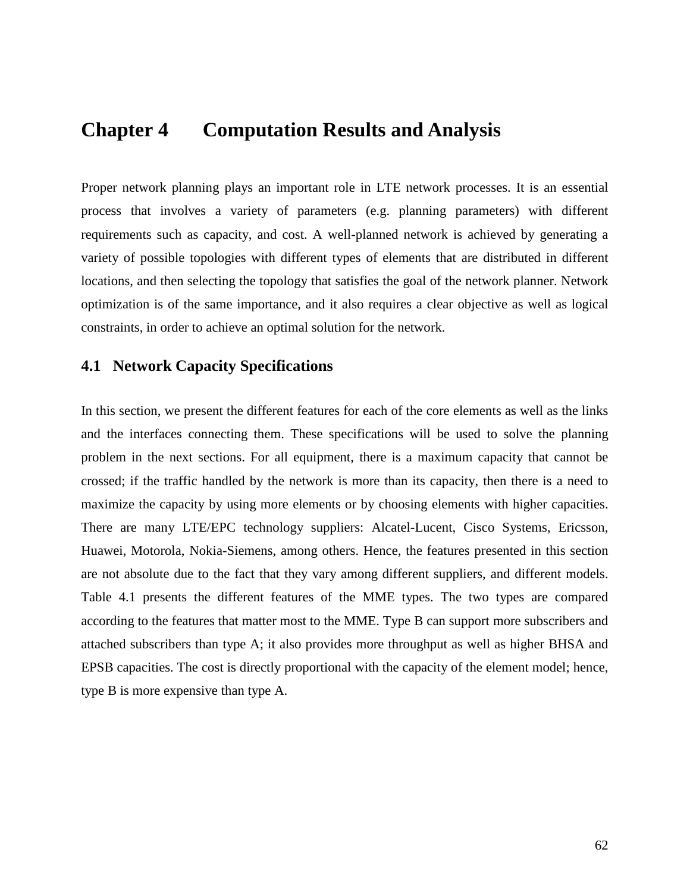# Chapter 4 Computation Results and Analysis

Proper network planning plays an important role in LTE network processes. It is an essential process that involves a variety of parameters (e.g. planning parameters) with different requirements such as capacity, and cost. A well-planned network is achieved by generating a variety of possible topologies with different types of elements that are distributed in different locations, and then selecting the topology that satisfies the goal of the network planner. Network optimization is of the same importance, and it also requires a clear objective as well as logical constraints, in order to achieve an optimal solution for the network.

## 4.1 Network Capacity Specifications

In this section, we present the different features for each of the core elements as well as the links and the interfaces connecting them. These specifications will be used to solve the planning problem in the next sections. For all equipment, there is a maximum capacity that cannot be crossed; if the traffic handled by the network is more than its capacity, then there is a need to maximize the capacity by using more elements or by choosing elements with higher capacities. There are many LTE/EPC technology suppliers: Alcatel-Lucent, Cisco Systems, Ericsson, Huawei, Motorola, Nokia-Siemens, among others. Hence, the features presented in this section are not absolute due to the fact that they vary among different suppliers, and different models. Table 4.1 presents the different features of the MME types. The two types are compared according to the features that matter most to the MME. Type B can support more subscribers and attached subscribers than type A; it also provides more throughput as well as higher BHSA and EPSB capacities. The cost is directly proportional with the capacity of the element model; hence, type B is more expensive than type A.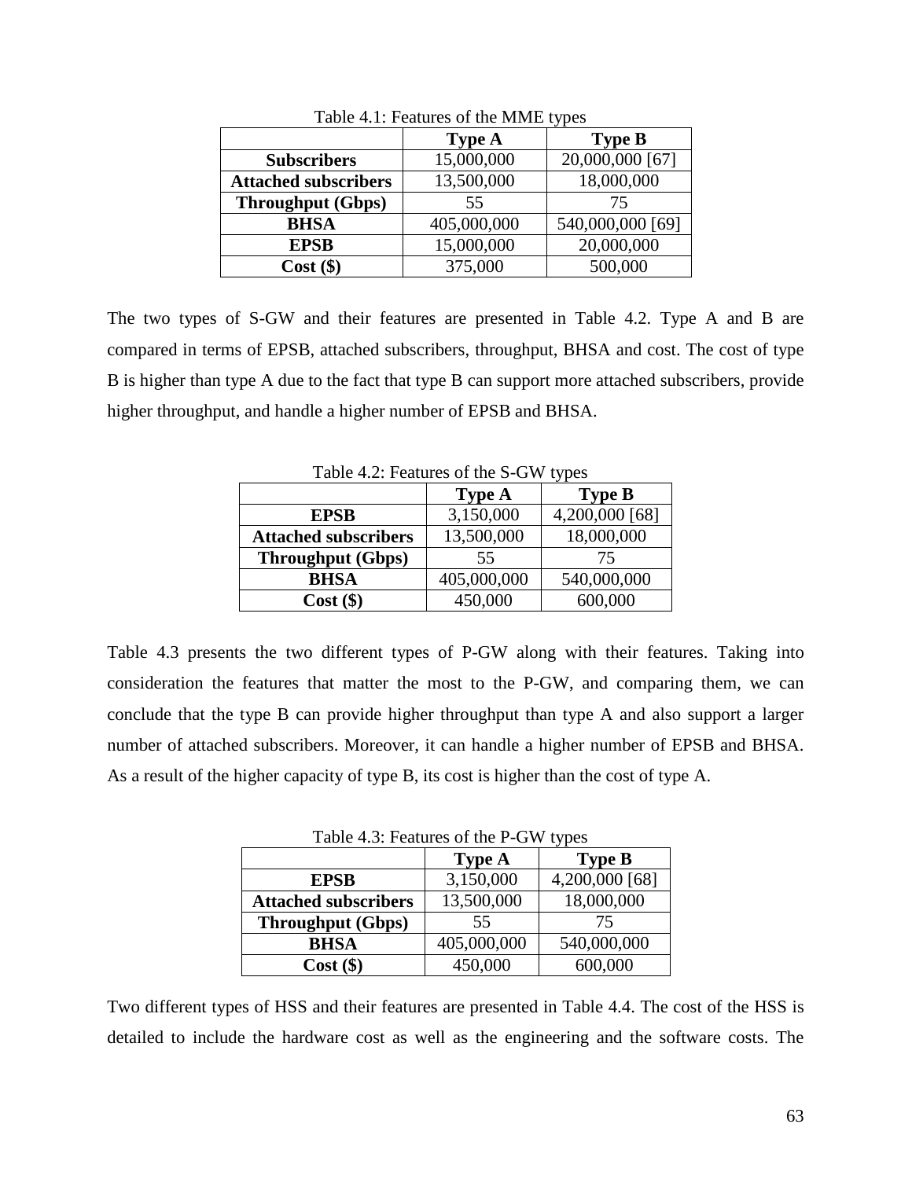Table 4.1: Features of the MME types

| | Type A | Type B |
|---|---|---|
| **Subscribers** | 15,000,000 | 20,000,000 [67] |
| **Attached subscribers** | 13,500,000 | 18,000,000 |
| **Throughput (Gbps)** | 55 | 75 |
| **BHSA** | 405,000,000 | 540,000,000 [69] |
| **EPSB** | 15,000,000 | 20,000,000 |
| **Cost ($)** | 375,000 | 500,000 |

The two types of S-GW and their features are presented in Table 4.2. Type A and B are compared in terms of EPSB, attached subscribers, throughput, BHSA and cost. The cost of type B is higher than type A due to the fact that type B can support more attached subscribers, provide higher throughput, and handle a higher number of EPSB and BHSA.

Table 4.2: Features of the S-GW types

| | Type A | Type B |
|---|---|---|
| **EPSB** | 3,150,000 | 4,200,000 [68] |
| **Attached subscribers** | 13,500,000 | 18,000,000 |
| **Throughput (Gbps)** | 55 | 75 |
| **BHSA** | 405,000,000 | 540,000,000 |
| **Cost ($)** | 450,000 | 600,000 |

Table 4.3 presents the two different types of P-GW along with their features. Taking into consideration the features that matter the most to the P-GW, and comparing them, we can conclude that the type B can provide higher throughput than type A and also support a larger number of attached subscribers. Moreover, it can handle a higher number of EPSB and BHSA. As a result of the higher capacity of type B, its cost is higher than the cost of type A.

Table 4.3: Features of the P-GW types

| | Type A | Type B |
|---|---|---|
| **EPSB** | 3,150,000 | 4,200,000 [68] |
| **Attached subscribers** | 13,500,000 | 18,000,000 |
| **Throughput (Gbps)** | 55 | 75 |
| **BHSA** | 405,000,000 | 540,000,000 |
| **Cost ($)** | 450,000 | 600,000 |

Two different types of HSS and their features are presented in Table 4.4. The cost of the HSS is detailed to include the hardware cost as well as the engineering and the software costs. The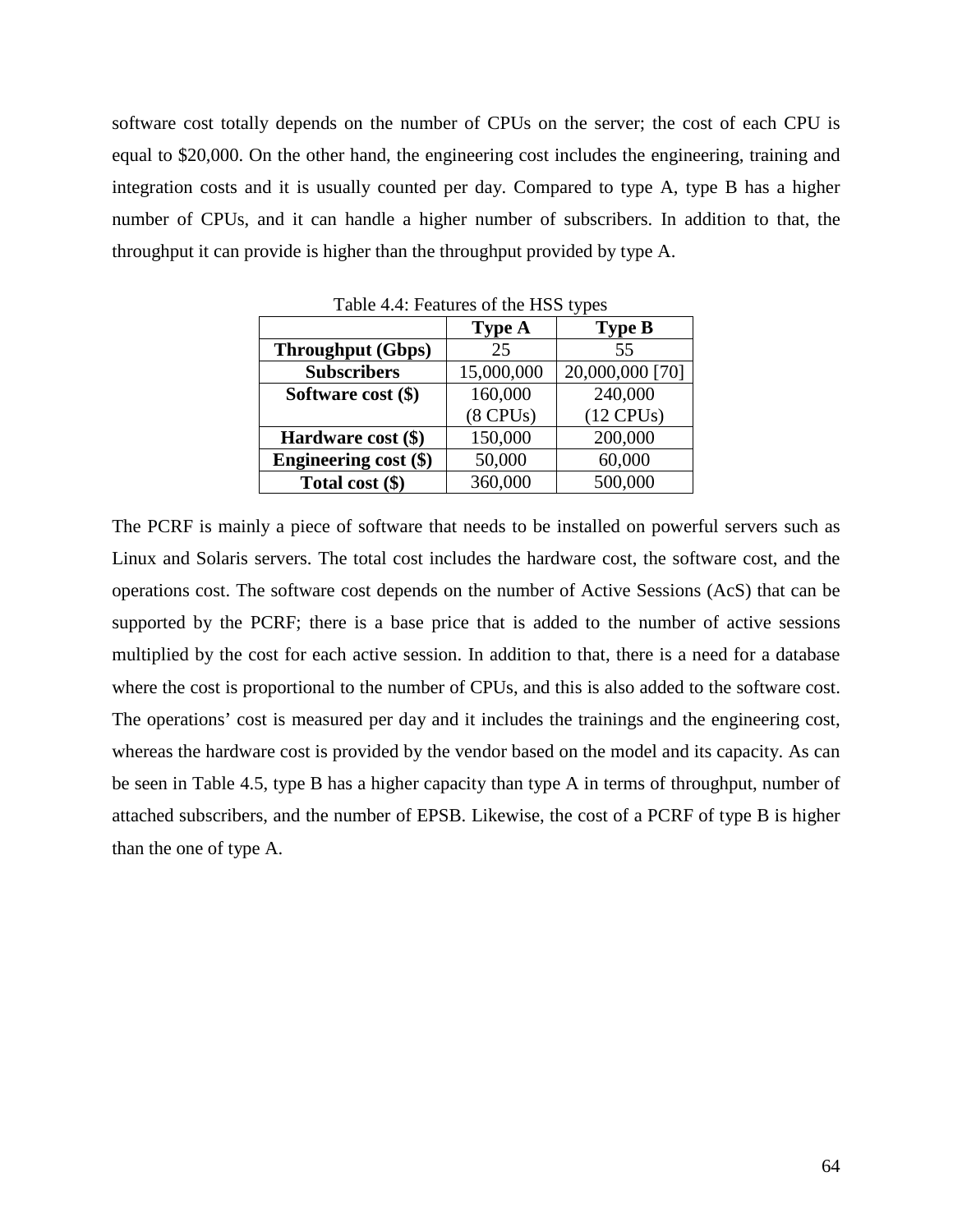software cost totally depends on the number of CPUs on the server; the cost of each CPU is equal to $20,000. On the other hand, the engineering cost includes the engineering, training and integration costs and it is usually counted per day. Compared to type A, type B has a higher number of CPUs, and it can handle a higher number of subscribers. In addition to that, the throughput it can provide is higher than the throughput provided by type A.

Table 4.4: Features of the HSS types

| | Type A | Type B |
|---|---|---|
| **Throughput (Gbps)** | 25 | 55 |
| **Subscribers** | 15,000,000 | 20,000,000 [70] |
| **Software cost ($)** | 160,000 (8 CPUs) | 240,000 (12 CPUs) |
| **Hardware cost ($)** | 150,000 | 200,000 |
| **Engineering cost ($)** | 50,000 | 60,000 |
| **Total cost ($)** | 360,000 | 500,000 |

The PCRF is mainly a piece of software that needs to be installed on powerful servers such as Linux and Solaris servers. The total cost includes the hardware cost, the software cost, and the operations cost. The software cost depends on the number of Active Sessions (AcS) that can be supported by the PCRF; there is a base price that is added to the number of active sessions multiplied by the cost for each active session. In addition to that, there is a need for a database where the cost is proportional to the number of CPUs, and this is also added to the software cost. The operations' cost is measured per day and it includes the trainings and the engineering cost, whereas the hardware cost is provided by the vendor based on the model and its capacity. As can be seen in Table 4.5, type B has a higher capacity than type A in terms of throughput, number of attached subscribers, and the number of EPSB. Likewise, the cost of a PCRF of type B is higher than the one of type A.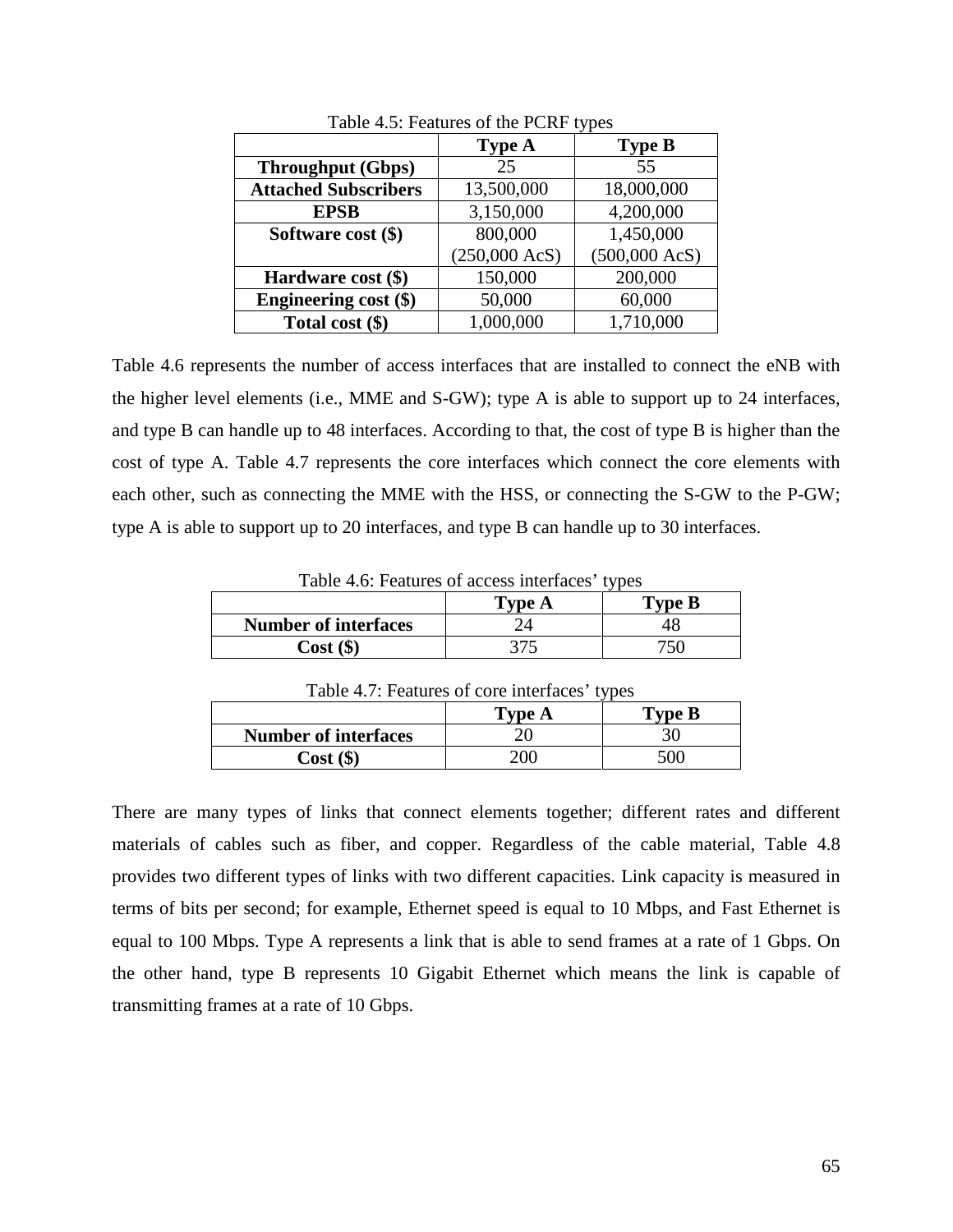Table 4.5: Features of the PCRF types

| | Type A | Type B |
|---|---|---|
| **Throughput (Gbps)** | 25 | 55 |
| **Attached Subscribers** | 13,500,000 | 18,000,000 |
| **EPSB** | 3,150,000 | 4,200,000 |
| **Software cost ($)** | 800,000 (250,000 AcS) | 1,450,000 (500,000 AcS) |
| **Hardware cost ($)** | 150,000 | 200,000 |
| **Engineering cost ($)** | 50,000 | 60,000 |
| **Total cost ($)** | 1,000,000 | 1,710,000 |

Table 4.6 represents the number of access interfaces that are installed to connect the eNB with the higher level elements (i.e., MME and S-GW); type A is able to support up to 24 interfaces, and type B can handle up to 48 interfaces. According to that, the cost of type B is higher than the cost of type A. Table 4.7 represents the core interfaces which connect the core elements with each other, such as connecting the MME with the HSS, or connecting the S-GW to the P-GW; type A is able to support up to 20 interfaces, and type B can handle up to 30 interfaces.

Table 4.6: Features of access interfaces' types

| | Type A | Type B |
|---|---|---|
| **Number of interfaces** | 24 | 48 |
| **Cost ($)** | 375 | 750 |

Table 4.7: Features of core interfaces' types

| | Type A | Type B |
|---|---|---|
| **Number of interfaces** | 20 | 30 |
| **Cost ($)** | 200 | 500 |

There are many types of links that connect elements together; different rates and different materials of cables such as fiber, and copper. Regardless of the cable material, Table 4.8 provides two different types of links with two different capacities. Link capacity is measured in terms of bits per second; for example, Ethernet speed is equal to 10 Mbps, and Fast Ethernet is equal to 100 Mbps. Type A represents a link that is able to send frames at a rate of 1 Gbps. On the other hand, type B represents 10 Gigabit Ethernet which means the link is capable of transmitting frames at a rate of 10 Gbps.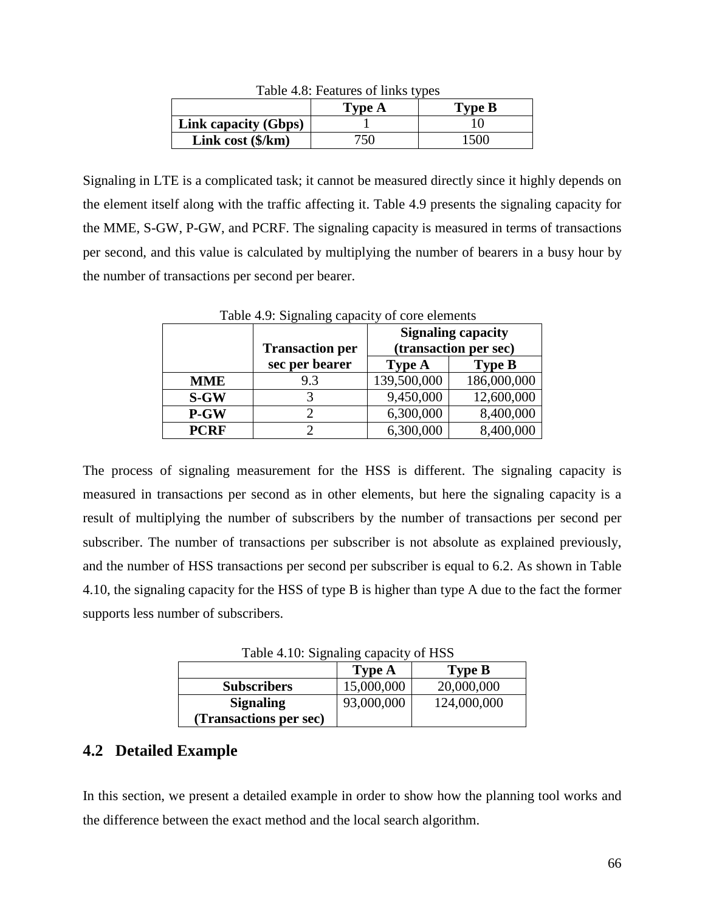Table 4.8: Features of links types

| | Type A | Type B |
|---|---|---|
| **Link capacity (Gbps)** | 1 | 10 |
| **Link cost ($/km)** | 750 | 1500 |

Signaling in LTE is a complicated task; it cannot be measured directly since it highly depends on the element itself along with the traffic affecting it. Table 4.9 presents the signaling capacity for the MME, S-GW, P-GW, and PCRF. The signaling capacity is measured in terms of transactions per second, and this value is calculated by multiplying the number of bearers in a busy hour by the number of transactions per second per bearer.

Table 4.9: Signaling capacity of core elements

| | Transaction per sec per bearer | Signaling capacity (transaction per sec) | |
|---|---|---|---|
| | | **Type A** | **Type B** |
| **MME** | 9.3 | 139,500,000 | 186,000,000 |
| **S-GW** | 3 | 9,450,000 | 12,600,000 |
| **P-GW** | 2 | 6,300,000 | 8,400,000 |
| **PCRF** | 2 | 6,300,000 | 8,400,000 |

The process of signaling measurement for the HSS is different. The signaling capacity is measured in transactions per second as in other elements, but here the signaling capacity is a result of multiplying the number of subscribers by the number of transactions per second per subscriber. The number of transactions per subscriber is not absolute as explained previously, and the number of HSS transactions per second per subscriber is equal to 6.2. As shown in Table 4.10, the signaling capacity for the HSS of type B is higher than type A due to the fact the former supports less number of subscribers.

Table 4.10: Signaling capacity of HSS

| | Type A | Type B |
|---|---|---|
| **Subscribers** | 15,000,000 | 20,000,000 |
| **Signaling (Transactions per sec)** | 93,000,000 | 124,000,000 |

## 4.2 Detailed Example

In this section, we present a detailed example in order to show how the planning tool works and the difference between the exact method and the local search algorithm.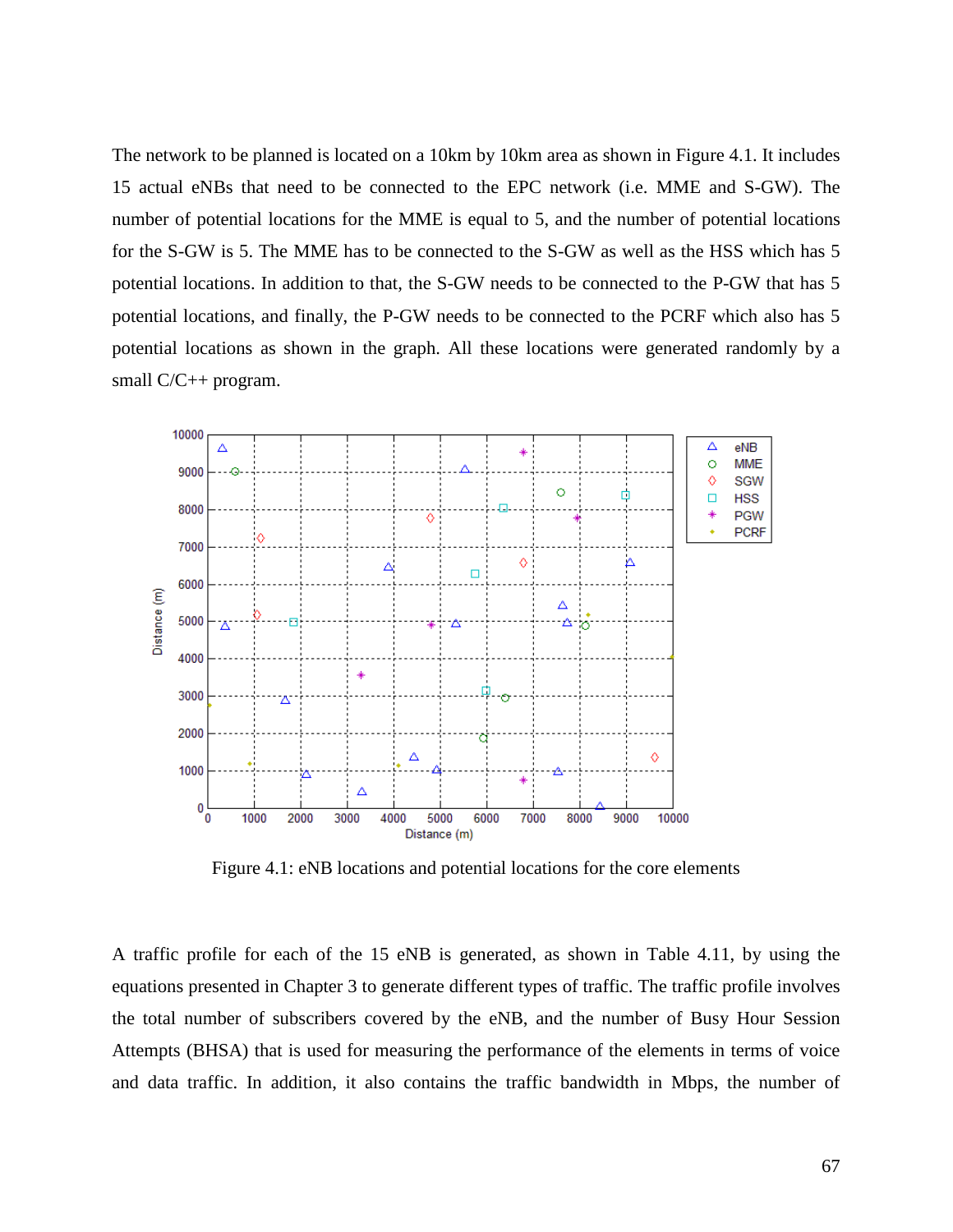The network to be planned is located on a 10km by 10km area as shown in Figure 4.1. It includes 15 actual eNBs that need to be connected to the EPC network (i.e. MME and S-GW). The number of potential locations for the MME is equal to 5, and the number of potential locations for the S-GW is 5. The MME has to be connected to the S-GW as well as the HSS which has 5 potential locations. In addition to that, the S-GW needs to be connected to the P-GW that has 5 potential locations, and finally, the P-GW needs to be connected to the PCRF which also has 5 potential locations as shown in the graph. All these locations were generated randomly by a small C/C++ program.

Figure 4.1: eNB locations and potential locations for the core elements

A traffic profile for each of the 15 eNB is generated, as shown in Table 4.11, by using the equations presented in Chapter 3 to generate different types of traffic. The traffic profile involves the total number of subscribers covered by the eNB, and the number of Busy Hour Session Attempts (BHSA) that is used for measuring the performance of the elements in terms of voice and data traffic. In addition, it also contains the traffic bandwidth in Mbps, the number of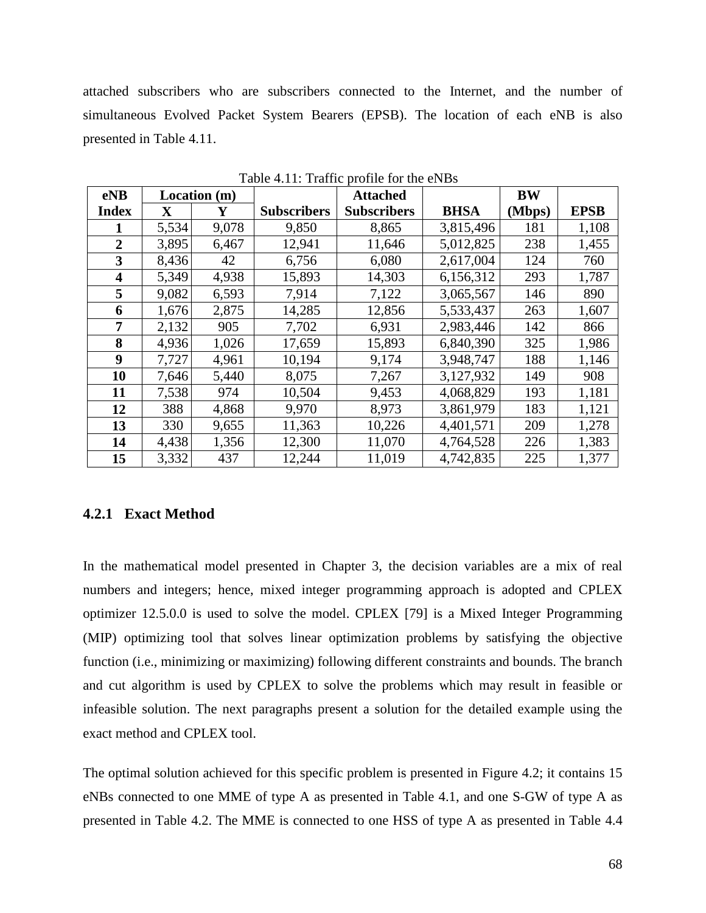attached subscribers who are subscribers connected to the Internet, and the number of simultaneous Evolved Packet System Bearers (EPSB). The location of each eNB is also presented in Table 4.11.

Table 4.11: Traffic profile for the eNBs

| eNB | Location (m) | | | Attached | | BW | |
|---|---|---|---|---|---|---|---|
| Index | X | Y | Subscribers | Subscribers | BHSA | (Mbps) | EPSB |
| 1 | 5,534 | 9,078 | 9,850 | 8,865 | 3,815,496 | 181 | 1,108 |
| 2 | 3,895 | 6,467 | 12,941 | 11,646 | 5,012,825 | 238 | 1,455 |
| 3 | 8,436 | 42 | 6,756 | 6,080 | 2,617,004 | 124 | 760 |
| 4 | 5,349 | 4,938 | 15,893 | 14,303 | 6,156,312 | 293 | 1,787 |
| 5 | 9,082 | 6,593 | 7,914 | 7,122 | 3,065,567 | 146 | 890 |
| 6 | 1,676 | 2,875 | 14,285 | 12,856 | 5,533,437 | 263 | 1,607 |
| 7 | 2,132 | 905 | 7,702 | 6,931 | 2,983,446 | 142 | 866 |
| 8 | 4,936 | 1,026 | 17,659 | 15,893 | 6,840,390 | 325 | 1,986 |
| 9 | 7,727 | 4,961 | 10,194 | 9,174 | 3,948,747 | 188 | 1,146 |
| 10 | 7,646 | 5,440 | 8,075 | 7,267 | 3,127,932 | 149 | 908 |
| 11 | 7,538 | 974 | 10,504 | 9,453 | 4,068,829 | 193 | 1,181 |
| 12 | 388 | 4,868 | 9,970 | 8,973 | 3,861,979 | 183 | 1,121 |
| 13 | 330 | 9,655 | 11,363 | 10,226 | 4,401,571 | 209 | 1,278 |
| 14 | 4,438 | 1,356 | 12,300 | 11,070 | 4,764,528 | 226 | 1,383 |
| 15 | 3,332 | 437 | 12,244 | 11,019 | 4,742,835 | 225 | 1,377 |

### 4.2.1 Exact Method

In the mathematical model presented in Chapter 3, the decision variables are a mix of real numbers and integers; hence, mixed integer programming approach is adopted and CPLEX optimizer 12.5.0.0 is used to solve the model. CPLEX [79] is a Mixed Integer Programming (MIP) optimizing tool that solves linear optimization problems by satisfying the objective function (i.e., minimizing or maximizing) following different constraints and bounds. The branch and cut algorithm is used by CPLEX to solve the problems which may result in feasible or infeasible solution. The next paragraphs present a solution for the detailed example using the exact method and CPLEX tool.

The optimal solution achieved for this specific problem is presented in Figure 4.2; it contains 15 eNBs connected to one MME of type A as presented in Table 4.1, and one S-GW of type A as presented in Table 4.2. The MME is connected to one HSS of type A as presented in Table 4.4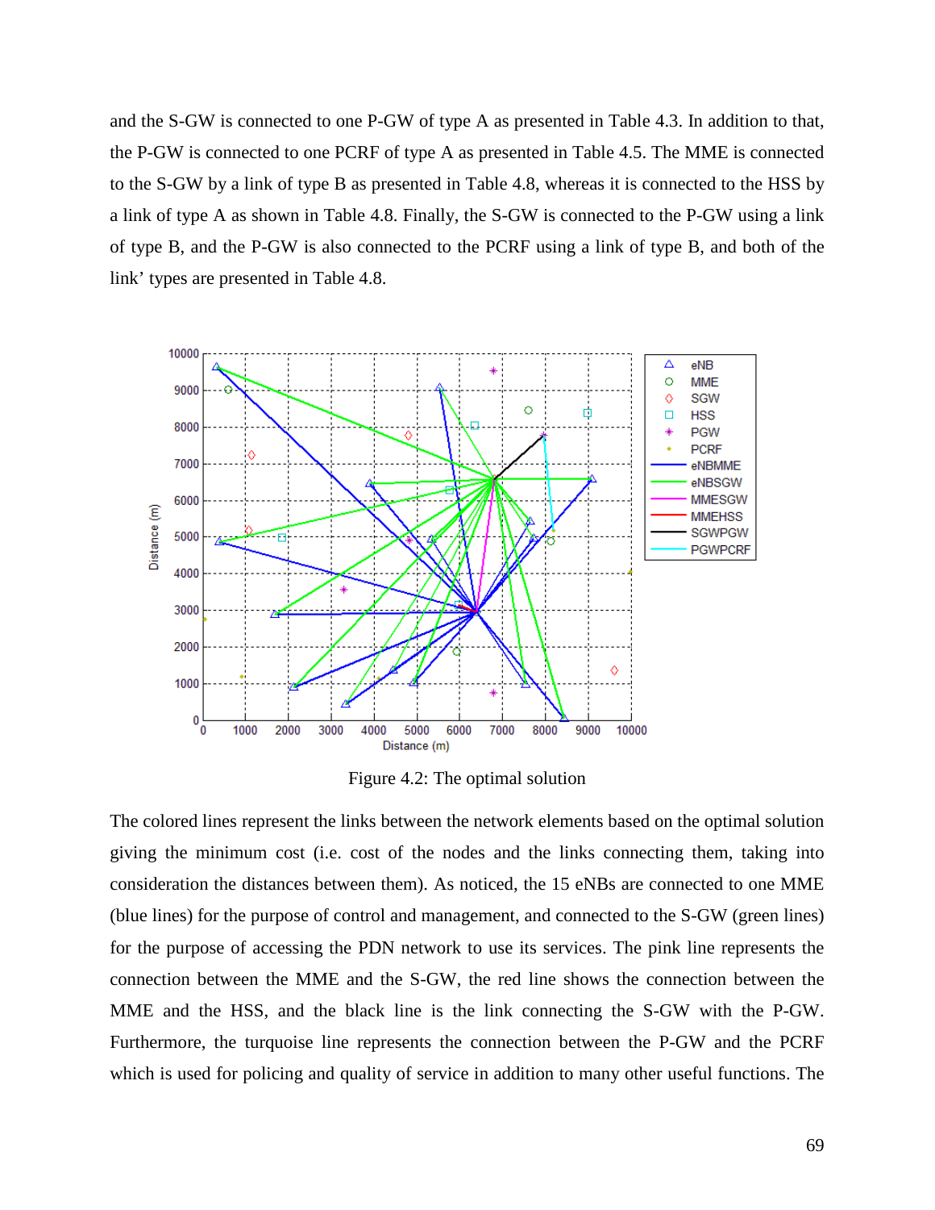and the S-GW is connected to one P-GW of type A as presented in Table 4.3. In addition to that, the P-GW is connected to one PCRF of type A as presented in Table 4.5. The MME is connected to the S-GW by a link of type B as presented in Table 4.8, whereas it is connected to the HSS by a link of type A as shown in Table 4.8. Finally, the S-GW is connected to the P-GW using a link of type B, and the P-GW is also connected to the PCRF using a link of type B, and both of the link' types are presented in Table 4.8.

Figure 4.2: The optimal solution

The colored lines represent the links between the network elements based on the optimal solution giving the minimum cost (i.e. cost of the nodes and the links connecting them, taking into consideration the distances between them). As noticed, the 15 eNBs are connected to one MME (blue lines) for the purpose of control and management, and connected to the S-GW (green lines) for the purpose of accessing the PDN network to use its services. The pink line represents the connection between the MME and the S-GW, the red line shows the connection between the MME and the HSS, and the black line is the link connecting the S-GW with the P-GW. Furthermore, the turquoise line represents the connection between the P-GW and the PCRF which is used for policing and quality of service in addition to many other useful functions. The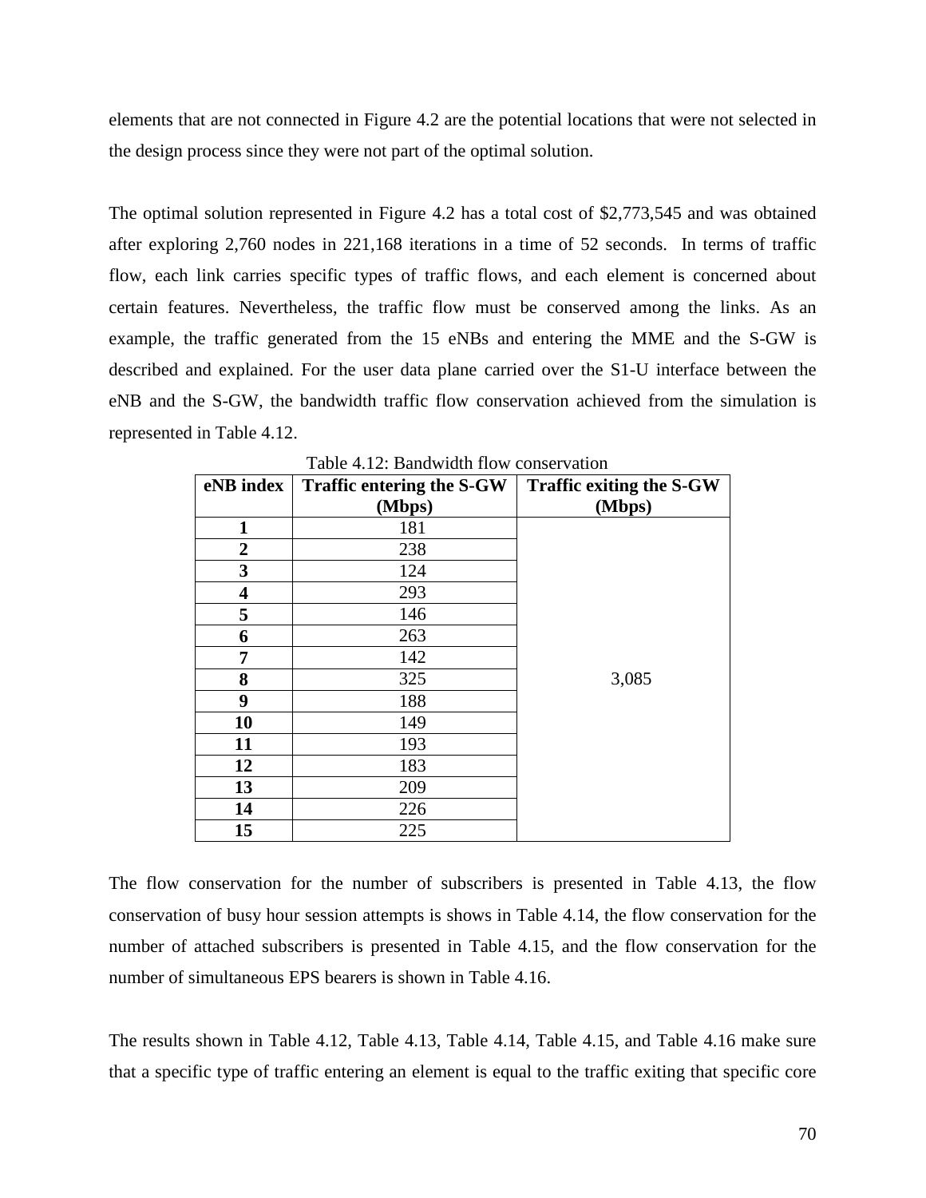elements that are not connected in Figure 4.2 are the potential locations that were not selected in the design process since they were not part of the optimal solution.

The optimal solution represented in Figure 4.2 has a total cost of $2,773,545 and was obtained after exploring 2,760 nodes in 221,168 iterations in a time of 52 seconds. In terms of traffic flow, each link carries specific types of traffic flows, and each element is concerned about certain features. Nevertheless, the traffic flow must be conserved among the links. As an example, the traffic generated from the 15 eNBs and entering the MME and the S-GW is described and explained. For the user data plane carried over the S1-U interface between the eNB and the S-GW, the bandwidth traffic flow conservation achieved from the simulation is represented in Table 4.12.

Table 4.12: Bandwidth flow conservation

| eNB index | Traffic entering the S-GW (Mbps) | Traffic exiting the S-GW (Mbps) |
|---|---|---|
| **1** | 181 | 3,085 |
| **2** | 238 | |
| **3** | 124 | |
| **4** | 293 | |
| **5** | 146 | |
| **6** | 263 | |
| **7** | 142 | |
| **8** | 325 | |
| **9** | 188 | |
| **10** | 149 | |
| **11** | 193 | |
| **12** | 183 | |
| **13** | 209 | |
| **14** | 226 | |
| **15** | 225 | |

The flow conservation for the number of subscribers is presented in Table 4.13, the flow conservation of busy hour session attempts is shows in Table 4.14, the flow conservation for the number of attached subscribers is presented in Table 4.15, and the flow conservation for the number of simultaneous EPS bearers is shown in Table 4.16.

The results shown in Table 4.12, Table 4.13, Table 4.14, Table 4.15, and Table 4.16 make sure that a specific type of traffic entering an element is equal to the traffic exiting that specific core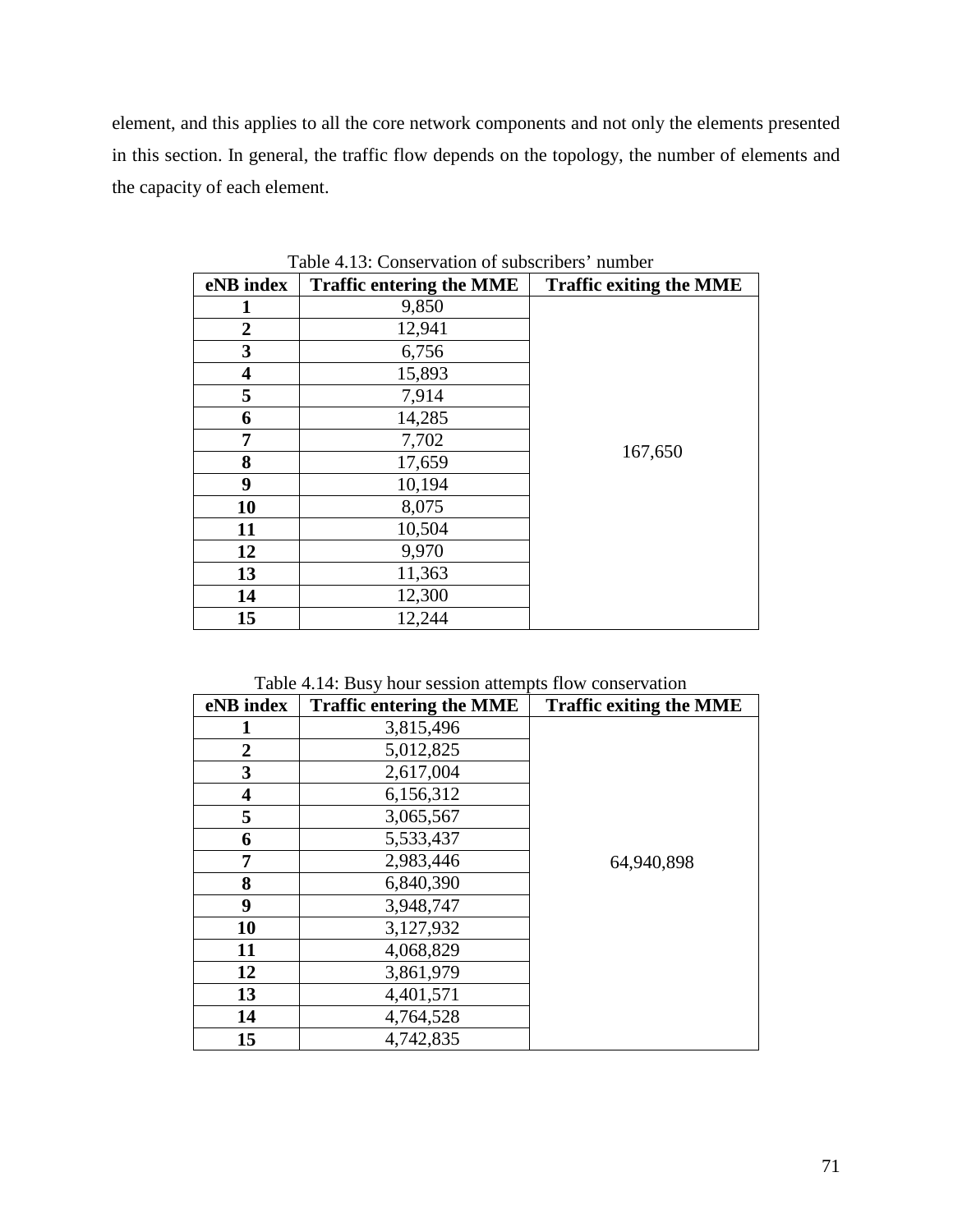element, and this applies to all the core network components and not only the elements presented in this section. In general, the traffic flow depends on the topology, the number of elements and the capacity of each element.

Table 4.13: Conservation of subscribers' number

| eNB index | Traffic entering the MME | Traffic exiting the MME |
|---|---|---|
| 1 | 9,850 | 167,650 |
| 2 | 12,941 | |
| 3 | 6,756 | |
| 4 | 15,893 | |
| 5 | 7,914 | |
| 6 | 14,285 | |
| 7 | 7,702 | |
| 8 | 17,659 | |
| 9 | 10,194 | |
| 10 | 8,075 | |
| 11 | 10,504 | |
| 12 | 9,970 | |
| 13 | 11,363 | |
| 14 | 12,300 | |
| 15 | 12,244 | |

Table 4.14: Busy hour session attempts flow conservation

| eNB index | Traffic entering the MME | Traffic exiting the MME |
|---|---|---|
| 1 | 3,815,496 | 64,940,898 |
| 2 | 5,012,825 | |
| 3 | 2,617,004 | |
| 4 | 6,156,312 | |
| 5 | 3,065,567 | |
| 6 | 5,533,437 | |
| 7 | 2,983,446 | |
| 8 | 6,840,390 | |
| 9 | 3,948,747 | |
| 10 | 3,127,932 | |
| 11 | 4,068,829 | |
| 12 | 3,861,979 | |
| 13 | 4,401,571 | |
| 14 | 4,764,528 | |
| 15 | 4,742,835 | |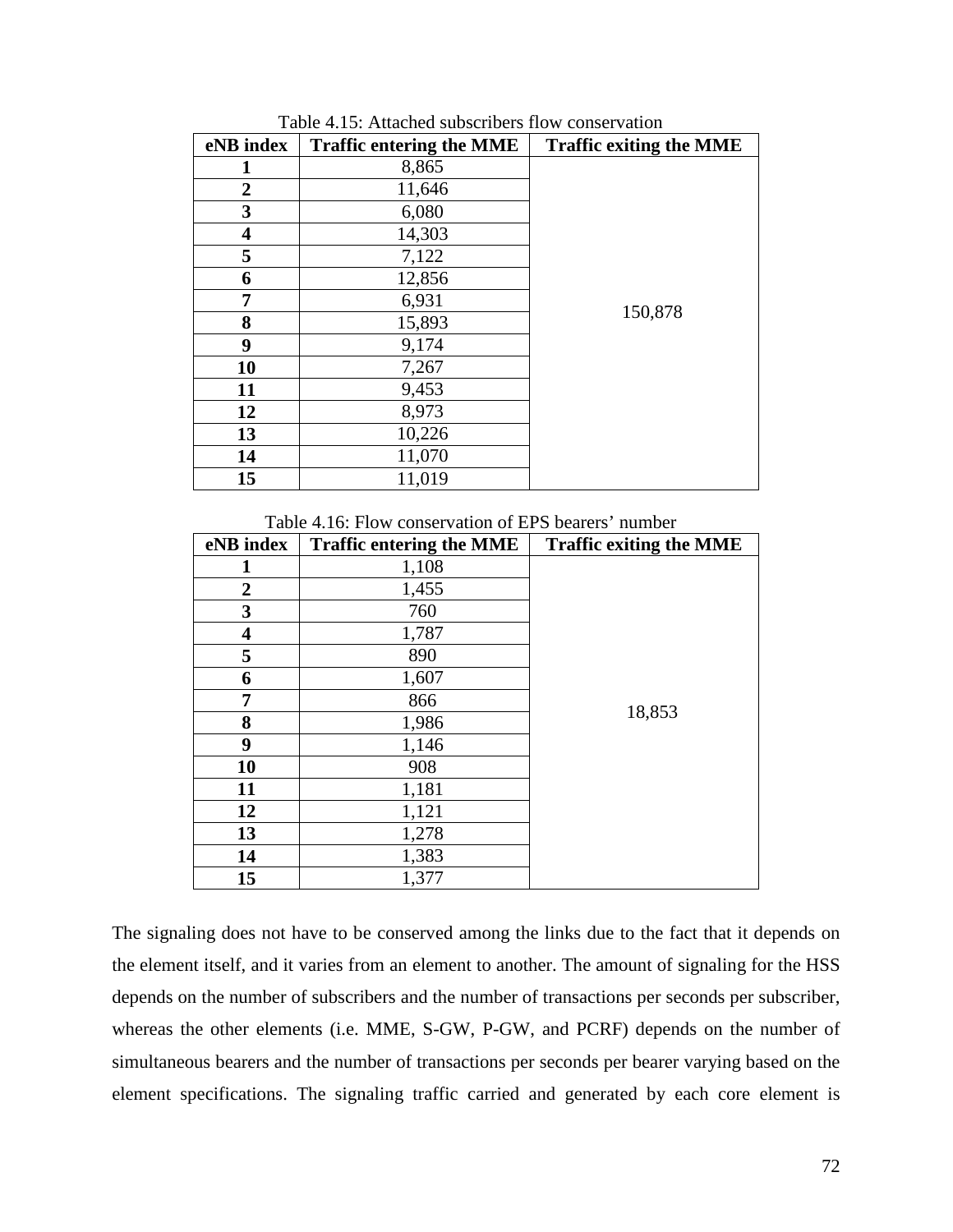Table 4.15: Attached subscribers flow conservation

| eNB index | Traffic entering the MME | Traffic exiting the MME |
|---|---|---|
| **1** | 8,865 | 150,878 |
| **2** | 11,646 | |
| **3** | 6,080 | |
| **4** | 14,303 | |
| **5** | 7,122 | |
| **6** | 12,856 | |
| **7** | 6,931 | |
| **8** | 15,893 | |
| **9** | 9,174 | |
| **10** | 7,267 | |
| **11** | 9,453 | |
| **12** | 8,973 | |
| **13** | 10,226 | |
| **14** | 11,070 | |
| **15** | 11,019 | |

Table 4.16: Flow conservation of EPS bearers' number

| eNB index | Traffic entering the MME | Traffic exiting the MME |
|---|---|---|
| **1** | 1,108 | 18,853 |
| **2** | 1,455 | |
| **3** | 760 | |
| **4** | 1,787 | |
| **5** | 890 | |
| **6** | 1,607 | |
| **7** | 866 | |
| **8** | 1,986 | |
| **9** | 1,146 | |
| **10** | 908 | |
| **11** | 1,181 | |
| **12** | 1,121 | |
| **13** | 1,278 | |
| **14** | 1,383 | |
| **15** | 1,377 | |

The signaling does not have to be conserved among the links due to the fact that it depends on the element itself, and it varies from an element to another. The amount of signaling for the HSS depends on the number of subscribers and the number of transactions per seconds per subscriber, whereas the other elements (i.e. MME, S-GW, P-GW, and PCRF) depends on the number of simultaneous bearers and the number of transactions per seconds per bearer varying based on the element specifications. The signaling traffic carried and generated by each core element is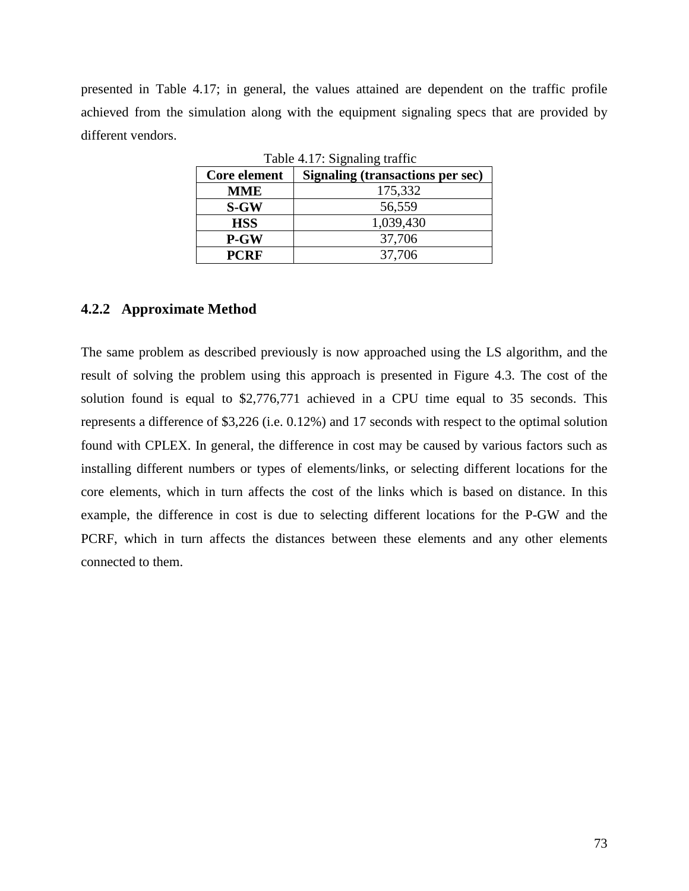presented in Table 4.17; in general, the values attained are dependent on the traffic profile achieved from the simulation along with the equipment signaling specs that are provided by different vendors.

Table 4.17: Signaling traffic

| Core element | Signaling (transactions per sec) |
|---|---|
| **MME** | 175,332 |
| **S-GW** | 56,559 |
| **HSS** | 1,039,430 |
| **P-GW** | 37,706 |
| **PCRF** | 37,706 |

### 4.2.2 Approximate Method

The same problem as described previously is now approached using the LS algorithm, and the result of solving the problem using this approach is presented in Figure 4.3. The cost of the solution found is equal to $2,776,771 achieved in a CPU time equal to 35 seconds. This represents a difference of $3,226 (i.e. 0.12%) and 17 seconds with respect to the optimal solution found with CPLEX. In general, the difference in cost may be caused by various factors such as installing different numbers or types of elements/links, or selecting different locations for the core elements, which in turn affects the cost of the links which is based on distance. In this example, the difference in cost is due to selecting different locations for the P-GW and the PCRF, which in turn affects the distances between these elements and any other elements connected to them.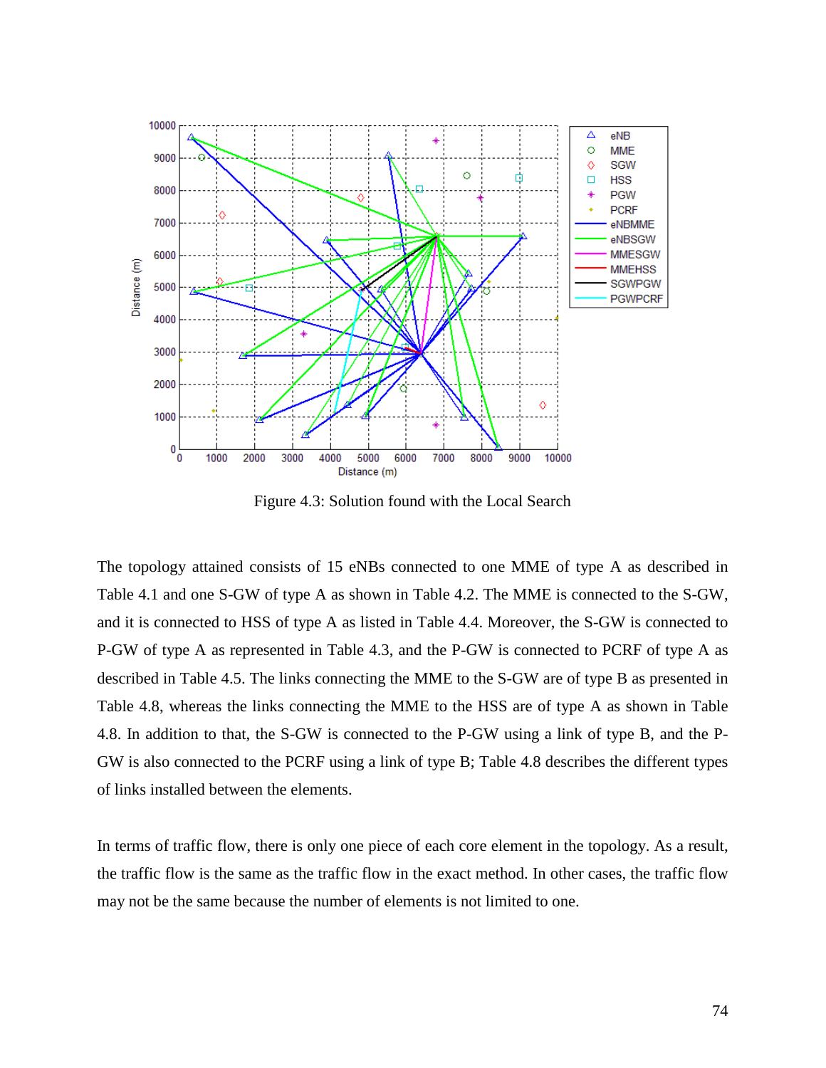Figure 4.3: Solution found with the Local Search

The topology attained consists of 15 eNBs connected to one MME of type A as described in Table 4.1 and one S-GW of type A as shown in Table 4.2. The MME is connected to the S-GW, and it is connected to HSS of type A as listed in Table 4.4. Moreover, the S-GW is connected to P-GW of type A as represented in Table 4.3, and the P-GW is connected to PCRF of type A as described in Table 4.5. The links connecting the MME to the S-GW are of type B as presented in Table 4.8, whereas the links connecting the MME to the HSS are of type A as shown in Table 4.8. In addition to that, the S-GW is connected to the P-GW using a link of type B, and the P-GW is also connected to the PCRF using a link of type B; Table 4.8 describes the different types of links installed between the elements.

In terms of traffic flow, there is only one piece of each core element in the topology. As a result, the traffic flow is the same as the traffic flow in the exact method. In other cases, the traffic flow may not be the same because the number of elements is not limited to one.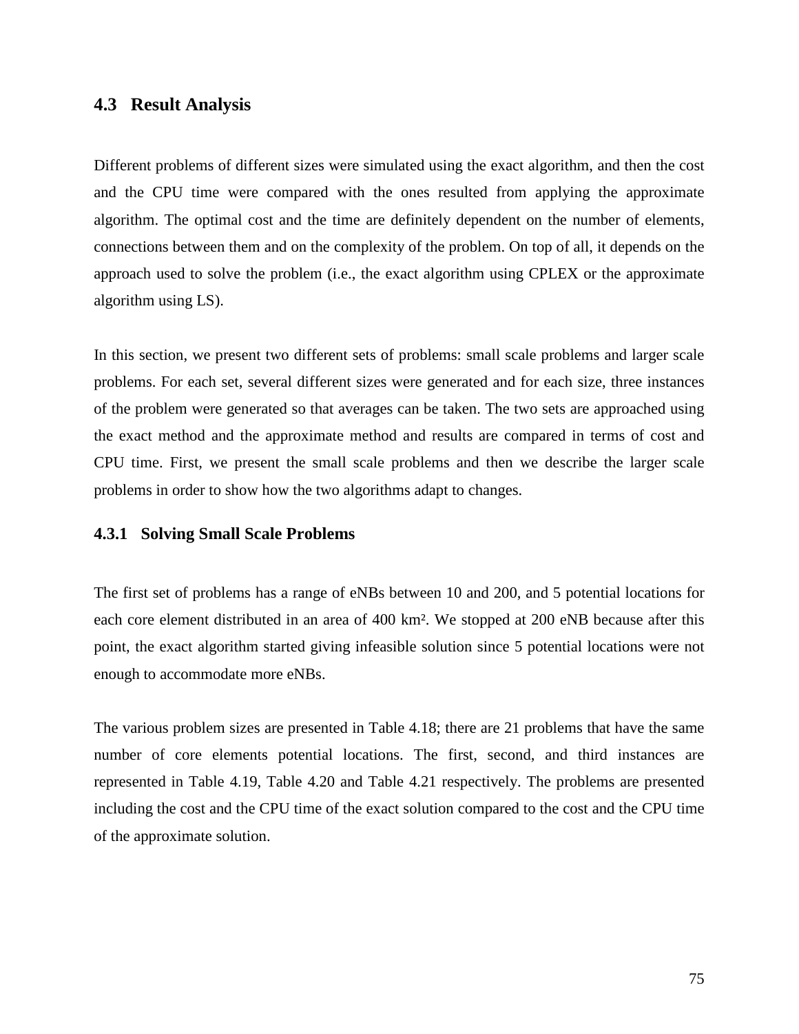## 4.3 Result Analysis

Different problems of different sizes were simulated using the exact algorithm, and then the cost and the CPU time were compared with the ones resulted from applying the approximate algorithm. The optimal cost and the time are definitely dependent on the number of elements, connections between them and on the complexity of the problem. On top of all, it depends on the approach used to solve the problem (i.e., the exact algorithm using CPLEX or the approximate algorithm using LS).

In this section, we present two different sets of problems: small scale problems and larger scale problems. For each set, several different sizes were generated and for each size, three instances of the problem were generated so that averages can be taken. The two sets are approached using the exact method and the approximate method and results are compared in terms of cost and CPU time. First, we present the small scale problems and then we describe the larger scale problems in order to show how the two algorithms adapt to changes.

### 4.3.1 Solving Small Scale Problems

The first set of problems has a range of eNBs between 10 and 200, and 5 potential locations for each core element distributed in an area of 400 km². We stopped at 200 eNB because after this point, the exact algorithm started giving infeasible solution since 5 potential locations were not enough to accommodate more eNBs.

The various problem sizes are presented in Table 4.18; there are 21 problems that have the same number of core elements potential locations. The first, second, and third instances are represented in Table 4.19, Table 4.20 and Table 4.21 respectively. The problems are presented including the cost and the CPU time of the exact solution compared to the cost and the CPU time of the approximate solution.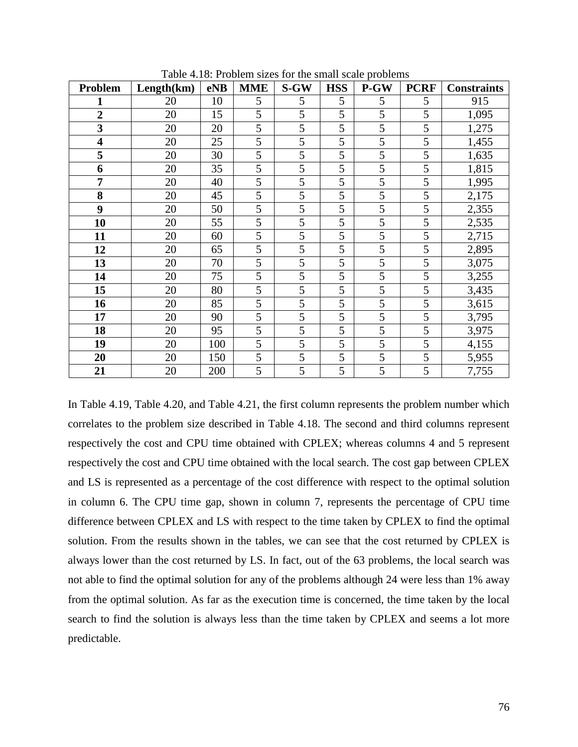Table 4.18: Problem sizes for the small scale problems

| Problem | Length(km) | eNB | MME | S-GW | HSS | P-GW | PCRF | Constraints |
|---|---|---|---|---|---|---|---|---|
| **1** | 20 | 10 | 5 | 5 | 5 | 5 | 5 | 915 |
| **2** | 20 | 15 | 5 | 5 | 5 | 5 | 5 | 1,095 |
| **3** | 20 | 20 | 5 | 5 | 5 | 5 | 5 | 1,275 |
| **4** | 20 | 25 | 5 | 5 | 5 | 5 | 5 | 1,455 |
| **5** | 20 | 30 | 5 | 5 | 5 | 5 | 5 | 1,635 |
| **6** | 20 | 35 | 5 | 5 | 5 | 5 | 5 | 1,815 |
| **7** | 20 | 40 | 5 | 5 | 5 | 5 | 5 | 1,995 |
| **8** | 20 | 45 | 5 | 5 | 5 | 5 | 5 | 2,175 |
| **9** | 20 | 50 | 5 | 5 | 5 | 5 | 5 | 2,355 |
| **10** | 20 | 55 | 5 | 5 | 5 | 5 | 5 | 2,535 |
| **11** | 20 | 60 | 5 | 5 | 5 | 5 | 5 | 2,715 |
| **12** | 20 | 65 | 5 | 5 | 5 | 5 | 5 | 2,895 |
| **13** | 20 | 70 | 5 | 5 | 5 | 5 | 5 | 3,075 |
| **14** | 20 | 75 | 5 | 5 | 5 | 5 | 5 | 3,255 |
| **15** | 20 | 80 | 5 | 5 | 5 | 5 | 5 | 3,435 |
| **16** | 20 | 85 | 5 | 5 | 5 | 5 | 5 | 3,615 |
| **17** | 20 | 90 | 5 | 5 | 5 | 5 | 5 | 3,795 |
| **18** | 20 | 95 | 5 | 5 | 5 | 5 | 5 | 3,975 |
| **19** | 20 | 100 | 5 | 5 | 5 | 5 | 5 | 4,155 |
| **20** | 20 | 150 | 5 | 5 | 5 | 5 | 5 | 5,955 |
| **21** | 20 | 200 | 5 | 5 | 5 | 5 | 5 | 7,755 |

In Table 4.19, Table 4.20, and Table 4.21, the first column represents the problem number which correlates to the problem size described in Table 4.18. The second and third columns represent respectively the cost and CPU time obtained with CPLEX; whereas columns 4 and 5 represent respectively the cost and CPU time obtained with the local search. The cost gap between CPLEX and LS is represented as a percentage of the cost difference with respect to the optimal solution in column 6. The CPU time gap, shown in column 7, represents the percentage of CPU time difference between CPLEX and LS with respect to the time taken by CPLEX to find the optimal solution. From the results shown in the tables, we can see that the cost returned by CPLEX is always lower than the cost returned by LS. In fact, out of the 63 problems, the local search was not able to find the optimal solution for any of the problems although 24 were less than 1% away from the optimal solution. As far as the execution time is concerned, the time taken by the local search to find the solution is always less than the time taken by CPLEX and seems a lot more predictable.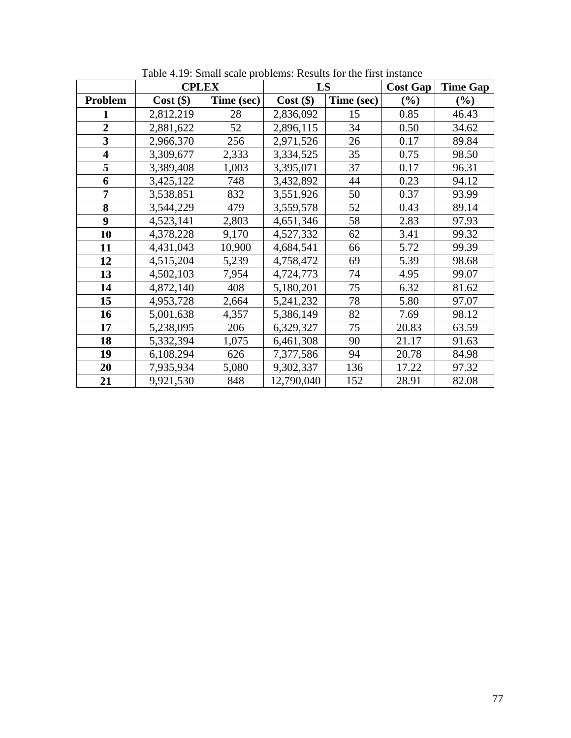Table 4.19: Small scale problems: Results for the first instance

| | CPLEX | | LS | | Cost Gap | Time Gap |
|---|---|---|---|---|---|---|
| **Problem** | **Cost ($)** | **Time (sec)** | **Cost ($)** | **Time (sec)** | **(%)** | **(%)** |
| **1** | 2,812,219 | 28 | 2,836,092 | 15 | 0.85 | 46.43 |
| **2** | 2,881,622 | 52 | 2,896,115 | 34 | 0.50 | 34.62 |
| **3** | 2,966,370 | 256 | 2,971,526 | 26 | 0.17 | 89.84 |
| **4** | 3,309,677 | 2,333 | 3,334,525 | 35 | 0.75 | 98.50 |
| **5** | 3,389,408 | 1,003 | 3,395,071 | 37 | 0.17 | 96.31 |
| **6** | 3,425,122 | 748 | 3,432,892 | 44 | 0.23 | 94.12 |
| **7** | 3,538,851 | 832 | 3,551,926 | 50 | 0.37 | 93.99 |
| **8** | 3,544,229 | 479 | 3,559,578 | 52 | 0.43 | 89.14 |
| **9** | 4,523,141 | 2,803 | 4,651,346 | 58 | 2.83 | 97.93 |
| **10** | 4,378,228 | 9,170 | 4,527,332 | 62 | 3.41 | 99.32 |
| **11** | 4,431,043 | 10,900 | 4,684,541 | 66 | 5.72 | 99.39 |
| **12** | 4,515,204 | 5,239 | 4,758,472 | 69 | 5.39 | 98.68 |
| **13** | 4,502,103 | 7,954 | 4,724,773 | 74 | 4.95 | 99.07 |
| **14** | 4,872,140 | 408 | 5,180,201 | 75 | 6.32 | 81.62 |
| **15** | 4,953,728 | 2,664 | 5,241,232 | 78 | 5.80 | 97.07 |
| **16** | 5,001,638 | 4,357 | 5,386,149 | 82 | 7.69 | 98.12 |
| **17** | 5,238,095 | 206 | 6,329,327 | 75 | 20.83 | 63.59 |
| **18** | 5,332,394 | 1,075 | 6,461,308 | 90 | 21.17 | 91.63 |
| **19** | 6,108,294 | 626 | 7,377,586 | 94 | 20.78 | 84.98 |
| **20** | 7,935,934 | 5,080 | 9,302,337 | 136 | 17.22 | 97.32 |
| **21** | 9,921,530 | 848 | 12,790,040 | 152 | 28.91 | 82.08 |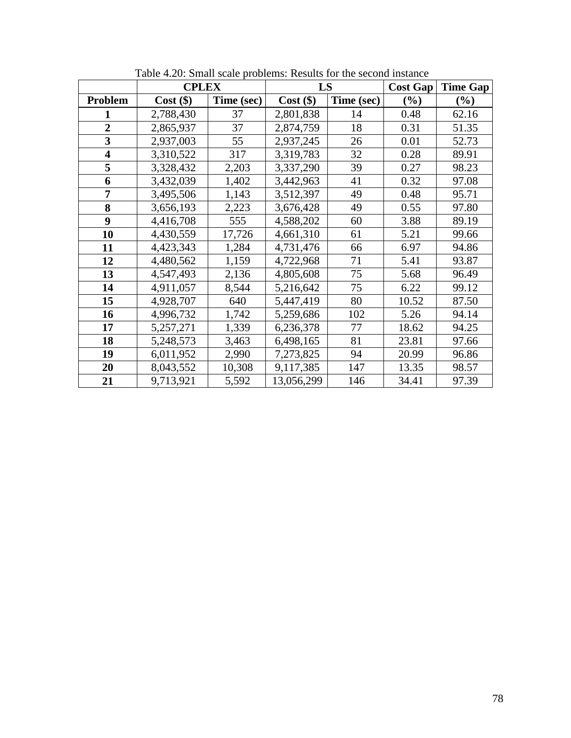Table 4.20: Small scale problems: Results for the second instance

| | CPLEX | | LS | | Cost Gap | Time Gap |
|---|---|---|---|---|---|---|
| **Problem** | **Cost ($)** | **Time (sec)** | **Cost ($)** | **Time (sec)** | **(%)** | **(%)** |
| **1** | 2,788,430 | 37 | 2,801,838 | 14 | 0.48 | 62.16 |
| **2** | 2,865,937 | 37 | 2,874,759 | 18 | 0.31 | 51.35 |
| **3** | 2,937,003 | 55 | 2,937,245 | 26 | 0.01 | 52.73 |
| **4** | 3,310,522 | 317 | 3,319,783 | 32 | 0.28 | 89.91 |
| **5** | 3,328,432 | 2,203 | 3,337,290 | 39 | 0.27 | 98.23 |
| **6** | 3,432,039 | 1,402 | 3,442,963 | 41 | 0.32 | 97.08 |
| **7** | 3,495,506 | 1,143 | 3,512,397 | 49 | 0.48 | 95.71 |
| **8** | 3,656,193 | 2,223 | 3,676,428 | 49 | 0.55 | 97.80 |
| **9** | 4,416,708 | 555 | 4,588,202 | 60 | 3.88 | 89.19 |
| **10** | 4,430,559 | 17,726 | 4,661,310 | 61 | 5.21 | 99.66 |
| **11** | 4,423,343 | 1,284 | 4,731,476 | 66 | 6.97 | 94.86 |
| **12** | 4,480,562 | 1,159 | 4,722,968 | 71 | 5.41 | 93.87 |
| **13** | 4,547,493 | 2,136 | 4,805,608 | 75 | 5.68 | 96.49 |
| **14** | 4,911,057 | 8,544 | 5,216,642 | 75 | 6.22 | 99.12 |
| **15** | 4,928,707 | 640 | 5,447,419 | 80 | 10.52 | 87.50 |
| **16** | 4,996,732 | 1,742 | 5,259,686 | 102 | 5.26 | 94.14 |
| **17** | 5,257,271 | 1,339 | 6,236,378 | 77 | 18.62 | 94.25 |
| **18** | 5,248,573 | 3,463 | 6,498,165 | 81 | 23.81 | 97.66 |
| **19** | 6,011,952 | 2,990 | 7,273,825 | 94 | 20.99 | 96.86 |
| **20** | 8,043,552 | 10,308 | 9,117,385 | 147 | 13.35 | 98.57 |
| **21** | 9,713,921 | 5,592 | 13,056,299 | 146 | 34.41 | 97.39 |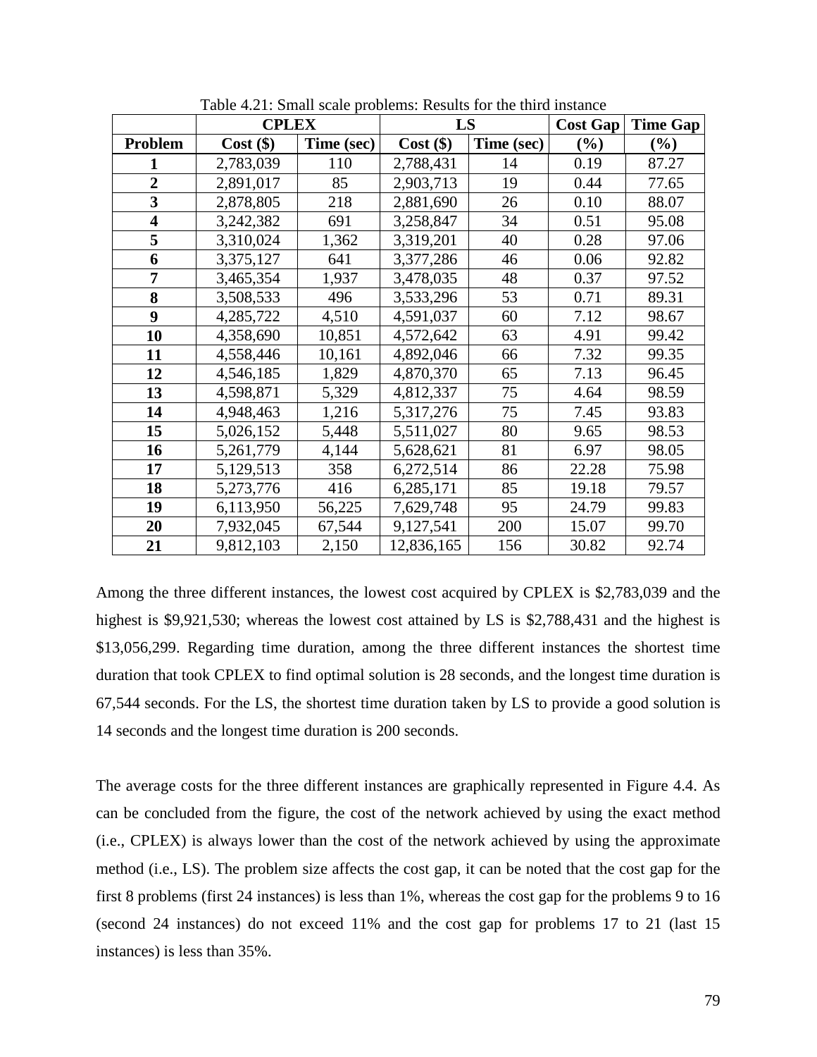Table 4.21: Small scale problems: Results for the third instance

| | CPLEX | | LS | | Cost Gap | Time Gap |
|---|---|---|---|---|---|---|
| **Problem** | **Cost ($)** | **Time (sec)** | **Cost ($)** | **Time (sec)** | **(%)** | **(%)** |
| **1** | 2,783,039 | 110 | 2,788,431 | 14 | 0.19 | 87.27 |
| **2** | 2,891,017 | 85 | 2,903,713 | 19 | 0.44 | 77.65 |
| **3** | 2,878,805 | 218 | 2,881,690 | 26 | 0.10 | 88.07 |
| **4** | 3,242,382 | 691 | 3,258,847 | 34 | 0.51 | 95.08 |
| **5** | 3,310,024 | 1,362 | 3,319,201 | 40 | 0.28 | 97.06 |
| **6** | 3,375,127 | 641 | 3,377,286 | 46 | 0.06 | 92.82 |
| **7** | 3,465,354 | 1,937 | 3,478,035 | 48 | 0.37 | 97.52 |
| **8** | 3,508,533 | 496 | 3,533,296 | 53 | 0.71 | 89.31 |
| **9** | 4,285,722 | 4,510 | 4,591,037 | 60 | 7.12 | 98.67 |
| **10** | 4,358,690 | 10,851 | 4,572,642 | 63 | 4.91 | 99.42 |
| **11** | 4,558,446 | 10,161 | 4,892,046 | 66 | 7.32 | 99.35 |
| **12** | 4,546,185 | 1,829 | 4,870,370 | 65 | 7.13 | 96.45 |
| **13** | 4,598,871 | 5,329 | 4,812,337 | 75 | 4.64 | 98.59 |
| **14** | 4,948,463 | 1,216 | 5,317,276 | 75 | 7.45 | 93.83 |
| **15** | 5,026,152 | 5,448 | 5,511,027 | 80 | 9.65 | 98.53 |
| **16** | 5,261,779 | 4,144 | 5,628,621 | 81 | 6.97 | 98.05 |
| **17** | 5,129,513 | 358 | 6,272,514 | 86 | 22.28 | 75.98 |
| **18** | 5,273,776 | 416 | 6,285,171 | 85 | 19.18 | 79.57 |
| **19** | 6,113,950 | 56,225 | 7,629,748 | 95 | 24.79 | 99.83 |
| **20** | 7,932,045 | 67,544 | 9,127,541 | 200 | 15.07 | 99.70 |
| **21** | 9,812,103 | 2,150 | 12,836,165 | 156 | 30.82 | 92.74 |

Among the three different instances, the lowest cost acquired by CPLEX is $2,783,039 and the highest is $9,921,530; whereas the lowest cost attained by LS is $2,788,431 and the highest is $13,056,299. Regarding time duration, among the three different instances the shortest time duration that took CPLEX to find optimal solution is 28 seconds, and the longest time duration is 67,544 seconds. For the LS, the shortest time duration taken by LS to provide a good solution is 14 seconds and the longest time duration is 200 seconds.

The average costs for the three different instances are graphically represented in Figure 4.4. As can be concluded from the figure, the cost of the network achieved by using the exact method (i.e., CPLEX) is always lower than the cost of the network achieved by using the approximate method (i.e., LS). The problem size affects the cost gap, it can be noted that the cost gap for the first 8 problems (first 24 instances) is less than 1%, whereas the cost gap for the problems 9 to 16 (second 24 instances) do not exceed 11% and the cost gap for problems 17 to 21 (last 15 instances) is less than 35%.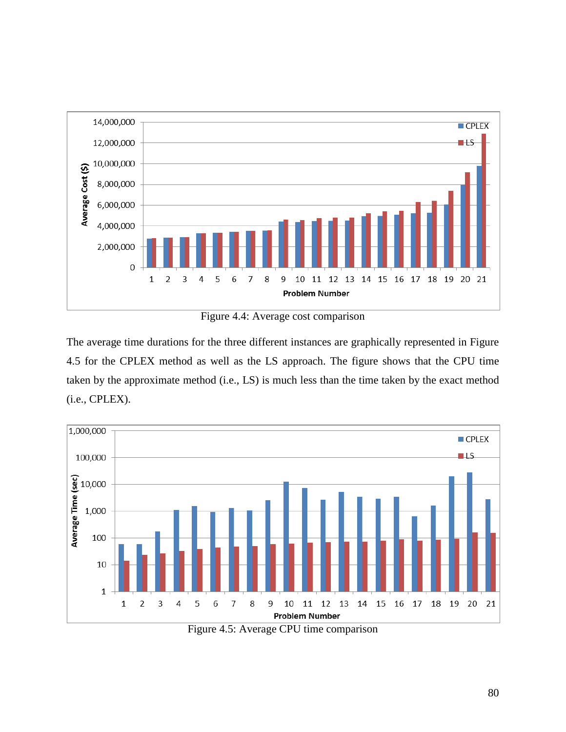Figure 4.4: Average cost comparison

The average time durations for the three different instances are graphically represented in Figure 4.5 for the CPLEX method as well as the LS approach. The figure shows that the CPU time taken by the approximate method (i.e., LS) is much less than the time taken by the exact method (i.e., CPLEX).

Figure 4.5: Average CPU time comparison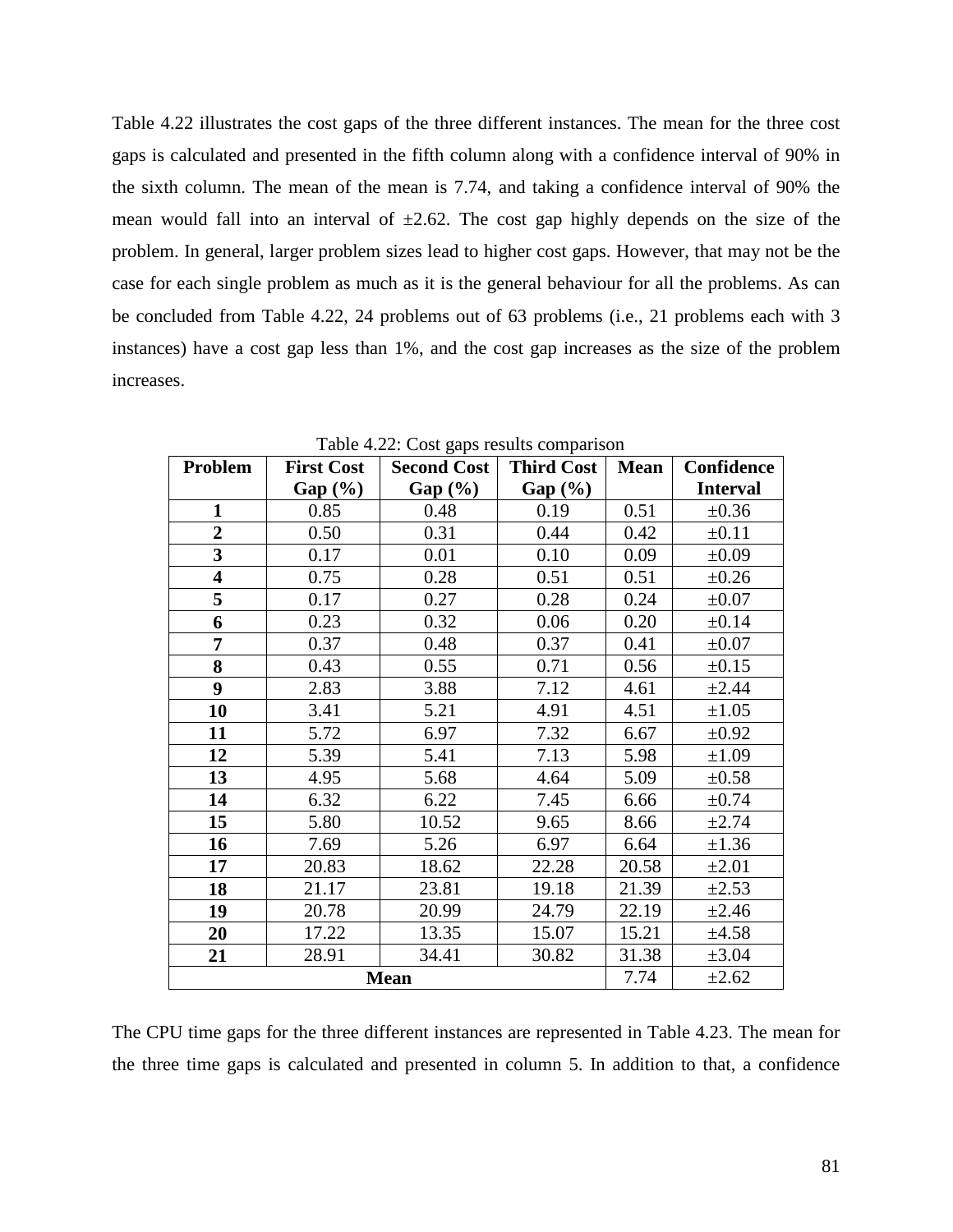Table 4.22 illustrates the cost gaps of the three different instances. The mean for the three cost gaps is calculated and presented in the fifth column along with a confidence interval of 90% in the sixth column. The mean of the mean is 7.74, and taking a confidence interval of 90% the mean would fall into an interval of ±2.62. The cost gap highly depends on the size of the problem. In general, larger problem sizes lead to higher cost gaps. However, that may not be the case for each single problem as much as it is the general behaviour for all the problems. As can be concluded from Table 4.22, 24 problems out of 63 problems (i.e., 21 problems each with 3 instances) have a cost gap less than 1%, and the cost gap increases as the size of the problem increases.

Table 4.22: Cost gaps results comparison

| Problem | First Cost Gap (%) | Second Cost Gap (%) | Third Cost Gap (%) | Mean | Confidence Interval |
|---|---|---|---|---|---|
| **1** | 0.85 | 0.48 | 0.19 | 0.51 | ±0.36 |
| **2** | 0.50 | 0.31 | 0.44 | 0.42 | ±0.11 |
| **3** | 0.17 | 0.01 | 0.10 | 0.09 | ±0.09 |
| **4** | 0.75 | 0.28 | 0.51 | 0.51 | ±0.26 |
| **5** | 0.17 | 0.27 | 0.28 | 0.24 | ±0.07 |
| **6** | 0.23 | 0.32 | 0.06 | 0.20 | ±0.14 |
| **7** | 0.37 | 0.48 | 0.37 | 0.41 | ±0.07 |
| **8** | 0.43 | 0.55 | 0.71 | 0.56 | ±0.15 |
| **9** | 2.83 | 3.88 | 7.12 | 4.61 | ±2.44 |
| **10** | 3.41 | 5.21 | 4.91 | 4.51 | ±1.05 |
| **11** | 5.72 | 6.97 | 7.32 | 6.67 | ±0.92 |
| **12** | 5.39 | 5.41 | 7.13 | 5.98 | ±1.09 |
| **13** | 4.95 | 5.68 | 4.64 | 5.09 | ±0.58 |
| **14** | 6.32 | 6.22 | 7.45 | 6.66 | ±0.74 |
| **15** | 5.80 | 10.52 | 9.65 | 8.66 | ±2.74 |
| **16** | 7.69 | 5.26 | 6.97 | 6.64 | ±1.36 |
| **17** | 20.83 | 18.62 | 22.28 | 20.58 | ±2.01 |
| **18** | 21.17 | 23.81 | 19.18 | 21.39 | ±2.53 |
| **19** | 20.78 | 20.99 | 24.79 | 22.19 | ±2.46 |
| **20** | 17.22 | 13.35 | 15.07 | 15.21 | ±4.58 |
| **21** | 28.91 | 34.41 | 30.82 | 31.38 | ±3.04 |
| **Mean** | | | | 7.74 | ±2.62 |

The CPU time gaps for the three different instances are represented in Table 4.23. The mean for the three time gaps is calculated and presented in column 5. In addition to that, a confidence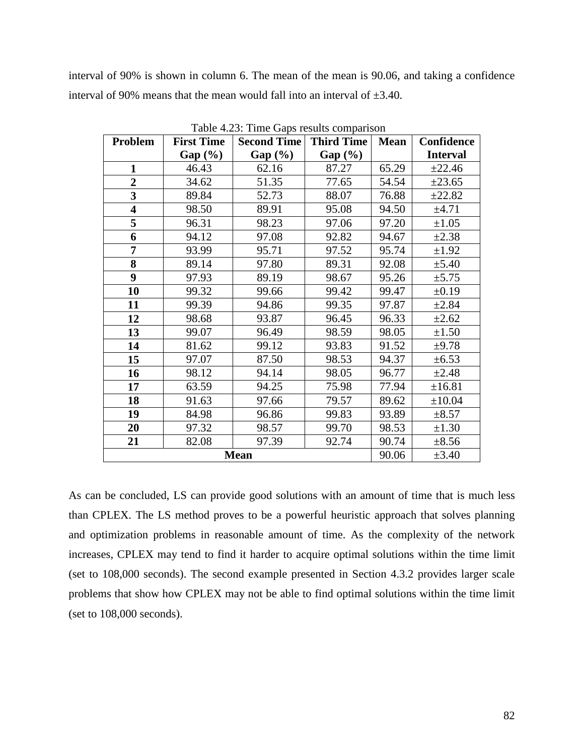interval of 90% is shown in column 6. The mean of the mean is 90.06, and taking a confidence interval of 90% means that the mean would fall into an interval of ±3.40.

Table 4.23: Time Gaps results comparison

| Problem | First Time Gap (%) | Second Time Gap (%) | Third Time Gap (%) | Mean | Confidence Interval |
|---|---|---|---|---|---|
| **1** | 46.43 | 62.16 | 87.27 | 65.29 | ±22.46 |
| **2** | 34.62 | 51.35 | 77.65 | 54.54 | ±23.65 |
| **3** | 89.84 | 52.73 | 88.07 | 76.88 | ±22.82 |
| **4** | 98.50 | 89.91 | 95.08 | 94.50 | ±4.71 |
| **5** | 96.31 | 98.23 | 97.06 | 97.20 | ±1.05 |
| **6** | 94.12 | 97.08 | 92.82 | 94.67 | ±2.38 |
| **7** | 93.99 | 95.71 | 97.52 | 95.74 | ±1.92 |
| **8** | 89.14 | 97.80 | 89.31 | 92.08 | ±5.40 |
| **9** | 97.93 | 89.19 | 98.67 | 95.26 | ±5.75 |
| **10** | 99.32 | 99.66 | 99.42 | 99.47 | ±0.19 |
| **11** | 99.39 | 94.86 | 99.35 | 97.87 | ±2.84 |
| **12** | 98.68 | 93.87 | 96.45 | 96.33 | ±2.62 |
| **13** | 99.07 | 96.49 | 98.59 | 98.05 | ±1.50 |
| **14** | 81.62 | 99.12 | 93.83 | 91.52 | ±9.78 |
| **15** | 97.07 | 87.50 | 98.53 | 94.37 | ±6.53 |
| **16** | 98.12 | 94.14 | 98.05 | 96.77 | ±2.48 |
| **17** | 63.59 | 94.25 | 75.98 | 77.94 | ±16.81 |
| **18** | 91.63 | 97.66 | 79.57 | 89.62 | ±10.04 |
| **19** | 84.98 | 96.86 | 99.83 | 93.89 | ±8.57 |
| **20** | 97.32 | 98.57 | 99.70 | 98.53 | ±1.30 |
| **21** | 82.08 | 97.39 | 92.74 | 90.74 | ±8.56 |
| **Mean** | | | | 90.06 | ±3.40 |

As can be concluded, LS can provide good solutions with an amount of time that is much less than CPLEX. The LS method proves to be a powerful heuristic approach that solves planning and optimization problems in reasonable amount of time. As the complexity of the network increases, CPLEX may tend to find it harder to acquire optimal solutions within the time limit (set to 108,000 seconds). The second example presented in Section 4.3.2 provides larger scale problems that show how CPLEX may not be able to find optimal solutions within the time limit (set to 108,000 seconds).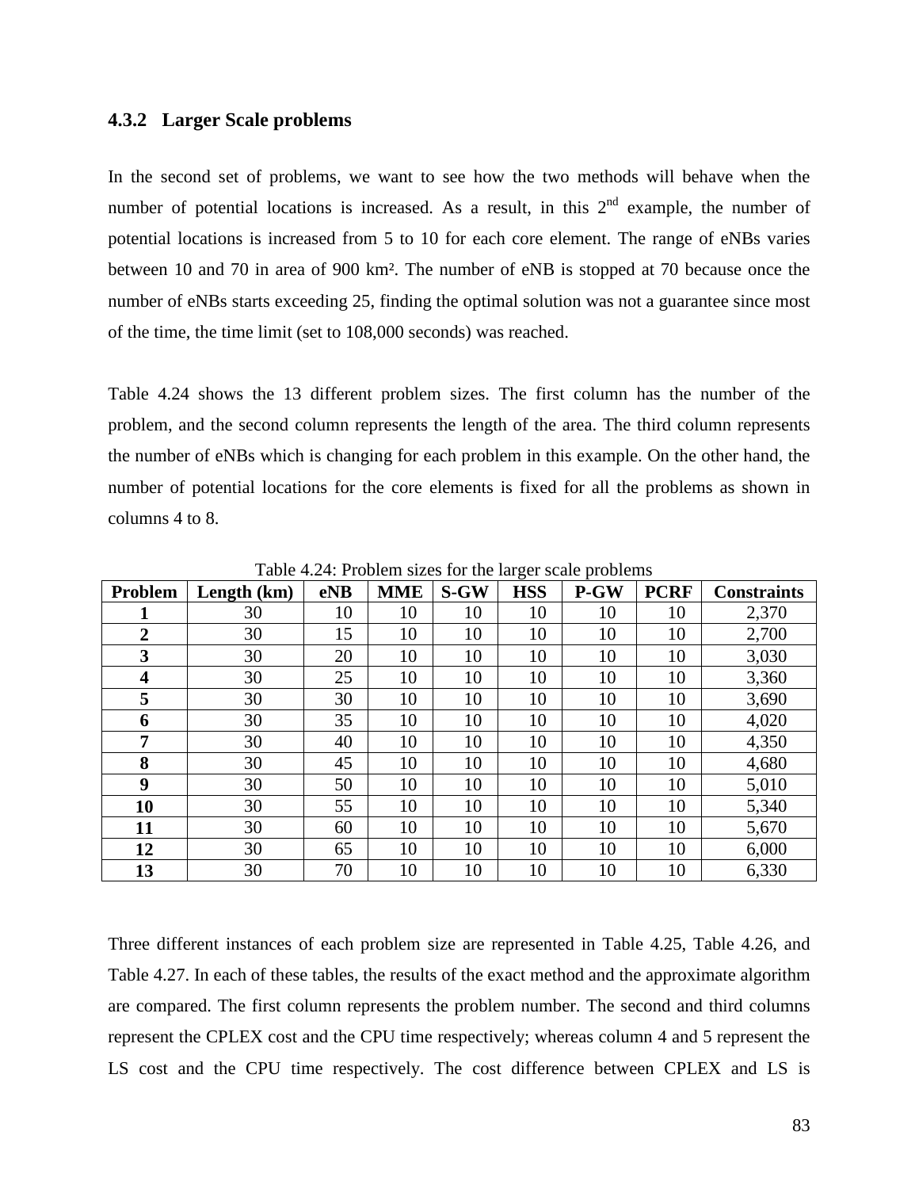### 4.3.2 Larger Scale problems

In the second set of problems, we want to see how the two methods will behave when the number of potential locations is increased. As a result, in this 2nd example, the number of potential locations is increased from 5 to 10 for each core element. The range of eNBs varies between 10 and 70 in area of 900 km². The number of eNB is stopped at 70 because once the number of eNBs starts exceeding 25, finding the optimal solution was not a guarantee since most of the time, the time limit (set to 108,000 seconds) was reached.

Table 4.24 shows the 13 different problem sizes. The first column has the number of the problem, and the second column represents the length of the area. The third column represents the number of eNBs which is changing for each problem in this example. On the other hand, the number of potential locations for the core elements is fixed for all the problems as shown in columns 4 to 8.

Table 4.24: Problem sizes for the larger scale problems

| Problem | Length (km) | eNB | MME | S-GW | HSS | P-GW | PCRF | Constraints |
|---|---|---|---|---|---|---|---|---|
| 1 | 30 | 10 | 10 | 10 | 10 | 10 | 10 | 2,370 |
| 2 | 30 | 15 | 10 | 10 | 10 | 10 | 10 | 2,700 |
| 3 | 30 | 20 | 10 | 10 | 10 | 10 | 10 | 3,030 |
| 4 | 30 | 25 | 10 | 10 | 10 | 10 | 10 | 3,360 |
| 5 | 30 | 30 | 10 | 10 | 10 | 10 | 10 | 3,690 |
| 6 | 30 | 35 | 10 | 10 | 10 | 10 | 10 | 4,020 |
| 7 | 30 | 40 | 10 | 10 | 10 | 10 | 10 | 4,350 |
| 8 | 30 | 45 | 10 | 10 | 10 | 10 | 10 | 4,680 |
| 9 | 30 | 50 | 10 | 10 | 10 | 10 | 10 | 5,010 |
| 10 | 30 | 55 | 10 | 10 | 10 | 10 | 10 | 5,340 |
| 11 | 30 | 60 | 10 | 10 | 10 | 10 | 10 | 5,670 |
| 12 | 30 | 65 | 10 | 10 | 10 | 10 | 10 | 6,000 |
| 13 | 30 | 70 | 10 | 10 | 10 | 10 | 10 | 6,330 |

Three different instances of each problem size are represented in Table 4.25, Table 4.26, and Table 4.27. In each of these tables, the results of the exact method and the approximate algorithm are compared. The first column represents the problem number. The second and third columns represent the CPLEX cost and the CPU time respectively; whereas column 4 and 5 represent the LS cost and the CPU time respectively. The cost difference between CPLEX and LS is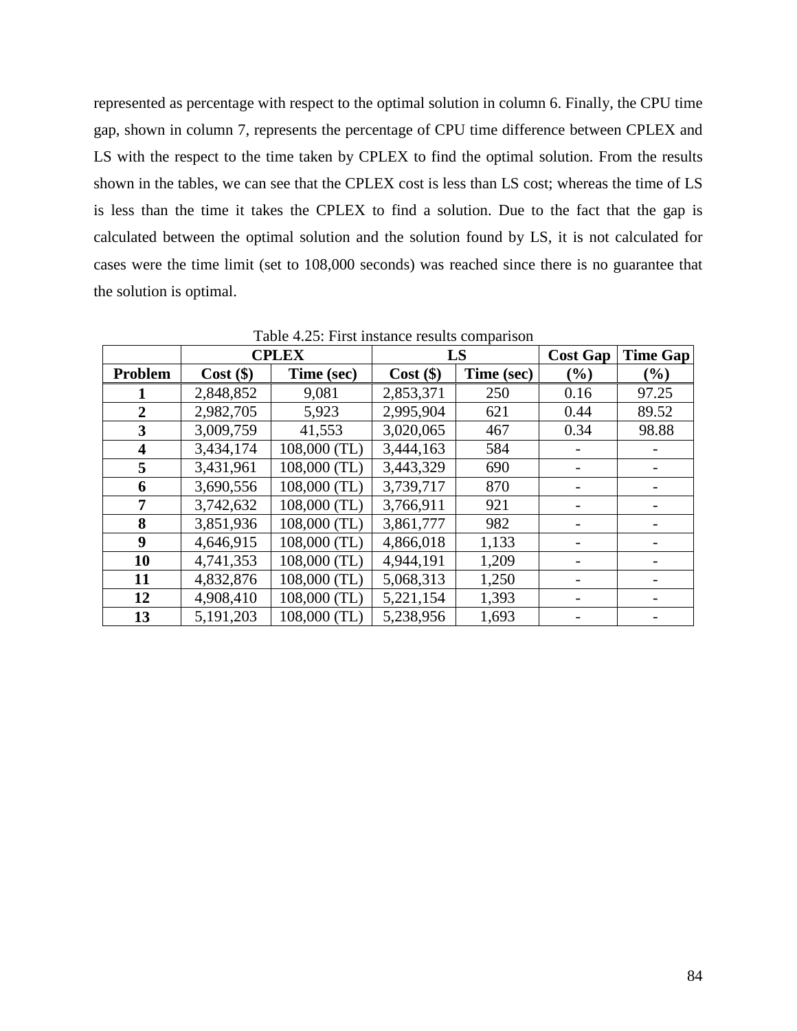represented as percentage with respect to the optimal solution in column 6. Finally, the CPU time gap, shown in column 7, represents the percentage of CPU time difference between CPLEX and LS with the respect to the time taken by CPLEX to find the optimal solution. From the results shown in the tables, we can see that the CPLEX cost is less than LS cost; whereas the time of LS is less than the time it takes the CPLEX to find a solution. Due to the fact that the gap is calculated between the optimal solution and the solution found by LS, it is not calculated for cases were the time limit (set to 108,000 seconds) was reached since there is no guarantee that the solution is optimal.

Table 4.25: First instance results comparison

| | CPLEX | | LS | | Cost Gap | Time Gap |
|---|---|---|---|---|---|---|
| **Problem** | **Cost ($)** | **Time (sec)** | **Cost ($)** | **Time (sec)** | **(%)** | **(%)** |
| **1** | 2,848,852 | 9,081 | 2,853,371 | 250 | 0.16 | 97.25 |
| **2** | 2,982,705 | 5,923 | 2,995,904 | 621 | 0.44 | 89.52 |
| **3** | 3,009,759 | 41,553 | 3,020,065 | 467 | 0.34 | 98.88 |
| **4** | 3,434,174 | 108,000 (TL) | 3,444,163 | 584 | - | - |
| **5** | 3,431,961 | 108,000 (TL) | 3,443,329 | 690 | - | - |
| **6** | 3,690,556 | 108,000 (TL) | 3,739,717 | 870 | - | - |
| **7** | 3,742,632 | 108,000 (TL) | 3,766,911 | 921 | - | - |
| **8** | 3,851,936 | 108,000 (TL) | 3,861,777 | 982 | - | - |
| **9** | 4,646,915 | 108,000 (TL) | 4,866,018 | 1,133 | - | - |
| **10** | 4,741,353 | 108,000 (TL) | 4,944,191 | 1,209 | - | - |
| **11** | 4,832,876 | 108,000 (TL) | 5,068,313 | 1,250 | - | - |
| **12** | 4,908,410 | 108,000 (TL) | 5,221,154 | 1,393 | - | - |
| **13** | 5,191,203 | 108,000 (TL) | 5,238,956 | 1,693 | - | - |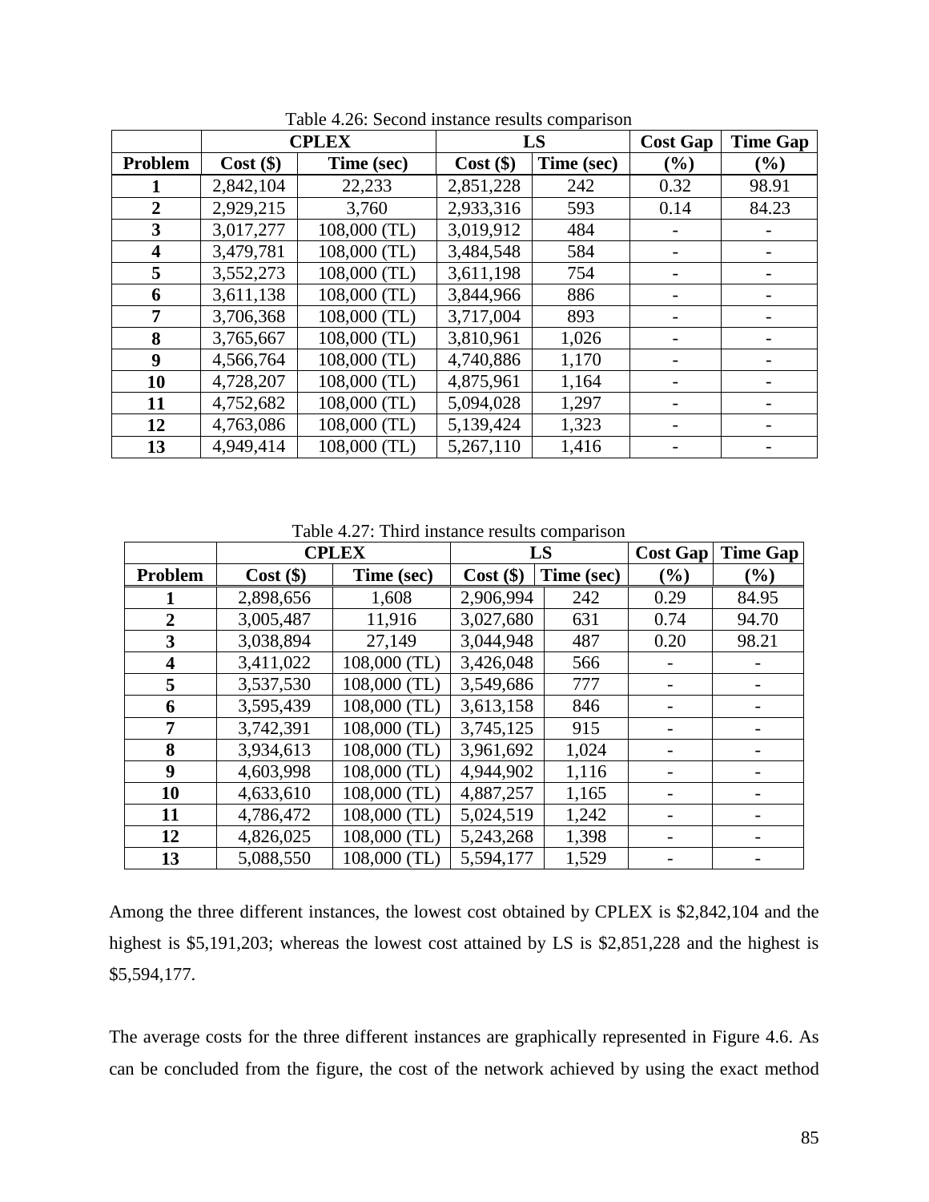Table 4.26: Second instance results comparison

| | CPLEX | | LS | | Cost Gap | Time Gap |
|---|---|---|---|---|---|---|
| **Problem** | **Cost ($)** | **Time (sec)** | **Cost ($)** | **Time (sec)** | **(%)** | **(%)** |
| **1** | 2,842,104 | 22,233 | 2,851,228 | 242 | 0.32 | 98.91 |
| **2** | 2,929,215 | 3,760 | 2,933,316 | 593 | 0.14 | 84.23 |
| **3** | 3,017,277 | 108,000 (TL) | 3,019,912 | 484 | - | - |
| **4** | 3,479,781 | 108,000 (TL) | 3,484,548 | 584 | - | - |
| **5** | 3,552,273 | 108,000 (TL) | 3,611,198 | 754 | - | - |
| **6** | 3,611,138 | 108,000 (TL) | 3,844,966 | 886 | - | - |
| **7** | 3,706,368 | 108,000 (TL) | 3,717,004 | 893 | - | - |
| **8** | 3,765,667 | 108,000 (TL) | 3,810,961 | 1,026 | - | - |
| **9** | 4,566,764 | 108,000 (TL) | 4,740,886 | 1,170 | - | - |
| **10** | 4,728,207 | 108,000 (TL) | 4,875,961 | 1,164 | - | - |
| **11** | 4,752,682 | 108,000 (TL) | 5,094,028 | 1,297 | - | - |
| **12** | 4,763,086 | 108,000 (TL) | 5,139,424 | 1,323 | - | - |
| **13** | 4,949,414 | 108,000 (TL) | 5,267,110 | 1,416 | - | - |

Table 4.27: Third instance results comparison

| | CPLEX | | LS | | Cost Gap | Time Gap |
|---|---|---|---|---|---|---|
| **Problem** | **Cost ($)** | **Time (sec)** | **Cost ($)** | **Time (sec)** | **(%)** | **(%)** |
| **1** | 2,898,656 | 1,608 | 2,906,994 | 242 | 0.29 | 84.95 |
| **2** | 3,005,487 | 11,916 | 3,027,680 | 631 | 0.74 | 94.70 |
| **3** | 3,038,894 | 27,149 | 3,044,948 | 487 | 0.20 | 98.21 |
| **4** | 3,411,022 | 108,000 (TL) | 3,426,048 | 566 | - | - |
| **5** | 3,537,530 | 108,000 (TL) | 3,549,686 | 777 | - | - |
| **6** | 3,595,439 | 108,000 (TL) | 3,613,158 | 846 | - | - |
| **7** | 3,742,391 | 108,000 (TL) | 3,745,125 | 915 | - | - |
| **8** | 3,934,613 | 108,000 (TL) | 3,961,692 | 1,024 | - | - |
| **9** | 4,603,998 | 108,000 (TL) | 4,944,902 | 1,116 | - | - |
| **10** | 4,633,610 | 108,000 (TL) | 4,887,257 | 1,165 | - | - |
| **11** | 4,786,472 | 108,000 (TL) | 5,024,519 | 1,242 | - | - |
| **12** | 4,826,025 | 108,000 (TL) | 5,243,268 | 1,398 | - | - |
| **13** | 5,088,550 | 108,000 (TL) | 5,594,177 | 1,529 | - | - |

Among the three different instances, the lowest cost obtained by CPLEX is $2,842,104 and the highest is $5,191,203; whereas the lowest cost attained by LS is $2,851,228 and the highest is $5,594,177.

The average costs for the three different instances are graphically represented in Figure 4.6. As can be concluded from the figure, the cost of the network achieved by using the exact method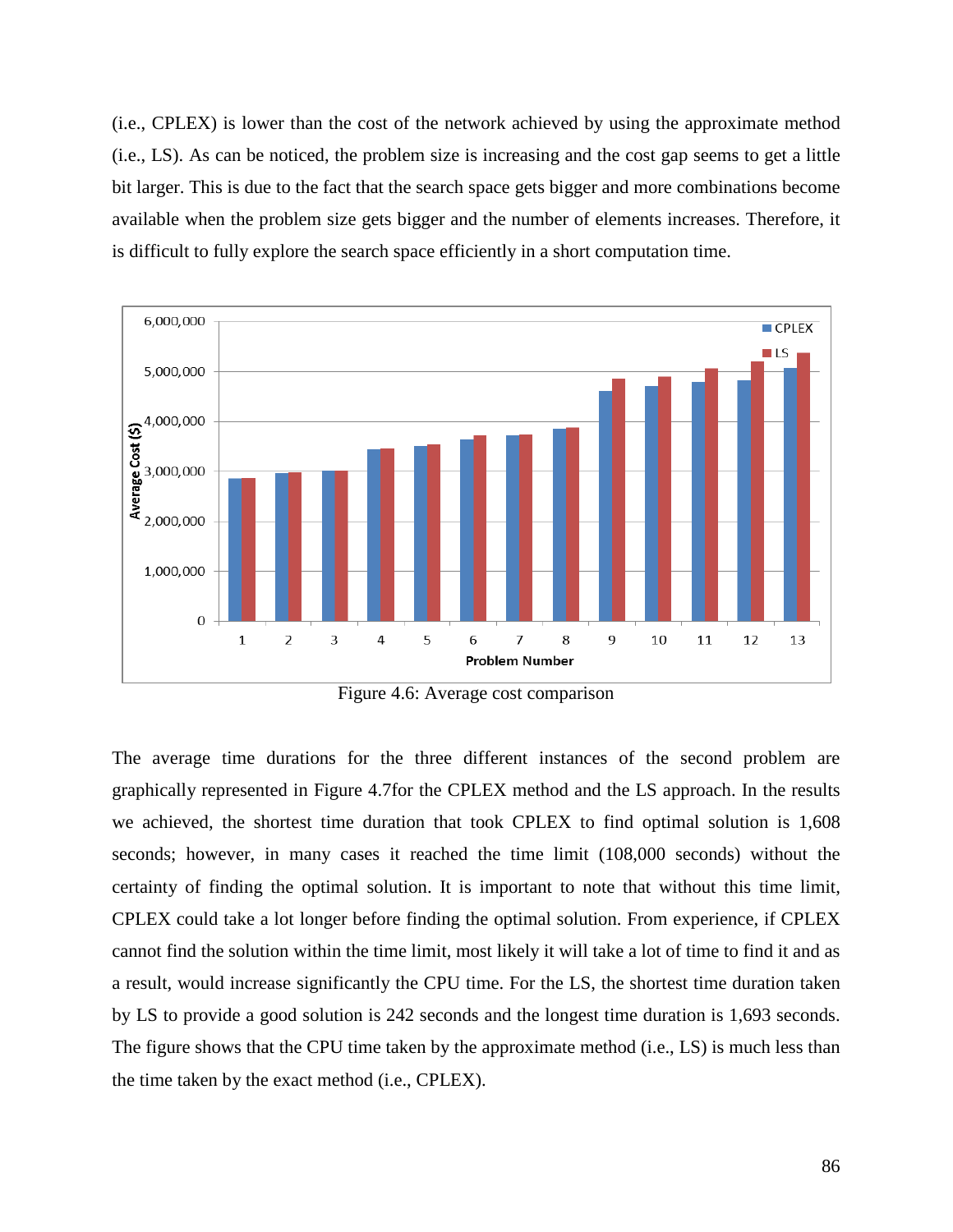(i.e., CPLEX) is lower than the cost of the network achieved by using the approximate method (i.e., LS). As can be noticed, the problem size is increasing and the cost gap seems to get a little bit larger. This is due to the fact that the search space gets bigger and more combinations become available when the problem size gets bigger and the number of elements increases. Therefore, it is difficult to fully explore the search space efficiently in a short computation time.

Figure 4.6: Average cost comparison

The average time durations for the three different instances of the second problem are graphically represented in Figure 4.7for the CPLEX method and the LS approach. In the results we achieved, the shortest time duration that took CPLEX to find optimal solution is 1,608 seconds; however, in many cases it reached the time limit (108,000 seconds) without the certainty of finding the optimal solution. It is important to note that without this time limit, CPLEX could take a lot longer before finding the optimal solution. From experience, if CPLEX cannot find the solution within the time limit, most likely it will take a lot of time to find it and as a result, would increase significantly the CPU time. For the LS, the shortest time duration taken by LS to provide a good solution is 242 seconds and the longest time duration is 1,693 seconds. The figure shows that the CPU time taken by the approximate method (i.e., LS) is much less than the time taken by the exact method (i.e., CPLEX).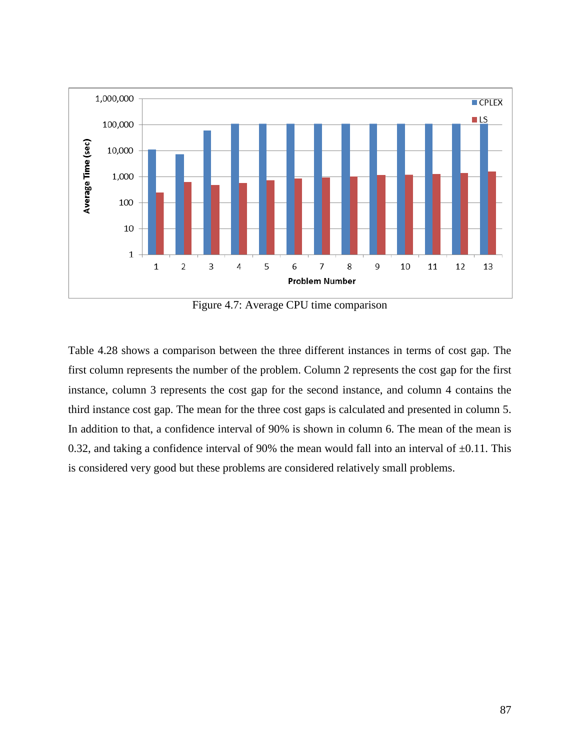Figure 4.7: Average CPU time comparison

Table 4.28 shows a comparison between the three different instances in terms of cost gap. The first column represents the number of the problem. Column 2 represents the cost gap for the first instance, column 3 represents the cost gap for the second instance, and column 4 contains the third instance cost gap. The mean for the three cost gaps is calculated and presented in column 5. In addition to that, a confidence interval of 90% is shown in column 6. The mean of the mean is 0.32, and taking a confidence interval of 90% the mean would fall into an interval of ±0.11. This is considered very good but these problems are considered relatively small problems.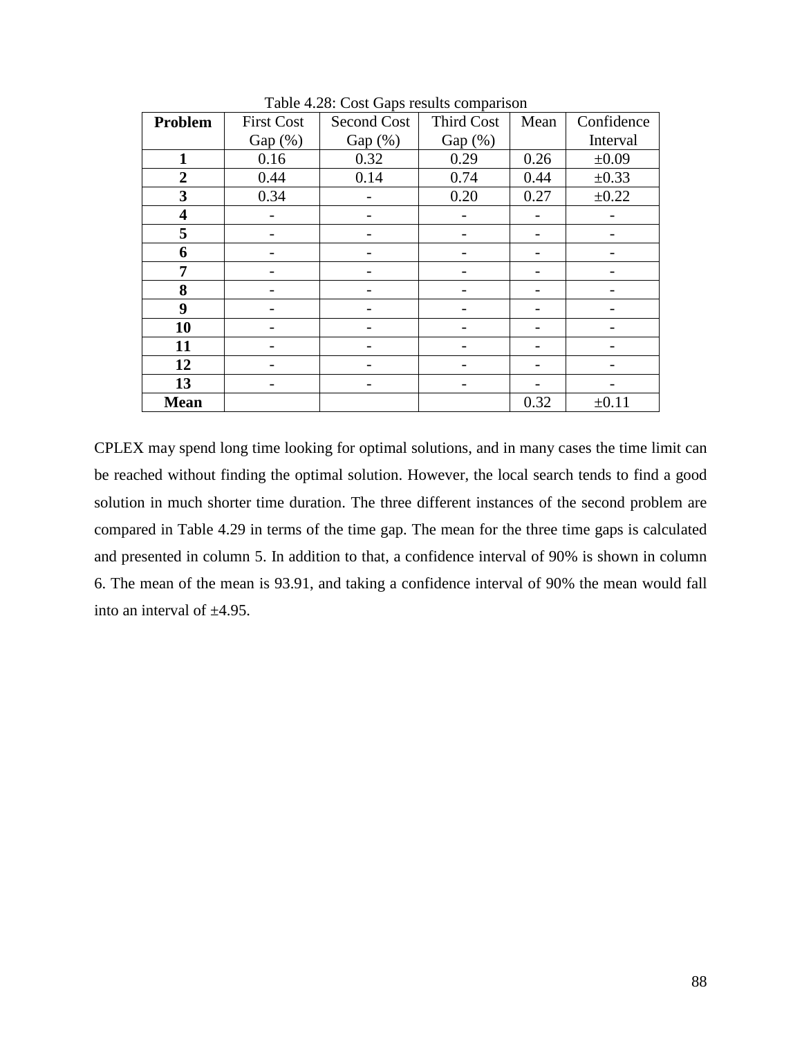Table 4.28: Cost Gaps results comparison

| Problem | First Cost Gap (%) | Second Cost Gap (%) | Third Cost Gap (%) | Mean | Confidence Interval |
|---|---|---|---|---|---|
| **1** | 0.16 | 0.32 | 0.29 | 0.26 | ±0.09 |
| **2** | 0.44 | 0.14 | 0.74 | 0.44 | ±0.33 |
| **3** | 0.34 | - | 0.20 | 0.27 | ±0.22 |
| **4** | - | - | - | - | - |
| **5** | - | - | - | - | - |
| **6** | - | - | - | - | - |
| **7** | - | - | - | - | - |
| **8** | - | - | - | - | - |
| **9** | - | - | - | - | - |
| **10** | - | - | - | - | - |
| **11** | - | - | - | - | - |
| **12** | - | - | - | - | - |
| **13** | - | - | - | - | - |
| **Mean** | | | | 0.32 | ±0.11 |

CPLEX may spend long time looking for optimal solutions, and in many cases the time limit can be reached without finding the optimal solution. However, the local search tends to find a good solution in much shorter time duration. The three different instances of the second problem are compared in Table 4.29 in terms of the time gap. The mean for the three time gaps is calculated and presented in column 5. In addition to that, a confidence interval of 90% is shown in column 6. The mean of the mean is 93.91, and taking a confidence interval of 90% the mean would fall into an interval of ±4.95.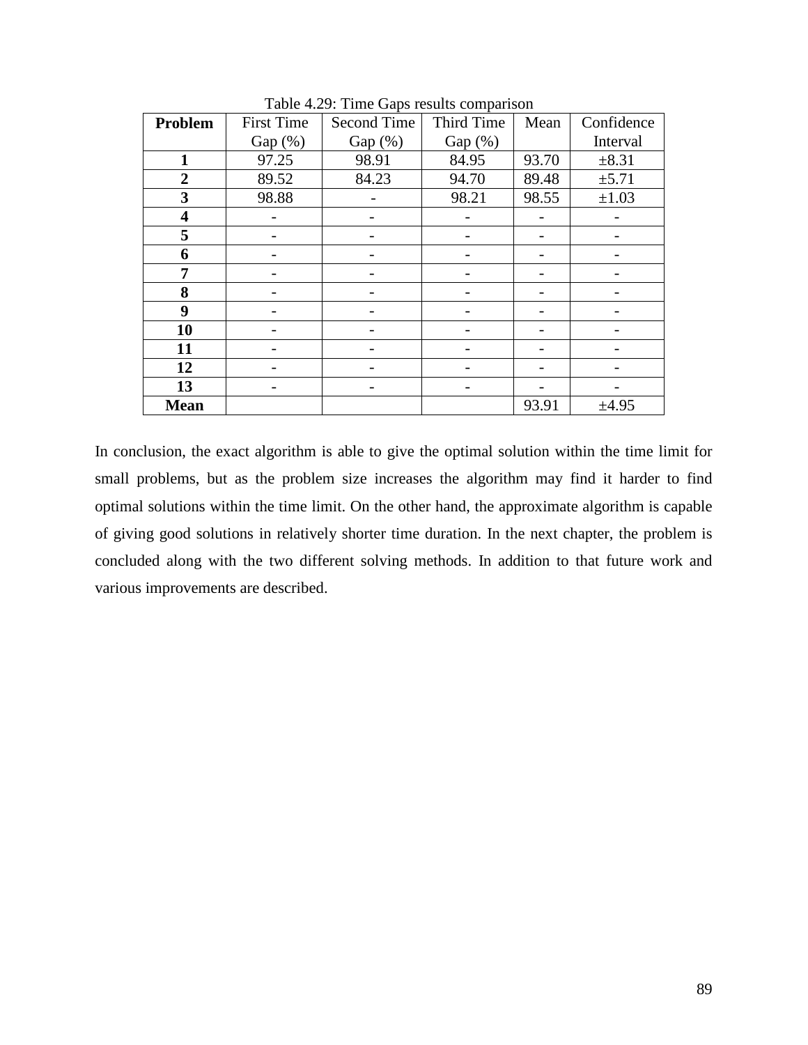Table 4.29: Time Gaps results comparison

| Problem | First Time Gap (%) | Second Time Gap (%) | Third Time Gap (%) | Mean | Confidence Interval |
|---|---|---|---|---|---|
| **1** | 97.25 | 98.91 | 84.95 | 93.70 | ±8.31 |
| **2** | 89.52 | 84.23 | 94.70 | 89.48 | ±5.71 |
| **3** | 98.88 | - | 98.21 | 98.55 | ±1.03 |
| **4** | - | - | - | - | - |
| **5** | - | - | - | - | - |
| **6** | - | - | - | - | - |
| **7** | - | - | - | - | - |
| **8** | - | - | - | - | - |
| **9** | - | - | - | - | - |
| **10** | - | - | - | - | - |
| **11** | - | - | - | - | - |
| **12** | - | - | - | - | - |
| **13** | - | - | - | - | - |
| **Mean** | | | | 93.91 | ±4.95 |

In conclusion, the exact algorithm is able to give the optimal solution within the time limit for small problems, but as the problem size increases the algorithm may find it harder to find optimal solutions within the time limit. On the other hand, the approximate algorithm is capable of giving good solutions in relatively shorter time duration. In the next chapter, the problem is concluded along with the two different solving methods. In addition to that future work and various improvements are described.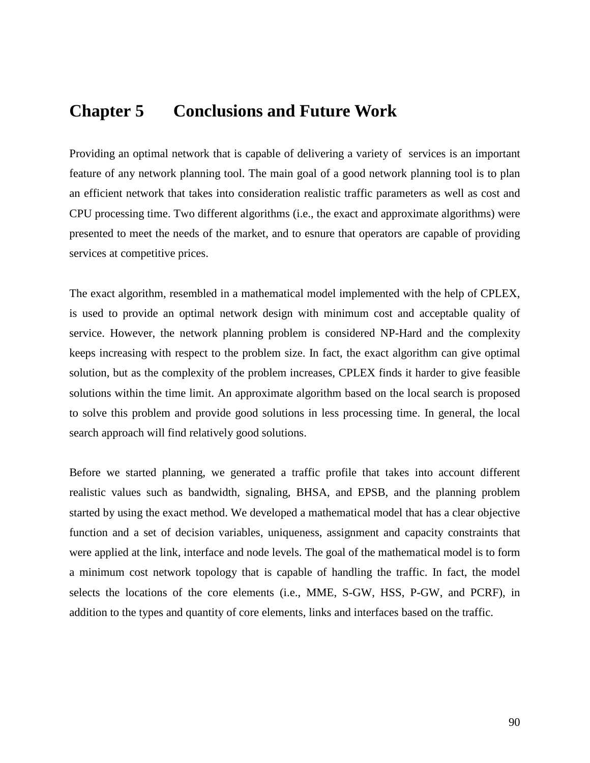# Chapter 5 Conclusions and Future Work

Providing an optimal network that is capable of delivering a variety of services is an important feature of any network planning tool. The main goal of a good network planning tool is to plan an efficient network that takes into consideration realistic traffic parameters as well as cost and CPU processing time. Two different algorithms (i.e., the exact and approximate algorithms) were presented to meet the needs of the market, and to esnure that operators are capable of providing services at competitive prices.

The exact algorithm, resembled in a mathematical model implemented with the help of CPLEX, is used to provide an optimal network design with minimum cost and acceptable quality of service. However, the network planning problem is considered NP-Hard and the complexity keeps increasing with respect to the problem size. In fact, the exact algorithm can give optimal solution, but as the complexity of the problem increases, CPLEX finds it harder to give feasible solutions within the time limit. An approximate algorithm based on the local search is proposed to solve this problem and provide good solutions in less processing time. In general, the local search approach will find relatively good solutions.

Before we started planning, we generated a traffic profile that takes into account different realistic values such as bandwidth, signaling, BHSA, and EPSB, and the planning problem started by using the exact method. We developed a mathematical model that has a clear objective function and a set of decision variables, uniqueness, assignment and capacity constraints that were applied at the link, interface and node levels. The goal of the mathematical model is to form a minimum cost network topology that is capable of handling the traffic. In fact, the model selects the locations of the core elements (i.e., MME, S-GW, HSS, P-GW, and PCRF), in addition to the types and quantity of core elements, links and interfaces based on the traffic.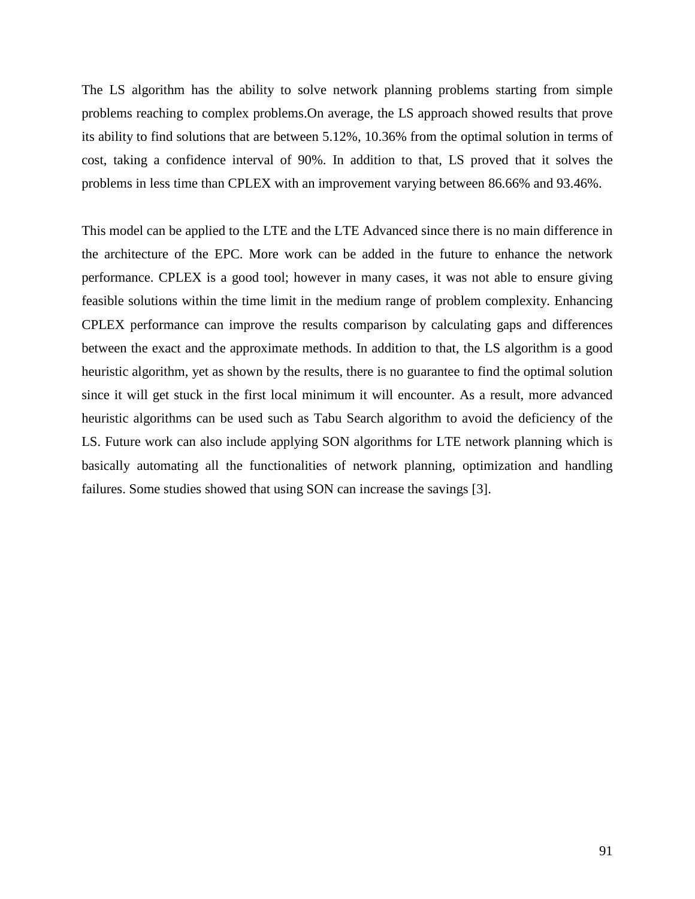The LS algorithm has the ability to solve network planning problems starting from simple problems reaching to complex problems.On average, the LS approach showed results that prove its ability to find solutions that are between 5.12%, 10.36% from the optimal solution in terms of cost, taking a confidence interval of 90%. In addition to that, LS proved that it solves the problems in less time than CPLEX with an improvement varying between 86.66% and 93.46%.

This model can be applied to the LTE and the LTE Advanced since there is no main difference in the architecture of the EPC. More work can be added in the future to enhance the network performance. CPLEX is a good tool; however in many cases, it was not able to ensure giving feasible solutions within the time limit in the medium range of problem complexity. Enhancing CPLEX performance can improve the results comparison by calculating gaps and differences between the exact and the approximate methods. In addition to that, the LS algorithm is a good heuristic algorithm, yet as shown by the results, there is no guarantee to find the optimal solution since it will get stuck in the first local minimum it will encounter. As a result, more advanced heuristic algorithms can be used such as Tabu Search algorithm to avoid the deficiency of the LS. Future work can also include applying SON algorithms for LTE network planning which is basically automating all the functionalities of network planning, optimization and handling failures. Some studies showed that using SON can increase the savings [3].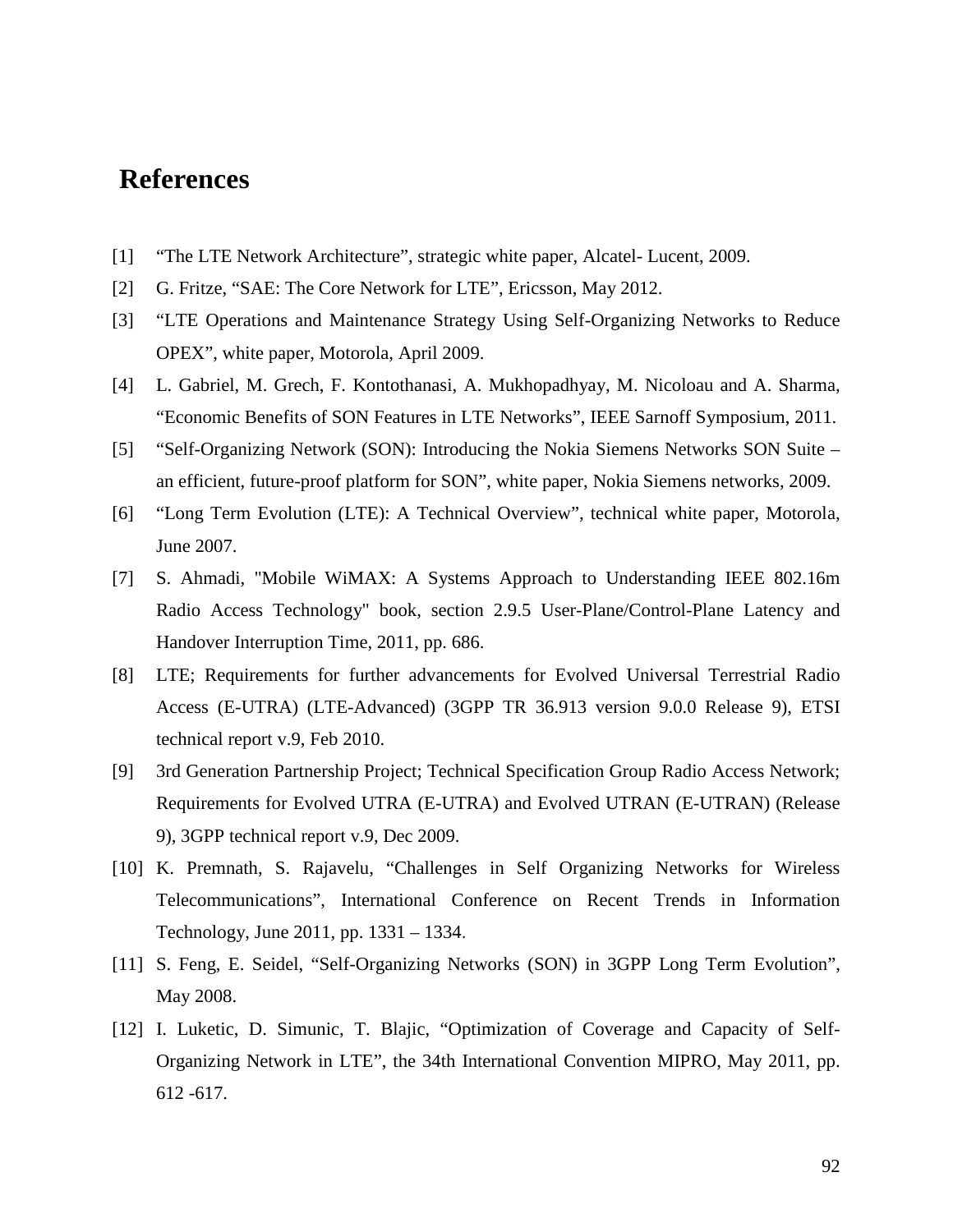# References

[1] "The LTE Network Architecture", strategic white paper, Alcatel- Lucent, 2009.

[2] G. Fritze, "SAE: The Core Network for LTE", Ericsson, May 2012.

[3] "LTE Operations and Maintenance Strategy Using Self-Organizing Networks to Reduce OPEX", white paper, Motorola, April 2009.

[4] L. Gabriel, M. Grech, F. Kontothanasi, A. Mukhopadhyay, M. Nicoloau and A. Sharma, "Economic Benefits of SON Features in LTE Networks", IEEE Sarnoff Symposium, 2011.

[5] "Self-Organizing Network (SON): Introducing the Nokia Siemens Networks SON Suite – an efficient, future-proof platform for SON", white paper, Nokia Siemens networks, 2009.

[6] "Long Term Evolution (LTE): A Technical Overview", technical white paper, Motorola, June 2007.

[7] S. Ahmadi, "Mobile WiMAX: A Systems Approach to Understanding IEEE 802.16m Radio Access Technology" book, section 2.9.5 User-Plane/Control-Plane Latency and Handover Interruption Time, 2011, pp. 686.

[8] LTE; Requirements for further advancements for Evolved Universal Terrestrial Radio Access (E-UTRA) (LTE-Advanced) (3GPP TR 36.913 version 9.0.0 Release 9), ETSI technical report v.9, Feb 2010.

[9] 3rd Generation Partnership Project; Technical Specification Group Radio Access Network; Requirements for Evolved UTRA (E-UTRA) and Evolved UTRAN (E-UTRAN) (Release 9), 3GPP technical report v.9, Dec 2009.

[10] K. Premnath, S. Rajavelu, "Challenges in Self Organizing Networks for Wireless Telecommunications", International Conference on Recent Trends in Information Technology, June 2011, pp. 1331 – 1334.

[11] S. Feng, E. Seidel, "Self-Organizing Networks (SON) in 3GPP Long Term Evolution", May 2008.

[12] I. Luketic, D. Simunic, T. Blajic, "Optimization of Coverage and Capacity of Self-Organizing Network in LTE", the 34th International Convention MIPRO, May 2011, pp. 612 -617.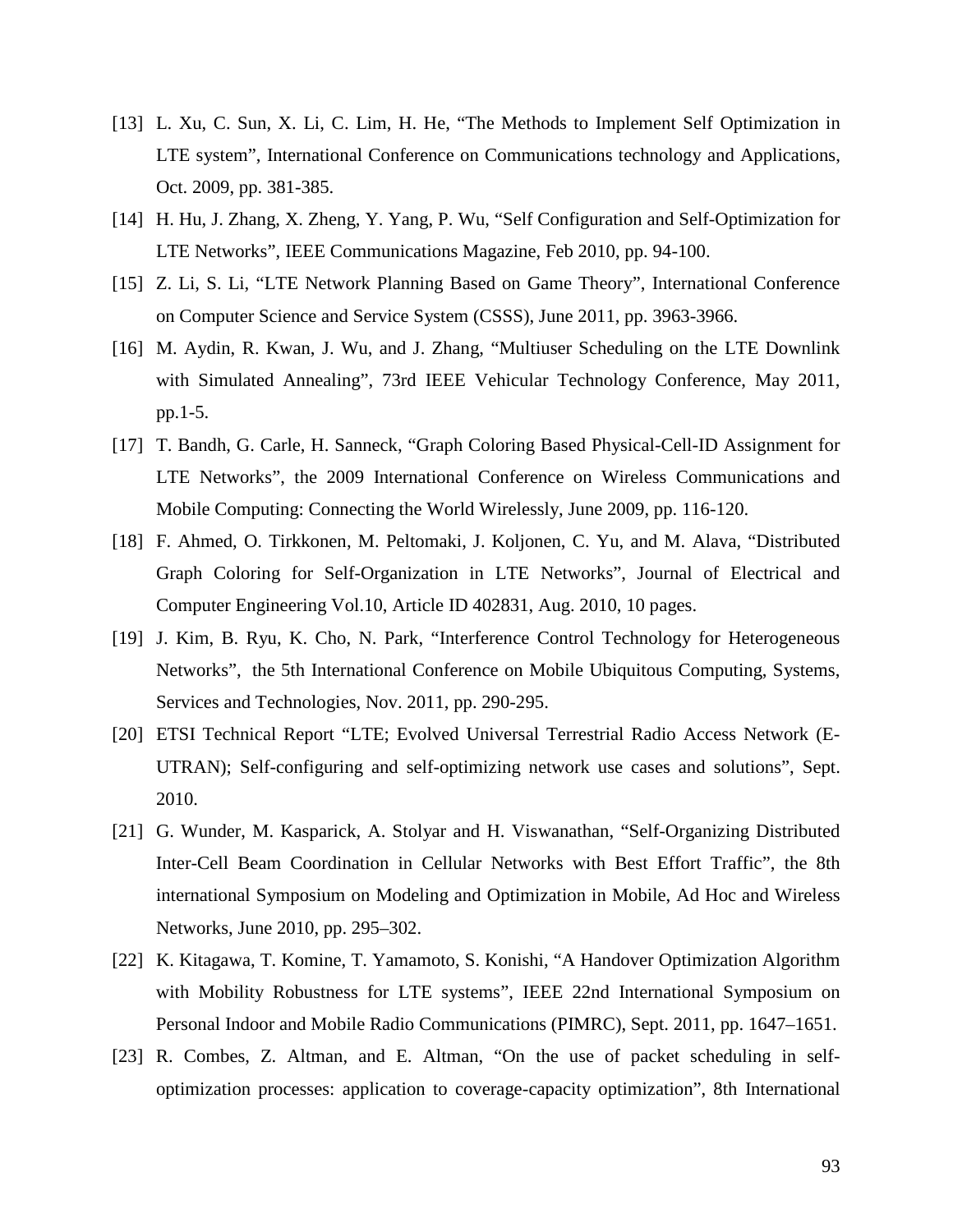[13] L. Xu, C. Sun, X. Li, C. Lim, H. He, “The Methods to Implement Self Optimization in LTE system”, International Conference on Communications technology and Applications, Oct. 2009, pp. 381-385.

[14] H. Hu, J. Zhang, X. Zheng, Y. Yang, P. Wu, “Self Configuration and Self-Optimization for LTE Networks”, IEEE Communications Magazine, Feb 2010, pp. 94-100.

[15] Z. Li, S. Li, “LTE Network Planning Based on Game Theory”, International Conference on Computer Science and Service System (CSSS), June 2011, pp. 3963-3966.

[16] M. Aydin, R. Kwan, J. Wu, and J. Zhang, “Multiuser Scheduling on the LTE Downlink with Simulated Annealing”, 73rd IEEE Vehicular Technology Conference, May 2011, pp.1-5.

[17] T. Bandh, G. Carle, H. Sanneck, “Graph Coloring Based Physical-Cell-ID Assignment for LTE Networks”, the 2009 International Conference on Wireless Communications and Mobile Computing: Connecting the World Wirelessly, June 2009, pp. 116-120.

[18] F. Ahmed, O. Tirkkonen, M. Peltomaki, J. Koljonen, C. Yu, and M. Alava, “Distributed Graph Coloring for Self-Organization in LTE Networks”, Journal of Electrical and Computer Engineering Vol.10, Article ID 402831, Aug. 2010, 10 pages.

[19] J. Kim, B. Ryu, K. Cho, N. Park, “Interference Control Technology for Heterogeneous Networks”, the 5th International Conference on Mobile Ubiquitous Computing, Systems, Services and Technologies, Nov. 2011, pp. 290-295.

[20] ETSI Technical Report “LTE; Evolved Universal Terrestrial Radio Access Network (E-UTRAN); Self-configuring and self-optimizing network use cases and solutions”, Sept. 2010.

[21] G. Wunder, M. Kasparick, A. Stolyar and H. Viswanathan, “Self-Organizing Distributed Inter-Cell Beam Coordination in Cellular Networks with Best Effort Traffic”, the 8th international Symposium on Modeling and Optimization in Mobile, Ad Hoc and Wireless Networks, June 2010, pp. 295–302.

[22] K. Kitagawa, T. Komine, T. Yamamoto, S. Konishi, “A Handover Optimization Algorithm with Mobility Robustness for LTE systems”, IEEE 22nd International Symposium on Personal Indoor and Mobile Radio Communications (PIMRC), Sept. 2011, pp. 1647–1651.

[23] R. Combes, Z. Altman, and E. Altman, “On the use of packet scheduling in self-optimization processes: application to coverage-capacity optimization”, 8th International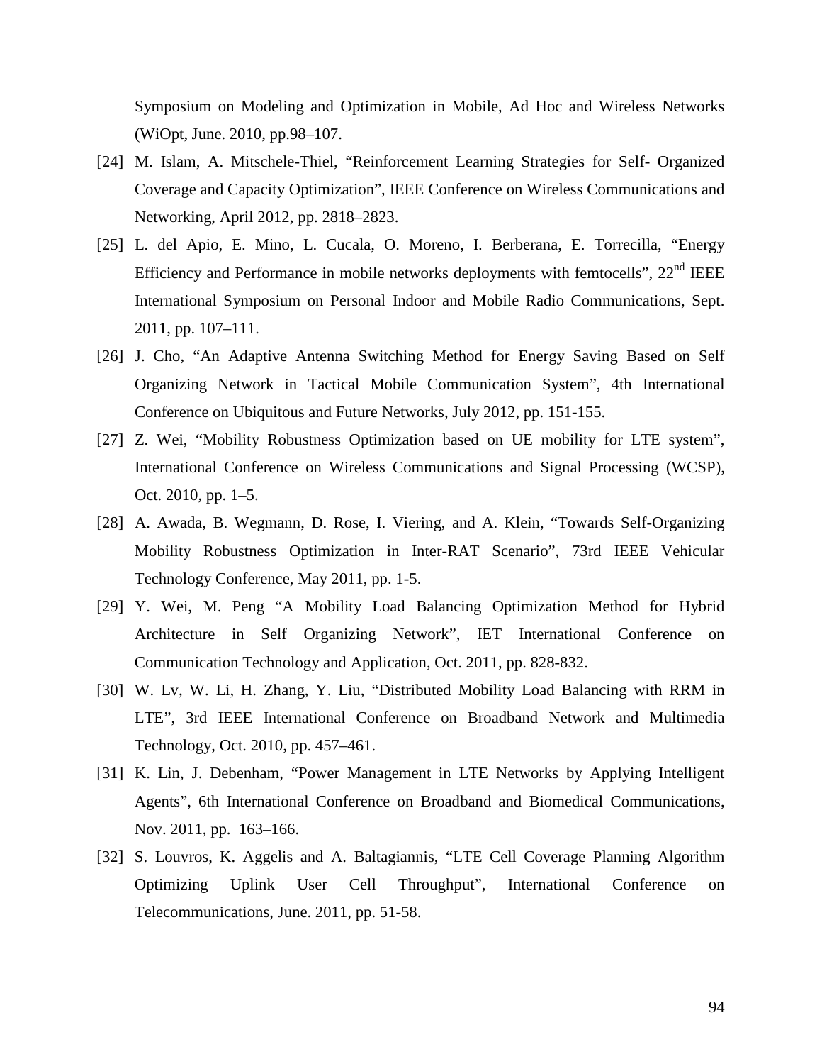Symposium on Modeling and Optimization in Mobile, Ad Hoc and Wireless Networks (WiOpt, June. 2010, pp.98–107.

[24] M. Islam, A. Mitschele-Thiel, "Reinforcement Learning Strategies for Self- Organized Coverage and Capacity Optimization", IEEE Conference on Wireless Communications and Networking, April 2012, pp. 2818–2823.

[25] L. del Apio, E. Mino, L. Cucala, O. Moreno, I. Berberana, E. Torrecilla, "Energy Efficiency and Performance in mobile networks deployments with femtocells", 22nd IEEE International Symposium on Personal Indoor and Mobile Radio Communications, Sept. 2011, pp. 107–111.

[26] J. Cho, "An Adaptive Antenna Switching Method for Energy Saving Based on Self Organizing Network in Tactical Mobile Communication System", 4th International Conference on Ubiquitous and Future Networks, July 2012, pp. 151-155.

[27] Z. Wei, "Mobility Robustness Optimization based on UE mobility for LTE system", International Conference on Wireless Communications and Signal Processing (WCSP), Oct. 2010, pp. 1–5.

[28] A. Awada, B. Wegmann, D. Rose, I. Viering, and A. Klein, "Towards Self-Organizing Mobility Robustness Optimization in Inter-RAT Scenario", 73rd IEEE Vehicular Technology Conference, May 2011, pp. 1-5.

[29] Y. Wei, M. Peng "A Mobility Load Balancing Optimization Method for Hybrid Architecture in Self Organizing Network", IET International Conference on Communication Technology and Application, Oct. 2011, pp. 828-832.

[30] W. Lv, W. Li, H. Zhang, Y. Liu, "Distributed Mobility Load Balancing with RRM in LTE", 3rd IEEE International Conference on Broadband Network and Multimedia Technology, Oct. 2010, pp. 457–461.

[31] K. Lin, J. Debenham, "Power Management in LTE Networks by Applying Intelligent Agents", 6th International Conference on Broadband and Biomedical Communications, Nov. 2011, pp. 163–166.

[32] S. Louvros, K. Aggelis and A. Baltagiannis, "LTE Cell Coverage Planning Algorithm Optimizing Uplink User Cell Throughput", International Conference on Telecommunications, June. 2011, pp. 51-58.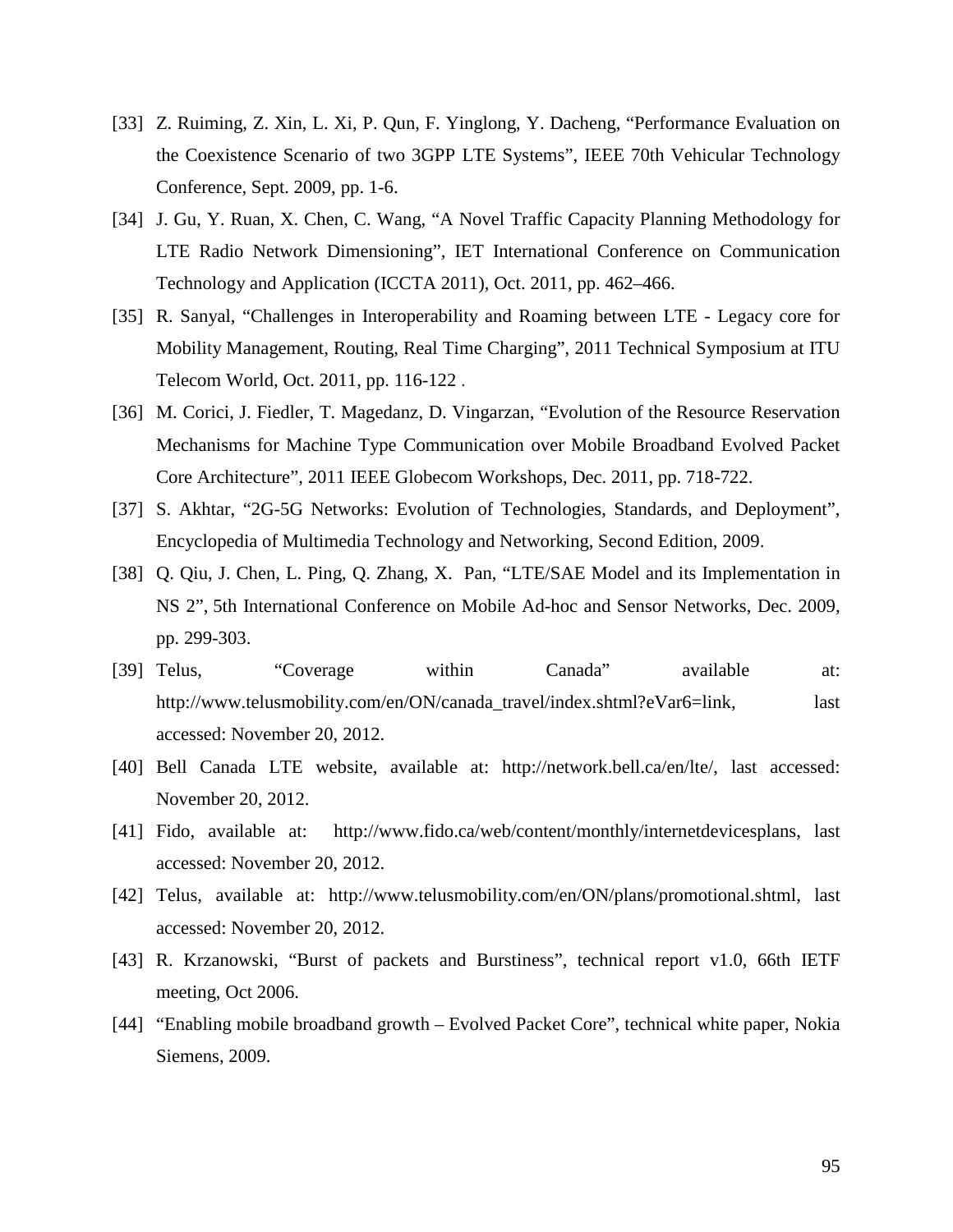[33] Z. Ruiming, Z. Xin, L. Xi, P. Qun, F. Yinglong, Y. Dacheng, "Performance Evaluation on the Coexistence Scenario of two 3GPP LTE Systems", IEEE 70th Vehicular Technology Conference, Sept. 2009, pp. 1-6.

[34] J. Gu, Y. Ruan, X. Chen, C. Wang, "A Novel Traffic Capacity Planning Methodology for LTE Radio Network Dimensioning", IET International Conference on Communication Technology and Application (ICCTA 2011), Oct. 2011, pp. 462–466.

[35] R. Sanyal, "Challenges in Interoperability and Roaming between LTE - Legacy core for Mobility Management, Routing, Real Time Charging", 2011 Technical Symposium at ITU Telecom World, Oct. 2011, pp. 116-122 .

[36] M. Corici, J. Fiedler, T. Magedanz, D. Vingarzan, "Evolution of the Resource Reservation Mechanisms for Machine Type Communication over Mobile Broadband Evolved Packet Core Architecture", 2011 IEEE Globecom Workshops, Dec. 2011, pp. 718-722.

[37] S. Akhtar, "2G-5G Networks: Evolution of Technologies, Standards, and Deployment", Encyclopedia of Multimedia Technology and Networking, Second Edition, 2009.

[38] Q. Qiu, J. Chen, L. Ping, Q. Zhang, X. Pan, "LTE/SAE Model and its Implementation in NS 2", 5th International Conference on Mobile Ad-hoc and Sensor Networks, Dec. 2009, pp. 299-303.

[39] Telus, "Coverage within Canada" available at: http://www.telusmobility.com/en/ON/canada_travel/index.shtml?eVar6=link, last accessed: November 20, 2012.

[40] Bell Canada LTE website, available at: http://network.bell.ca/en/lte/, last accessed: November 20, 2012.

[41] Fido, available at: http://www.fido.ca/web/content/monthly/internetdevicesplans, last accessed: November 20, 2012.

[42] Telus, available at: http://www.telusmobility.com/en/ON/plans/promotional.shtml, last accessed: November 20, 2012.

[43] R. Krzanowski, "Burst of packets and Burstiness", technical report v1.0, 66th IETF meeting, Oct 2006.

[44] "Enabling mobile broadband growth – Evolved Packet Core", technical white paper, Nokia Siemens, 2009.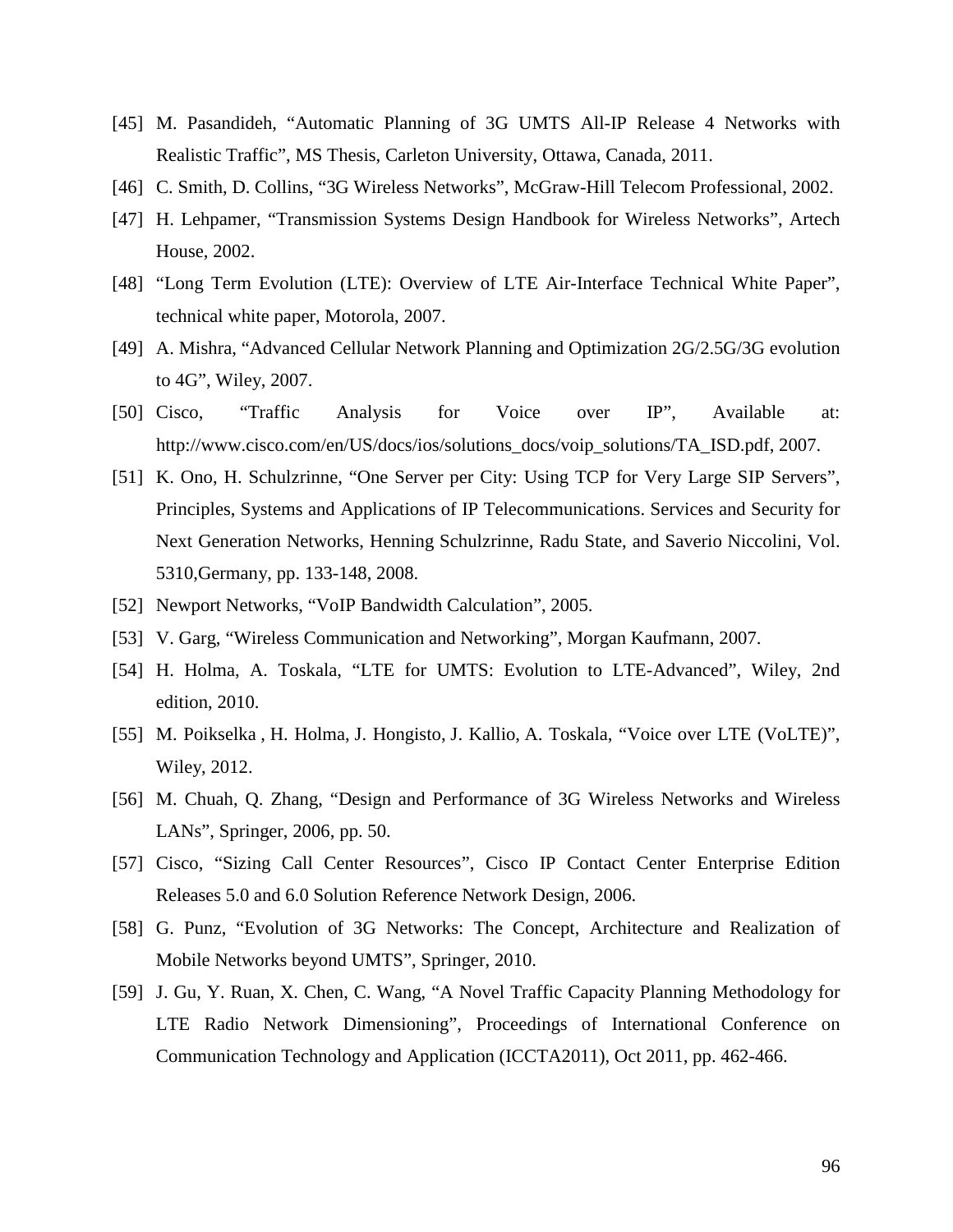[45] M. Pasandideh, “Automatic Planning of 3G UMTS All-IP Release 4 Networks with Realistic Traffic”, MS Thesis, Carleton University, Ottawa, Canada, 2011.

[46] C. Smith, D. Collins, “3G Wireless Networks”, McGraw-Hill Telecom Professional, 2002.

[47] H. Lehpamer, “Transmission Systems Design Handbook for Wireless Networks”, Artech House, 2002.

[48] “Long Term Evolution (LTE): Overview of LTE Air-Interface Technical White Paper”, technical white paper, Motorola, 2007.

[49] A. Mishra, “Advanced Cellular Network Planning and Optimization 2G/2.5G/3G evolution to 4G”, Wiley, 2007.

[50] Cisco, “Traffic Analysis for Voice over IP”, Available at: http://www.cisco.com/en/US/docs/ios/solutions_docs/voip_solutions/TA_ISD.pdf, 2007.

[51] K. Ono, H. Schulzrinne, “One Server per City: Using TCP for Very Large SIP Servers”, Principles, Systems and Applications of IP Telecommunications. Services and Security for Next Generation Networks, Henning Schulzrinne, Radu State, and Saverio Niccolini, Vol. 5310,Germany, pp. 133-148, 2008.

[52] Newport Networks, “VoIP Bandwidth Calculation”, 2005.

[53] V. Garg, “Wireless Communication and Networking”, Morgan Kaufmann, 2007.

[54] H. Holma, A. Toskala, “LTE for UMTS: Evolution to LTE-Advanced”, Wiley, 2nd edition, 2010.

[55] M. Poikselka , H. Holma, J. Hongisto, J. Kallio, A. Toskala, “Voice over LTE (VoLTE)”, Wiley, 2012.

[56] M. Chuah, Q. Zhang, “Design and Performance of 3G Wireless Networks and Wireless LANs”, Springer, 2006, pp. 50.

[57] Cisco, “Sizing Call Center Resources”, Cisco IP Contact Center Enterprise Edition Releases 5.0 and 6.0 Solution Reference Network Design, 2006.

[58] G. Punz, “Evolution of 3G Networks: The Concept, Architecture and Realization of Mobile Networks beyond UMTS”, Springer, 2010.

[59] J. Gu, Y. Ruan, X. Chen, C. Wang, “A Novel Traffic Capacity Planning Methodology for LTE Radio Network Dimensioning”, Proceedings of International Conference on Communication Technology and Application (ICCTA2011), Oct 2011, pp. 462-466.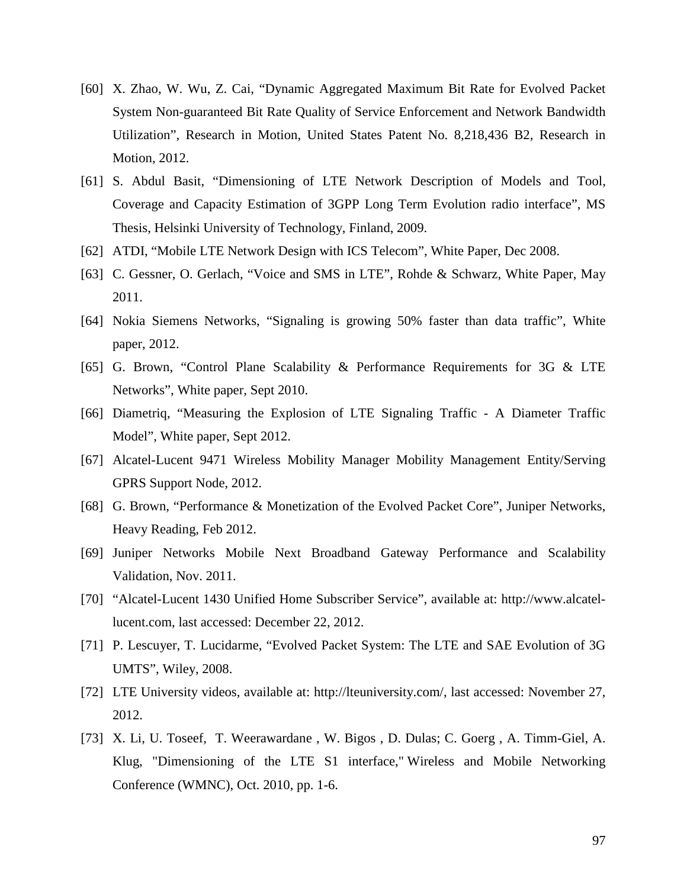[60] X. Zhao, W. Wu, Z. Cai, "Dynamic Aggregated Maximum Bit Rate for Evolved Packet System Non-guaranteed Bit Rate Quality of Service Enforcement and Network Bandwidth Utilization", Research in Motion, United States Patent No. 8,218,436 B2, Research in Motion, 2012.

[61] S. Abdul Basit, "Dimensioning of LTE Network Description of Models and Tool, Coverage and Capacity Estimation of 3GPP Long Term Evolution radio interface", MS Thesis, Helsinki University of Technology, Finland, 2009.

[62] ATDI, "Mobile LTE Network Design with ICS Telecom", White Paper, Dec 2008.

[63] C. Gessner, O. Gerlach, "Voice and SMS in LTE", Rohde & Schwarz, White Paper, May 2011.

[64] Nokia Siemens Networks, "Signaling is growing 50% faster than data traffic", White paper, 2012.

[65] G. Brown, "Control Plane Scalability & Performance Requirements for 3G & LTE Networks", White paper, Sept 2010.

[66] Diametriq, "Measuring the Explosion of LTE Signaling Traffic - A Diameter Traffic Model", White paper, Sept 2012.

[67] Alcatel-Lucent 9471 Wireless Mobility Manager Mobility Management Entity/Serving GPRS Support Node, 2012.

[68] G. Brown, "Performance & Monetization of the Evolved Packet Core", Juniper Networks, Heavy Reading, Feb 2012.

[69] Juniper Networks Mobile Next Broadband Gateway Performance and Scalability Validation, Nov. 2011.

[70] "Alcatel-Lucent 1430 Unified Home Subscriber Service", available at: http://www.alcatel-lucent.com, last accessed: December 22, 2012.

[71] P. Lescuyer, T. Lucidarme, "Evolved Packet System: The LTE and SAE Evolution of 3G UMTS", Wiley, 2008.

[72] LTE University videos, available at: http://lteuniversity.com/, last accessed: November 27, 2012.

[73] X. Li, U. Toseef, T. Weerawardane , W. Bigos , D. Dulas; C. Goerg , A. Timm-Giel, A. Klug, "Dimensioning of the LTE S1 interface," Wireless and Mobile Networking Conference (WMNC), Oct. 2010, pp. 1-6.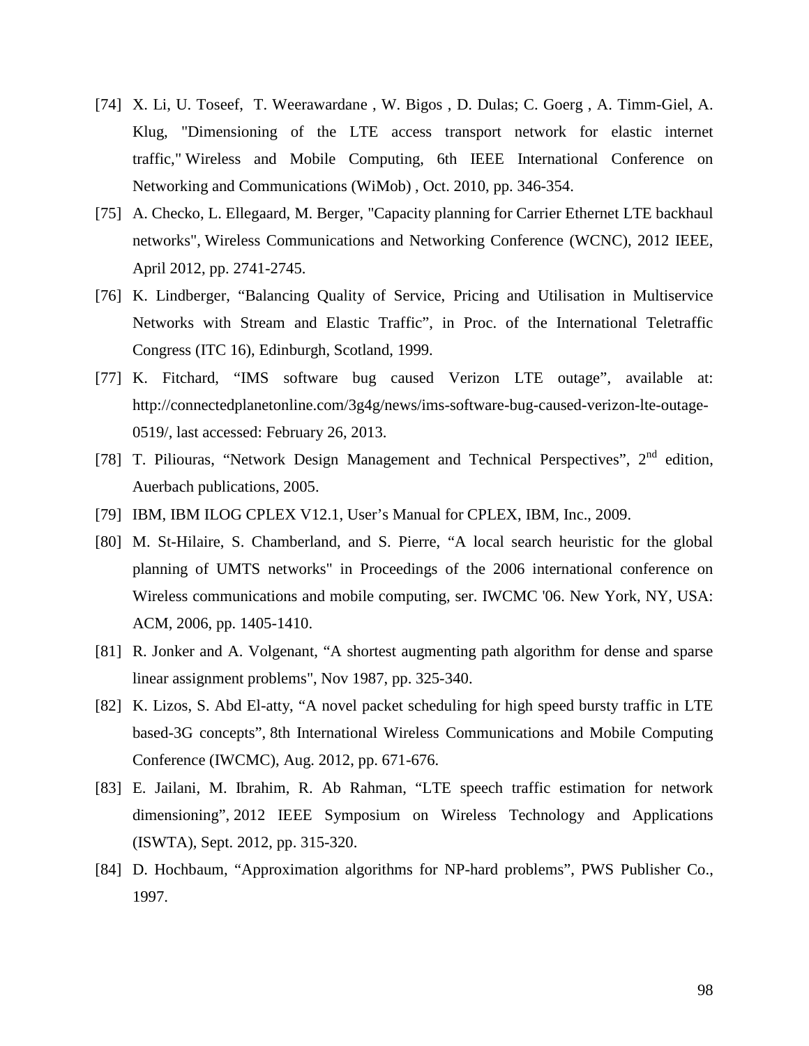[74] X. Li, U. Toseef, T. Weerawardane , W. Bigos , D. Dulas; C. Goerg , A. Timm-Giel, A. Klug, "Dimensioning of the LTE access transport network for elastic internet traffic," Wireless and Mobile Computing, 6th IEEE International Conference on Networking and Communications (WiMob) , Oct. 2010, pp. 346-354.

[75] A. Checko, L. Ellegaard, M. Berger, "Capacity planning for Carrier Ethernet LTE backhaul networks", Wireless Communications and Networking Conference (WCNC), 2012 IEEE, April 2012, pp. 2741-2745.

[76] K. Lindberger, “Balancing Quality of Service, Pricing and Utilisation in Multiservice Networks with Stream and Elastic Traffic”, in Proc. of the International Teletraffic Congress (ITC 16), Edinburgh, Scotland, 1999.

[77] K. Fitchard, “IMS software bug caused Verizon LTE outage”, available at: http://connectedplanetonline.com/3g4g/news/ims-software-bug-caused-verizon-lte-outage-0519/, last accessed: February 26, 2013.

[78] T. Piliouras, “Network Design Management and Technical Perspectives”, 2nd edition, Auerbach publications, 2005.

[79] IBM, IBM ILOG CPLEX V12.1, User’s Manual for CPLEX, IBM, Inc., 2009.

[80] M. St-Hilaire, S. Chamberland, and S. Pierre, “A local search heuristic for the global planning of UMTS networks" in Proceedings of the 2006 international conference on Wireless communications and mobile computing, ser. IWCMC '06. New York, NY, USA: ACM, 2006, pp. 1405-1410.

[81] R. Jonker and A. Volgenant, “A shortest augmenting path algorithm for dense and sparse linear assignment problems", Nov 1987, pp. 325-340.

[82] K. Lizos, S. Abd El-atty, “A novel packet scheduling for high speed bursty traffic in LTE based-3G concepts”, 8th International Wireless Communications and Mobile Computing Conference (IWCMC), Aug. 2012, pp. 671-676.

[83] E. Jailani, M. Ibrahim, R. Ab Rahman, “LTE speech traffic estimation for network dimensioning”, 2012 IEEE Symposium on Wireless Technology and Applications (ISWTA), Sept. 2012, pp. 315-320.

[84] D. Hochbaum, “Approximation algorithms for NP-hard problems”, PWS Publisher Co., 1997.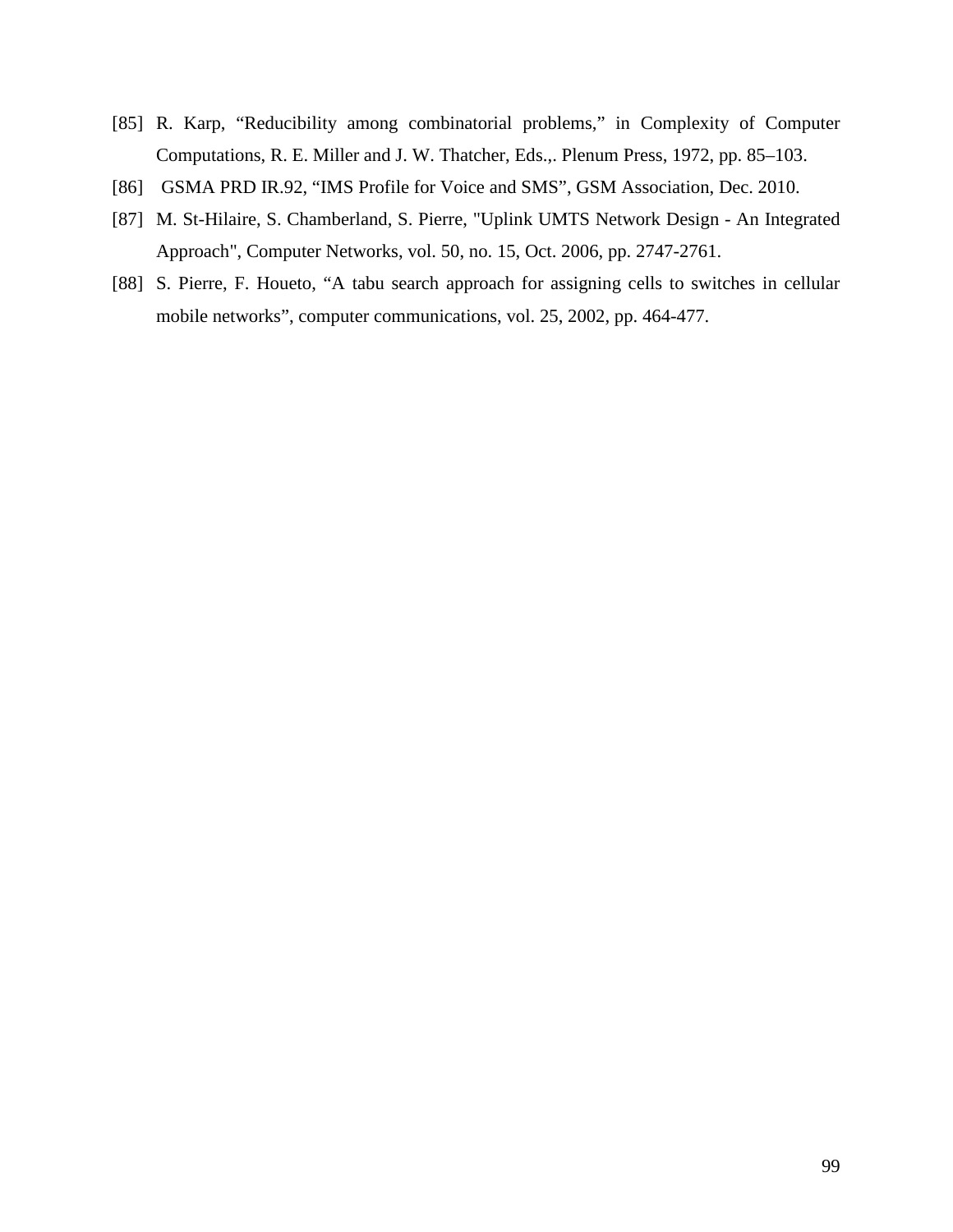[85] R. Karp, “Reducibility among combinatorial problems,” in Complexity of Computer Computations, R. E. Miller and J. W. Thatcher, Eds.,. Plenum Press, 1972, pp. 85–103.

[86] GSMA PRD IR.92, “IMS Profile for Voice and SMS”, GSM Association, Dec. 2010.

[87] M. St-Hilaire, S. Chamberland, S. Pierre, "Uplink UMTS Network Design - An Integrated Approach", Computer Networks, vol. 50, no. 15, Oct. 2006, pp. 2747-2761.

[88] S. Pierre, F. Houeto, “A tabu search approach for assigning cells to switches in cellular mobile networks”, computer communications, vol. 25, 2002, pp. 464-477.